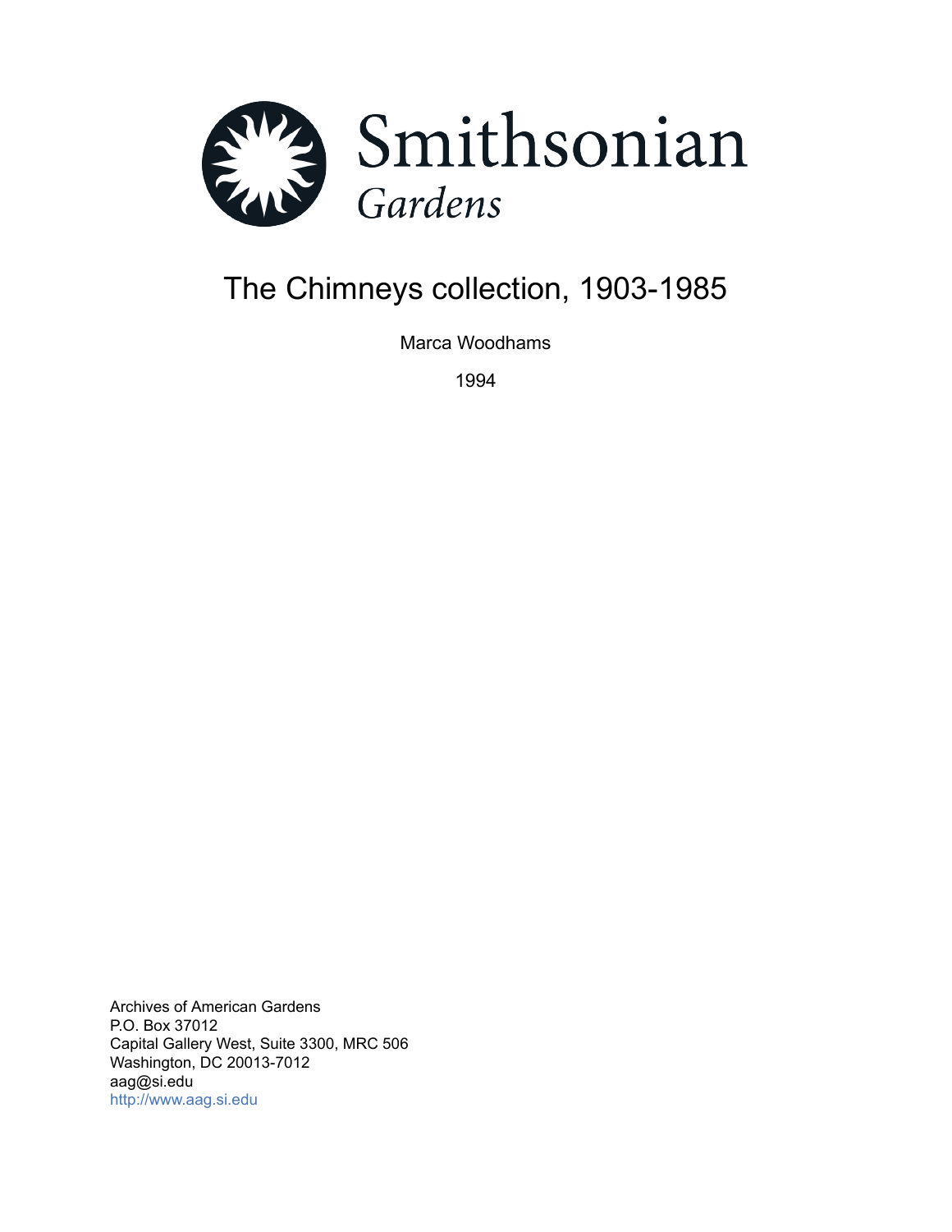Smithsonian
*Gardens*

# The Chimneys collection, 1903-1985

Marca Woodhams

1994

Archives of American Gardens
P.O. Box 37012
Capital Gallery West, Suite 3300, MRC 506
Washington, DC 20013-7012
aag@si.edu
http://www.aag.si.edu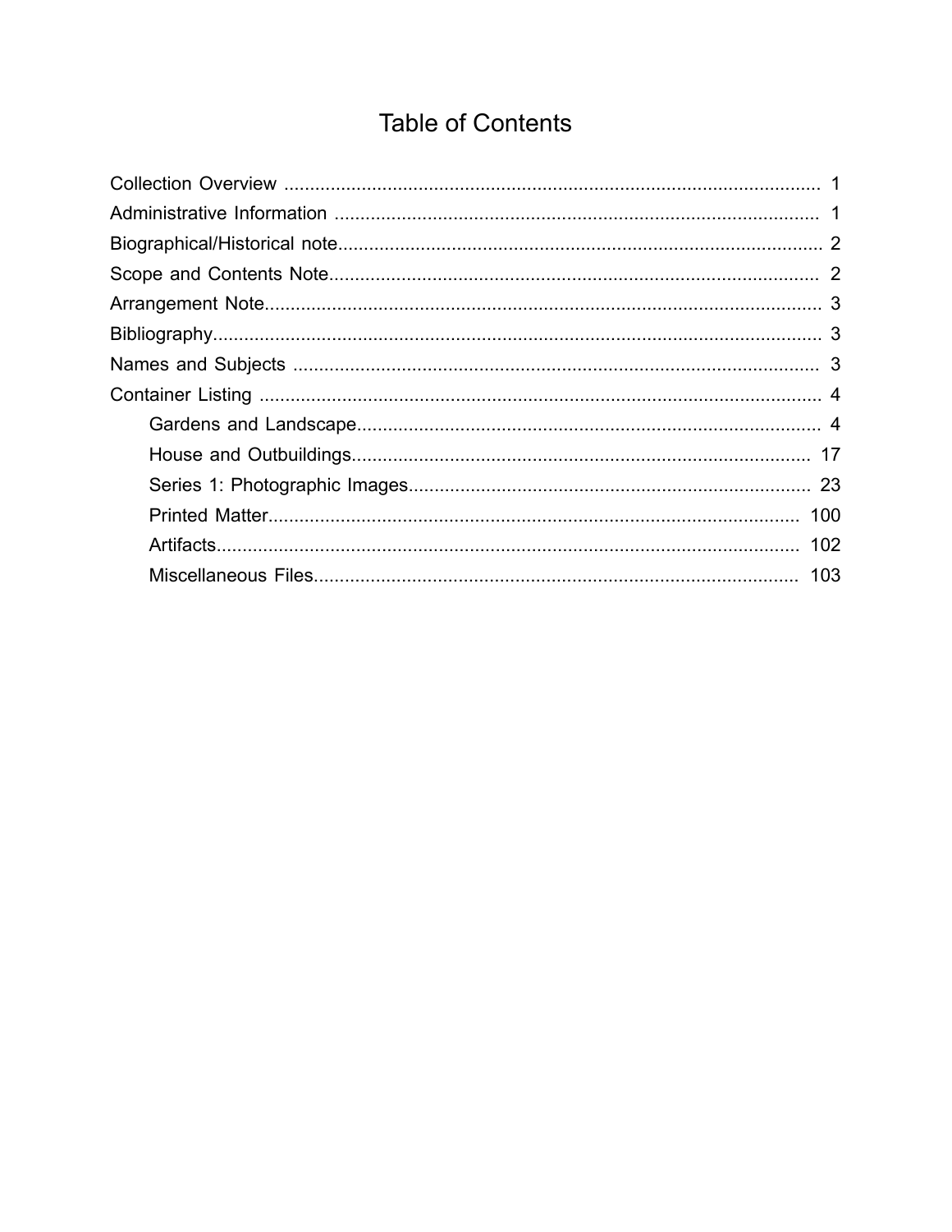# Table of Contents

- Collection Overview ........ 1
- Administrative Information ........ 1
- Biographical/Historical note........ 2
- Scope and Contents Note........ 2
- Arrangement Note........ 3
- Bibliography........ 3
- Names and Subjects ........ 3
- Container Listing ........ 4
  - Gardens and Landscape........ 4
  - House and Outbuildings........ 17
  - Series 1: Photographic Images........ 23
  - Printed Matter........ 100
  - Artifacts........ 102
  - Miscellaneous Files........ 103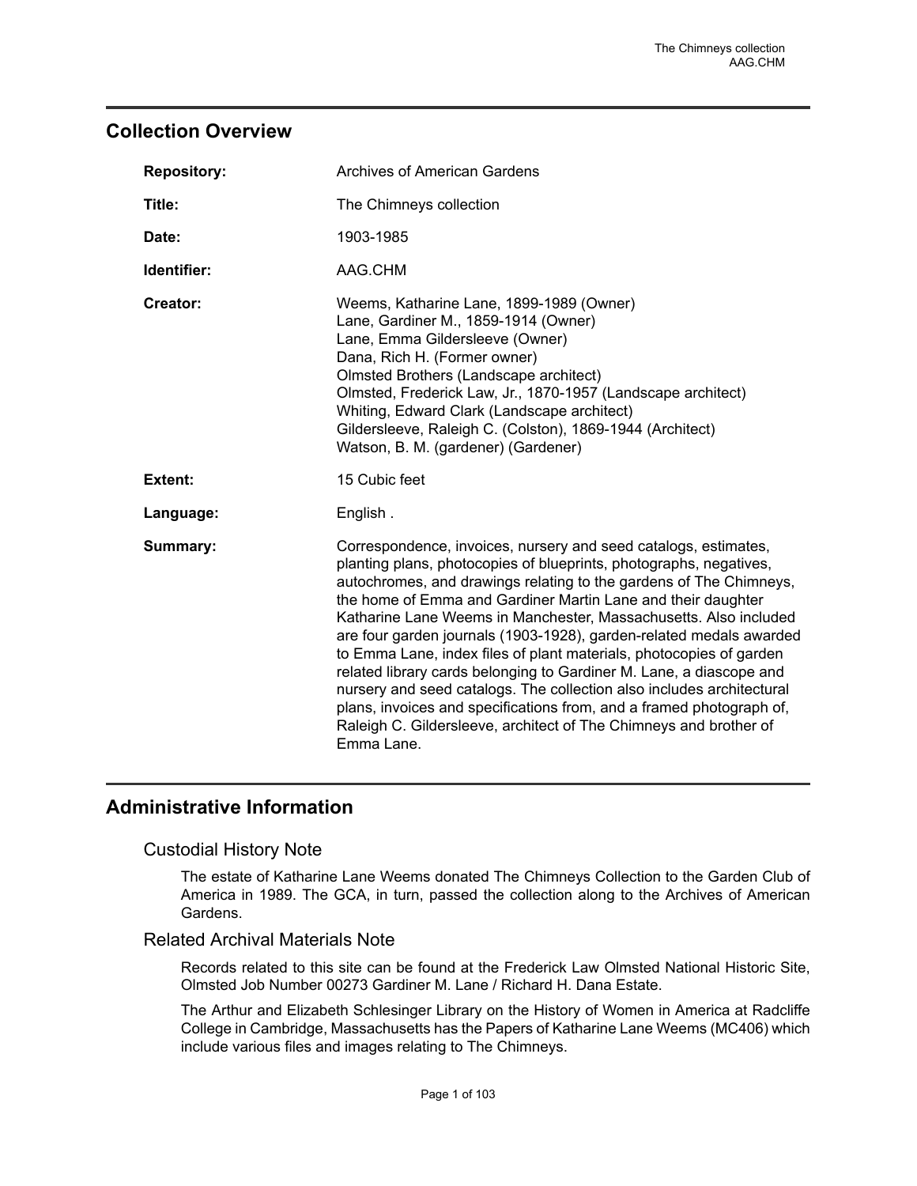## Collection Overview

**Repository:** Archives of American Gardens

**Title:** The Chimneys collection

**Date:** 1903-1985

**Identifier:** AAG.CHM

**Creator:** Weems, Katharine Lane, 1899-1989 (Owner)
Lane, Gardiner M., 1859-1914 (Owner)
Lane, Emma Gildersleeve (Owner)
Dana, Rich H. (Former owner)
Olmsted Brothers (Landscape architect)
Olmsted, Frederick Law, Jr., 1870-1957 (Landscape architect)
Whiting, Edward Clark (Landscape architect)
Gildersleeve, Raleigh C. (Colston), 1869-1944 (Architect)
Watson, B. M. (gardener) (Gardener)

**Extent:** 15 Cubic feet

**Language:** English .

**Summary:** Correspondence, invoices, nursery and seed catalogs, estimates, planting plans, photocopies of blueprints, photographs, negatives, autochromes, and drawings relating to the gardens of The Chimneys, the home of Emma and Gardiner Martin Lane and their daughter Katharine Lane Weems in Manchester, Massachusetts. Also included are four garden journals (1903-1928), garden-related medals awarded to Emma Lane, index files of plant materials, photocopies of garden related library cards belonging to Gardiner M. Lane, a diascope and nursery and seed catalogs. The collection also includes architectural plans, invoices and specifications from, and a framed photograph of, Raleigh C. Gildersleeve, architect of The Chimneys and brother of Emma Lane.

## Administrative Information

### Custodial History Note

The estate of Katharine Lane Weems donated The Chimneys Collection to the Garden Club of America in 1989. The GCA, in turn, passed the collection along to the Archives of American Gardens.

### Related Archival Materials Note

Records related to this site can be found at the Frederick Law Olmsted National Historic Site, Olmsted Job Number 00273 Gardiner M. Lane / Richard H. Dana Estate.

The Arthur and Elizabeth Schlesinger Library on the History of Women in America at Radcliffe College in Cambridge, Massachusetts has the Papers of Katharine Lane Weems (MC406) which include various files and images relating to The Chimneys.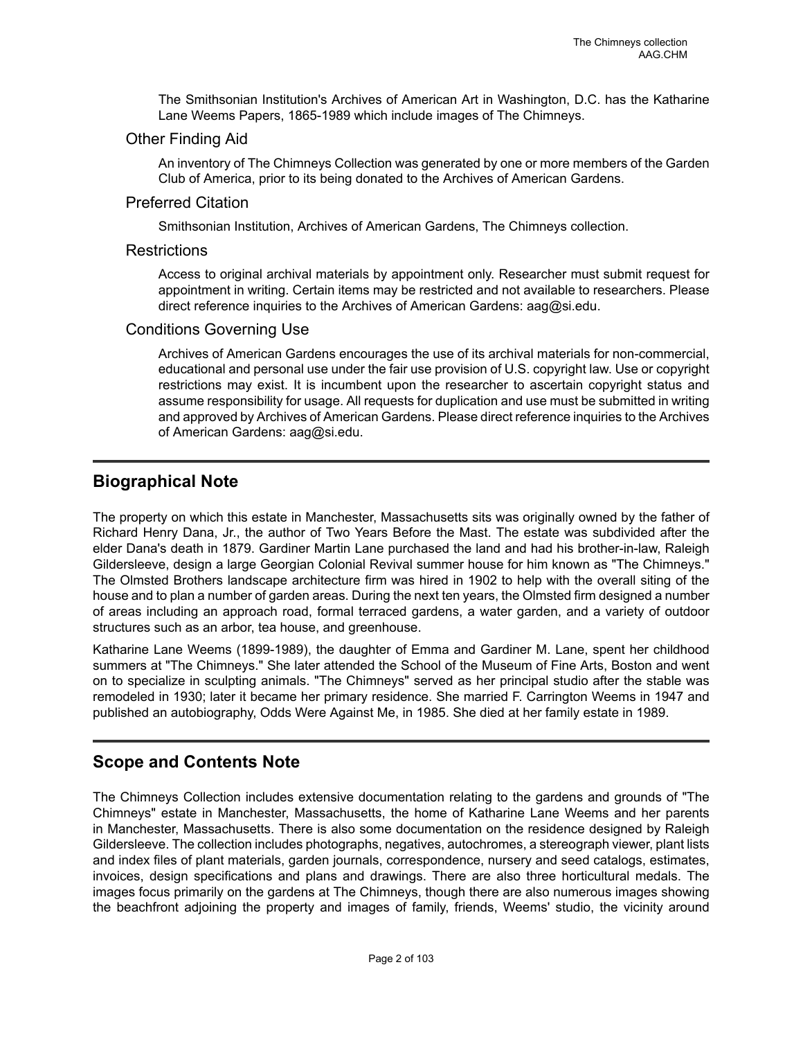The Smithsonian Institution's Archives of American Art in Washington, D.C. has the Katharine Lane Weems Papers, 1865-1989 which include images of The Chimneys.

### Other Finding Aid

An inventory of The Chimneys Collection was generated by one or more members of the Garden Club of America, prior to its being donated to the Archives of American Gardens.

### Preferred Citation

Smithsonian Institution, Archives of American Gardens, The Chimneys collection.

### Restrictions

Access to original archival materials by appointment only. Researcher must submit request for appointment in writing. Certain items may be restricted and not available to researchers. Please direct reference inquiries to the Archives of American Gardens: aag@si.edu.

### Conditions Governing Use

Archives of American Gardens encourages the use of its archival materials for non-commercial, educational and personal use under the fair use provision of U.S. copyright law. Use or copyright restrictions may exist. It is incumbent upon the researcher to ascertain copyright status and assume responsibility for usage. All requests for duplication and use must be submitted in writing and approved by Archives of American Gardens. Please direct reference inquiries to the Archives of American Gardens: aag@si.edu.

## Biographical Note

The property on which this estate in Manchester, Massachusetts sits was originally owned by the father of Richard Henry Dana, Jr., the author of Two Years Before the Mast. The estate was subdivided after the elder Dana's death in 1879. Gardiner Martin Lane purchased the land and had his brother-in-law, Raleigh Gildersleeve, design a large Georgian Colonial Revival summer house for him known as "The Chimneys." The Olmsted Brothers landscape architecture firm was hired in 1902 to help with the overall siting of the house and to plan a number of garden areas. During the next ten years, the Olmsted firm designed a number of areas including an approach road, formal terraced gardens, a water garden, and a variety of outdoor structures such as an arbor, tea house, and greenhouse.

Katharine Lane Weems (1899-1989), the daughter of Emma and Gardiner M. Lane, spent her childhood summers at "The Chimneys." She later attended the School of the Museum of Fine Arts, Boston and went on to specialize in sculpting animals. "The Chimneys" served as her principal studio after the stable was remodeled in 1930; later it became her primary residence. She married F. Carrington Weems in 1947 and published an autobiography, Odds Were Against Me, in 1985. She died at her family estate in 1989.

## Scope and Contents Note

The Chimneys Collection includes extensive documentation relating to the gardens and grounds of "The Chimneys" estate in Manchester, Massachusetts, the home of Katharine Lane Weems and her parents in Manchester, Massachusetts. There is also some documentation on the residence designed by Raleigh Gildersleeve. The collection includes photographs, negatives, autochromes, a stereograph viewer, plant lists and index files of plant materials, garden journals, correspondence, nursery and seed catalogs, estimates, invoices, design specifications and plans and drawings. There are also three horticultural medals. The images focus primarily on the gardens at The Chimneys, though there are also numerous images showing the beachfront adjoining the property and images of family, friends, Weems' studio, the vicinity around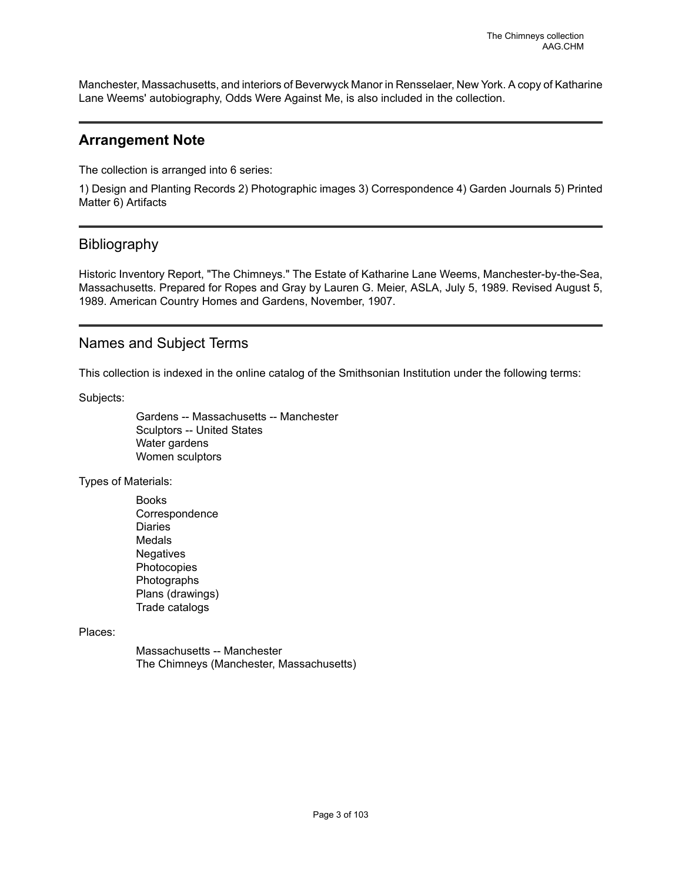Manchester, Massachusetts, and interiors of Beverwyck Manor in Rensselaer, New York. A copy of Katharine Lane Weems' autobiography, Odds Were Against Me, is also included in the collection.

## Arrangement Note

The collection is arranged into 6 series:

1) Design and Planting Records 2) Photographic images 3) Correspondence 4) Garden Journals 5) Printed Matter 6) Artifacts

## Bibliography

Historic Inventory Report, "The Chimneys." The Estate of Katharine Lane Weems, Manchester-by-the-Sea, Massachusetts. Prepared for Ropes and Gray by Lauren G. Meier, ASLA, July 5, 1989. Revised August 5, 1989. American Country Homes and Gardens, November, 1907.

## Names and Subject Terms

This collection is indexed in the online catalog of the Smithsonian Institution under the following terms:

Subjects:

- Gardens -- Massachusetts -- Manchester
- Sculptors -- United States
- Water gardens
- Women sculptors

Types of Materials:

- Books
- Correspondence
- Diaries
- Medals
- Negatives
- Photocopies
- Photographs
- Plans (drawings)
- Trade catalogs

Places:

- Massachusetts -- Manchester
- The Chimneys (Manchester, Massachusetts)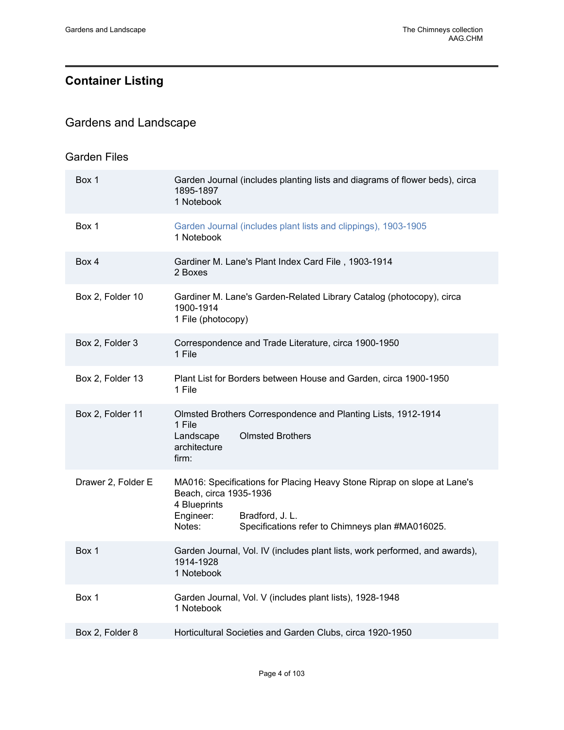# Container Listing

## Gardens and Landscape

### Garden Files

| | |
|---|---|
| Box 1 | Garden Journal (includes planting lists and diagrams of flower beds), circa 1895-1897<br>1 Notebook |
| Box 1 | Garden Journal (includes plant lists and clippings), 1903-1905<br>1 Notebook |
| Box 4 | Gardiner M. Lane's Plant Index Card File , 1903-1914<br>2 Boxes |
| Box 2, Folder 10 | Gardiner M. Lane's Garden-Related Library Catalog (photocopy), circa 1900-1914<br>1 File (photocopy) |
| Box 2, Folder 3 | Correspondence and Trade Literature, circa 1900-1950<br>1 File |
| Box 2, Folder 13 | Plant List for Borders between House and Garden, circa 1900-1950<br>1 File |
| Box 2, Folder 11 | Olmsted Brothers Correspondence and Planting Lists, 1912-1914<br>1 File<br>Landscape architecture firm: Olmsted Brothers |
| Drawer 2, Folder E | MA016: Specifications for Placing Heavy Stone Riprap on slope at Lane's Beach, circa 1935-1936<br>4 Blueprints<br>Engineer: Bradford, J. L.<br>Notes: Specifications refer to Chimneys plan #MA016025. |
| Box 1 | Garden Journal, Vol. IV (includes plant lists, work performed, and awards), 1914-1928<br>1 Notebook |
| Box 1 | Garden Journal, Vol. V (includes plant lists), 1928-1948<br>1 Notebook |
| Box 2, Folder 8 | Horticultural Societies and Garden Clubs, circa 1920-1950 |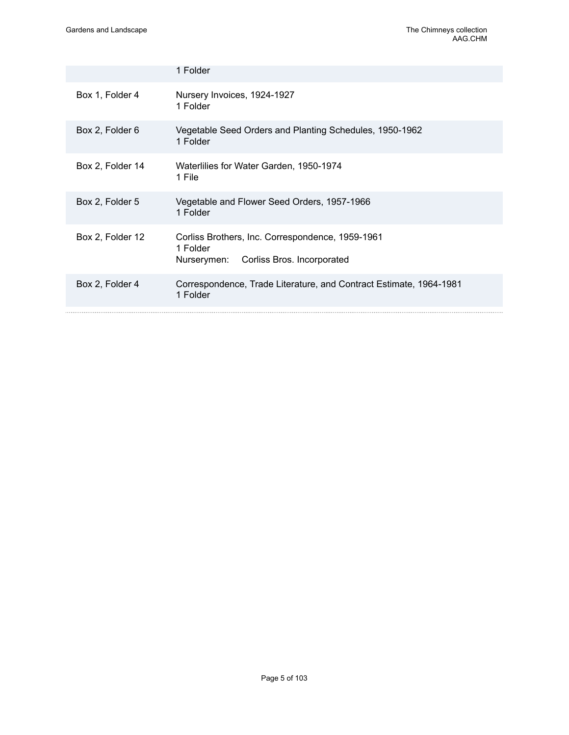| | |
|---|---|
| | 1 Folder |
| Box 1, Folder 4 | Nursery Invoices, 1924-1927<br>1 Folder |
| Box 2, Folder 6 | Vegetable Seed Orders and Planting Schedules, 1950-1962<br>1 Folder |
| Box 2, Folder 14 | Waterlilies for Water Garden, 1950-1974<br>1 File |
| Box 2, Folder 5 | Vegetable and Flower Seed Orders, 1957-1966<br>1 Folder |
| Box 2, Folder 12 | Corliss Brothers, Inc. Correspondence, 1959-1961<br>1 Folder<br>Nurserymen: Corliss Bros. Incorporated |
| Box 2, Folder 4 | Correspondence, Trade Literature, and Contract Estimate, 1964-1981<br>1 Folder |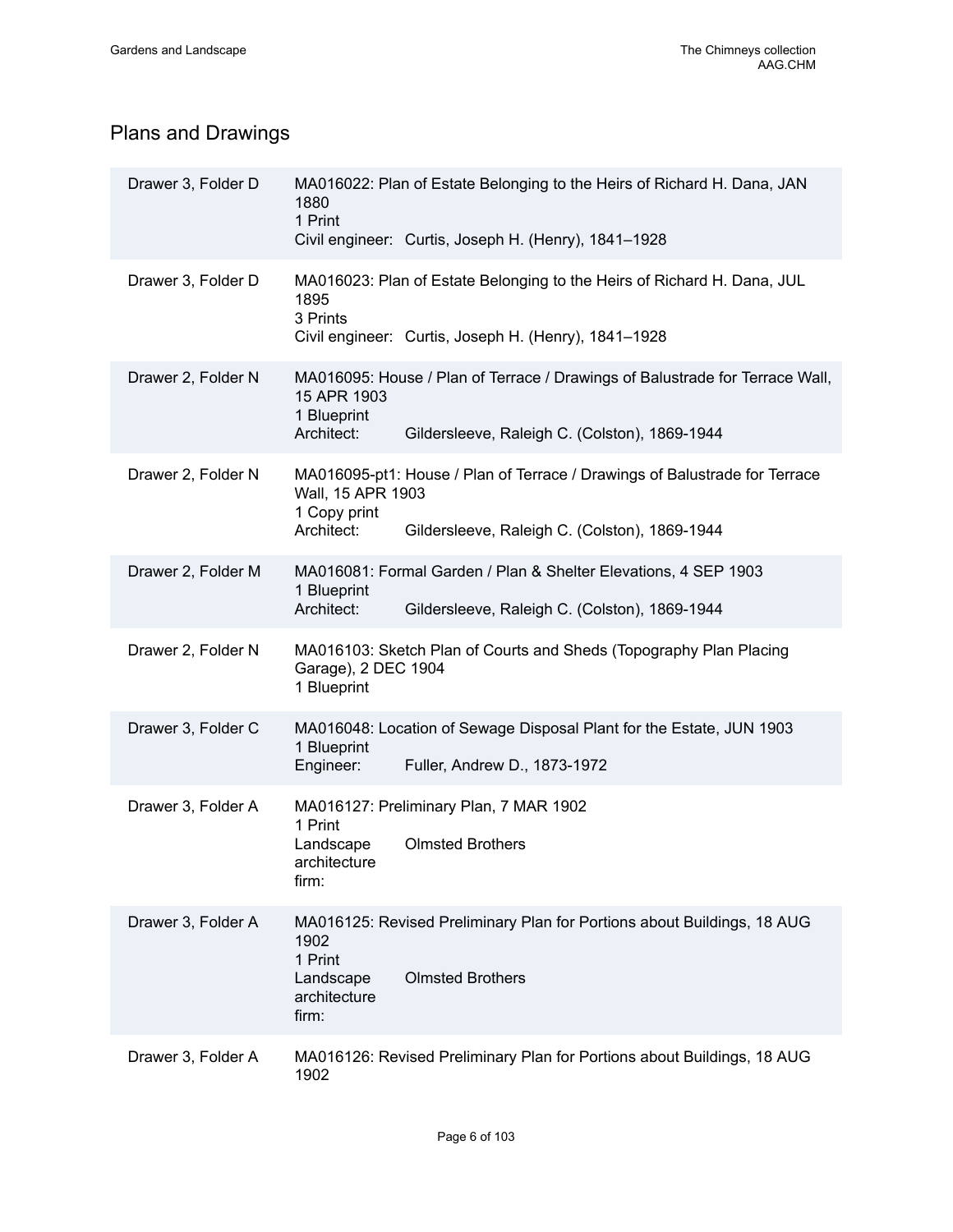## Plans and Drawings

| Location | Description |
| --- | --- |
| Drawer 3, Folder D | MA016022: Plan of Estate Belonging to the Heirs of Richard H. Dana, JAN 1880<br>1 Print<br>Civil engineer: Curtis, Joseph H. (Henry), 1841–1928 |
| Drawer 3, Folder D | MA016023: Plan of Estate Belonging to the Heirs of Richard H. Dana, JUL 1895<br>3 Prints<br>Civil engineer: Curtis, Joseph H. (Henry), 1841–1928 |
| Drawer 2, Folder N | MA016095: House / Plan of Terrace / Drawings of Balustrade for Terrace Wall, 15 APR 1903<br>1 Blueprint<br>Architect: Gildersleeve, Raleigh C. (Colston), 1869-1944 |
| Drawer 2, Folder N | MA016095-pt1: House / Plan of Terrace / Drawings of Balustrade for Terrace Wall, 15 APR 1903<br>1 Copy print<br>Architect: Gildersleeve, Raleigh C. (Colston), 1869-1944 |
| Drawer 2, Folder M | MA016081: Formal Garden / Plan & Shelter Elevations, 4 SEP 1903<br>1 Blueprint<br>Architect: Gildersleeve, Raleigh C. (Colston), 1869-1944 |
| Drawer 2, Folder N | MA016103: Sketch Plan of Courts and Sheds (Topography Plan Placing Garage), 2 DEC 1904<br>1 Blueprint |
| Drawer 3, Folder C | MA016048: Location of Sewage Disposal Plant for the Estate, JUN 1903<br>1 Blueprint<br>Engineer: Fuller, Andrew D., 1873-1972 |
| Drawer 3, Folder A | MA016127: Preliminary Plan, 7 MAR 1902<br>1 Print<br>Landscape architecture firm: Olmsted Brothers |
| Drawer 3, Folder A | MA016125: Revised Preliminary Plan for Portions about Buildings, 18 AUG 1902<br>1 Print<br>Landscape architecture firm: Olmsted Brothers |
| Drawer 3, Folder A | MA016126: Revised Preliminary Plan for Portions about Buildings, 18 AUG 1902 |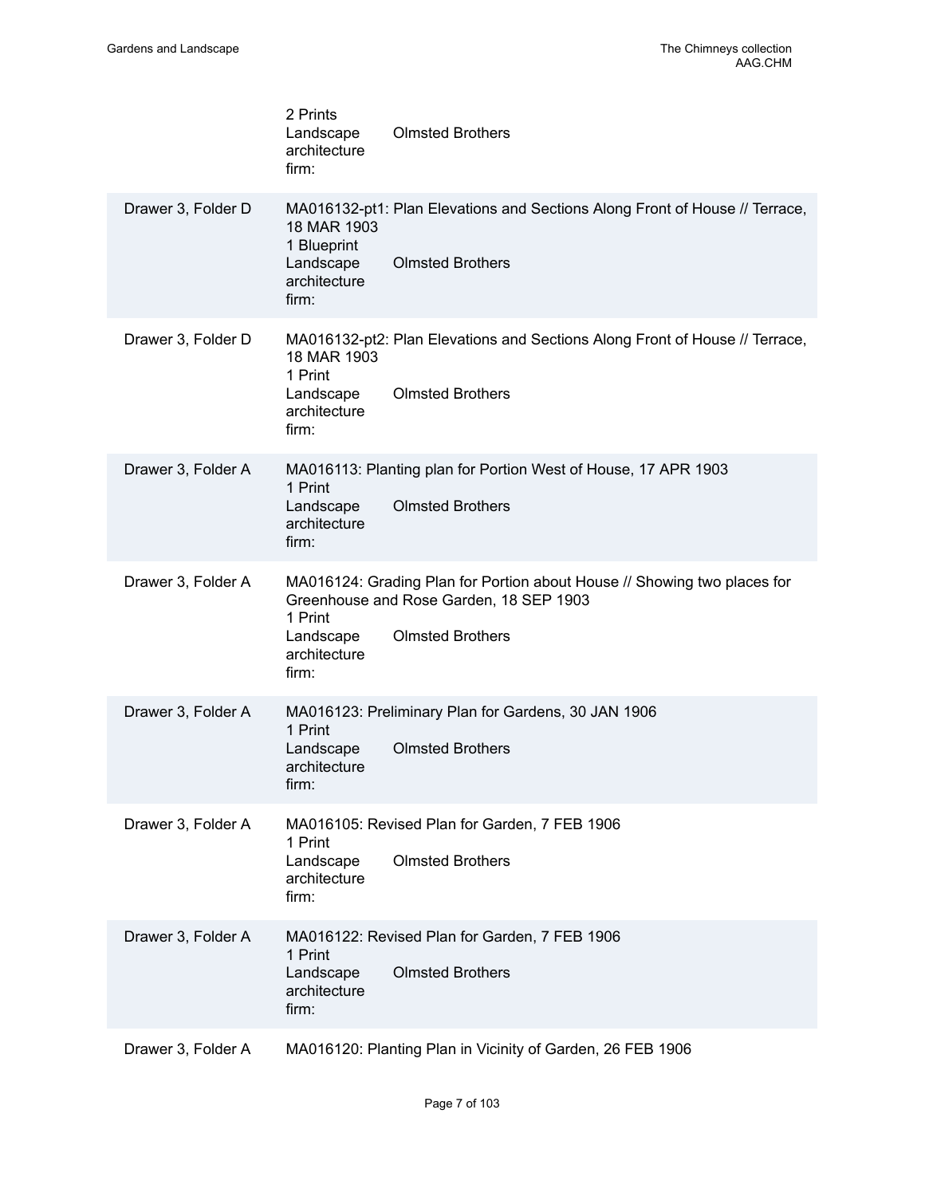2 Prints
Landscape architecture firm: Olmsted Brothers

| Location | Description |
| --- | --- |
| Drawer 3, Folder D | MA016132-pt1: Plan Elevations and Sections Along Front of House // Terrace, 18 MAR 1903<br>1 Blueprint<br>Landscape architecture firm: Olmsted Brothers |
| Drawer 3, Folder D | MA016132-pt2: Plan Elevations and Sections Along Front of House // Terrace, 18 MAR 1903<br>1 Print<br>Landscape architecture firm: Olmsted Brothers |
| Drawer 3, Folder A | MA016113: Planting plan for Portion West of House, 17 APR 1903<br>1 Print<br>Landscape architecture firm: Olmsted Brothers |
| Drawer 3, Folder A | MA016124: Grading Plan for Portion about House // Showing two places for Greenhouse and Rose Garden, 18 SEP 1903<br>1 Print<br>Landscape architecture firm: Olmsted Brothers |
| Drawer 3, Folder A | MA016123: Preliminary Plan for Gardens, 30 JAN 1906<br>1 Print<br>Landscape architecture firm: Olmsted Brothers |
| Drawer 3, Folder A | MA016105: Revised Plan for Garden, 7 FEB 1906<br>1 Print<br>Landscape architecture firm: Olmsted Brothers |
| Drawer 3, Folder A | MA016122: Revised Plan for Garden, 7 FEB 1906<br>1 Print<br>Landscape architecture firm: Olmsted Brothers |
| Drawer 3, Folder A | MA016120: Planting Plan in Vicinity of Garden, 26 FEB 1906 |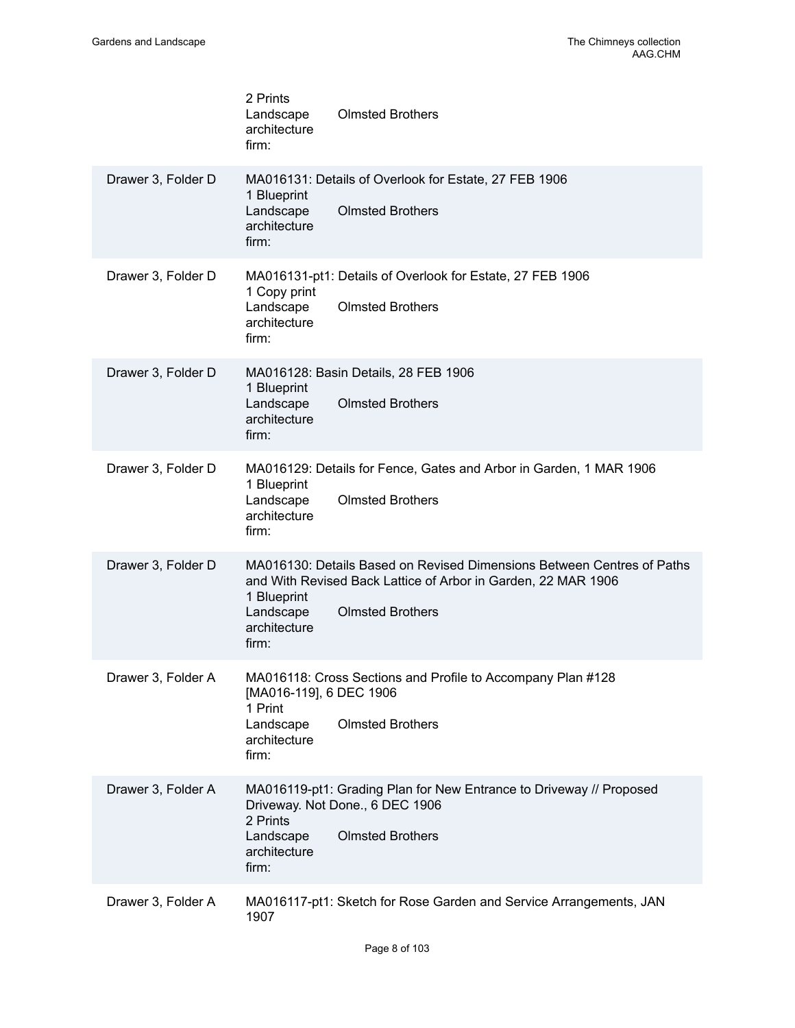| | |
|---|---|
| | 2 Prints<br>Landscape architecture firm: Olmsted Brothers |
| Drawer 3, Folder D | MA016131: Details of Overlook for Estate, 27 FEB 1906<br>1 Blueprint<br>Landscape architecture firm: Olmsted Brothers |
| Drawer 3, Folder D | MA016131-pt1: Details of Overlook for Estate, 27 FEB 1906<br>1 Copy print<br>Landscape architecture firm: Olmsted Brothers |
| Drawer 3, Folder D | MA016128: Basin Details, 28 FEB 1906<br>1 Blueprint<br>Landscape architecture firm: Olmsted Brothers |
| Drawer 3, Folder D | MA016129: Details for Fence, Gates and Arbor in Garden, 1 MAR 1906<br>1 Blueprint<br>Landscape architecture firm: Olmsted Brothers |
| Drawer 3, Folder D | MA016130: Details Based on Revised Dimensions Between Centres of Paths and With Revised Back Lattice of Arbor in Garden, 22 MAR 1906<br>1 Blueprint<br>Landscape architecture firm: Olmsted Brothers |
| Drawer 3, Folder A | MA016118: Cross Sections and Profile to Accompany Plan #128 [MA016-119], 6 DEC 1906<br>1 Print<br>Landscape architecture firm: Olmsted Brothers |
| Drawer 3, Folder A | MA016119-pt1: Grading Plan for New Entrance to Driveway // Proposed Driveway. Not Done., 6 DEC 1906<br>2 Prints<br>Landscape architecture firm: Olmsted Brothers |
| Drawer 3, Folder A | MA016117-pt1: Sketch for Rose Garden and Service Arrangements, JAN 1907 |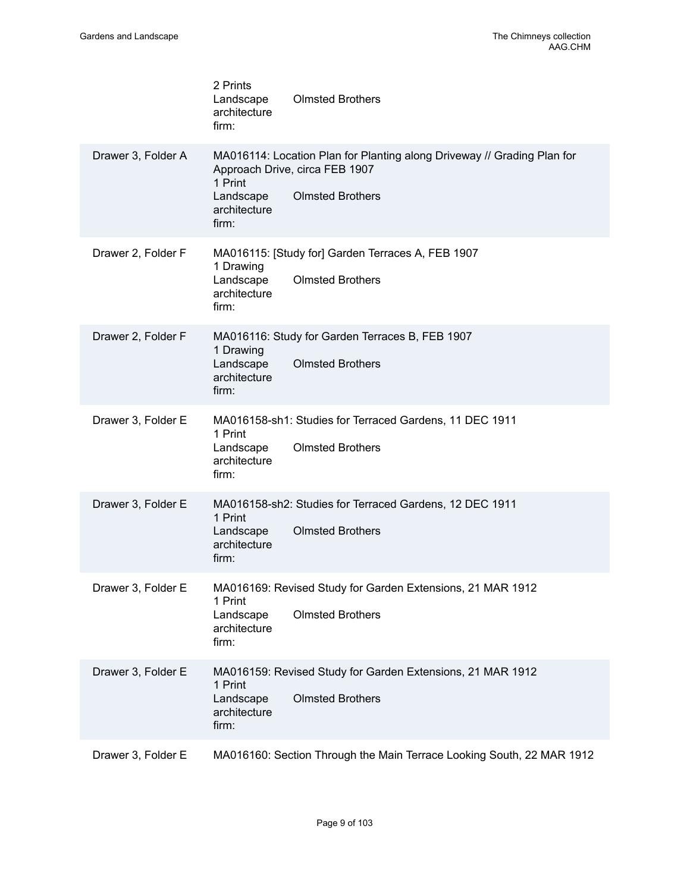2 Prints
Landscape architecture firm: Olmsted Brothers

| Location | Description |
| --- | --- |
| Drawer 3, Folder A | MA016114: Location Plan for Planting along Driveway // Grading Plan for Approach Drive, circa FEB 1907<br>1 Print<br>Landscape architecture firm: Olmsted Brothers |
| Drawer 2, Folder F | MA016115: [Study for] Garden Terraces A, FEB 1907<br>1 Drawing<br>Landscape architecture firm: Olmsted Brothers |
| Drawer 2, Folder F | MA016116: Study for Garden Terraces B, FEB 1907<br>1 Drawing<br>Landscape architecture firm: Olmsted Brothers |
| Drawer 3, Folder E | MA016158-sh1: Studies for Terraced Gardens, 11 DEC 1911<br>1 Print<br>Landscape architecture firm: Olmsted Brothers |
| Drawer 3, Folder E | MA016158-sh2: Studies for Terraced Gardens, 12 DEC 1911<br>1 Print<br>Landscape architecture firm: Olmsted Brothers |
| Drawer 3, Folder E | MA016169: Revised Study for Garden Extensions, 21 MAR 1912<br>1 Print<br>Landscape architecture firm: Olmsted Brothers |
| Drawer 3, Folder E | MA016159: Revised Study for Garden Extensions, 21 MAR 1912<br>1 Print<br>Landscape architecture firm: Olmsted Brothers |
| Drawer 3, Folder E | MA016160: Section Through the Main Terrace Looking South, 22 MAR 1912 |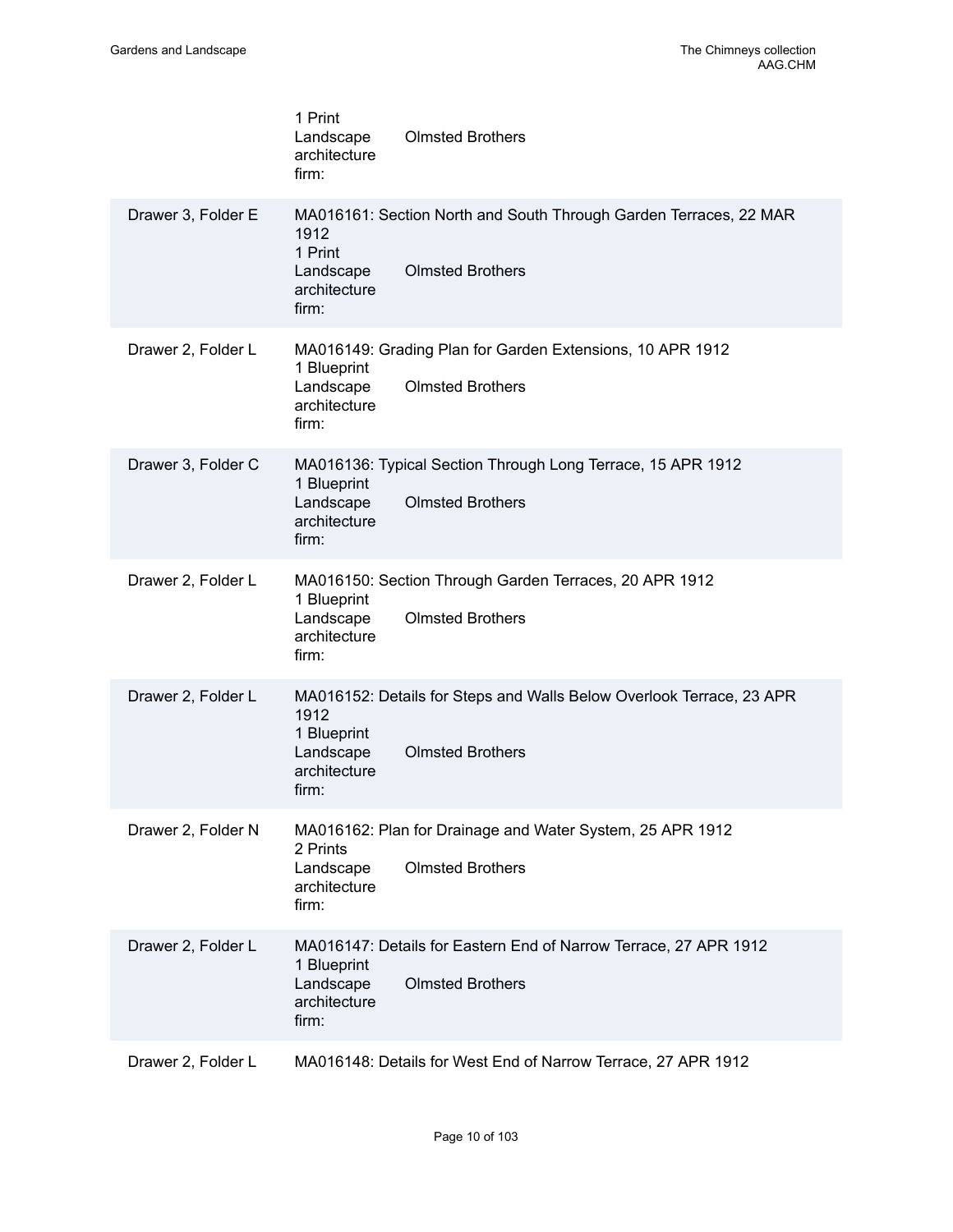| | |
|---|---|
| | 1 Print<br>Landscape architecture firm: Olmsted Brothers |
| Drawer 3, Folder E | MA016161: Section North and South Through Garden Terraces, 22 MAR 1912<br>1 Print<br>Landscape architecture firm: Olmsted Brothers |
| Drawer 2, Folder L | MA016149: Grading Plan for Garden Extensions, 10 APR 1912<br>1 Blueprint<br>Landscape architecture firm: Olmsted Brothers |
| Drawer 3, Folder C | MA016136: Typical Section Through Long Terrace, 15 APR 1912<br>1 Blueprint<br>Landscape architecture firm: Olmsted Brothers |
| Drawer 2, Folder L | MA016150: Section Through Garden Terraces, 20 APR 1912<br>1 Blueprint<br>Landscape architecture firm: Olmsted Brothers |
| Drawer 2, Folder L | MA016152: Details for Steps and Walls Below Overlook Terrace, 23 APR 1912<br>1 Blueprint<br>Landscape architecture firm: Olmsted Brothers |
| Drawer 2, Folder N | MA016162: Plan for Drainage and Water System, 25 APR 1912<br>2 Prints<br>Landscape architecture firm: Olmsted Brothers |
| Drawer 2, Folder L | MA016147: Details for Eastern End of Narrow Terrace, 27 APR 1912<br>1 Blueprint<br>Landscape architecture firm: Olmsted Brothers |
| Drawer 2, Folder L | MA016148: Details for West End of Narrow Terrace, 27 APR 1912 |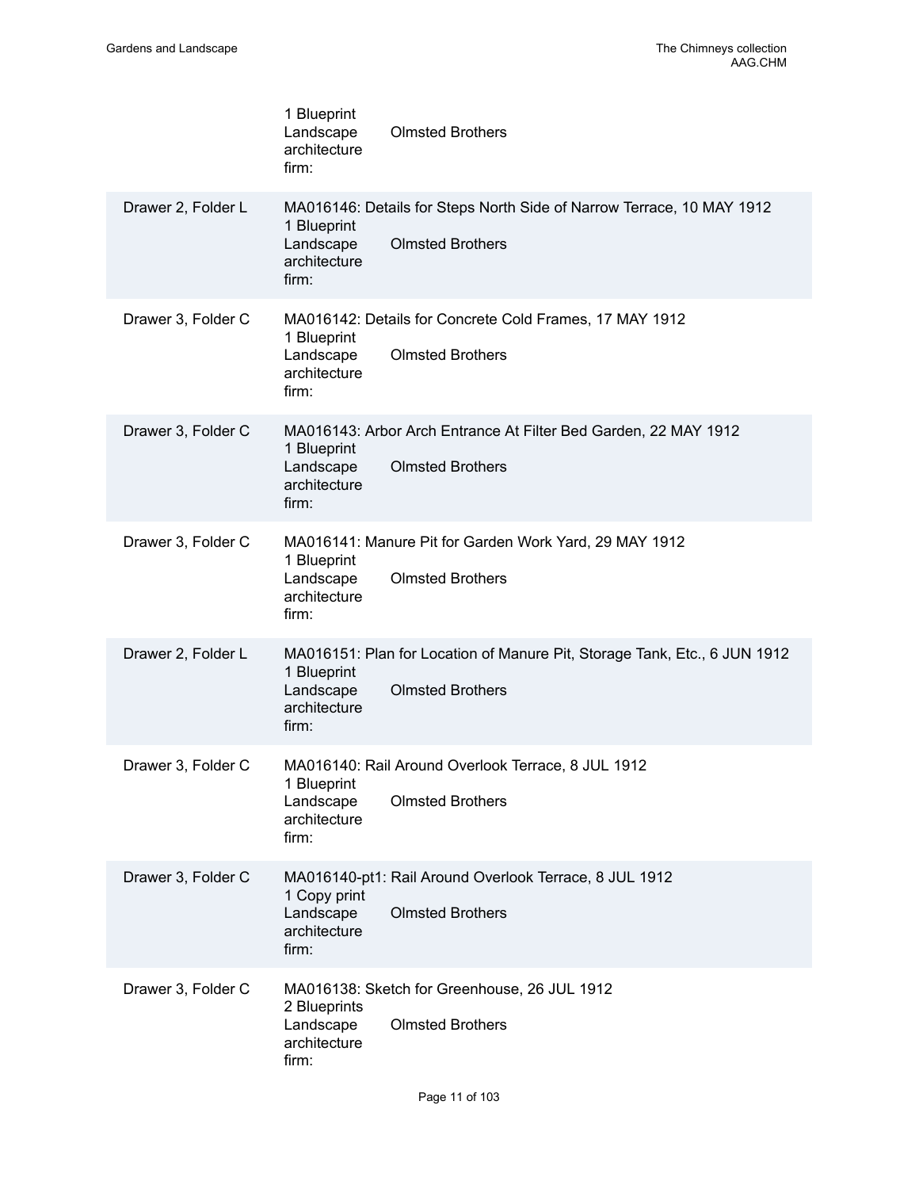| | |
|---|---|
| | 1 Blueprint<br>Landscape architecture firm: Olmsted Brothers |
| Drawer 2, Folder L | MA016146: Details for Steps North Side of Narrow Terrace, 10 MAY 1912<br>1 Blueprint<br>Landscape architecture firm: Olmsted Brothers |
| Drawer 3, Folder C | MA016142: Details for Concrete Cold Frames, 17 MAY 1912<br>1 Blueprint<br>Landscape architecture firm: Olmsted Brothers |
| Drawer 3, Folder C | MA016143: Arbor Arch Entrance At Filter Bed Garden, 22 MAY 1912<br>1 Blueprint<br>Landscape architecture firm: Olmsted Brothers |
| Drawer 3, Folder C | MA016141: Manure Pit for Garden Work Yard, 29 MAY 1912<br>1 Blueprint<br>Landscape architecture firm: Olmsted Brothers |
| Drawer 2, Folder L | MA016151: Plan for Location of Manure Pit, Storage Tank, Etc., 6 JUN 1912<br>1 Blueprint<br>Landscape architecture firm: Olmsted Brothers |
| Drawer 3, Folder C | MA016140: Rail Around Overlook Terrace, 8 JUL 1912<br>1 Blueprint<br>Landscape architecture firm: Olmsted Brothers |
| Drawer 3, Folder C | MA016140-pt1: Rail Around Overlook Terrace, 8 JUL 1912<br>1 Copy print<br>Landscape architecture firm: Olmsted Brothers |
| Drawer 3, Folder C | MA016138: Sketch for Greenhouse, 26 JUL 1912<br>2 Blueprints<br>Landscape architecture firm: Olmsted Brothers |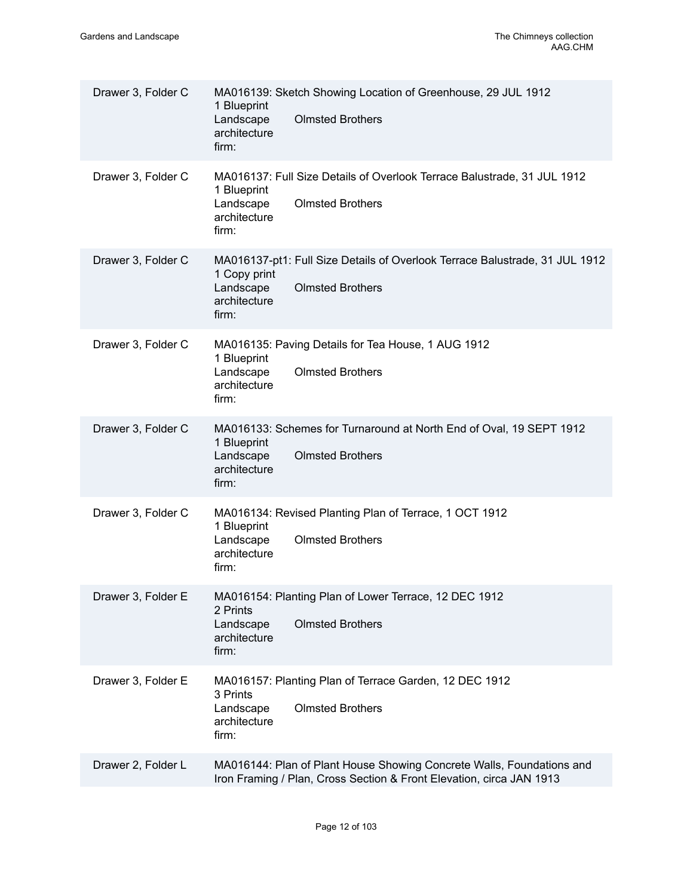| Location | Description |
| --- | --- |
| Drawer 3, Folder C | MA016139: Sketch Showing Location of Greenhouse, 29 JUL 1912<br>1 Blueprint<br>Landscape architecture firm: Olmsted Brothers |
| Drawer 3, Folder C | MA016137: Full Size Details of Overlook Terrace Balustrade, 31 JUL 1912<br>1 Blueprint<br>Landscape architecture firm: Olmsted Brothers |
| Drawer 3, Folder C | MA016137-pt1: Full Size Details of Overlook Terrace Balustrade, 31 JUL 1912<br>1 Copy print<br>Landscape architecture firm: Olmsted Brothers |
| Drawer 3, Folder C | MA016135: Paving Details for Tea House, 1 AUG 1912<br>1 Blueprint<br>Landscape architecture firm: Olmsted Brothers |
| Drawer 3, Folder C | MA016133: Schemes for Turnaround at North End of Oval, 19 SEPT 1912<br>1 Blueprint<br>Landscape architecture firm: Olmsted Brothers |
| Drawer 3, Folder C | MA016134: Revised Planting Plan of Terrace, 1 OCT 1912<br>1 Blueprint<br>Landscape architecture firm: Olmsted Brothers |
| Drawer 3, Folder E | MA016154: Planting Plan of Lower Terrace, 12 DEC 1912<br>2 Prints<br>Landscape architecture firm: Olmsted Brothers |
| Drawer 3, Folder E | MA016157: Planting Plan of Terrace Garden, 12 DEC 1912<br>3 Prints<br>Landscape architecture firm: Olmsted Brothers |
| Drawer 2, Folder L | MA016144: Plan of Plant House Showing Concrete Walls, Foundations and Iron Framing / Plan, Cross Section & Front Elevation, circa JAN 1913 |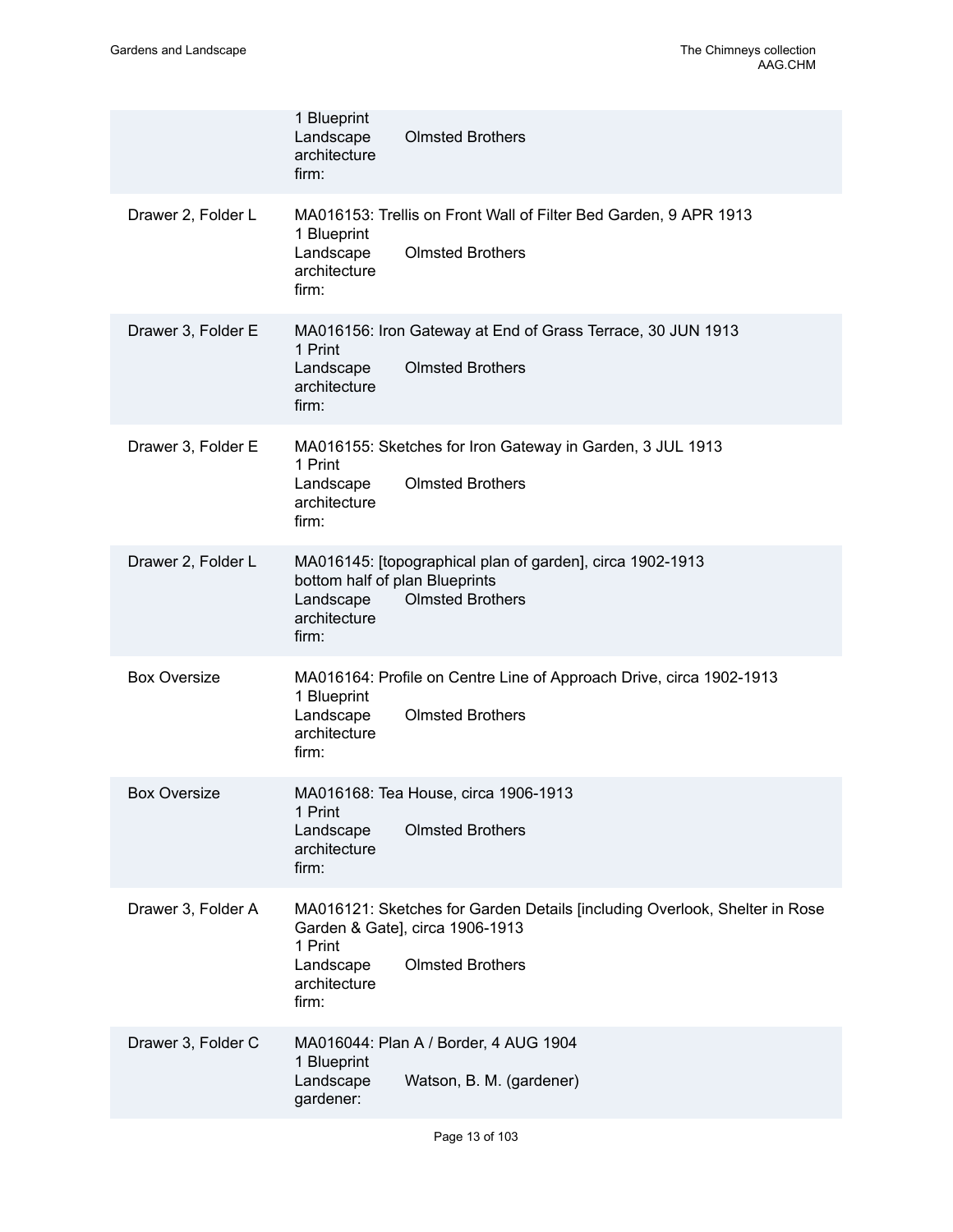| | |
|---|---|
| | 1 Blueprint<br>Landscape architecture firm: Olmsted Brothers |
| Drawer 2, Folder L | MA016153: Trellis on Front Wall of Filter Bed Garden, 9 APR 1913<br>1 Blueprint<br>Landscape architecture firm: Olmsted Brothers |
| Drawer 3, Folder E | MA016156: Iron Gateway at End of Grass Terrace, 30 JUN 1913<br>1 Print<br>Landscape architecture firm: Olmsted Brothers |
| Drawer 3, Folder E | MA016155: Sketches for Iron Gateway in Garden, 3 JUL 1913<br>1 Print<br>Landscape architecture firm: Olmsted Brothers |
| Drawer 2, Folder L | MA016145: [topographical plan of garden], circa 1902-1913<br>bottom half of plan Blueprints<br>Landscape architecture firm: Olmsted Brothers |
| Box Oversize | MA016164: Profile on Centre Line of Approach Drive, circa 1902-1913<br>1 Blueprint<br>Landscape architecture firm: Olmsted Brothers |
| Box Oversize | MA016168: Tea House, circa 1906-1913<br>1 Print<br>Landscape architecture firm: Olmsted Brothers |
| Drawer 3, Folder A | MA016121: Sketches for Garden Details [including Overlook, Shelter in Rose Garden & Gate], circa 1906-1913<br>1 Print<br>Landscape architecture firm: Olmsted Brothers |
| Drawer 3, Folder C | MA016044: Plan A / Border, 4 AUG 1904<br>1 Blueprint<br>Landscape gardener: Watson, B. M. (gardener) |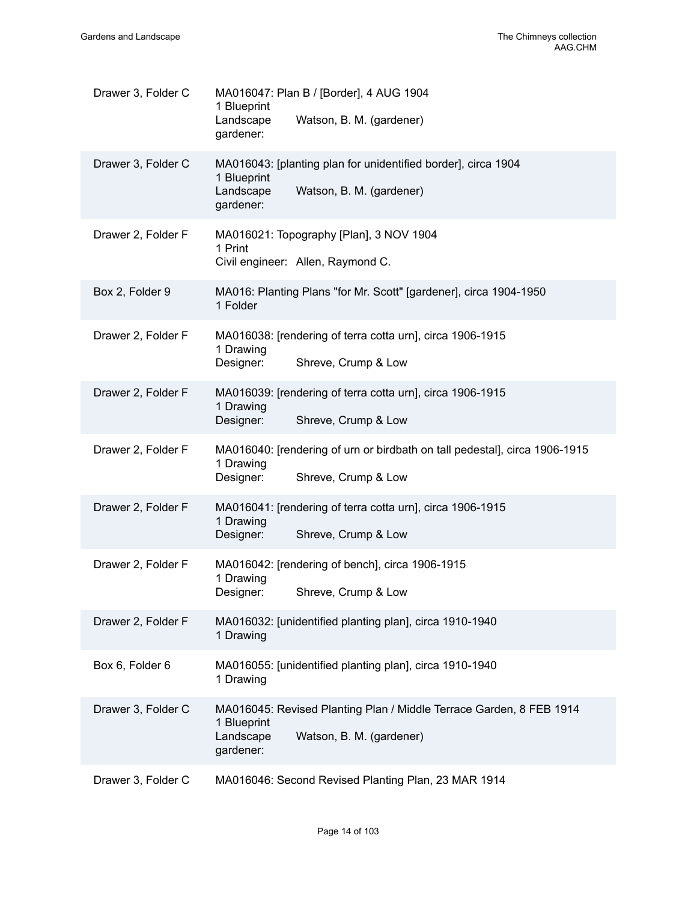| Location | Description |
| --- | --- |
| Drawer 3, Folder C | MA016047: Plan B / [Border], 4 AUG 1904<br>1 Blueprint<br>Landscape gardener: Watson, B. M. (gardener) |
| Drawer 3, Folder C | MA016043: [planting plan for unidentified border], circa 1904<br>1 Blueprint<br>Landscape gardener: Watson, B. M. (gardener) |
| Drawer 2, Folder F | MA016021: Topography [Plan], 3 NOV 1904<br>1 Print<br>Civil engineer: Allen, Raymond C. |
| Box 2, Folder 9 | MA016: Planting Plans "for Mr. Scott" [gardener], circa 1904-1950<br>1 Folder |
| Drawer 2, Folder F | MA016038: [rendering of terra cotta urn], circa 1906-1915<br>1 Drawing<br>Designer: Shreve, Crump & Low |
| Drawer 2, Folder F | MA016039: [rendering of terra cotta urn], circa 1906-1915<br>1 Drawing<br>Designer: Shreve, Crump & Low |
| Drawer 2, Folder F | MA016040: [rendering of urn or birdbath on tall pedestal], circa 1906-1915<br>1 Drawing<br>Designer: Shreve, Crump & Low |
| Drawer 2, Folder F | MA016041: [rendering of terra cotta urn], circa 1906-1915<br>1 Drawing<br>Designer: Shreve, Crump & Low |
| Drawer 2, Folder F | MA016042: [rendering of bench], circa 1906-1915<br>1 Drawing<br>Designer: Shreve, Crump & Low |
| Drawer 2, Folder F | MA016032: [unidentified planting plan], circa 1910-1940<br>1 Drawing |
| Box 6, Folder 6 | MA016055: [unidentified planting plan], circa 1910-1940<br>1 Drawing |
| Drawer 3, Folder C | MA016045: Revised Planting Plan / Middle Terrace Garden, 8 FEB 1914<br>1 Blueprint<br>Landscape gardener: Watson, B. M. (gardener) |
| Drawer 3, Folder C | MA016046: Second Revised Planting Plan, 23 MAR 1914 |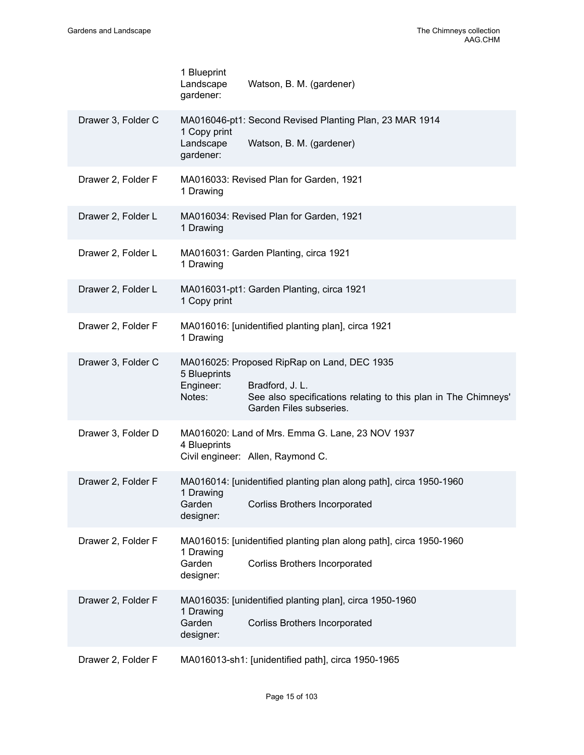1 Blueprint
Landscape gardener: Watson, B. M. (gardener)

| | |
|---|---|
| Drawer 3, Folder C | MA016046-pt1: Second Revised Planting Plan, 23 MAR 1914<br>1 Copy print<br>Landscape gardener: Watson, B. M. (gardener) |
| Drawer 2, Folder F | MA016033: Revised Plan for Garden, 1921<br>1 Drawing |
| Drawer 2, Folder L | MA016034: Revised Plan for Garden, 1921<br>1 Drawing |
| Drawer 2, Folder L | MA016031: Garden Planting, circa 1921<br>1 Drawing |
| Drawer 2, Folder L | MA016031-pt1: Garden Planting, circa 1921<br>1 Copy print |
| Drawer 2, Folder F | MA016016: [unidentified planting plan], circa 1921<br>1 Drawing |
| Drawer 3, Folder C | MA016025: Proposed RipRap on Land, DEC 1935<br>5 Blueprints<br>Engineer: Bradford, J. L.<br>Notes: See also specifications relating to this plan in The Chimneys' Garden Files subseries. |
| Drawer 3, Folder D | MA016020: Land of Mrs. Emma G. Lane, 23 NOV 1937<br>4 Blueprints<br>Civil engineer: Allen, Raymond C. |
| Drawer 2, Folder F | MA016014: [unidentified planting plan along path], circa 1950-1960<br>1 Drawing<br>Garden designer: Corliss Brothers Incorporated |
| Drawer 2, Folder F | MA016015: [unidentified planting plan along path], circa 1950-1960<br>1 Drawing<br>Garden designer: Corliss Brothers Incorporated |
| Drawer 2, Folder F | MA016035: [unidentified planting plan], circa 1950-1960<br>1 Drawing<br>Garden designer: Corliss Brothers Incorporated |
| Drawer 2, Folder F | MA016013-sh1: [unidentified path], circa 1950-1965 |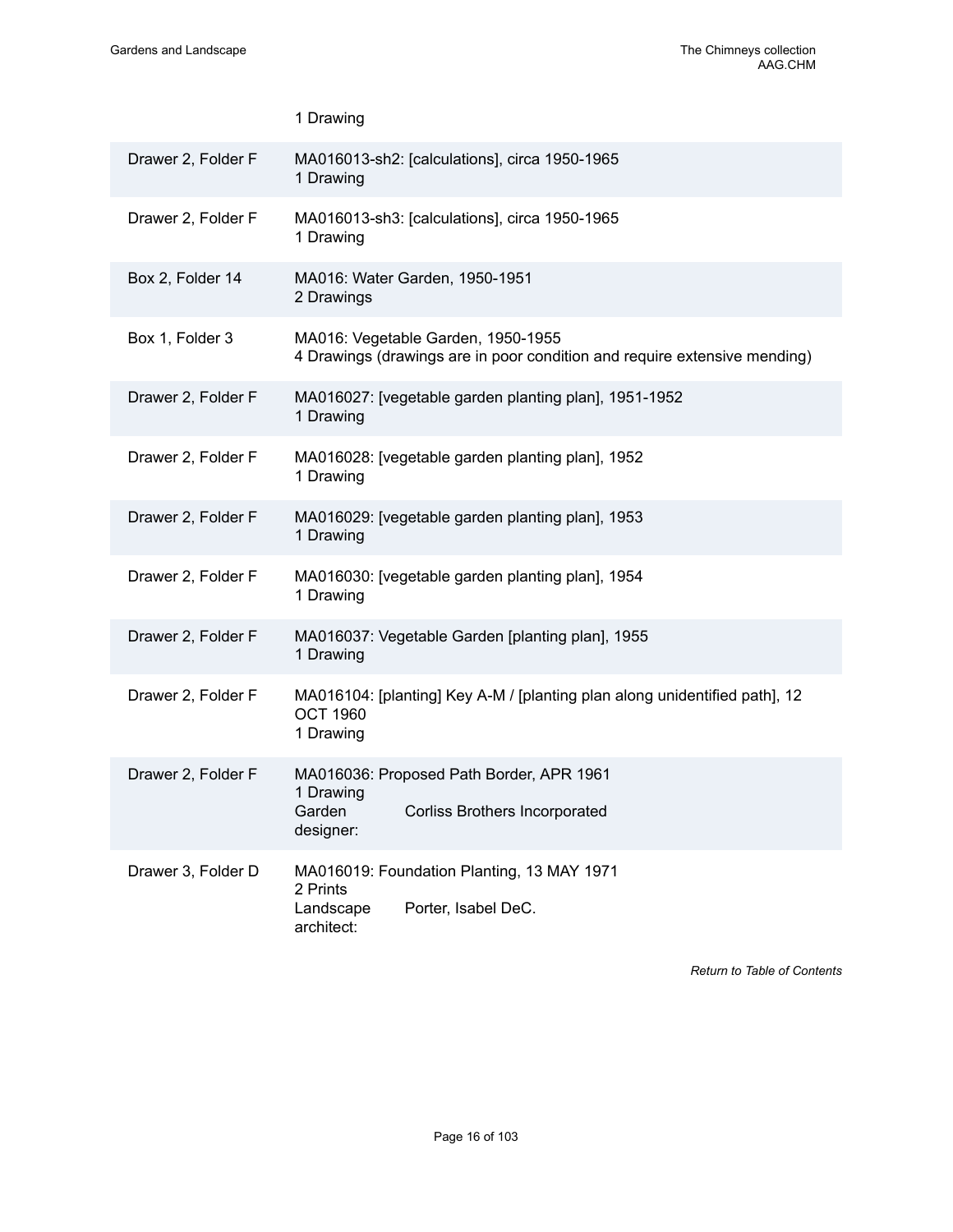1 Drawing

| | |
|---|---|
| Drawer 2, Folder F | MA016013-sh2: [calculations], circa 1950-1965<br>1 Drawing |
| Drawer 2, Folder F | MA016013-sh3: [calculations], circa 1950-1965<br>1 Drawing |
| Box 2, Folder 14 | MA016: Water Garden, 1950-1951<br>2 Drawings |
| Box 1, Folder 3 | MA016: Vegetable Garden, 1950-1955<br>4 Drawings (drawings are in poor condition and require extensive mending) |
| Drawer 2, Folder F | MA016027: [vegetable garden planting plan], 1951-1952<br>1 Drawing |
| Drawer 2, Folder F | MA016028: [vegetable garden planting plan], 1952<br>1 Drawing |
| Drawer 2, Folder F | MA016029: [vegetable garden planting plan], 1953<br>1 Drawing |
| Drawer 2, Folder F | MA016030: [vegetable garden planting plan], 1954<br>1 Drawing |
| Drawer 2, Folder F | MA016037: Vegetable Garden [planting plan], 1955<br>1 Drawing |
| Drawer 2, Folder F | MA016104: [planting] Key A-M / [planting plan along unidentified path], 12 OCT 1960<br>1 Drawing |
| Drawer 2, Folder F | MA016036: Proposed Path Border, APR 1961<br>1 Drawing<br>Garden designer: Corliss Brothers Incorporated |
| Drawer 3, Folder D | MA016019: Foundation Planting, 13 MAY 1971<br>2 Prints<br>Landscape architect: Porter, Isabel DeC. |

*Return to Table of Contents*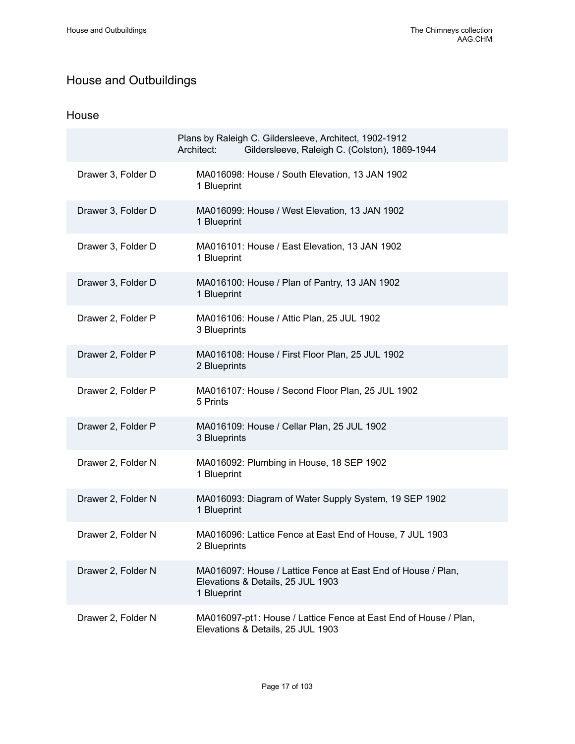# House and Outbuildings

## House

| | Plans by Raleigh C. Gildersleeve, Architect, 1902-1912<br>Architect: Gildersleeve, Raleigh C. (Colston), 1869-1944 |
|---|---|
| Drawer 3, Folder D | MA016098: House / South Elevation, 13 JAN 1902<br>1 Blueprint |
| Drawer 3, Folder D | MA016099: House / West Elevation, 13 JAN 1902<br>1 Blueprint |
| Drawer 3, Folder D | MA016101: House / East Elevation, 13 JAN 1902<br>1 Blueprint |
| Drawer 3, Folder D | MA016100: House / Plan of Pantry, 13 JAN 1902<br>1 Blueprint |
| Drawer 2, Folder P | MA016106: House / Attic Plan, 25 JUL 1902<br>3 Blueprints |
| Drawer 2, Folder P | MA016108: House / First Floor Plan, 25 JUL 1902<br>2 Blueprints |
| Drawer 2, Folder P | MA016107: House / Second Floor Plan, 25 JUL 1902<br>5 Prints |
| Drawer 2, Folder P | MA016109: House / Cellar Plan, 25 JUL 1902<br>3 Blueprints |
| Drawer 2, Folder N | MA016092: Plumbing in House, 18 SEP 1902<br>1 Blueprint |
| Drawer 2, Folder N | MA016093: Diagram of Water Supply System, 19 SEP 1902<br>1 Blueprint |
| Drawer 2, Folder N | MA016096: Lattice Fence at East End of House, 7 JUL 1903<br>2 Blueprints |
| Drawer 2, Folder N | MA016097: House / Lattice Fence at East End of House / Plan, Elevations & Details, 25 JUL 1903<br>1 Blueprint |
| Drawer 2, Folder N | MA016097-pt1: House / Lattice Fence at East End of House / Plan, Elevations & Details, 25 JUL 1903 |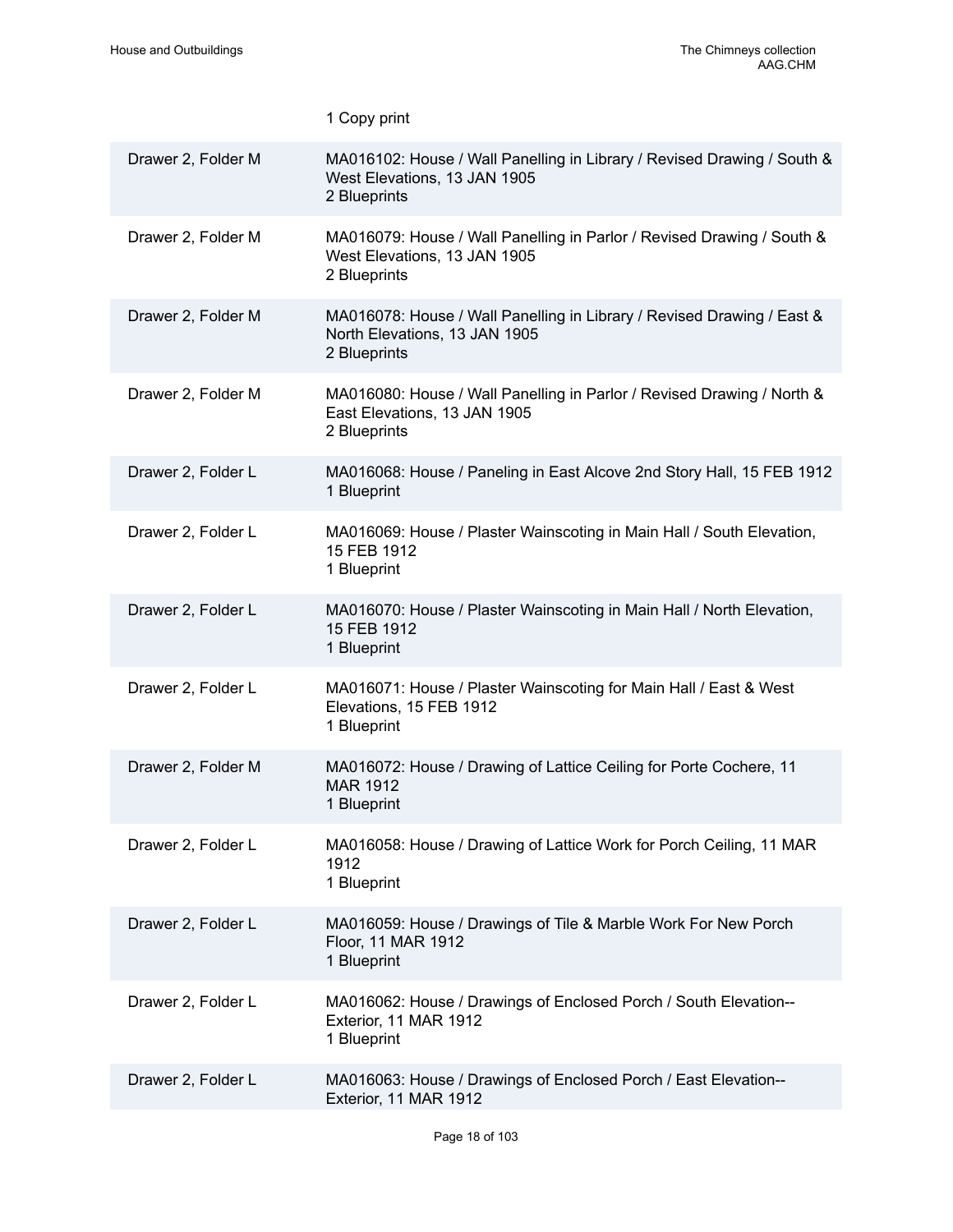| | |
|---|---|
| | 1 Copy print |
| Drawer 2, Folder M | MA016102: House / Wall Panelling in Library / Revised Drawing / South & West Elevations, 13 JAN 1905<br>2 Blueprints |
| Drawer 2, Folder M | MA016079: House / Wall Panelling in Parlor / Revised Drawing / South & West Elevations, 13 JAN 1905<br>2 Blueprints |
| Drawer 2, Folder M | MA016078: House / Wall Panelling in Library / Revised Drawing / East & North Elevations, 13 JAN 1905<br>2 Blueprints |
| Drawer 2, Folder M | MA016080: House / Wall Panelling in Parlor / Revised Drawing / North & East Elevations, 13 JAN 1905<br>2 Blueprints |
| Drawer 2, Folder L | MA016068: House / Paneling in East Alcove 2nd Story Hall, 15 FEB 1912<br>1 Blueprint |
| Drawer 2, Folder L | MA016069: House / Plaster Wainscoting in Main Hall / South Elevation, 15 FEB 1912<br>1 Blueprint |
| Drawer 2, Folder L | MA016070: House / Plaster Wainscoting in Main Hall / North Elevation, 15 FEB 1912<br>1 Blueprint |
| Drawer 2, Folder L | MA016071: House / Plaster Wainscoting for Main Hall / East & West Elevations, 15 FEB 1912<br>1 Blueprint |
| Drawer 2, Folder M | MA016072: House / Drawing of Lattice Ceiling for Porte Cochere, 11 MAR 1912<br>1 Blueprint |
| Drawer 2, Folder L | MA016058: House / Drawing of Lattice Work for Porch Ceiling, 11 MAR 1912<br>1 Blueprint |
| Drawer 2, Folder L | MA016059: House / Drawings of Tile & Marble Work For New Porch Floor, 11 MAR 1912<br>1 Blueprint |
| Drawer 2, Folder L | MA016062: House / Drawings of Enclosed Porch / South Elevation--Exterior, 11 MAR 1912<br>1 Blueprint |
| Drawer 2, Folder L | MA016063: House / Drawings of Enclosed Porch / East Elevation--Exterior, 11 MAR 1912 |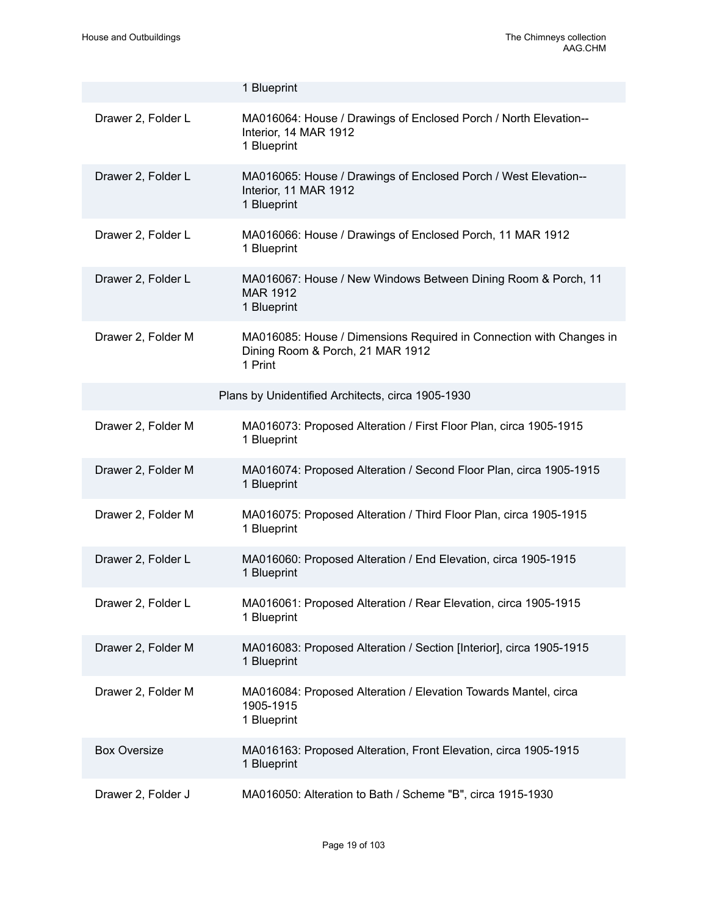| | |
|---|---|
| | 1 Blueprint |
| Drawer 2, Folder L | MA016064: House / Drawings of Enclosed Porch / North Elevation--Interior, 14 MAR 1912<br>1 Blueprint |
| Drawer 2, Folder L | MA016065: House / Drawings of Enclosed Porch / West Elevation--Interior, 11 MAR 1912<br>1 Blueprint |
| Drawer 2, Folder L | MA016066: House / Drawings of Enclosed Porch, 11 MAR 1912<br>1 Blueprint |
| Drawer 2, Folder L | MA016067: House / New Windows Between Dining Room & Porch, 11 MAR 1912<br>1 Blueprint |
| Drawer 2, Folder M | MA016085: House / Dimensions Required in Connection with Changes in Dining Room & Porch, 21 MAR 1912<br>1 Print |

Plans by Unidentified Architects, circa 1905-1930

| | |
|---|---|
| Drawer 2, Folder M | MA016073: Proposed Alteration / First Floor Plan, circa 1905-1915<br>1 Blueprint |
| Drawer 2, Folder M | MA016074: Proposed Alteration / Second Floor Plan, circa 1905-1915<br>1 Blueprint |
| Drawer 2, Folder M | MA016075: Proposed Alteration / Third Floor Plan, circa 1905-1915<br>1 Blueprint |
| Drawer 2, Folder L | MA016060: Proposed Alteration / End Elevation, circa 1905-1915<br>1 Blueprint |
| Drawer 2, Folder L | MA016061: Proposed Alteration / Rear Elevation, circa 1905-1915<br>1 Blueprint |
| Drawer 2, Folder M | MA016083: Proposed Alteration / Section [Interior], circa 1905-1915<br>1 Blueprint |
| Drawer 2, Folder M | MA016084: Proposed Alteration / Elevation Towards Mantel, circa 1905-1915<br>1 Blueprint |
| Box Oversize | MA016163: Proposed Alteration, Front Elevation, circa 1905-1915<br>1 Blueprint |
| Drawer 2, Folder J | MA016050: Alteration to Bath / Scheme "B", circa 1915-1930 |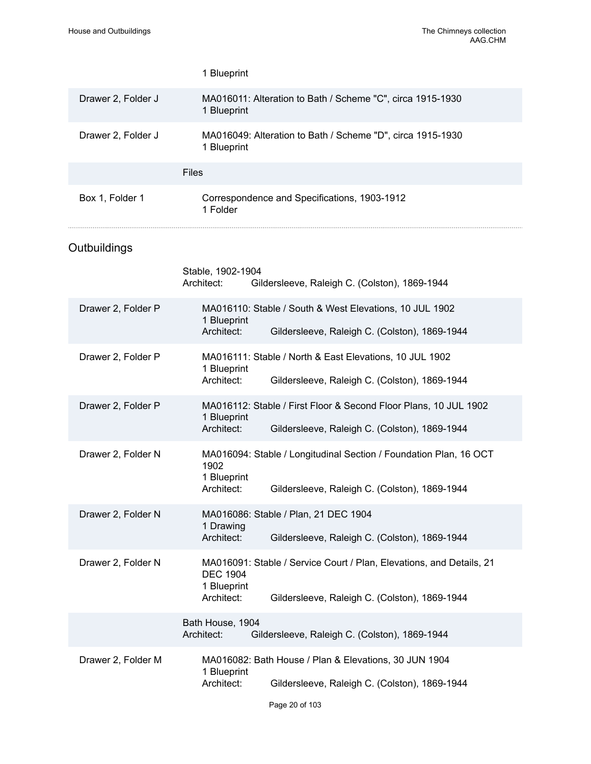1 Blueprint

| | |
|---|---|
| Drawer 2, Folder J | MA016011: Alteration to Bath / Scheme "C", circa 1915-1930<br>1 Blueprint |
| Drawer 2, Folder J | MA016049: Alteration to Bath / Scheme "D", circa 1915-1930<br>1 Blueprint |
| | Files |
| Box 1, Folder 1 | Correspondence and Specifications, 1903-1912<br>1 Folder |

## Outbuildings

Stable, 1902-1904
Architect: Gildersleeve, Raleigh C. (Colston), 1869-1944

| | |
|---|---|
| Drawer 2, Folder P | MA016110: Stable / South & West Elevations, 10 JUL 1902<br>1 Blueprint<br>Architect: Gildersleeve, Raleigh C. (Colston), 1869-1944 |
| Drawer 2, Folder P | MA016111: Stable / North & East Elevations, 10 JUL 1902<br>1 Blueprint<br>Architect: Gildersleeve, Raleigh C. (Colston), 1869-1944 |
| Drawer 2, Folder P | MA016112: Stable / First Floor & Second Floor Plans, 10 JUL 1902<br>1 Blueprint<br>Architect: Gildersleeve, Raleigh C. (Colston), 1869-1944 |
| Drawer 2, Folder N | MA016094: Stable / Longitudinal Section / Foundation Plan, 16 OCT 1902<br>1 Blueprint<br>Architect: Gildersleeve, Raleigh C. (Colston), 1869-1944 |
| Drawer 2, Folder N | MA016086: Stable / Plan, 21 DEC 1904<br>1 Drawing<br>Architect: Gildersleeve, Raleigh C. (Colston), 1869-1944 |
| Drawer 2, Folder N | MA016091: Stable / Service Court / Plan, Elevations, and Details, 21 DEC 1904<br>1 Blueprint<br>Architect: Gildersleeve, Raleigh C. (Colston), 1869-1944 |
| | Bath House, 1904<br>Architect: Gildersleeve, Raleigh C. (Colston), 1869-1944 |
| Drawer 2, Folder M | MA016082: Bath House / Plan & Elevations, 30 JUN 1904<br>1 Blueprint<br>Architect: Gildersleeve, Raleigh C. (Colston), 1869-1944 |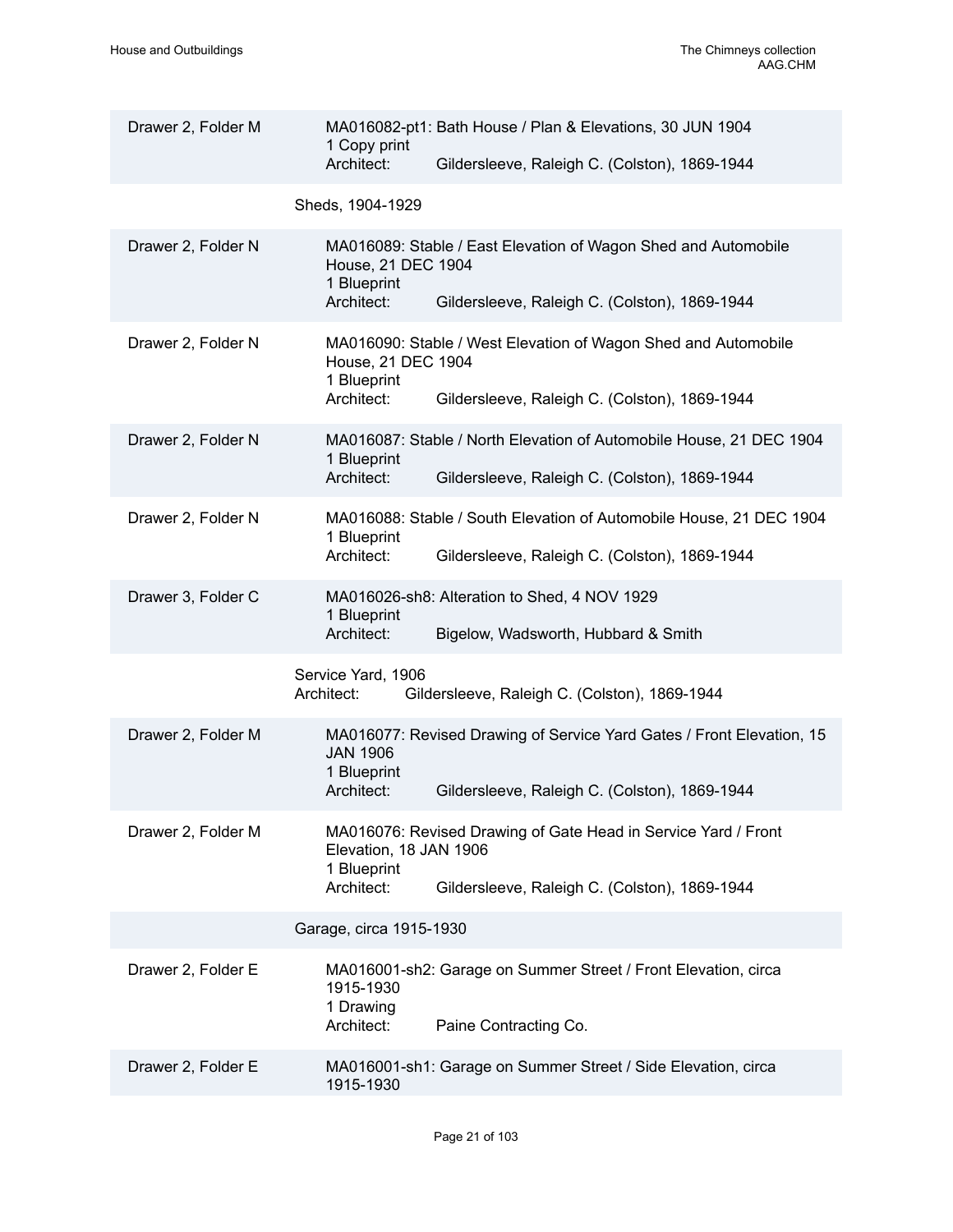| Location | Description |
| --- | --- |
| Drawer 2, Folder M | MA016082-pt1: Bath House / Plan & Elevations, 30 JUN 1904<br>1 Copy print<br>Architect: Gildersleeve, Raleigh C. (Colston), 1869-1944 |

Sheds, 1904-1929

| Location | Description |
| --- | --- |
| Drawer 2, Folder N | MA016089: Stable / East Elevation of Wagon Shed and Automobile House, 21 DEC 1904<br>1 Blueprint<br>Architect: Gildersleeve, Raleigh C. (Colston), 1869-1944 |
| Drawer 2, Folder N | MA016090: Stable / West Elevation of Wagon Shed and Automobile House, 21 DEC 1904<br>1 Blueprint<br>Architect: Gildersleeve, Raleigh C. (Colston), 1869-1944 |
| Drawer 2, Folder N | MA016087: Stable / North Elevation of Automobile House, 21 DEC 1904<br>1 Blueprint<br>Architect: Gildersleeve, Raleigh C. (Colston), 1869-1944 |
| Drawer 2, Folder N | MA016088: Stable / South Elevation of Automobile House, 21 DEC 1904<br>1 Blueprint<br>Architect: Gildersleeve, Raleigh C. (Colston), 1869-1944 |
| Drawer 3, Folder C | MA016026-sh8: Alteration to Shed, 4 NOV 1929<br>1 Blueprint<br>Architect: Bigelow, Wadsworth, Hubbard & Smith |

Service Yard, 1906
Architect: Gildersleeve, Raleigh C. (Colston), 1869-1944

| Location | Description |
| --- | --- |
| Drawer 2, Folder M | MA016077: Revised Drawing of Service Yard Gates / Front Elevation, 15 JAN 1906<br>1 Blueprint<br>Architect: Gildersleeve, Raleigh C. (Colston), 1869-1944 |
| Drawer 2, Folder M | MA016076: Revised Drawing of Gate Head in Service Yard / Front Elevation, 18 JAN 1906<br>1 Blueprint<br>Architect: Gildersleeve, Raleigh C. (Colston), 1869-1944 |

Garage, circa 1915-1930

| Location | Description |
| --- | --- |
| Drawer 2, Folder E | MA016001-sh2: Garage on Summer Street / Front Elevation, circa 1915-1930<br>1 Drawing<br>Architect: Paine Contracting Co. |
| Drawer 2, Folder E | MA016001-sh1: Garage on Summer Street / Side Elevation, circa 1915-1930 |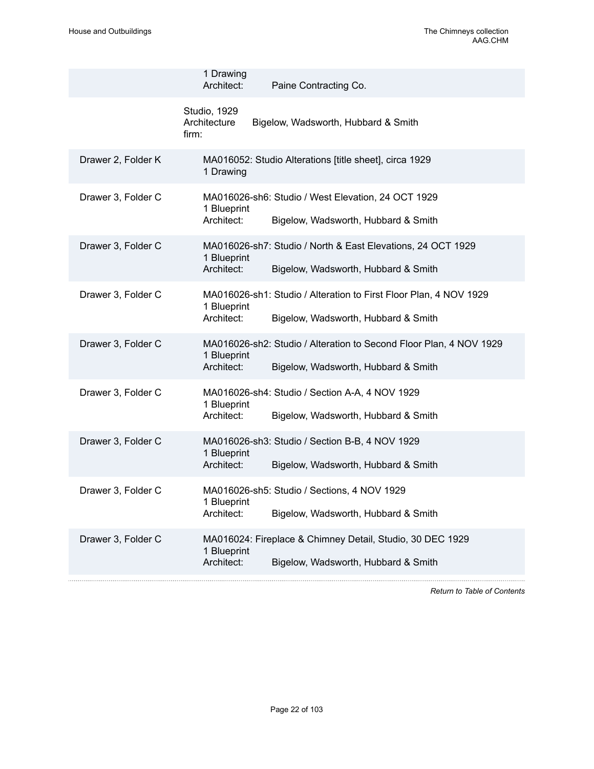| | |
|---|---|
| | 1 Drawing<br>Architect: Paine Contracting Co. |

Studio, 1929
Architecture firm: Bigelow, Wadsworth, Hubbard & Smith

| Location | Description |
|---|---|
| Drawer 2, Folder K | MA016052: Studio Alterations [title sheet], circa 1929<br>1 Drawing |
| Drawer 3, Folder C | MA016026-sh6: Studio / West Elevation, 24 OCT 1929<br>1 Blueprint<br>Architect: Bigelow, Wadsworth, Hubbard & Smith |
| Drawer 3, Folder C | MA016026-sh7: Studio / North & East Elevations, 24 OCT 1929<br>1 Blueprint<br>Architect: Bigelow, Wadsworth, Hubbard & Smith |
| Drawer 3, Folder C | MA016026-sh1: Studio / Alteration to First Floor Plan, 4 NOV 1929<br>1 Blueprint<br>Architect: Bigelow, Wadsworth, Hubbard & Smith |
| Drawer 3, Folder C | MA016026-sh2: Studio / Alteration to Second Floor Plan, 4 NOV 1929<br>1 Blueprint<br>Architect: Bigelow, Wadsworth, Hubbard & Smith |
| Drawer 3, Folder C | MA016026-sh4: Studio / Section A-A, 4 NOV 1929<br>1 Blueprint<br>Architect: Bigelow, Wadsworth, Hubbard & Smith |
| Drawer 3, Folder C | MA016026-sh3: Studio / Section B-B, 4 NOV 1929<br>1 Blueprint<br>Architect: Bigelow, Wadsworth, Hubbard & Smith |
| Drawer 3, Folder C | MA016026-sh5: Studio / Sections, 4 NOV 1929<br>1 Blueprint<br>Architect: Bigelow, Wadsworth, Hubbard & Smith |
| Drawer 3, Folder C | MA016024: Fireplace & Chimney Detail, Studio, 30 DEC 1929<br>1 Blueprint<br>Architect: Bigelow, Wadsworth, Hubbard & Smith |

*Return to Table of Contents*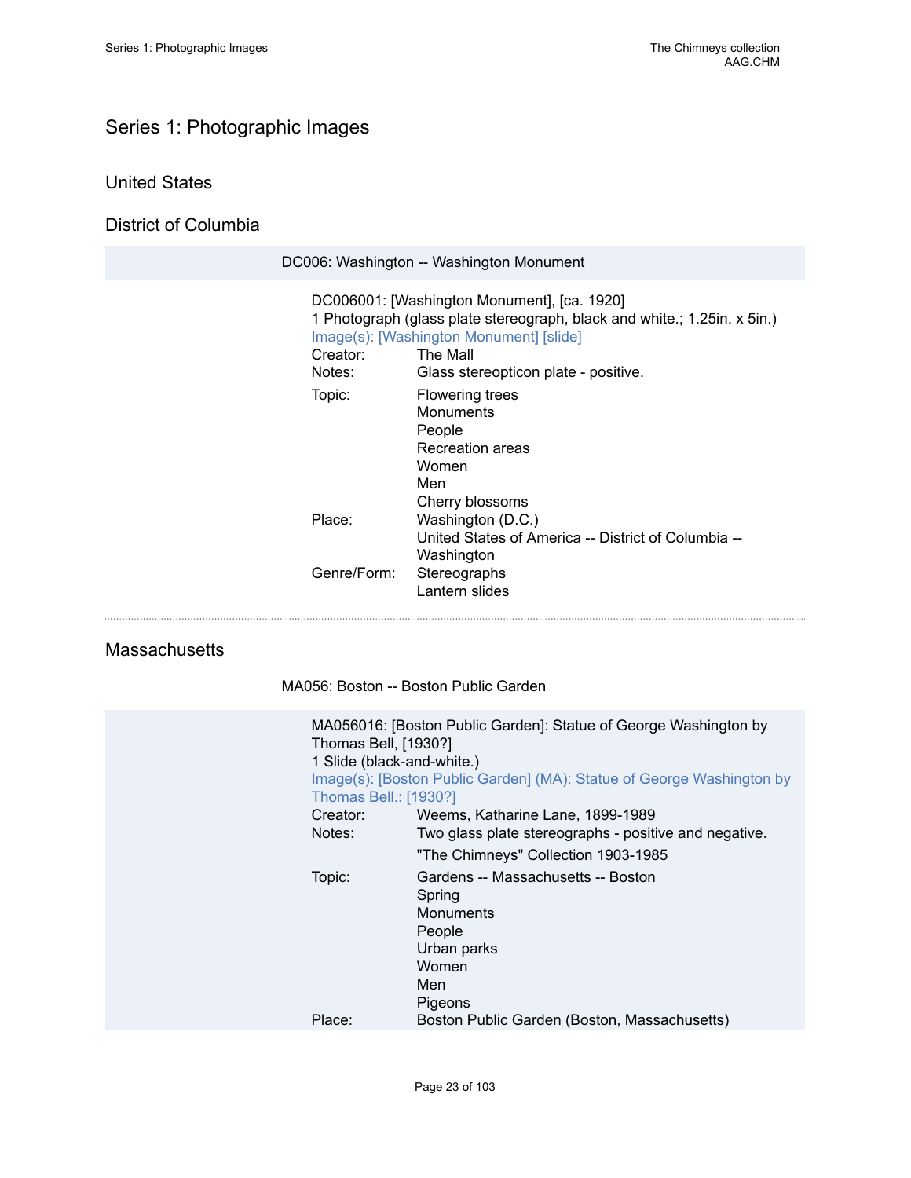## Series 1: Photographic Images

### United States

### District of Columbia

#### DC006: Washington -- Washington Monument

DC006001: [Washington Monument], [ca. 1920]
1 Photograph (glass plate stereograph, black and white.; 1.25in. x 5in.)
Image(s): [Washington Monument] [slide]

Creator: The Mall

Notes: Glass stereopticon plate - positive.

Topic: Flowering trees
Monuments
People
Recreation areas
Women
Men
Cherry blossoms

Place: Washington (D.C.)
United States of America -- District of Columbia -- Washington

Genre/Form: Stereographs
Lantern slides

---

### Massachusetts

#### MA056: Boston -- Boston Public Garden

MA056016: [Boston Public Garden]: Statue of George Washington by Thomas Bell, [1930?]
1 Slide (black-and-white.)
Image(s): [Boston Public Garden] (MA): Statue of George Washington by Thomas Bell.: [1930?]

Creator: Weems, Katharine Lane, 1899-1989

Notes: Two glass plate stereographs - positive and negative.
"The Chimneys" Collection 1903-1985

Topic: Gardens -- Massachusetts -- Boston
Spring
Monuments
People
Urban parks
Women
Men
Pigeons

Place: Boston Public Garden (Boston, Massachusetts)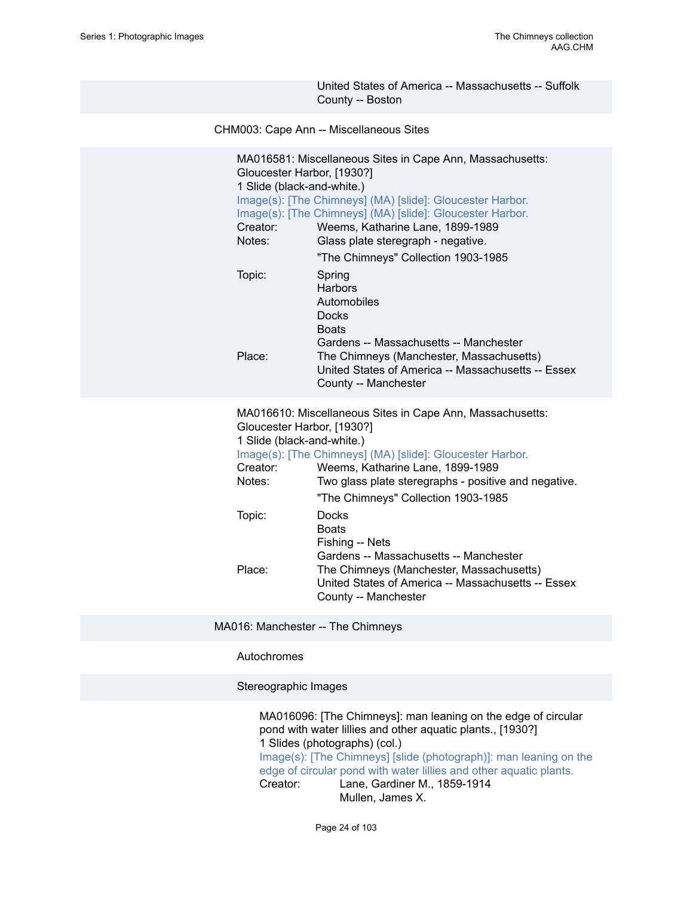United States of America -- Massachusetts -- Suffolk County -- Boston

## CHM003: Cape Ann -- Miscellaneous Sites

MA016581: Miscellaneous Sites in Cape Ann, Massachusetts: Gloucester Harbor, [1930?]
1 Slide (black-and-white.)
Image(s): [The Chimneys] (MA) [slide]: Gloucester Harbor.
Image(s): [The Chimneys] (MA) [slide]: Gloucester Harbor.

Creator: Weems, Katharine Lane, 1899-1989
Notes: Glass plate steregraph - negative.
"The Chimneys" Collection 1903-1985
Topic: Spring
Harbors
Automobiles
Docks
Boats
Gardens -- Massachusetts -- Manchester
Place: The Chimneys (Manchester, Massachusetts)
United States of America -- Massachusetts -- Essex County -- Manchester

MA016610: Miscellaneous Sites in Cape Ann, Massachusetts: Gloucester Harbor, [1930?]
1 Slide (black-and-white.)
Image(s): [The Chimneys] (MA) [slide]: Gloucester Harbor.

Creator: Weems, Katharine Lane, 1899-1989
Notes: Two glass plate steregraphs - positive and negative.
"The Chimneys" Collection 1903-1985
Topic: Docks
Boats
Fishing -- Nets
Gardens -- Massachusetts -- Manchester
Place: The Chimneys (Manchester, Massachusetts)
United States of America -- Massachusetts -- Essex County -- Manchester

## MA016: Manchester -- The Chimneys

### Autochromes

### Stereographic Images

MA016096: [The Chimneys]: man leaning on the edge of circular pond with water lillies and other aquatic plants., [1930?]
1 Slides (photographs) (col.)
Image(s): [The Chimneys] [slide (photograph)]: man leaning on the edge of circular pond with water lillies and other aquatic plants.

Creator: Lane, Gardiner M., 1859-1914
Mullen, James X.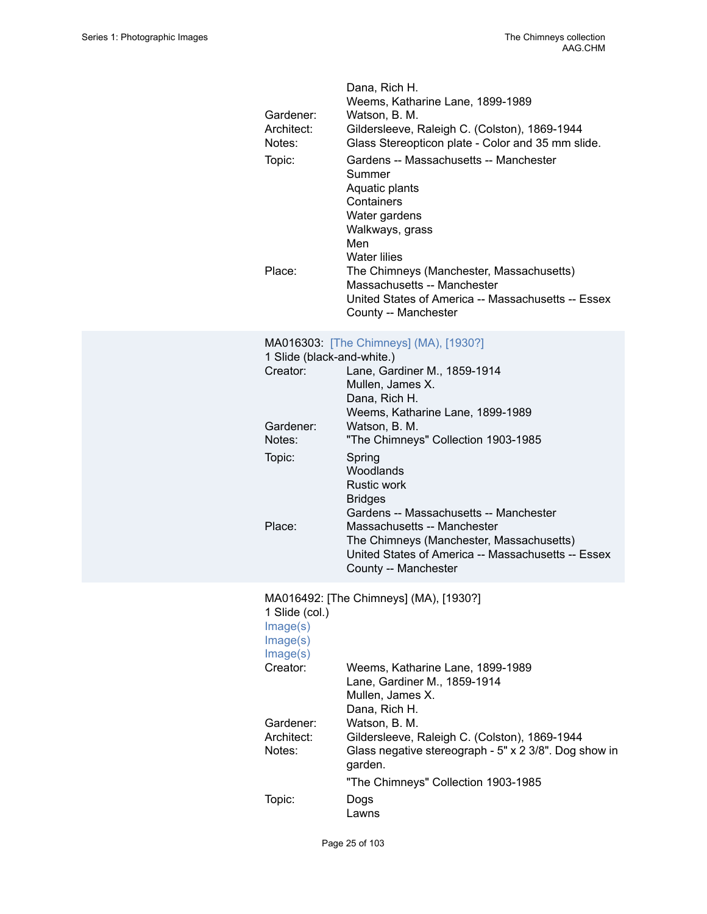Dana, Rich H.
Weems, Katharine Lane, 1899-1989

Gardener: Watson, B. M.
Architect: Gildersleeve, Raleigh C. (Colston), 1869-1944
Notes: Glass Stereopticon plate - Color and 35 mm slide.
Topic: Gardens -- Massachusetts -- Manchester
Summer
Aquatic plants
Containers
Water gardens
Walkways, grass
Men
Water lilies
Place: The Chimneys (Manchester, Massachusetts)
Massachusetts -- Manchester
United States of America -- Massachusetts -- Essex County -- Manchester

MA016303: [The Chimneys] (MA), [1930?]
1 Slide (black-and-white.)

Creator: Lane, Gardiner M., 1859-1914
Mullen, James X.
Dana, Rich H.
Weems, Katharine Lane, 1899-1989
Gardener: Watson, B. M.
Notes: "The Chimneys" Collection 1903-1985
Topic: Spring
Woodlands
Rustic work
Bridges
Gardens -- Massachusetts -- Manchester
Place: Massachusetts -- Manchester
The Chimneys (Manchester, Massachusetts)
United States of America -- Massachusetts -- Essex County -- Manchester

MA016492: [The Chimneys] (MA), [1930?]
1 Slide (col.)
Image(s)
Image(s)
Image(s)

Creator: Weems, Katharine Lane, 1899-1989
Lane, Gardiner M., 1859-1914
Mullen, James X.
Dana, Rich H.
Gardener: Watson, B. M.
Architect: Gildersleeve, Raleigh C. (Colston), 1869-1944
Notes: Glass negative stereograph - 5" x 2 3/8". Dog show in garden.

"The Chimneys" Collection 1903-1985
Topic: Dogs
Lawns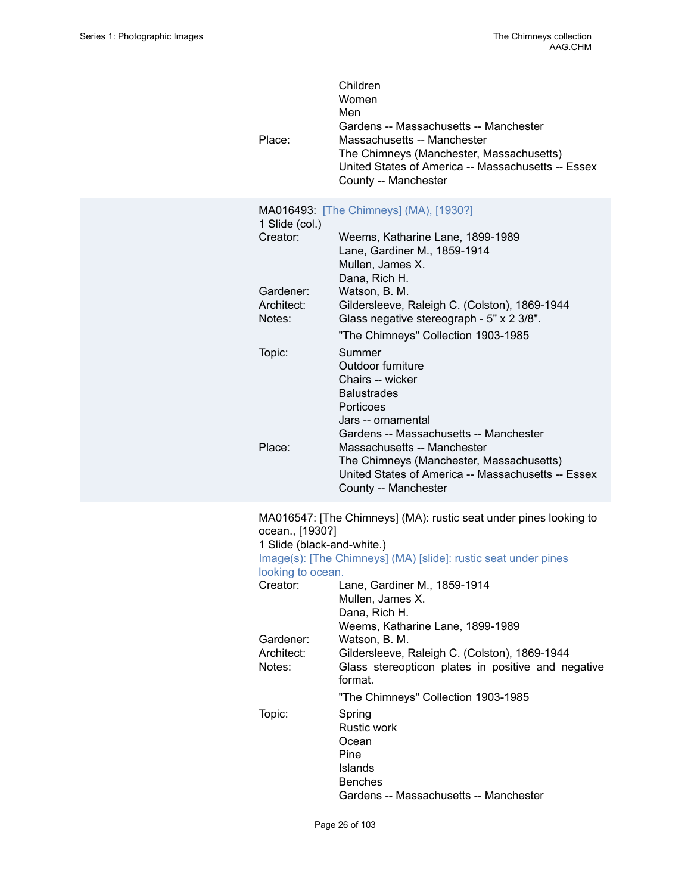Children
Women
Men
Gardens -- Massachusetts -- Manchester

Place: Massachusetts -- Manchester
The Chimneys (Manchester, Massachusetts)
United States of America -- Massachusetts -- Essex County -- Manchester

MA016493: [The Chimneys] (MA), [1930?]
1 Slide (col.)

Creator: Weems, Katharine Lane, 1899-1989
Lane, Gardiner M., 1859-1914
Mullen, James X.
Dana, Rich H.

Gardener: Watson, B. M.

Architect: Gildersleeve, Raleigh C. (Colston), 1869-1944

Notes: Glass negative stereograph - 5" x 2 3/8".

"The Chimneys" Collection 1903-1985

Topic: Summer
Outdoor furniture
Chairs -- wicker
Balustrades
Porticoes
Jars -- ornamental
Gardens -- Massachusetts -- Manchester

Place: Massachusetts -- Manchester
The Chimneys (Manchester, Massachusetts)
United States of America -- Massachusetts -- Essex County -- Manchester

MA016547: [The Chimneys] (MA): rustic seat under pines looking to ocean., [1930?]
1 Slide (black-and-white.)
Image(s): [The Chimneys] (MA) [slide]: rustic seat under pines looking to ocean.

Creator: Lane, Gardiner M., 1859-1914
Mullen, James X.
Dana, Rich H.
Weems, Katharine Lane, 1899-1989

Gardener: Watson, B. M.

Architect: Gildersleeve, Raleigh C. (Colston), 1869-1944

Notes: Glass stereopticon plates in positive and negative format.

"The Chimneys" Collection 1903-1985

Topic: Spring
Rustic work
Ocean
Pine
Islands
Benches
Gardens -- Massachusetts -- Manchester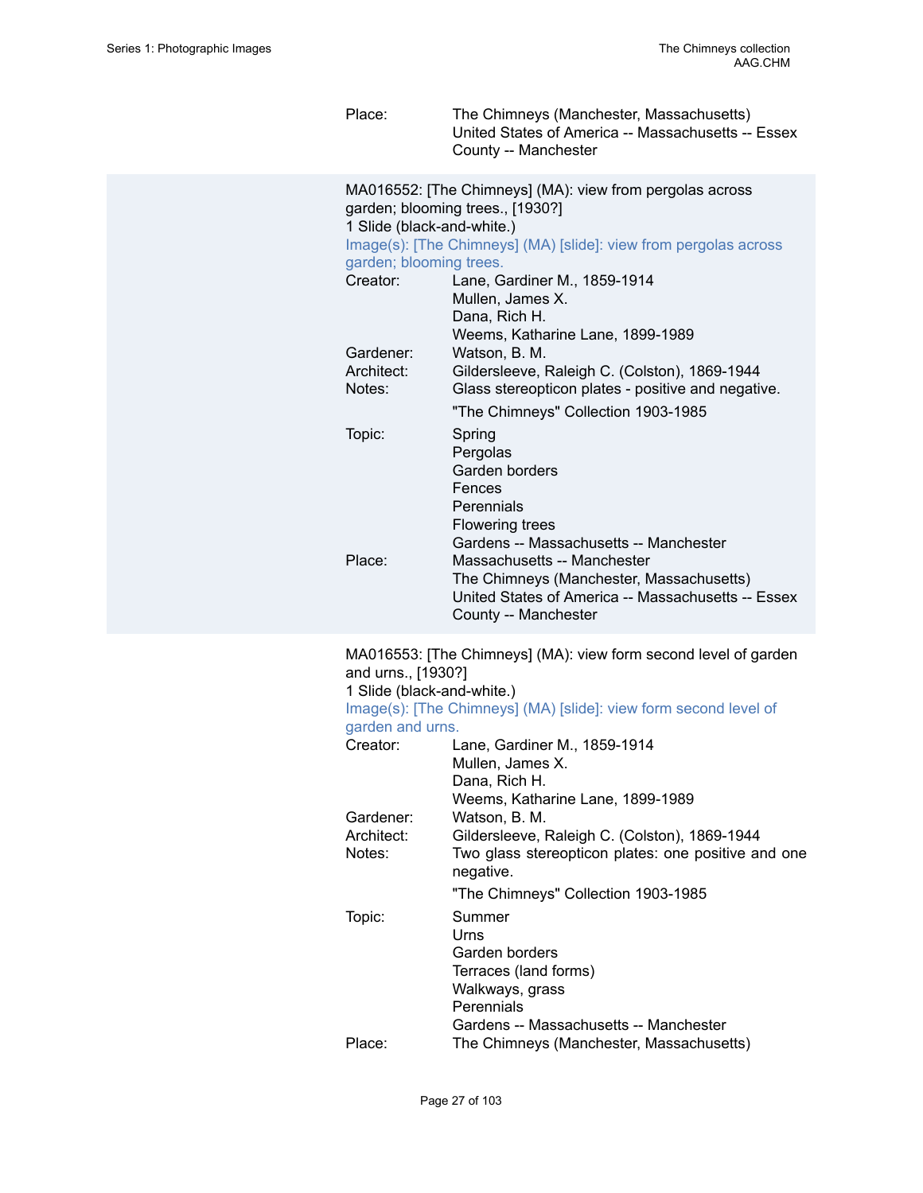Place: The Chimneys (Manchester, Massachusetts)
United States of America -- Massachusetts -- Essex County -- Manchester

MA016552: [The Chimneys] (MA): view from pergolas across garden; blooming trees., [1930?]
1 Slide (black-and-white.)
Image(s): [The Chimneys] (MA) [slide]: view from pergolas across garden; blooming trees.

Creator: Lane, Gardiner M., 1859-1914
Mullen, James X.
Dana, Rich H.
Weems, Katharine Lane, 1899-1989

Gardener: Watson, B. M.

Architect: Gildersleeve, Raleigh C. (Colston), 1869-1944

Notes: Glass stereopticon plates - positive and negative.

"The Chimneys" Collection 1903-1985

Topic: Spring
Pergolas
Garden borders
Fences
Perennials
Flowering trees
Gardens -- Massachusetts -- Manchester

Place: Massachusetts -- Manchester
The Chimneys (Manchester, Massachusetts)
United States of America -- Massachusetts -- Essex County -- Manchester

MA016553: [The Chimneys] (MA): view form second level of garden and urns., [1930?]
1 Slide (black-and-white.)
Image(s): [The Chimneys] (MA) [slide]: view form second level of garden and urns.

Creator: Lane, Gardiner M., 1859-1914
Mullen, James X.
Dana, Rich H.
Weems, Katharine Lane, 1899-1989

Gardener: Watson, B. M.

Architect: Gildersleeve, Raleigh C. (Colston), 1869-1944

Notes: Two glass stereopticon plates: one positive and one negative.

"The Chimneys" Collection 1903-1985

Topic: Summer
Urns
Garden borders
Terraces (land forms)
Walkways, grass
Perennials
Gardens -- Massachusetts -- Manchester

Place: The Chimneys (Manchester, Massachusetts)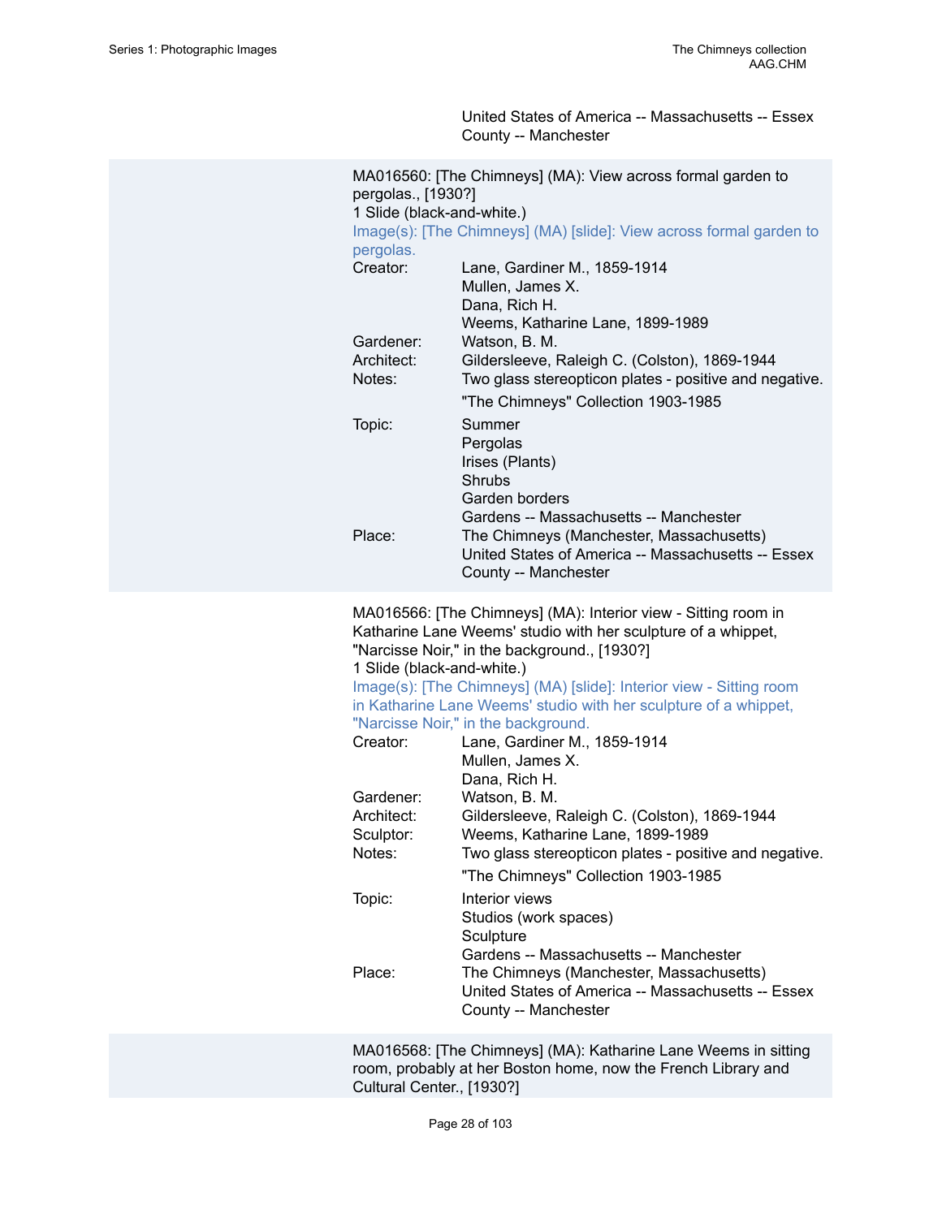United States of America -- Massachusetts -- Essex County -- Manchester

MA016560: [The Chimneys] (MA): View across formal garden to pergolas., [1930?]
1 Slide (black-and-white.)
Image(s): [The Chimneys] (MA) [slide]: View across formal garden to pergolas.

| | |
|---|---|
| Creator: | Lane, Gardiner M., 1859-1914<br>Mullen, James X.<br>Dana, Rich H.<br>Weems, Katharine Lane, 1899-1989 |
| Gardener: | Watson, B. M. |
| Architect: | Gildersleeve, Raleigh C. (Colston), 1869-1944 |
| Notes: | Two glass stereopticon plates - positive and negative.<br>"The Chimneys" Collection 1903-1985 |
| Topic: | Summer<br>Pergolas<br>Irises (Plants)<br>Shrubs<br>Garden borders<br>Gardens -- Massachusetts -- Manchester |
| Place: | The Chimneys (Manchester, Massachusetts)<br>United States of America -- Massachusetts -- Essex County -- Manchester |

MA016566: [The Chimneys] (MA): Interior view - Sitting room in Katharine Lane Weems' studio with her sculpture of a whippet, "Narcisse Noir," in the background., [1930?]
1 Slide (black-and-white.)
Image(s): [The Chimneys] (MA) [slide]: Interior view - Sitting room in Katharine Lane Weems' studio with her sculpture of a whippet, "Narcisse Noir," in the background.

| | |
|---|---|
| Creator: | Lane, Gardiner M., 1859-1914<br>Mullen, James X.<br>Dana, Rich H. |
| Gardener: | Watson, B. M. |
| Architect: | Gildersleeve, Raleigh C. (Colston), 1869-1944 |
| Sculptor: | Weems, Katharine Lane, 1899-1989 |
| Notes: | Two glass stereopticon plates - positive and negative.<br>"The Chimneys" Collection 1903-1985 |
| Topic: | Interior views<br>Studios (work spaces)<br>Sculpture<br>Gardens -- Massachusetts -- Manchester |
| Place: | The Chimneys (Manchester, Massachusetts)<br>United States of America -- Massachusetts -- Essex County -- Manchester |

MA016568: [The Chimneys] (MA): Katharine Lane Weems in sitting room, probably at her Boston home, now the French Library and Cultural Center., [1930?]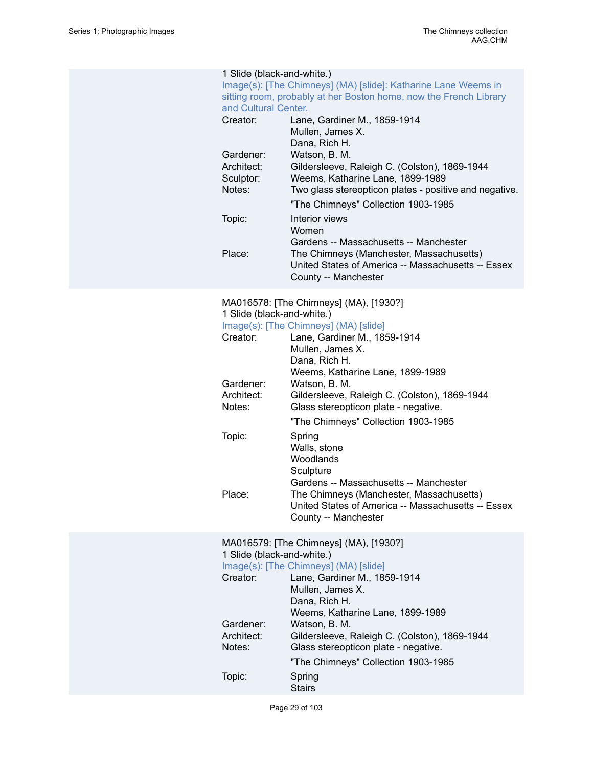1 Slide (black-and-white.)

Image(s): [The Chimneys] (MA) [slide]: Katharine Lane Weems in sitting room, probably at her Boston home, now the French Library and Cultural Center.

Creator: Lane, Gardiner M., 1859-1914
Mullen, James X.
Dana, Rich H.

Gardener: Watson, B. M.

Architect: Gildersleeve, Raleigh C. (Colston), 1869-1944

Sculptor: Weems, Katharine Lane, 1899-1989

Notes: Two glass stereopticon plates - positive and negative.

"The Chimneys" Collection 1903-1985

Topic: Interior views
Women
Gardens -- Massachusetts -- Manchester

Place: The Chimneys (Manchester, Massachusetts)
United States of America -- Massachusetts -- Essex County -- Manchester

MA016578: [The Chimneys] (MA), [1930?]

1 Slide (black-and-white.)

Image(s): [The Chimneys] (MA) [slide]

Creator: Lane, Gardiner M., 1859-1914
Mullen, James X.
Dana, Rich H.
Weems, Katharine Lane, 1899-1989

Gardener: Watson, B. M.

Architect: Gildersleeve, Raleigh C. (Colston), 1869-1944

Notes: Glass stereopticon plate - negative.

"The Chimneys" Collection 1903-1985

Topic: Spring
Walls, stone
Woodlands
Sculpture
Gardens -- Massachusetts -- Manchester

Place: The Chimneys (Manchester, Massachusetts)
United States of America -- Massachusetts -- Essex County -- Manchester

MA016579: [The Chimneys] (MA), [1930?]

1 Slide (black-and-white.)

Image(s): [The Chimneys] (MA) [slide]

Creator: Lane, Gardiner M., 1859-1914
Mullen, James X.
Dana, Rich H.
Weems, Katharine Lane, 1899-1989

Gardener: Watson, B. M.

Architect: Gildersleeve, Raleigh C. (Colston), 1869-1944

Notes: Glass stereopticon plate - negative.

"The Chimneys" Collection 1903-1985

Topic: Spring
Stairs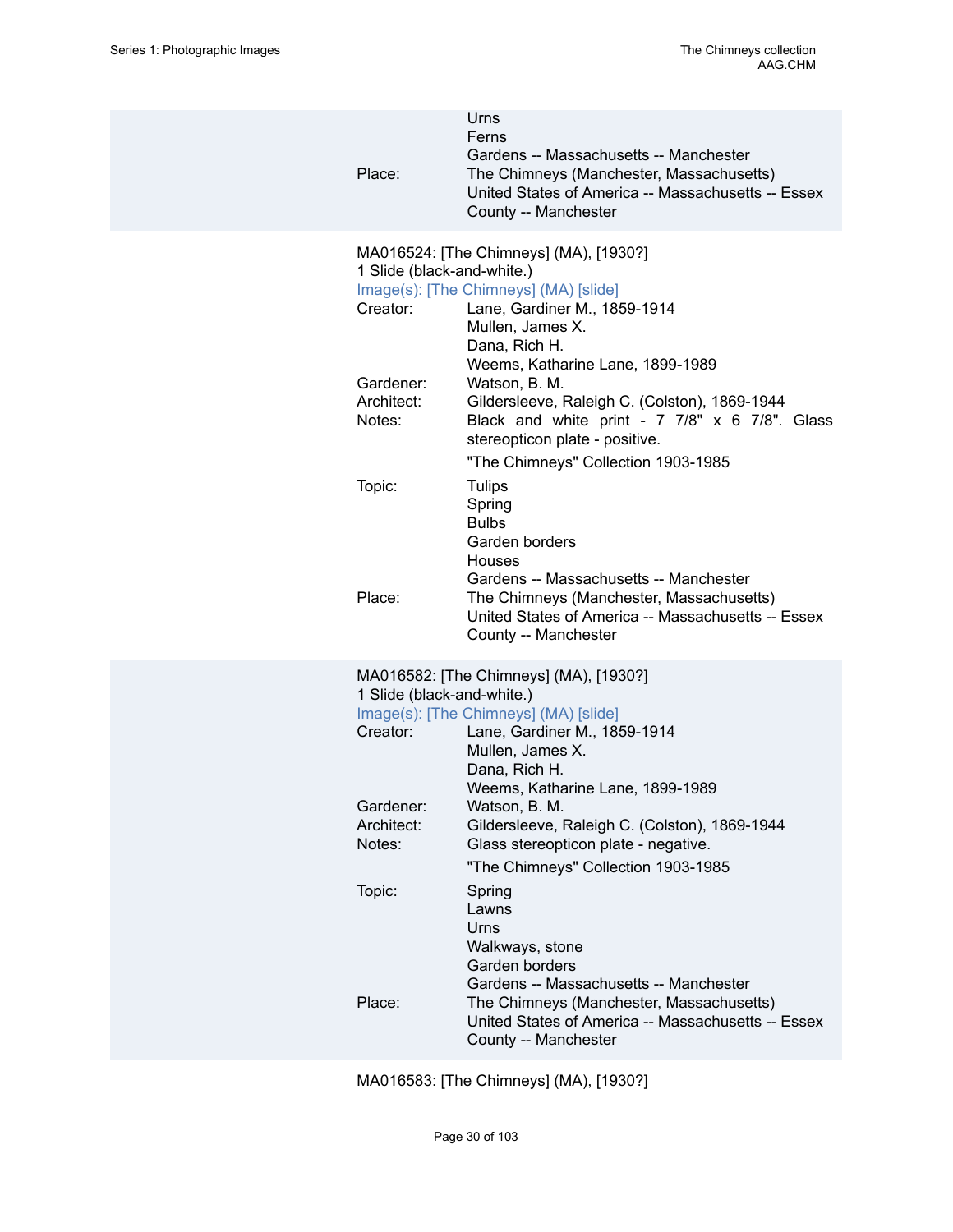Urns
Ferns
Gardens -- Massachusetts -- Manchester

Place: The Chimneys (Manchester, Massachusetts)
United States of America -- Massachusetts -- Essex County -- Manchester

MA016524: [The Chimneys] (MA), [1930?]
1 Slide (black-and-white.)
Image(s): [The Chimneys] (MA) [slide]

Creator: Lane, Gardiner M., 1859-1914
Mullen, James X.
Dana, Rich H.
Weems, Katharine Lane, 1899-1989

Gardener: Watson, B. M.

Architect: Gildersleeve, Raleigh C. (Colston), 1869-1944

Notes: Black and white print - 7 7/8" x 6 7/8". Glass stereopticon plate - positive.

"The Chimneys" Collection 1903-1985

Topic: Tulips
Spring
Bulbs
Garden borders
Houses
Gardens -- Massachusetts -- Manchester

Place: The Chimneys (Manchester, Massachusetts)
United States of America -- Massachusetts -- Essex County -- Manchester

MA016582: [The Chimneys] (MA), [1930?]
1 Slide (black-and-white.)
Image(s): [The Chimneys] (MA) [slide]

Creator: Lane, Gardiner M., 1859-1914
Mullen, James X.
Dana, Rich H.
Weems, Katharine Lane, 1899-1989

Gardener: Watson, B. M.

Architect: Gildersleeve, Raleigh C. (Colston), 1869-1944

Notes: Glass stereopticon plate - negative.

"The Chimneys" Collection 1903-1985

Topic: Spring
Lawns
Urns
Walkways, stone
Garden borders
Gardens -- Massachusetts -- Manchester

Place: The Chimneys (Manchester, Massachusetts)
United States of America -- Massachusetts -- Essex County -- Manchester

MA016583: [The Chimneys] (MA), [1930?]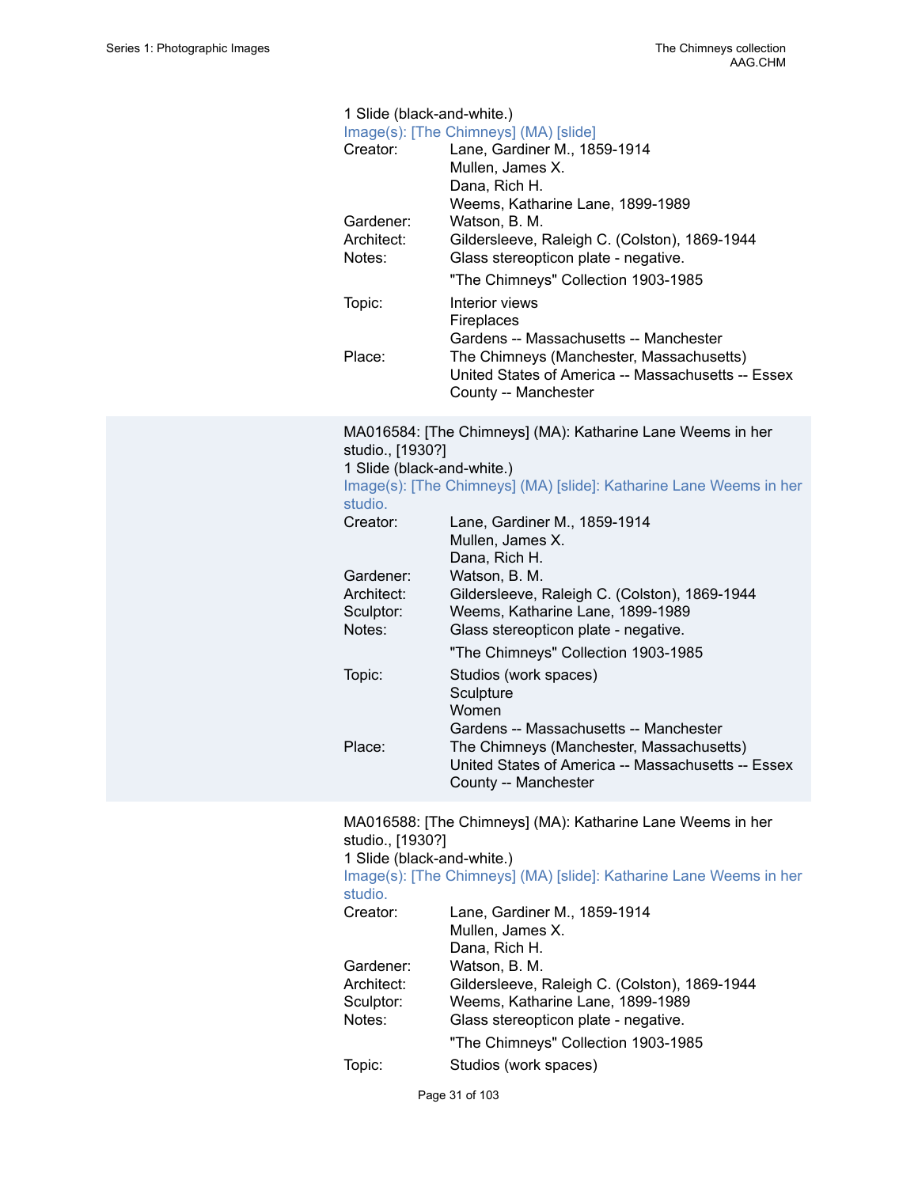1 Slide (black-and-white.)

Image(s): [The Chimneys] (MA) [slide]

Creator: Lane, Gardiner M., 1859-1914
Mullen, James X.
Dana, Rich H.
Weems, Katharine Lane, 1899-1989

Gardener: Watson, B. M.

Architect: Gildersleeve, Raleigh C. (Colston), 1869-1944

Notes: Glass stereopticon plate - negative.

"The Chimneys" Collection 1903-1985

Topic: Interior views
Fireplaces
Gardens -- Massachusetts -- Manchester

Place: The Chimneys (Manchester, Massachusetts)
United States of America -- Massachusetts -- Essex County -- Manchester

MA016584: [The Chimneys] (MA): Katharine Lane Weems in her studio., [1930?]

1 Slide (black-and-white.)

Image(s): [The Chimneys] (MA) [slide]: Katharine Lane Weems in her studio.

Creator: Lane, Gardiner M., 1859-1914
Mullen, James X.
Dana, Rich H.

Gardener: Watson, B. M.

Architect: Gildersleeve, Raleigh C. (Colston), 1869-1944

Sculptor: Weems, Katharine Lane, 1899-1989

Notes: Glass stereopticon plate - negative.

"The Chimneys" Collection 1903-1985

Topic: Studios (work spaces)
Sculpture
Women
Gardens -- Massachusetts -- Manchester

Place: The Chimneys (Manchester, Massachusetts)
United States of America -- Massachusetts -- Essex County -- Manchester

MA016588: [The Chimneys] (MA): Katharine Lane Weems in her studio., [1930?]

1 Slide (black-and-white.)

Image(s): [The Chimneys] (MA) [slide]: Katharine Lane Weems in her studio.

Creator: Lane, Gardiner M., 1859-1914
Mullen, James X.
Dana, Rich H.

Gardener: Watson, B. M.

Architect: Gildersleeve, Raleigh C. (Colston), 1869-1944

Sculptor: Weems, Katharine Lane, 1899-1989

Notes: Glass stereopticon plate - negative.

"The Chimneys" Collection 1903-1985

Topic: Studios (work spaces)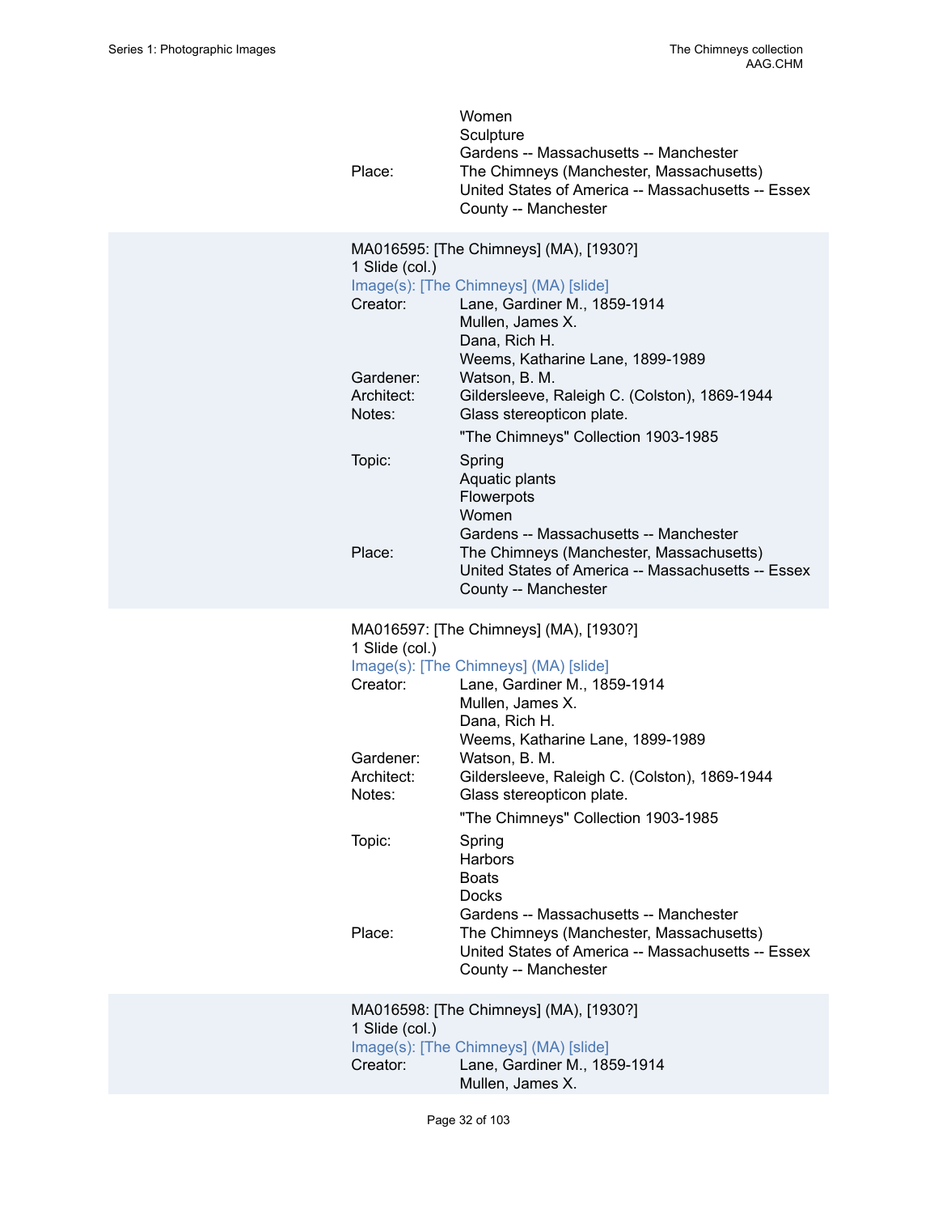Women
Sculpture
Gardens -- Massachusetts -- Manchester

Place: The Chimneys (Manchester, Massachusetts)
United States of America -- Massachusetts -- Essex County -- Manchester

MA016595: [The Chimneys] (MA), [1930?]
1 Slide (col.)
Image(s): [The Chimneys] (MA) [slide]

Creator: Lane, Gardiner M., 1859-1914
Mullen, James X.
Dana, Rich H.
Weems, Katharine Lane, 1899-1989

Gardener: Watson, B. M.

Architect: Gildersleeve, Raleigh C. (Colston), 1869-1944

Notes: Glass stereopticon plate.

"The Chimneys" Collection 1903-1985

Topic: Spring
Aquatic plants
Flowerpots
Women
Gardens -- Massachusetts -- Manchester

Place: The Chimneys (Manchester, Massachusetts)
United States of America -- Massachusetts -- Essex County -- Manchester

MA016597: [The Chimneys] (MA), [1930?]
1 Slide (col.)
Image(s): [The Chimneys] (MA) [slide]

Creator: Lane, Gardiner M., 1859-1914
Mullen, James X.
Dana, Rich H.
Weems, Katharine Lane, 1899-1989

Gardener: Watson, B. M.

Architect: Gildersleeve, Raleigh C. (Colston), 1869-1944

Notes: Glass stereopticon plate.

"The Chimneys" Collection 1903-1985

Topic: Spring
Harbors
Boats
Docks
Gardens -- Massachusetts -- Manchester

Place: The Chimneys (Manchester, Massachusetts)
United States of America -- Massachusetts -- Essex County -- Manchester

MA016598: [The Chimneys] (MA), [1930?]
1 Slide (col.)
Image(s): [The Chimneys] (MA) [slide]

Creator: Lane, Gardiner M., 1859-1914
Mullen, James X.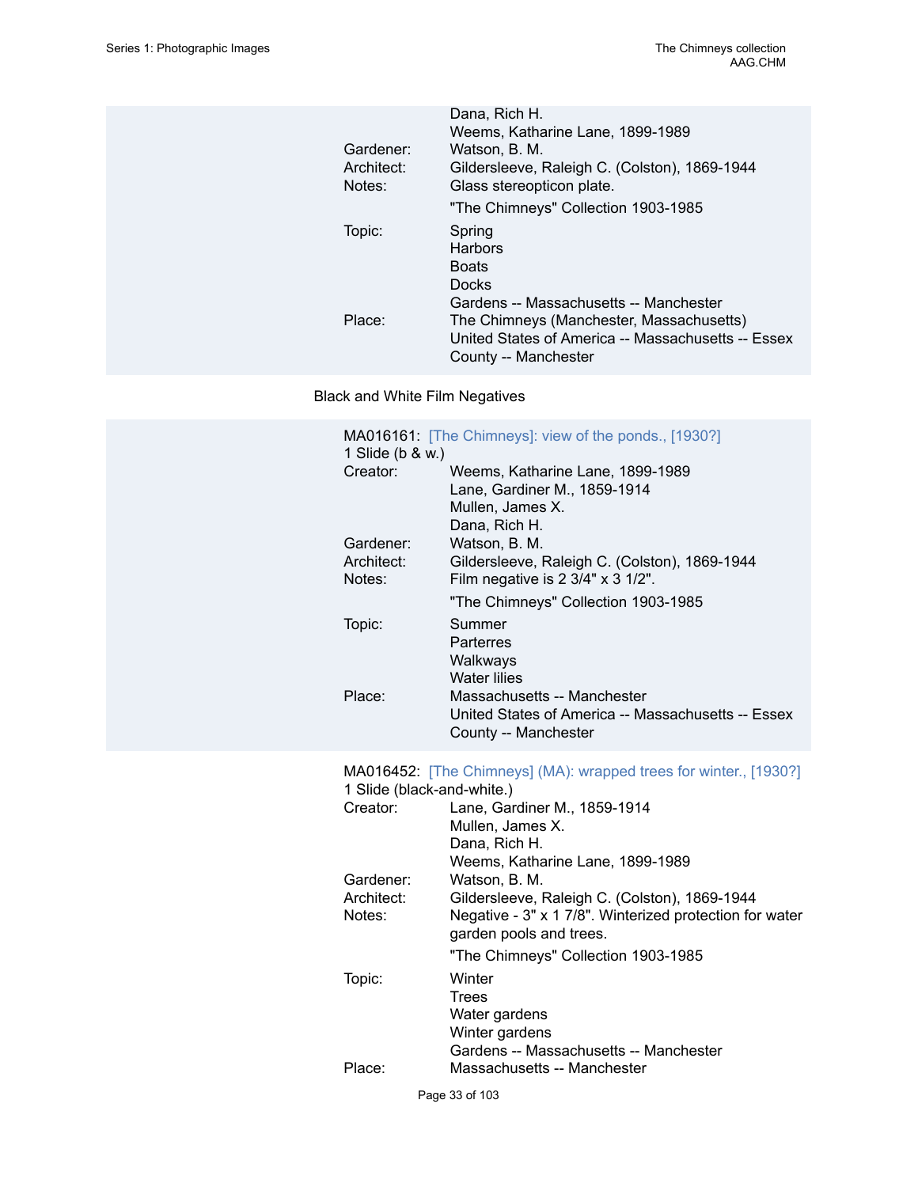Dana, Rich H.
Weems, Katharine Lane, 1899-1989

Gardener: Watson, B. M.
Architect: Gildersleeve, Raleigh C. (Colston), 1869-1944
Notes: Glass stereopticon plate.

"The Chimneys" Collection 1903-1985

Topic: Spring
Harbors
Boats
Docks
Gardens -- Massachusetts -- Manchester

Place: The Chimneys (Manchester, Massachusetts)
United States of America -- Massachusetts -- Essex County -- Manchester

Black and White Film Negatives

MA016161: [The Chimneys]: view of the ponds., [1930?]
1 Slide (b & w.)

Creator: Weems, Katharine Lane, 1899-1989
Lane, Gardiner M., 1859-1914
Mullen, James X.
Dana, Rich H.

Gardener: Watson, B. M.
Architect: Gildersleeve, Raleigh C. (Colston), 1869-1944
Notes: Film negative is 2 3/4" x 3 1/2".

"The Chimneys" Collection 1903-1985

Topic: Summer
Parterres
Walkways
Water lilies

Place: Massachusetts -- Manchester
United States of America -- Massachusetts -- Essex County -- Manchester

MA016452: [The Chimneys] (MA): wrapped trees for winter., [1930?]
1 Slide (black-and-white.)

Creator: Lane, Gardiner M., 1859-1914
Mullen, James X.
Dana, Rich H.
Weems, Katharine Lane, 1899-1989

Gardener: Watson, B. M.
Architect: Gildersleeve, Raleigh C. (Colston), 1869-1944
Notes: Negative - 3" x 1 7/8". Winterized protection for water garden pools and trees.

"The Chimneys" Collection 1903-1985

Topic: Winter
Trees
Water gardens
Winter gardens
Gardens -- Massachusetts -- Manchester

Place: Massachusetts -- Manchester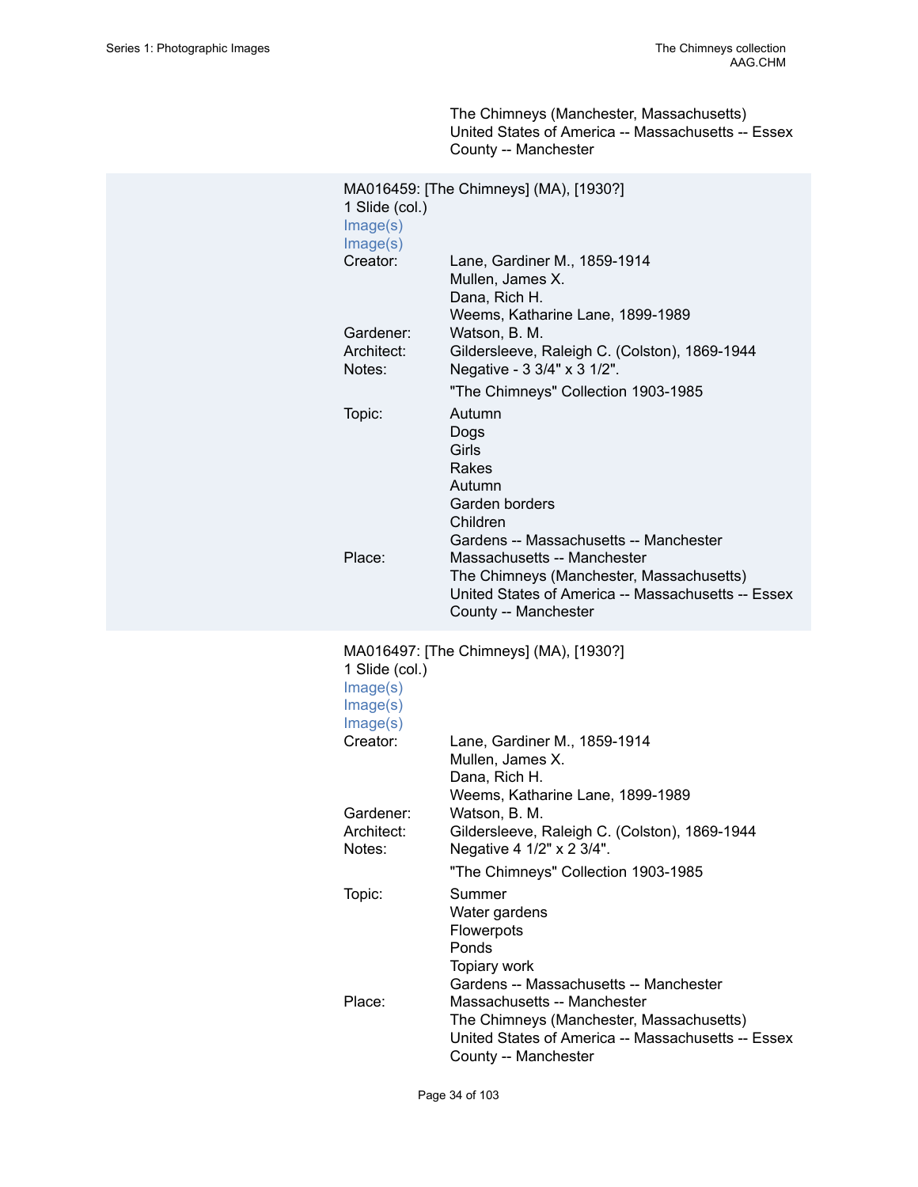The Chimneys (Manchester, Massachusetts)
United States of America -- Massachusetts -- Essex County -- Manchester

MA016459: [The Chimneys] (MA), [1930?]
1 Slide (col.)
Image(s)
Image(s)

Creator: Lane, Gardiner M., 1859-1914
Mullen, James X.
Dana, Rich H.
Weems, Katharine Lane, 1899-1989
Gardener: Watson, B. M.
Architect: Gildersleeve, Raleigh C. (Colston), 1869-1944
Notes: Negative - 3 3/4" x 3 1/2".
"The Chimneys" Collection 1903-1985
Topic: Autumn
Dogs
Girls
Rakes
Autumn
Garden borders
Children
Gardens -- Massachusetts -- Manchester
Place: Massachusetts -- Manchester
The Chimneys (Manchester, Massachusetts)
United States of America -- Massachusetts -- Essex County -- Manchester

MA016497: [The Chimneys] (MA), [1930?]
1 Slide (col.)
Image(s)
Image(s)
Image(s)

Creator: Lane, Gardiner M., 1859-1914
Mullen, James X.
Dana, Rich H.
Weems, Katharine Lane, 1899-1989
Gardener: Watson, B. M.
Architect: Gildersleeve, Raleigh C. (Colston), 1869-1944
Notes: Negative 4 1/2" x 2 3/4".
"The Chimneys" Collection 1903-1985
Topic: Summer
Water gardens
Flowerpots
Ponds
Topiary work
Gardens -- Massachusetts -- Manchester
Place: Massachusetts -- Manchester
The Chimneys (Manchester, Massachusetts)
United States of America -- Massachusetts -- Essex County -- Manchester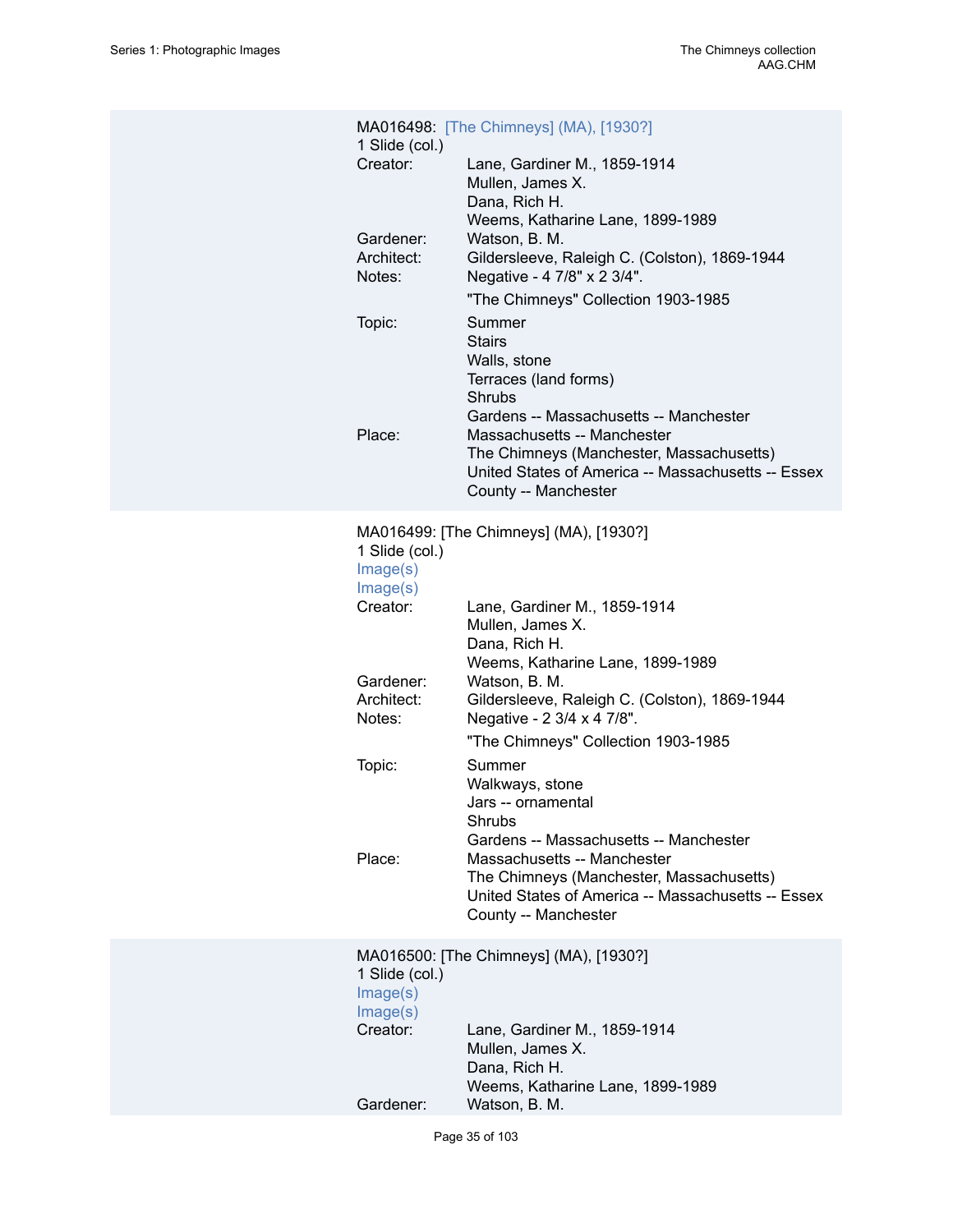MA016498: [The Chimneys] (MA), [1930?]
1 Slide (col.)

Creator: Lane, Gardiner M., 1859-1914
Mullen, James X.
Dana, Rich H.
Weems, Katharine Lane, 1899-1989

Gardener: Watson, B. M.

Architect: Gildersleeve, Raleigh C. (Colston), 1869-1944

Notes: Negative - 4 7/8" x 2 3/4".
"The Chimneys" Collection 1903-1985

Topic: Summer
Stairs
Walls, stone
Terraces (land forms)
Shrubs
Gardens -- Massachusetts -- Manchester

Place: Massachusetts -- Manchester
The Chimneys (Manchester, Massachusetts)
United States of America -- Massachusetts -- Essex County -- Manchester

MA016499: [The Chimneys] (MA), [1930?]
1 Slide (col.)
Image(s)
Image(s)

Creator: Lane, Gardiner M., 1859-1914
Mullen, James X.
Dana, Rich H.
Weems, Katharine Lane, 1899-1989

Gardener: Watson, B. M.

Architect: Gildersleeve, Raleigh C. (Colston), 1869-1944

Notes: Negative - 2 3/4 x 4 7/8".
"The Chimneys" Collection 1903-1985

Topic: Summer
Walkways, stone
Jars -- ornamental
Shrubs
Gardens -- Massachusetts -- Manchester

Place: Massachusetts -- Manchester
The Chimneys (Manchester, Massachusetts)
United States of America -- Massachusetts -- Essex County -- Manchester

MA016500: [The Chimneys] (MA), [1930?]
1 Slide (col.)
Image(s)
Image(s)

Creator: Lane, Gardiner M., 1859-1914
Mullen, James X.
Dana, Rich H.
Weems, Katharine Lane, 1899-1989

Gardener: Watson, B. M.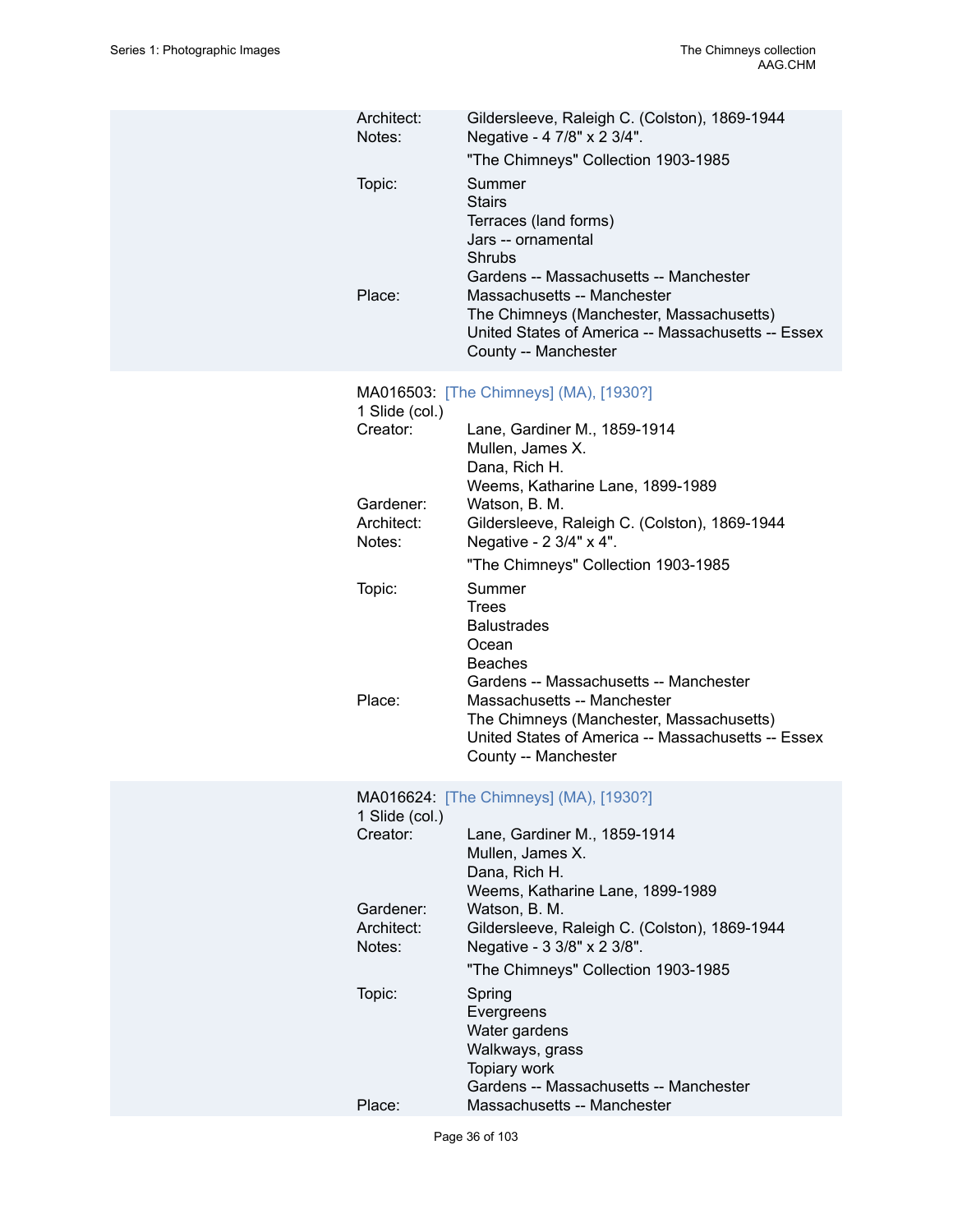Architect: Gildersleeve, Raleigh C. (Colston), 1869-1944
Notes: Negative - 4 7/8" x 2 3/4".

"The Chimneys" Collection 1903-1985

Topic: Summer
Stairs
Terraces (land forms)
Jars -- ornamental
Shrubs
Gardens -- Massachusetts -- Manchester

Place: Massachusetts -- Manchester
The Chimneys (Manchester, Massachusetts)
United States of America -- Massachusetts -- Essex County -- Manchester

MA016503: [The Chimneys] (MA), [1930?]
1 Slide (col.)

Creator: Lane, Gardiner M., 1859-1914
Mullen, James X.
Dana, Rich H.
Weems, Katharine Lane, 1899-1989

Gardener: Watson, B. M.

Architect: Gildersleeve, Raleigh C. (Colston), 1869-1944

Notes: Negative - 2 3/4" x 4".

"The Chimneys" Collection 1903-1985

Topic: Summer
Trees
Balustrades
Ocean
Beaches
Gardens -- Massachusetts -- Manchester

Place: Massachusetts -- Manchester
The Chimneys (Manchester, Massachusetts)
United States of America -- Massachusetts -- Essex County -- Manchester

MA016624: [The Chimneys] (MA), [1930?]
1 Slide (col.)

Creator: Lane, Gardiner M., 1859-1914
Mullen, James X.
Dana, Rich H.
Weems, Katharine Lane, 1899-1989

Gardener: Watson, B. M.

Architect: Gildersleeve, Raleigh C. (Colston), 1869-1944

Notes: Negative - 3 3/8" x 2 3/8".

"The Chimneys" Collection 1903-1985

Topic: Spring
Evergreens
Water gardens
Walkways, grass
Topiary work
Gardens -- Massachusetts -- Manchester

Place: Massachusetts -- Manchester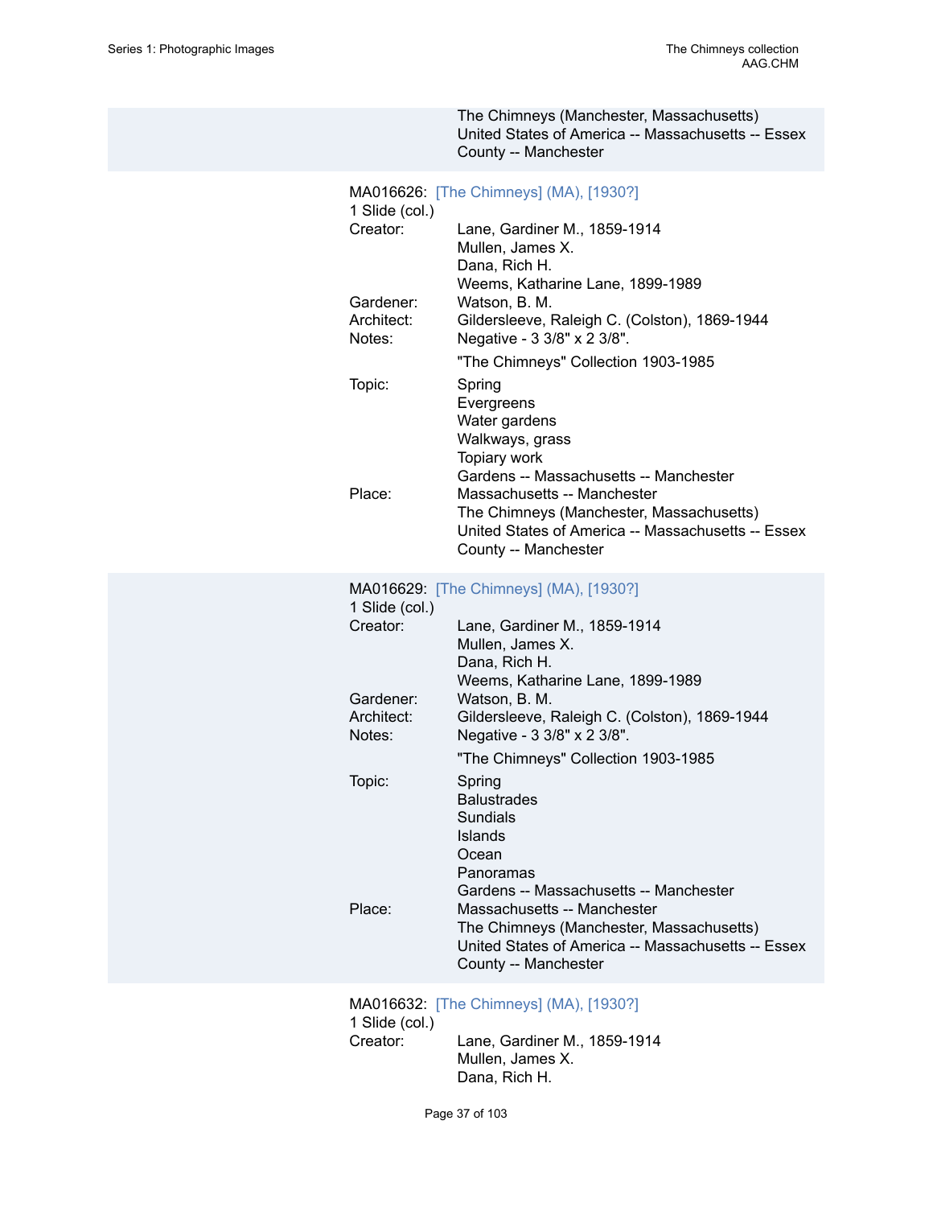The Chimneys (Manchester, Massachusetts)
United States of America -- Massachusetts -- Essex County -- Manchester

MA016626: [The Chimneys] (MA), [1930?]
1 Slide (col.)

Creator: Lane, Gardiner M., 1859-1914
Mullen, James X.
Dana, Rich H.
Weems, Katharine Lane, 1899-1989
Gardener: Watson, B. M.
Architect: Gildersleeve, Raleigh C. (Colston), 1869-1944
Notes: Negative - 3 3/8" x 2 3/8".
"The Chimneys" Collection 1903-1985
Topic: Spring
Evergreens
Water gardens
Walkways, grass
Topiary work
Gardens -- Massachusetts -- Manchester
Place: Massachusetts -- Manchester
The Chimneys (Manchester, Massachusetts)
United States of America -- Massachusetts -- Essex County -- Manchester

MA016629: [The Chimneys] (MA), [1930?]
1 Slide (col.)

Creator: Lane, Gardiner M., 1859-1914
Mullen, James X.
Dana, Rich H.
Weems, Katharine Lane, 1899-1989
Gardener: Watson, B. M.
Architect: Gildersleeve, Raleigh C. (Colston), 1869-1944
Notes: Negative - 3 3/8" x 2 3/8".
"The Chimneys" Collection 1903-1985
Topic: Spring
Balustrades
Sundials
Islands
Ocean
Panoramas
Gardens -- Massachusetts -- Manchester
Place: Massachusetts -- Manchester
The Chimneys (Manchester, Massachusetts)
United States of America -- Massachusetts -- Essex County -- Manchester

MA016632: [The Chimneys] (MA), [1930?]
1 Slide (col.)

Creator: Lane, Gardiner M., 1859-1914
Mullen, James X.
Dana, Rich H.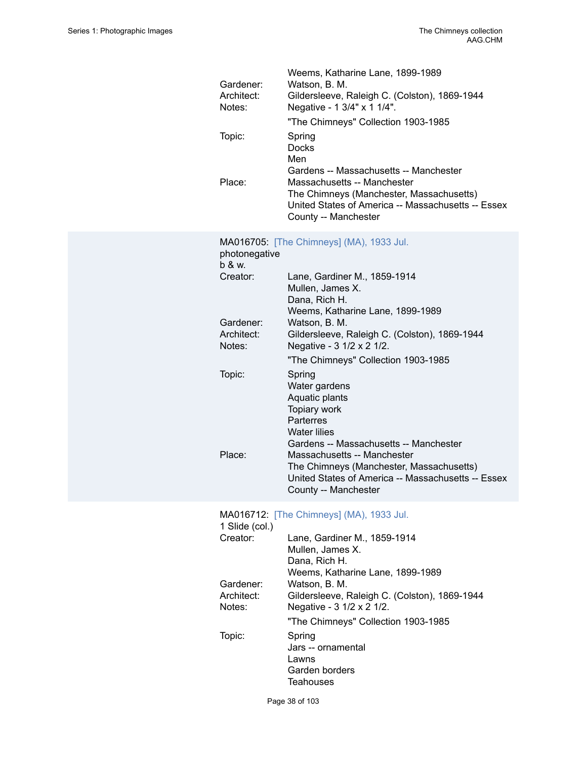Weems, Katharine Lane, 1899-1989

Gardener: Watson, B. M.

Architect: Gildersleeve, Raleigh C. (Colston), 1869-1944

Notes: Negative - 1 3/4" x 1 1/4".

"The Chimneys" Collection 1903-1985

Topic: Spring
Docks
Men
Gardens -- Massachusetts -- Manchester

Place: Massachusetts -- Manchester
The Chimneys (Manchester, Massachusetts)
United States of America -- Massachusetts -- Essex County -- Manchester

---

MA016705: [The Chimneys] (MA), 1933 Jul.
photonegative
b & w.

Creator: Lane, Gardiner M., 1859-1914
Mullen, James X.
Dana, Rich H.
Weems, Katharine Lane, 1899-1989

Gardener: Watson, B. M.

Architect: Gildersleeve, Raleigh C. (Colston), 1869-1944

Notes: Negative - 3 1/2 x 2 1/2.

"The Chimneys" Collection 1903-1985

Topic: Spring
Water gardens
Aquatic plants
Topiary work
Parterres
Water lilies
Gardens -- Massachusetts -- Manchester

Place: Massachusetts -- Manchester
The Chimneys (Manchester, Massachusetts)
United States of America -- Massachusetts -- Essex County -- Manchester

---

MA016712: [The Chimneys] (MA), 1933 Jul.
1 Slide (col.)

Creator: Lane, Gardiner M., 1859-1914
Mullen, James X.
Dana, Rich H.
Weems, Katharine Lane, 1899-1989

Gardener: Watson, B. M.

Architect: Gildersleeve, Raleigh C. (Colston), 1869-1944

Notes: Negative - 3 1/2 x 2 1/2.

"The Chimneys" Collection 1903-1985

Topic: Spring
Jars -- ornamental
Lawns
Garden borders
Teahouses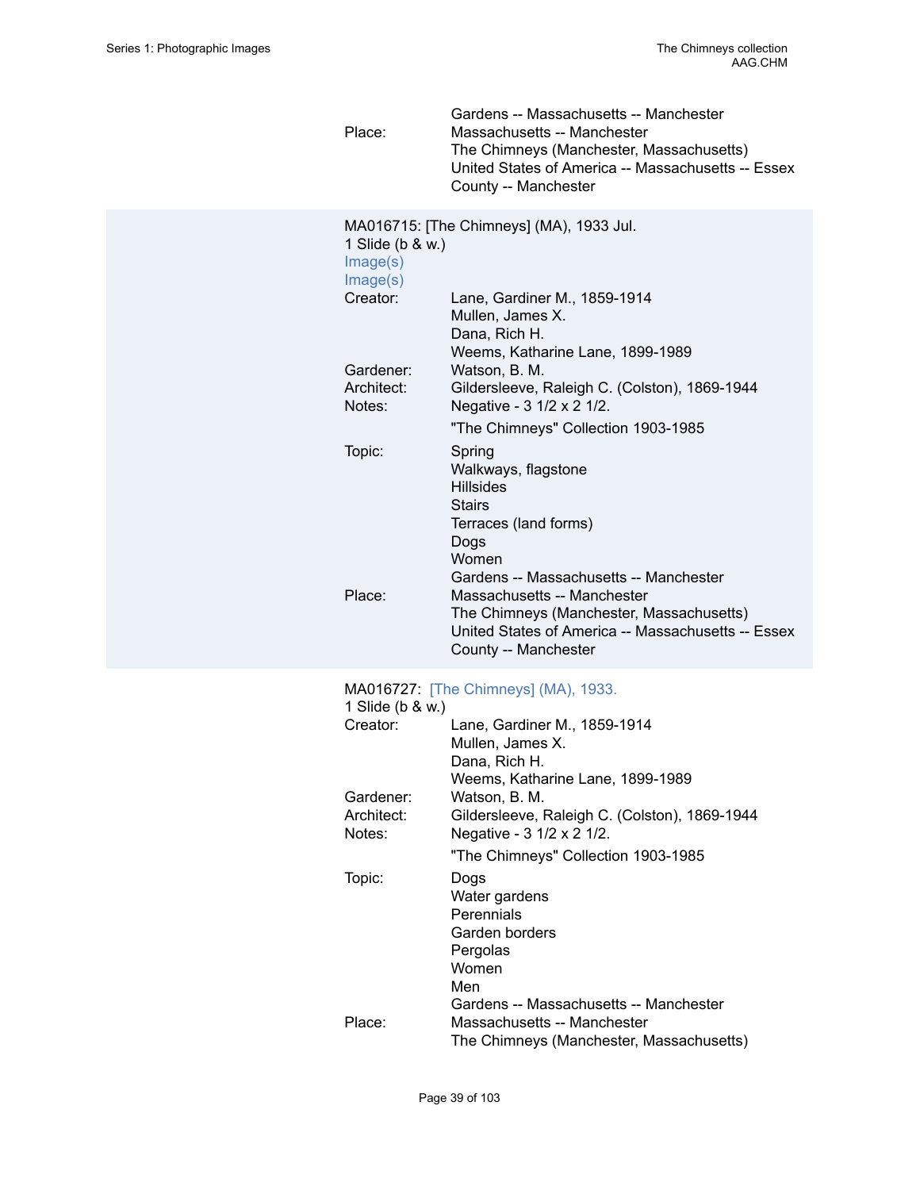Place: Gardens -- Massachusetts -- Manchester
Massachusetts -- Manchester
The Chimneys (Manchester, Massachusetts)
United States of America -- Massachusetts -- Essex County -- Manchester

MA016715: [The Chimneys] (MA), 1933 Jul.
1 Slide (b & w.)
Image(s)
Image(s)

Creator: Lane, Gardiner M., 1859-1914
Mullen, James X.
Dana, Rich H.
Weems, Katharine Lane, 1899-1989

Gardener: Watson, B. M.

Architect: Gildersleeve, Raleigh C. (Colston), 1869-1944

Notes: Negative - 3 1/2 x 2 1/2.

"The Chimneys" Collection 1903-1985

Topic: Spring
Walkways, flagstone
Hillsides
Stairs
Terraces (land forms)
Dogs
Women
Gardens -- Massachusetts -- Manchester

Place: Massachusetts -- Manchester
The Chimneys (Manchester, Massachusetts)
United States of America -- Massachusetts -- Essex County -- Manchester

MA016727: [The Chimneys] (MA), 1933.
1 Slide (b & w.)

Creator: Lane, Gardiner M., 1859-1914
Mullen, James X.
Dana, Rich H.
Weems, Katharine Lane, 1899-1989

Gardener: Watson, B. M.

Architect: Gildersleeve, Raleigh C. (Colston), 1869-1944

Notes: Negative - 3 1/2 x 2 1/2.

"The Chimneys" Collection 1903-1985

Topic: Dogs
Water gardens
Perennials
Garden borders
Pergolas
Women
Men
Gardens -- Massachusetts -- Manchester

Place: Massachusetts -- Manchester
The Chimneys (Manchester, Massachusetts)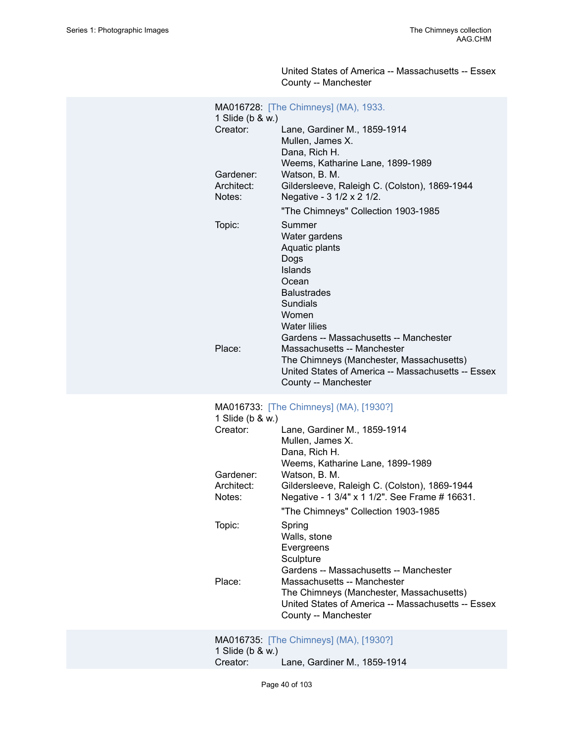United States of America -- Massachusetts -- Essex County -- Manchester

MA016728: [The Chimneys] (MA), 1933.
1 Slide (b & w.)

Creator: Lane, Gardiner M., 1859-1914
Mullen, James X.
Dana, Rich H.
Weems, Katharine Lane, 1899-1989
Gardener: Watson, B. M.
Architect: Gildersleeve, Raleigh C. (Colston), 1869-1944
Notes: Negative - 3 1/2 x 2 1/2.
"The Chimneys" Collection 1903-1985
Topic: Summer
Water gardens
Aquatic plants
Dogs
Islands
Ocean
Balustrades
Sundials
Women
Water lilies
Gardens -- Massachusetts -- Manchester
Place: Massachusetts -- Manchester
The Chimneys (Manchester, Massachusetts)
United States of America -- Massachusetts -- Essex County -- Manchester

MA016733: [The Chimneys] (MA), [1930?]
1 Slide (b & w.)

Creator: Lane, Gardiner M., 1859-1914
Mullen, James X.
Dana, Rich H.
Weems, Katharine Lane, 1899-1989
Gardener: Watson, B. M.
Architect: Gildersleeve, Raleigh C. (Colston), 1869-1944
Notes: Negative - 1 3/4" x 1 1/2". See Frame # 16631.
"The Chimneys" Collection 1903-1985
Topic: Spring
Walls, stone
Evergreens
Sculpture
Gardens -- Massachusetts -- Manchester
Place: Massachusetts -- Manchester
The Chimneys (Manchester, Massachusetts)
United States of America -- Massachusetts -- Essex County -- Manchester

MA016735: [The Chimneys] (MA), [1930?]
1 Slide (b & w.)

Creator: Lane, Gardiner M., 1859-1914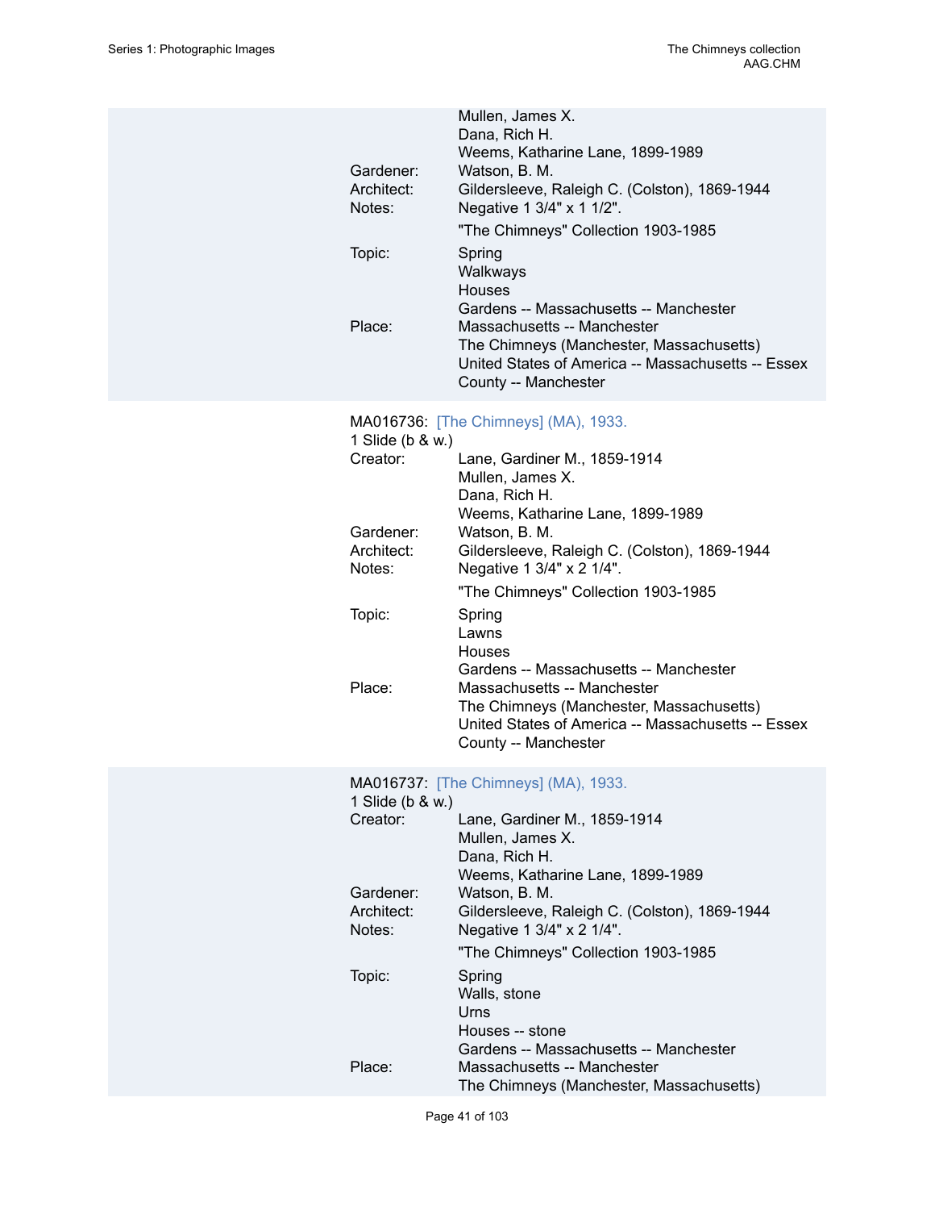Mullen, James X.
Dana, Rich H.
Weems, Katharine Lane, 1899-1989

Gardener: Watson, B. M.
Architect: Gildersleeve, Raleigh C. (Colston), 1869-1944
Notes: Negative 1 3/4" x 1 1/2".

"The Chimneys" Collection 1903-1985

Topic: Spring
Walkways
Houses
Gardens -- Massachusetts -- Manchester

Place: Massachusetts -- Manchester
The Chimneys (Manchester, Massachusetts)
United States of America -- Massachusetts -- Essex County -- Manchester

MA016736: [The Chimneys] (MA), 1933.
1 Slide (b & w.)

Creator: Lane, Gardiner M., 1859-1914
Mullen, James X.
Dana, Rich H.
Weems, Katharine Lane, 1899-1989

Gardener: Watson, B. M.
Architect: Gildersleeve, Raleigh C. (Colston), 1869-1944
Notes: Negative 1 3/4" x 2 1/4".

"The Chimneys" Collection 1903-1985

Topic: Spring
Lawns
Houses
Gardens -- Massachusetts -- Manchester

Place: Massachusetts -- Manchester
The Chimneys (Manchester, Massachusetts)
United States of America -- Massachusetts -- Essex County -- Manchester

MA016737: [The Chimneys] (MA), 1933.
1 Slide (b & w.)

Creator: Lane, Gardiner M., 1859-1914
Mullen, James X.
Dana, Rich H.
Weems, Katharine Lane, 1899-1989

Gardener: Watson, B. M.
Architect: Gildersleeve, Raleigh C. (Colston), 1869-1944
Notes: Negative 1 3/4" x 2 1/4".

"The Chimneys" Collection 1903-1985

Topic: Spring
Walls, stone
Urns
Houses -- stone
Gardens -- Massachusetts -- Manchester

Place: Massachusetts -- Manchester
The Chimneys (Manchester, Massachusetts)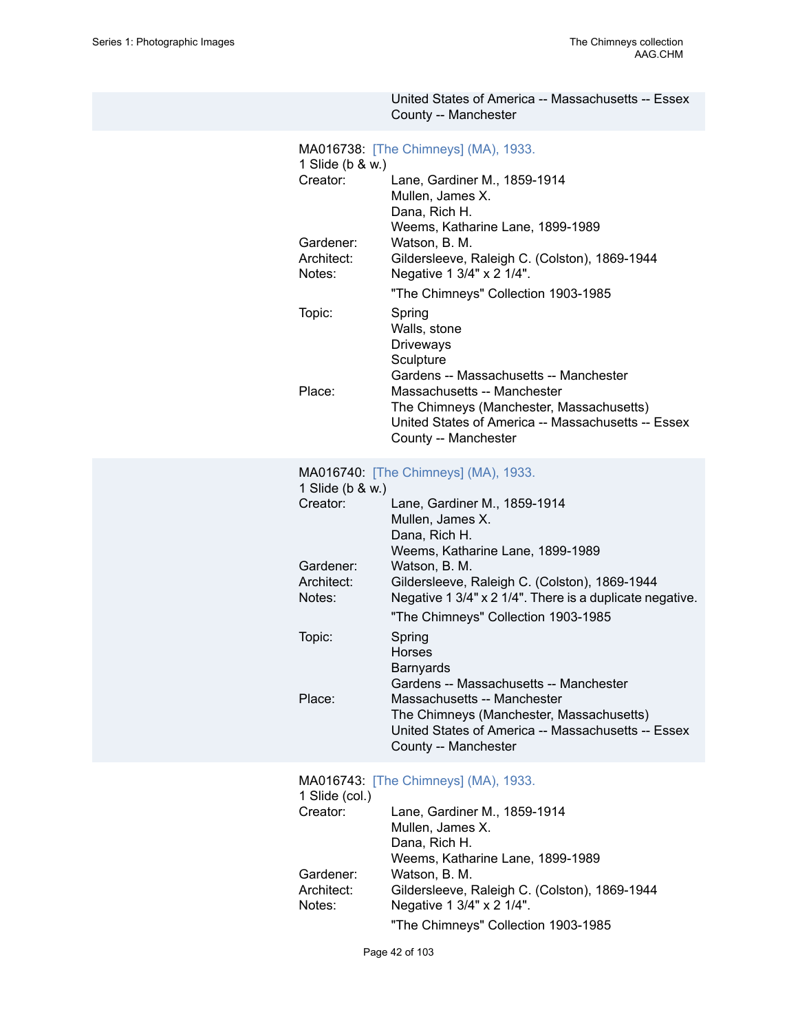United States of America -- Massachusetts -- Essex County -- Manchester

MA016738: [The Chimneys] (MA), 1933.
1 Slide (b & w.)

Creator: Lane, Gardiner M., 1859-1914
Mullen, James X.
Dana, Rich H.
Weems, Katharine Lane, 1899-1989
Gardener: Watson, B. M.
Architect: Gildersleeve, Raleigh C. (Colston), 1869-1944
Notes: Negative 1 3/4" x 2 1/4".
"The Chimneys" Collection 1903-1985
Topic: Spring
Walls, stone
Driveways
Sculpture
Gardens -- Massachusetts -- Manchester
Place: Massachusetts -- Manchester
The Chimneys (Manchester, Massachusetts)
United States of America -- Massachusetts -- Essex County -- Manchester

MA016740: [The Chimneys] (MA), 1933.
1 Slide (b & w.)

Creator: Lane, Gardiner M., 1859-1914
Mullen, James X.
Dana, Rich H.
Weems, Katharine Lane, 1899-1989
Gardener: Watson, B. M.
Architect: Gildersleeve, Raleigh C. (Colston), 1869-1944
Notes: Negative 1 3/4" x 2 1/4". There is a duplicate negative.
"The Chimneys" Collection 1903-1985
Topic: Spring
Horses
Barnyards
Gardens -- Massachusetts -- Manchester
Place: Massachusetts -- Manchester
The Chimneys (Manchester, Massachusetts)
United States of America -- Massachusetts -- Essex County -- Manchester

MA016743: [The Chimneys] (MA), 1933.
1 Slide (col.)

Creator: Lane, Gardiner M., 1859-1914
Mullen, James X.
Dana, Rich H.
Weems, Katharine Lane, 1899-1989
Gardener: Watson, B. M.
Architect: Gildersleeve, Raleigh C. (Colston), 1869-1944
Notes: Negative 1 3/4" x 2 1/4".
"The Chimneys" Collection 1903-1985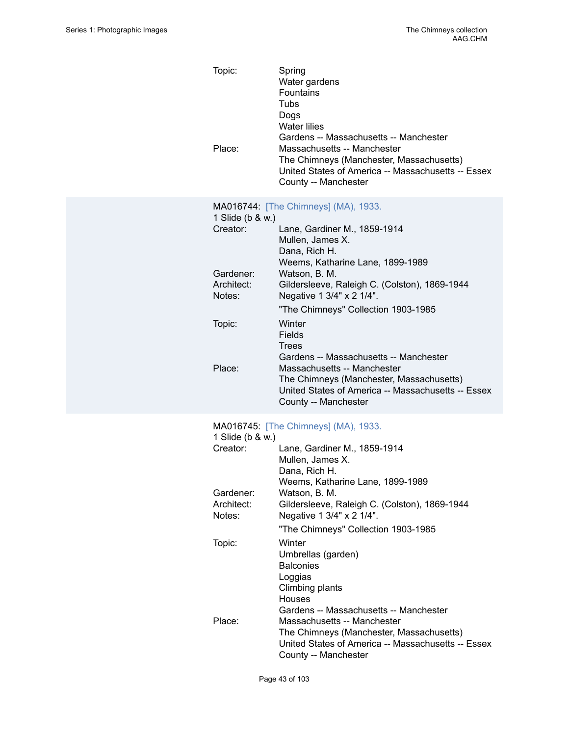Topic: Spring
Water gardens
Fountains
Tubs
Dogs
Water lilies
Gardens -- Massachusetts -- Manchester

Place: Massachusetts -- Manchester
The Chimneys (Manchester, Massachusetts)
United States of America -- Massachusetts -- Essex County -- Manchester

MA016744: [The Chimneys] (MA), 1933.
1 Slide (b & w.)

Creator: Lane, Gardiner M., 1859-1914
Mullen, James X.
Dana, Rich H.
Weems, Katharine Lane, 1899-1989

Gardener: Watson, B. M.

Architect: Gildersleeve, Raleigh C. (Colston), 1869-1944

Notes: Negative 1 3/4" x 2 1/4".

"The Chimneys" Collection 1903-1985

Topic: Winter
Fields
Trees
Gardens -- Massachusetts -- Manchester

Place: Massachusetts -- Manchester
The Chimneys (Manchester, Massachusetts)
United States of America -- Massachusetts -- Essex County -- Manchester

MA016745: [The Chimneys] (MA), 1933.
1 Slide (b & w.)

Creator: Lane, Gardiner M., 1859-1914
Mullen, James X.
Dana, Rich H.
Weems, Katharine Lane, 1899-1989

Gardener: Watson, B. M.

Architect: Gildersleeve, Raleigh C. (Colston), 1869-1944

Notes: Negative 1 3/4" x 2 1/4".

"The Chimneys" Collection 1903-1985

Topic: Winter
Umbrellas (garden)
Balconies
Loggias
Climbing plants
Houses
Gardens -- Massachusetts -- Manchester

Place: Massachusetts -- Manchester
The Chimneys (Manchester, Massachusetts)
United States of America -- Massachusetts -- Essex County -- Manchester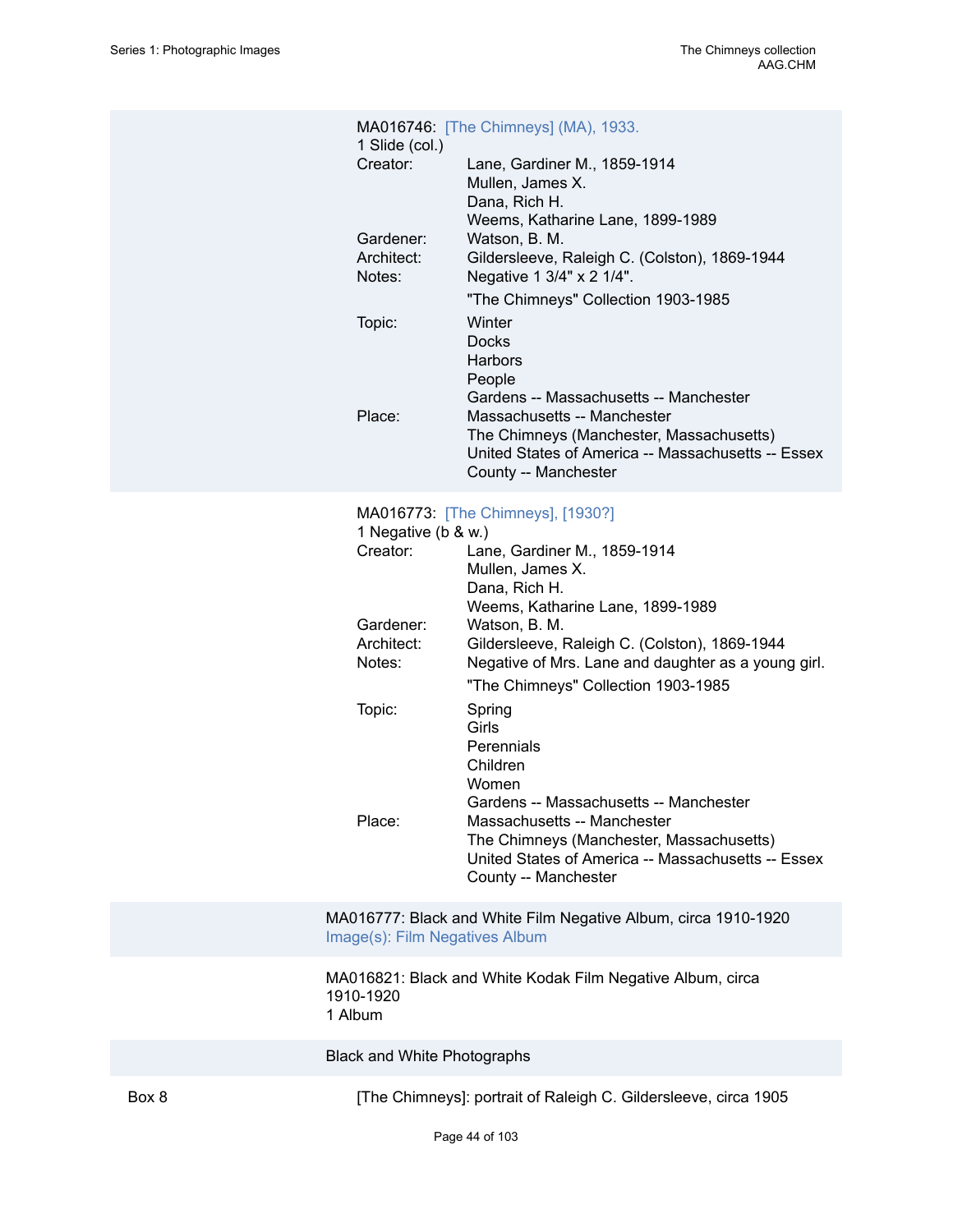MA016746: [The Chimneys] (MA), 1933.
1 Slide (col.)

| | |
|---|---|
| Creator: | Lane, Gardiner M., 1859-1914<br>Mullen, James X.<br>Dana, Rich H.<br>Weems, Katharine Lane, 1899-1989 |
| Gardener: | Watson, B. M. |
| Architect: | Gildersleeve, Raleigh C. (Colston), 1869-1944 |
| Notes: | Negative 1 3/4" x 2 1/4".<br>"The Chimneys" Collection 1903-1985 |
| Topic: | Winter<br>Docks<br>Harbors<br>People<br>Gardens -- Massachusetts -- Manchester |
| Place: | Massachusetts -- Manchester<br>The Chimneys (Manchester, Massachusetts)<br>United States of America -- Massachusetts -- Essex County -- Manchester |

MA016773: [The Chimneys], [1930?]
1 Negative (b & w.)

| | |
|---|---|
| Creator: | Lane, Gardiner M., 1859-1914<br>Mullen, James X.<br>Dana, Rich H.<br>Weems, Katharine Lane, 1899-1989 |
| Gardener: | Watson, B. M. |
| Architect: | Gildersleeve, Raleigh C. (Colston), 1869-1944 |
| Notes: | Negative of Mrs. Lane and daughter as a young girl.<br>"The Chimneys" Collection 1903-1985 |
| Topic: | Spring<br>Girls<br>Perennials<br>Children<br>Women<br>Gardens -- Massachusetts -- Manchester |
| Place: | Massachusetts -- Manchester<br>The Chimneys (Manchester, Massachusetts)<br>United States of America -- Massachusetts -- Essex County -- Manchester |

MA016777: Black and White Film Negative Album, circa 1910-1920
Image(s): Film Negatives Album

MA016821: Black and White Kodak Film Negative Album, circa 1910-1920
1 Album

Black and White Photographs

Box 8 — [The Chimneys]: portrait of Raleigh C. Gildersleeve, circa 1905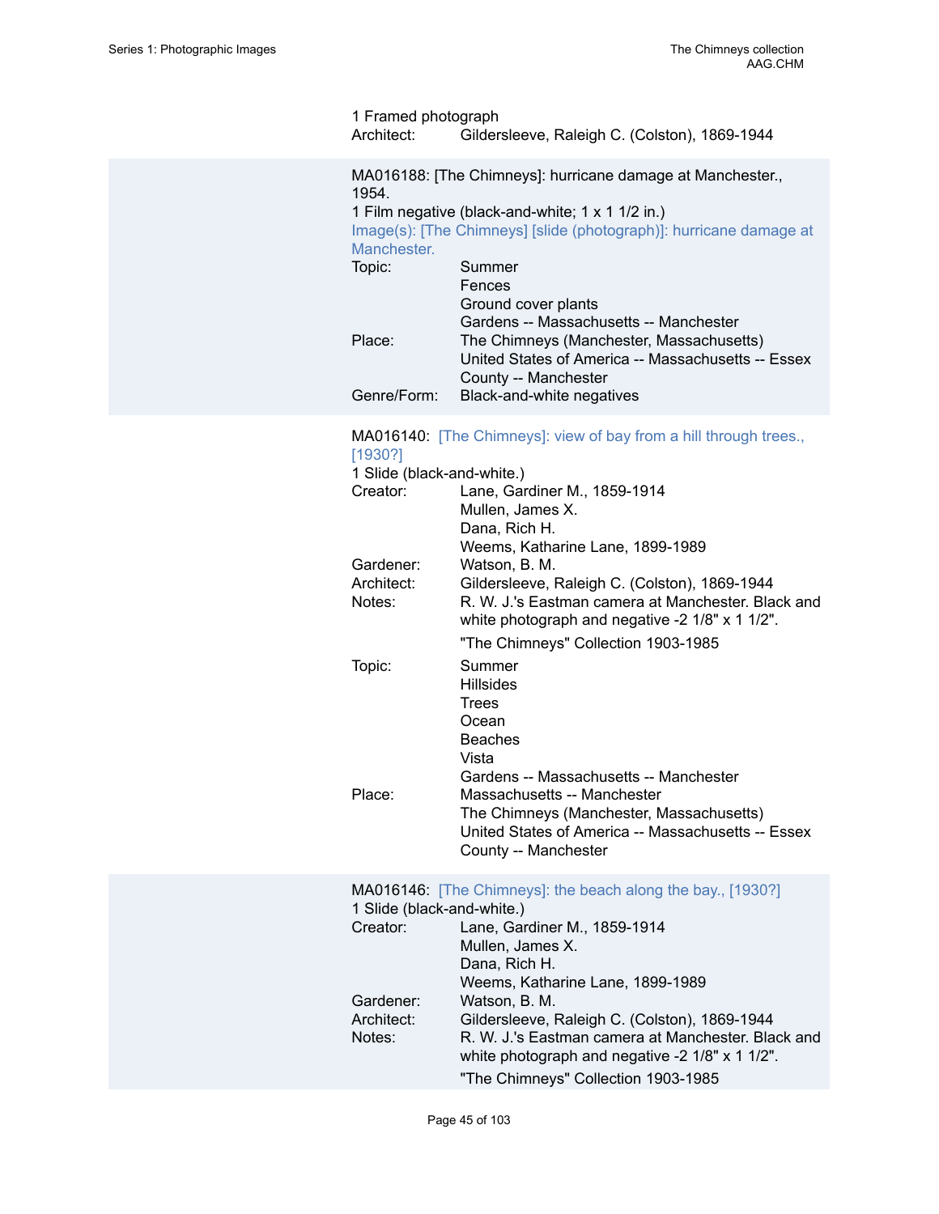1 Framed photograph

Architect: Gildersleeve, Raleigh C. (Colston), 1869-1944

MA016188: [The Chimneys]: hurricane damage at Manchester., 1954.

1 Film negative (black-and-white; 1 x 1 1/2 in.)

Image(s): [The Chimneys] [slide (photograph)]: hurricane damage at Manchester.

Topic: Summer
Fences
Ground cover plants
Gardens -- Massachusetts -- Manchester

Place: The Chimneys (Manchester, Massachusetts)
United States of America -- Massachusetts -- Essex County -- Manchester

Genre/Form: Black-and-white negatives

MA016140: [The Chimneys]: view of bay from a hill through trees., [1930?]

1 Slide (black-and-white.)

Creator: Lane, Gardiner M., 1859-1914
Mullen, James X.
Dana, Rich H.
Weems, Katharine Lane, 1899-1989

Gardener: Watson, B. M.

Architect: Gildersleeve, Raleigh C. (Colston), 1869-1944

Notes: R. W. J.'s Eastman camera at Manchester. Black and white photograph and negative -2 1/8" x 1 1/2".

"The Chimneys" Collection 1903-1985

Topic: Summer
Hillsides
Trees
Ocean
Beaches
Vista
Gardens -- Massachusetts -- Manchester

Place: Massachusetts -- Manchester
The Chimneys (Manchester, Massachusetts)
United States of America -- Massachusetts -- Essex County -- Manchester

MA016146: [The Chimneys]: the beach along the bay., [1930?]

1 Slide (black-and-white.)

Creator: Lane, Gardiner M., 1859-1914
Mullen, James X.
Dana, Rich H.
Weems, Katharine Lane, 1899-1989

Gardener: Watson, B. M.

Architect: Gildersleeve, Raleigh C. (Colston), 1869-1944

Notes: R. W. J.'s Eastman camera at Manchester. Black and white photograph and negative -2 1/8" x 1 1/2".

"The Chimneys" Collection 1903-1985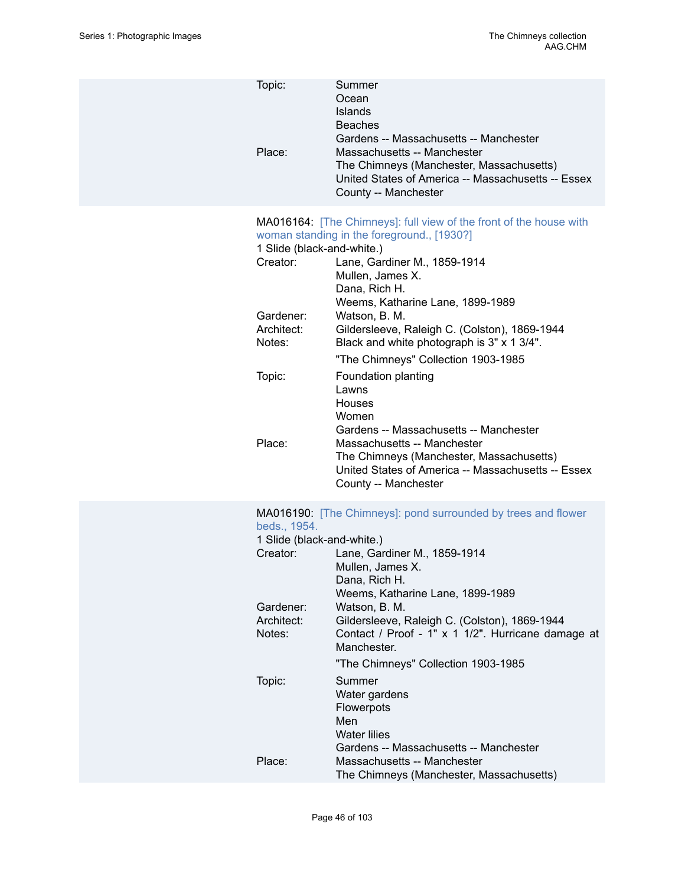Topic: Summer
Ocean
Islands
Beaches
Gardens -- Massachusetts -- Manchester

Place: Massachusetts -- Manchester
The Chimneys (Manchester, Massachusetts)
United States of America -- Massachusetts -- Essex County -- Manchester

MA016164: [The Chimneys]: full view of the front of the house with woman standing in the foreground., [1930?]

1 Slide (black-and-white.)

Creator: Lane, Gardiner M., 1859-1914
Mullen, James X.
Dana, Rich H.
Weems, Katharine Lane, 1899-1989

Gardener: Watson, B. M.

Architect: Gildersleeve, Raleigh C. (Colston), 1869-1944

Notes: Black and white photograph is 3" x 1 3/4".

"The Chimneys" Collection 1903-1985

Topic: Foundation planting
Lawns
Houses
Women
Gardens -- Massachusetts -- Manchester

Place: Massachusetts -- Manchester
The Chimneys (Manchester, Massachusetts)
United States of America -- Massachusetts -- Essex County -- Manchester

MA016190: [The Chimneys]: pond surrounded by trees and flower beds., 1954.

1 Slide (black-and-white.)

Creator: Lane, Gardiner M., 1859-1914
Mullen, James X.
Dana, Rich H.
Weems, Katharine Lane, 1899-1989

Gardener: Watson, B. M.

Architect: Gildersleeve, Raleigh C. (Colston), 1869-1944

Notes: Contact / Proof - 1" x 1 1/2". Hurricane damage at Manchester.

"The Chimneys" Collection 1903-1985

Topic: Summer
Water gardens
Flowerpots
Men
Water lilies
Gardens -- Massachusetts -- Manchester

Place: Massachusetts -- Manchester
The Chimneys (Manchester, Massachusetts)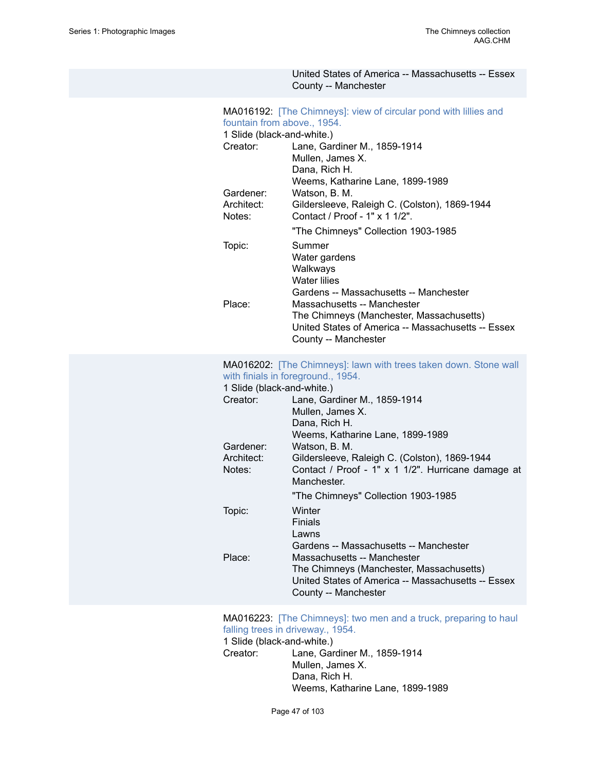United States of America -- Massachusetts -- Essex County -- Manchester

MA016192: [The Chimneys]: view of circular pond with lillies and fountain from above., 1954.

1 Slide (black-and-white.)

Creator: Lane, Gardiner M., 1859-1914
Mullen, James X.
Dana, Rich H.
Weems, Katharine Lane, 1899-1989

Gardener: Watson, B. M.

Architect: Gildersleeve, Raleigh C. (Colston), 1869-1944

Notes: Contact / Proof - 1" x 1 1/2".

"The Chimneys" Collection 1903-1985

Topic: Summer
Water gardens
Walkways
Water lilies
Gardens -- Massachusetts -- Manchester

Place: Massachusetts -- Manchester
The Chimneys (Manchester, Massachusetts)
United States of America -- Massachusetts -- Essex County -- Manchester

MA016202: [The Chimneys]: lawn with trees taken down. Stone wall with finials in foreground., 1954.

1 Slide (black-and-white.)

Creator: Lane, Gardiner M., 1859-1914
Mullen, James X.
Dana, Rich H.
Weems, Katharine Lane, 1899-1989

Gardener: Watson, B. M.

Architect: Gildersleeve, Raleigh C. (Colston), 1869-1944

Notes: Contact / Proof - 1" x 1 1/2". Hurricane damage at Manchester.

"The Chimneys" Collection 1903-1985

Topic: Winter
Finials
Lawns
Gardens -- Massachusetts -- Manchester

Place: Massachusetts -- Manchester
The Chimneys (Manchester, Massachusetts)
United States of America -- Massachusetts -- Essex County -- Manchester

MA016223: [The Chimneys]: two men and a truck, preparing to haul falling trees in driveway., 1954.

1 Slide (black-and-white.)

Creator: Lane, Gardiner M., 1859-1914
Mullen, James X.
Dana, Rich H.
Weems, Katharine Lane, 1899-1989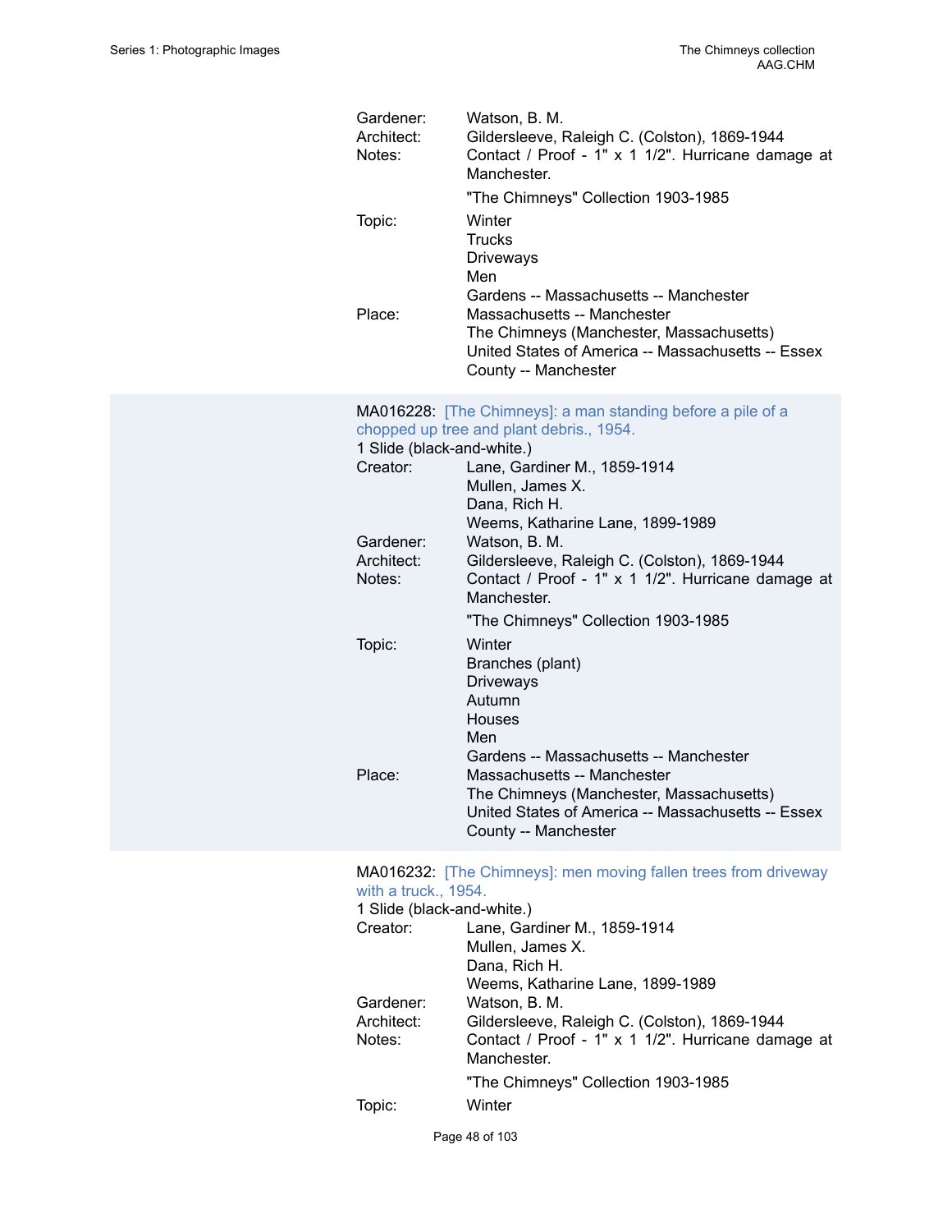Gardener: Watson, B. M.
Architect: Gildersleeve, Raleigh C. (Colston), 1869-1944
Notes: Contact / Proof - 1" x 1 1/2". Hurricane damage at Manchester.

"The Chimneys" Collection 1903-1985

Topic: Winter
Trucks
Driveways
Men
Gardens -- Massachusetts -- Manchester

Place: Massachusetts -- Manchester
The Chimneys (Manchester, Massachusetts)
United States of America -- Massachusetts -- Essex County -- Manchester

MA016228: [The Chimneys]: a man standing before a pile of a chopped up tree and plant debris., 1954.

1 Slide (black-and-white.)

Creator: Lane, Gardiner M., 1859-1914
Mullen, James X.
Dana, Rich H.
Weems, Katharine Lane, 1899-1989

Gardener: Watson, B. M.
Architect: Gildersleeve, Raleigh C. (Colston), 1869-1944
Notes: Contact / Proof - 1" x 1 1/2". Hurricane damage at Manchester.

"The Chimneys" Collection 1903-1985

Topic: Winter
Branches (plant)
Driveways
Autumn
Houses
Men
Gardens -- Massachusetts -- Manchester

Place: Massachusetts -- Manchester
The Chimneys (Manchester, Massachusetts)
United States of America -- Massachusetts -- Essex County -- Manchester

MA016232: [The Chimneys]: men moving fallen trees from driveway with a truck., 1954.

1 Slide (black-and-white.)

Creator: Lane, Gardiner M., 1859-1914
Mullen, James X.
Dana, Rich H.
Weems, Katharine Lane, 1899-1989

Gardener: Watson, B. M.
Architect: Gildersleeve, Raleigh C. (Colston), 1869-1944
Notes: Contact / Proof - 1" x 1 1/2". Hurricane damage at Manchester.

"The Chimneys" Collection 1903-1985

Topic: Winter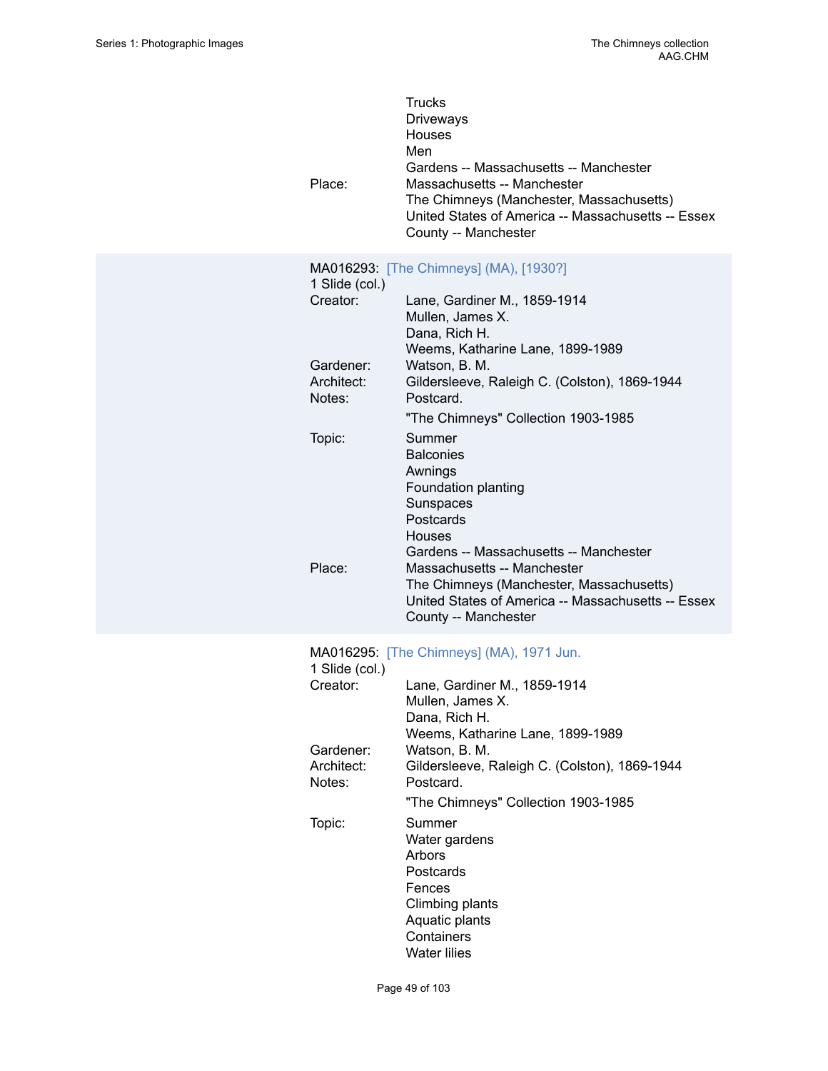Trucks
Driveways
Houses
Men
Gardens -- Massachusetts -- Manchester

Place: Massachusetts -- Manchester
The Chimneys (Manchester, Massachusetts)
United States of America -- Massachusetts -- Essex County -- Manchester

MA016293: [The Chimneys] (MA), [1930?]
1 Slide (col.)

Creator: Lane, Gardiner M., 1859-1914
Mullen, James X.
Dana, Rich H.
Weems, Katharine Lane, 1899-1989

Gardener: Watson, B. M.

Architect: Gildersleeve, Raleigh C. (Colston), 1869-1944

Notes: Postcard.

"The Chimneys" Collection 1903-1985

Topic: Summer
Balconies
Awnings
Foundation planting
Sunspaces
Postcards
Houses
Gardens -- Massachusetts -- Manchester

Place: Massachusetts -- Manchester
The Chimneys (Manchester, Massachusetts)
United States of America -- Massachusetts -- Essex County -- Manchester

MA016295: [The Chimneys] (MA), 1971 Jun.
1 Slide (col.)

Creator: Lane, Gardiner M., 1859-1914
Mullen, James X.
Dana, Rich H.
Weems, Katharine Lane, 1899-1989

Gardener: Watson, B. M.

Architect: Gildersleeve, Raleigh C. (Colston), 1869-1944

Notes: Postcard.

"The Chimneys" Collection 1903-1985

Topic: Summer
Water gardens
Arbors
Postcards
Fences
Climbing plants
Aquatic plants
Containers
Water lilies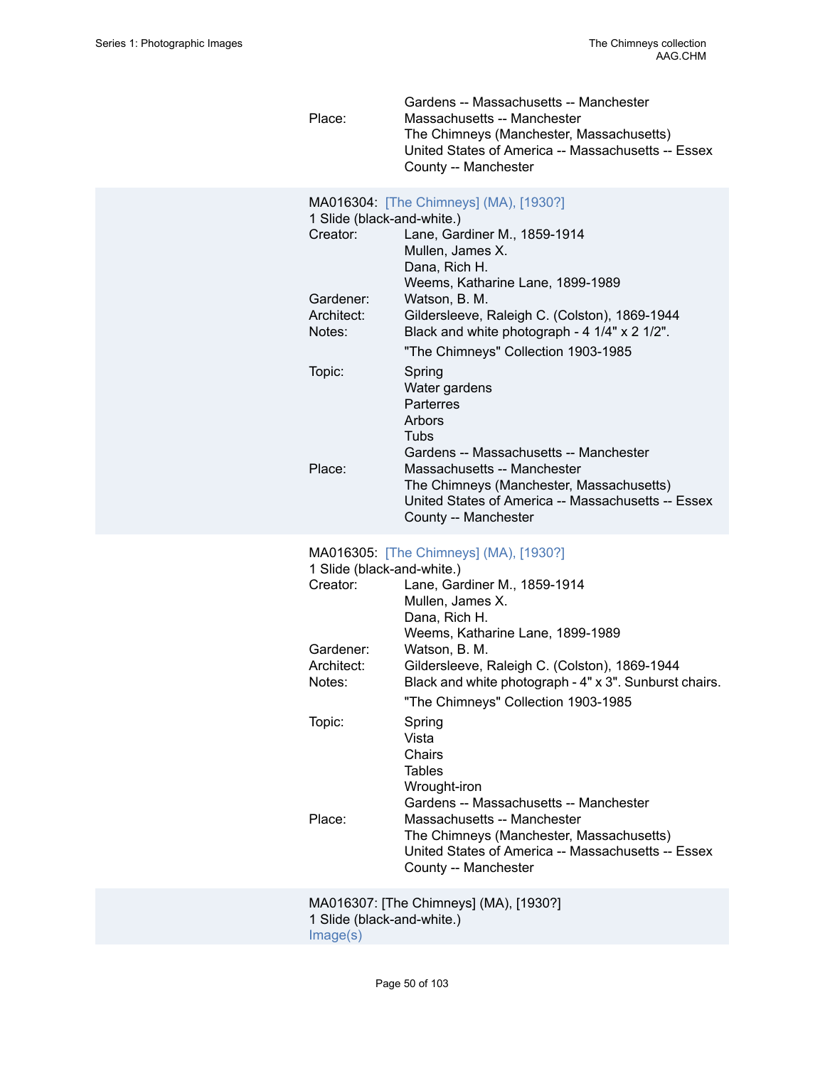| | |
|---|---|
| Place: | Gardens -- Massachusetts -- Manchester<br>Massachusetts -- Manchester<br>The Chimneys (Manchester, Massachusetts)<br>United States of America -- Massachusetts -- Essex County -- Manchester |

MA016304: [The Chimneys] (MA), [1930?]
1 Slide (black-and-white.)

| | |
|---|---|
| Creator: | Lane, Gardiner M., 1859-1914<br>Mullen, James X.<br>Dana, Rich H.<br>Weems, Katharine Lane, 1899-1989 |
| Gardener: | Watson, B. M. |
| Architect: | Gildersleeve, Raleigh C. (Colston), 1869-1944 |
| Notes: | Black and white photograph - 4 1/4" x 2 1/2".<br>"The Chimneys" Collection 1903-1985 |
| Topic: | Spring<br>Water gardens<br>Parterres<br>Arbors<br>Tubs<br>Gardens -- Massachusetts -- Manchester |
| Place: | Massachusetts -- Manchester<br>The Chimneys (Manchester, Massachusetts)<br>United States of America -- Massachusetts -- Essex County -- Manchester |

MA016305: [The Chimneys] (MA), [1930?]
1 Slide (black-and-white.)

| | |
|---|---|
| Creator: | Lane, Gardiner M., 1859-1914<br>Mullen, James X.<br>Dana, Rich H.<br>Weems, Katharine Lane, 1899-1989 |
| Gardener: | Watson, B. M. |
| Architect: | Gildersleeve, Raleigh C. (Colston), 1869-1944 |
| Notes: | Black and white photograph - 4" x 3". Sunburst chairs.<br>"The Chimneys" Collection 1903-1985 |
| Topic: | Spring<br>Vista<br>Chairs<br>Tables<br>Wrought-iron<br>Gardens -- Massachusetts -- Manchester |
| Place: | Massachusetts -- Manchester<br>The Chimneys (Manchester, Massachusetts)<br>United States of America -- Massachusetts -- Essex County -- Manchester |

MA016307: [The Chimneys] (MA), [1930?]
1 Slide (black-and-white.)
Image(s)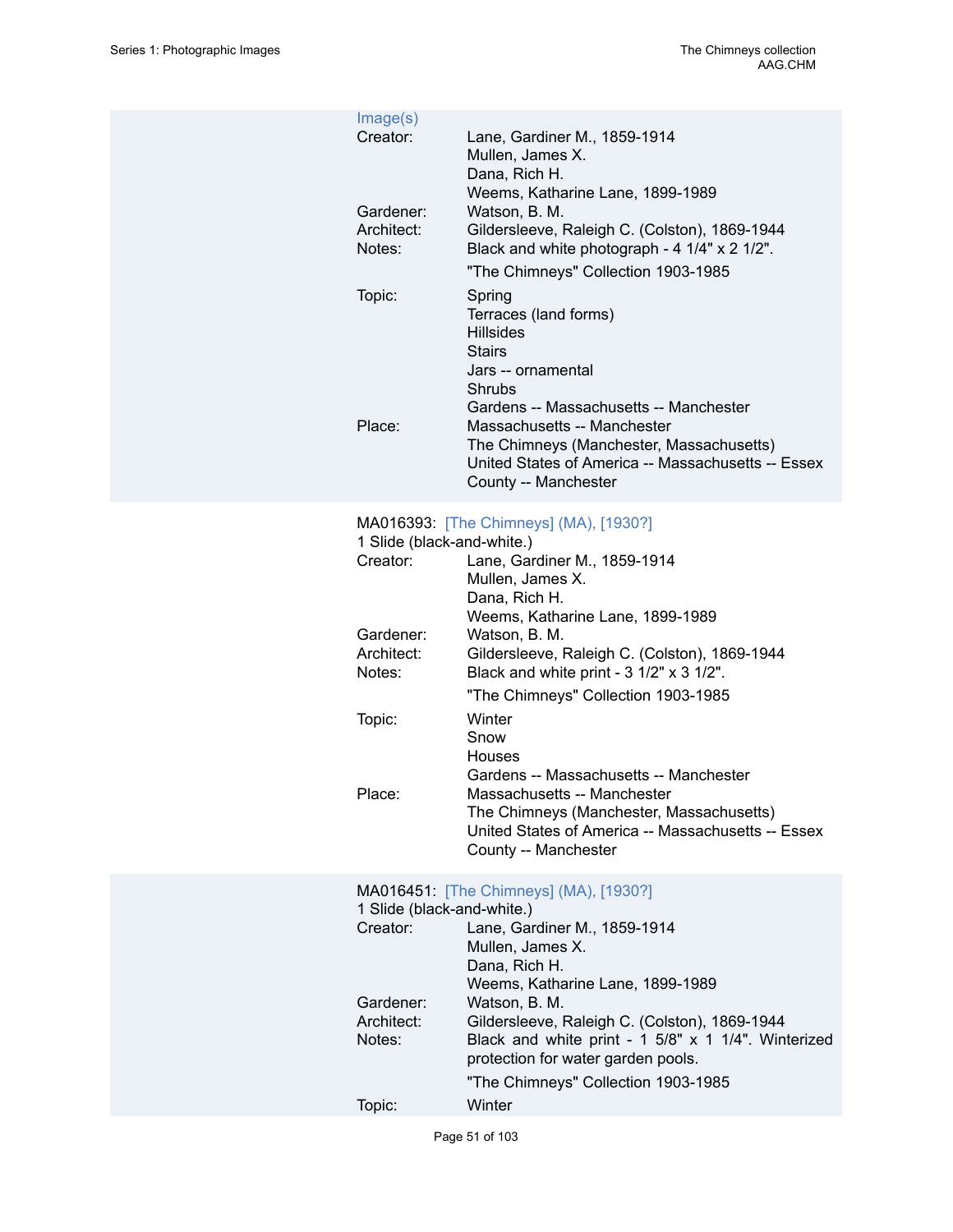Image(s)

Creator: Lane, Gardiner M., 1859-1914
Mullen, James X.
Dana, Rich H.
Weems, Katharine Lane, 1899-1989

Gardener: Watson, B. M.

Architect: Gildersleeve, Raleigh C. (Colston), 1869-1944

Notes: Black and white photograph - 4 1/4" x 2 1/2".
"The Chimneys" Collection 1903-1985

Topic: Spring
Terraces (land forms)
Hillsides
Stairs
Jars -- ornamental
Shrubs
Gardens -- Massachusetts -- Manchester

Place: Massachusetts -- Manchester
The Chimneys (Manchester, Massachusetts)
United States of America -- Massachusetts -- Essex County -- Manchester

MA016393: [The Chimneys] (MA), [1930?]
1 Slide (black-and-white.)

Creator: Lane, Gardiner M., 1859-1914
Mullen, James X.
Dana, Rich H.
Weems, Katharine Lane, 1899-1989

Gardener: Watson, B. M.

Architect: Gildersleeve, Raleigh C. (Colston), 1869-1944

Notes: Black and white print - 3 1/2" x 3 1/2".
"The Chimneys" Collection 1903-1985

Topic: Winter
Snow
Houses
Gardens -- Massachusetts -- Manchester

Place: Massachusetts -- Manchester
The Chimneys (Manchester, Massachusetts)
United States of America -- Massachusetts -- Essex County -- Manchester

MA016451: [The Chimneys] (MA), [1930?]
1 Slide (black-and-white.)

Creator: Lane, Gardiner M., 1859-1914
Mullen, James X.
Dana, Rich H.
Weems, Katharine Lane, 1899-1989

Gardener: Watson, B. M.

Architect: Gildersleeve, Raleigh C. (Colston), 1869-1944

Notes: Black and white print - 1 5/8" x 1 1/4". Winterized protection for water garden pools.
"The Chimneys" Collection 1903-1985

Topic: Winter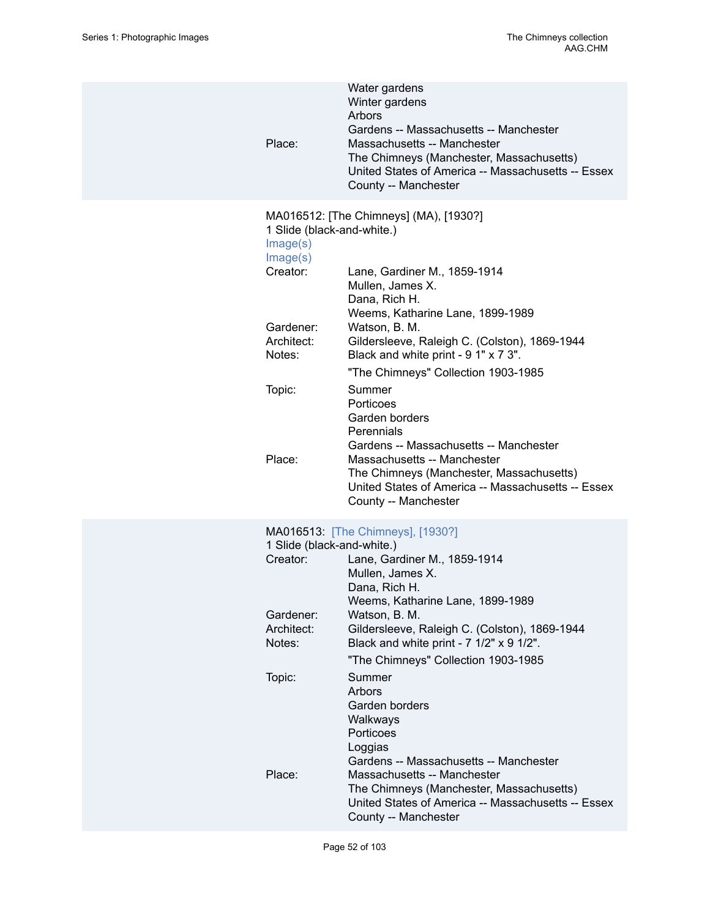Water gardens
Winter gardens
Arbors
Gardens -- Massachusetts -- Manchester

Place: Massachusetts -- Manchester
The Chimneys (Manchester, Massachusetts)
United States of America -- Massachusetts -- Essex County -- Manchester

MA016512: [The Chimneys] (MA), [1930?]
1 Slide (black-and-white.)
Image(s)
Image(s)

Creator: Lane, Gardiner M., 1859-1914
Mullen, James X.
Dana, Rich H.
Weems, Katharine Lane, 1899-1989

Gardener: Watson, B. M.

Architect: Gildersleeve, Raleigh C. (Colston), 1869-1944

Notes: Black and white print - 9 1" x 7 3".
"The Chimneys" Collection 1903-1985

Topic: Summer
Porticoes
Garden borders
Perennials
Gardens -- Massachusetts -- Manchester

Place: Massachusetts -- Manchester
The Chimneys (Manchester, Massachusetts)
United States of America -- Massachusetts -- Essex County -- Manchester

MA016513: [The Chimneys], [1930?]
1 Slide (black-and-white.)

Creator: Lane, Gardiner M., 1859-1914
Mullen, James X.
Dana, Rich H.
Weems, Katharine Lane, 1899-1989

Gardener: Watson, B. M.

Architect: Gildersleeve, Raleigh C. (Colston), 1869-1944

Notes: Black and white print - 7 1/2" x 9 1/2".
"The Chimneys" Collection 1903-1985

Topic: Summer
Arbors
Garden borders
Walkways
Porticoes
Loggias
Gardens -- Massachusetts -- Manchester

Place: Massachusetts -- Manchester
The Chimneys (Manchester, Massachusetts)
United States of America -- Massachusetts -- Essex County -- Manchester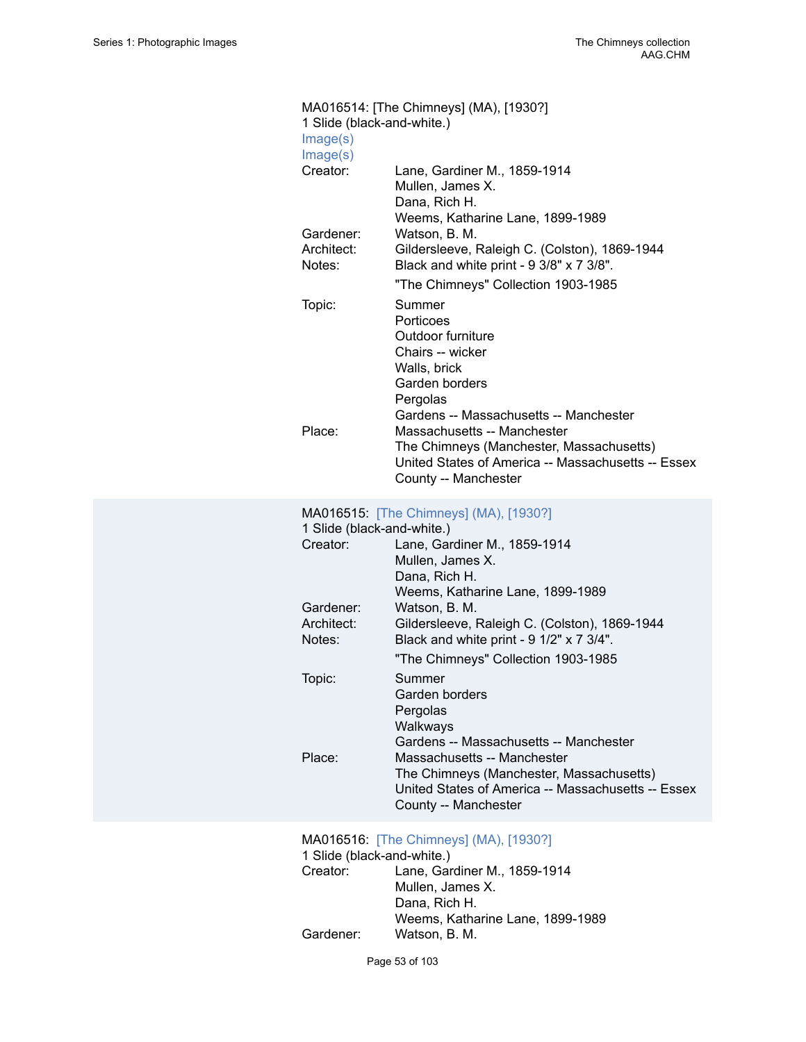MA016514: [The Chimneys] (MA), [1930?]
1 Slide (black-and-white.)
Image(s)
Image(s)

| | |
|---|---|
| Creator: | Lane, Gardiner M., 1859-1914<br>Mullen, James X.<br>Dana, Rich H.<br>Weems, Katharine Lane, 1899-1989 |
| Gardener: | Watson, B. M. |
| Architect: | Gildersleeve, Raleigh C. (Colston), 1869-1944 |
| Notes: | Black and white print - 9 3/8" x 7 3/8".<br>"The Chimneys" Collection 1903-1985 |
| Topic: | Summer<br>Porticoes<br>Outdoor furniture<br>Chairs -- wicker<br>Walls, brick<br>Garden borders<br>Pergolas<br>Gardens -- Massachusetts -- Manchester |
| Place: | Massachusetts -- Manchester<br>The Chimneys (Manchester, Massachusetts)<br>United States of America -- Massachusetts -- Essex County -- Manchester |

MA016515: [The Chimneys] (MA), [1930?]
1 Slide (black-and-white.)

| | |
|---|---|
| Creator: | Lane, Gardiner M., 1859-1914<br>Mullen, James X.<br>Dana, Rich H.<br>Weems, Katharine Lane, 1899-1989 |
| Gardener: | Watson, B. M. |
| Architect: | Gildersleeve, Raleigh C. (Colston), 1869-1944 |
| Notes: | Black and white print - 9 1/2" x 7 3/4".<br>"The Chimneys" Collection 1903-1985 |
| Topic: | Summer<br>Garden borders<br>Pergolas<br>Walkways<br>Gardens -- Massachusetts -- Manchester |
| Place: | Massachusetts -- Manchester<br>The Chimneys (Manchester, Massachusetts)<br>United States of America -- Massachusetts -- Essex County -- Manchester |

MA016516: [The Chimneys] (MA), [1930?]
1 Slide (black-and-white.)

| | |
|---|---|
| Creator: | Lane, Gardiner M., 1859-1914<br>Mullen, James X.<br>Dana, Rich H.<br>Weems, Katharine Lane, 1899-1989 |
| Gardener: | Watson, B. M. |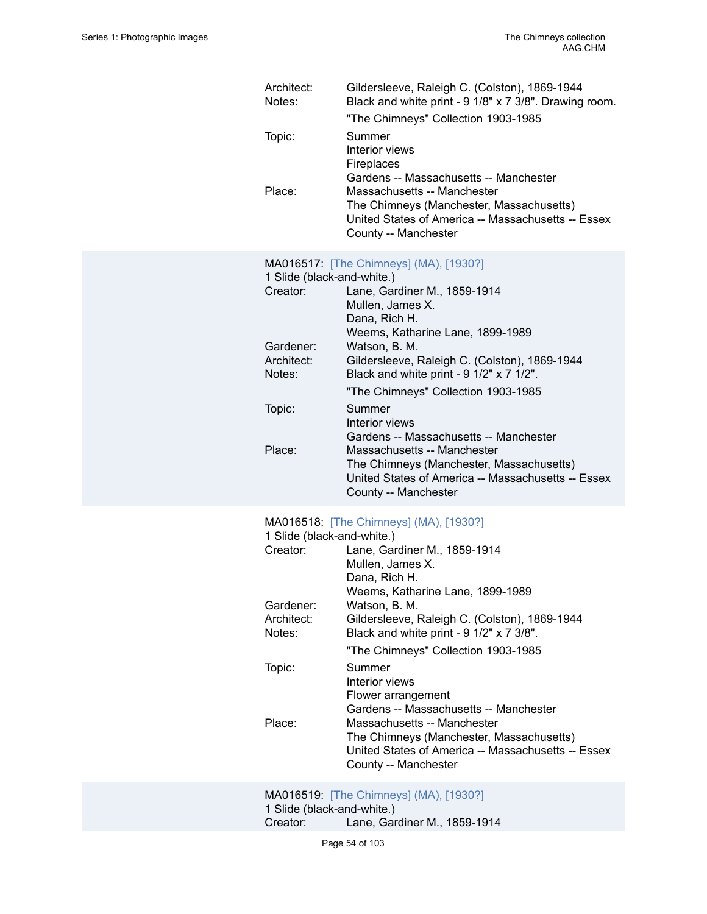Architect: Gildersleeve, Raleigh C. (Colston), 1869-1944
Notes: Black and white print - 9 1/8" x 7 3/8". Drawing room.
"The Chimneys" Collection 1903-1985
Topic: Summer
Interior views
Fireplaces
Gardens -- Massachusetts -- Manchester
Place: Massachusetts -- Manchester
The Chimneys (Manchester, Massachusetts)
United States of America -- Massachusetts -- Essex County -- Manchester

MA016517: [The Chimneys] (MA), [1930?]
1 Slide (black-and-white.)
Creator: Lane, Gardiner M., 1859-1914
Mullen, James X.
Dana, Rich H.
Weems, Katharine Lane, 1899-1989
Gardener: Watson, B. M.
Architect: Gildersleeve, Raleigh C. (Colston), 1869-1944
Notes: Black and white print - 9 1/2" x 7 1/2".
"The Chimneys" Collection 1903-1985
Topic: Summer
Interior views
Gardens -- Massachusetts -- Manchester
Place: Massachusetts -- Manchester
The Chimneys (Manchester, Massachusetts)
United States of America -- Massachusetts -- Essex County -- Manchester

MA016518: [The Chimneys] (MA), [1930?]
1 Slide (black-and-white.)
Creator: Lane, Gardiner M., 1859-1914
Mullen, James X.
Dana, Rich H.
Weems, Katharine Lane, 1899-1989
Gardener: Watson, B. M.
Architect: Gildersleeve, Raleigh C. (Colston), 1869-1944
Notes: Black and white print - 9 1/2" x 7 3/8".
"The Chimneys" Collection 1903-1985
Topic: Summer
Interior views
Flower arrangement
Gardens -- Massachusetts -- Manchester
Place: Massachusetts -- Manchester
The Chimneys (Manchester, Massachusetts)
United States of America -- Massachusetts -- Essex County -- Manchester

MA016519: [The Chimneys] (MA), [1930?]
1 Slide (black-and-white.)
Creator: Lane, Gardiner M., 1859-1914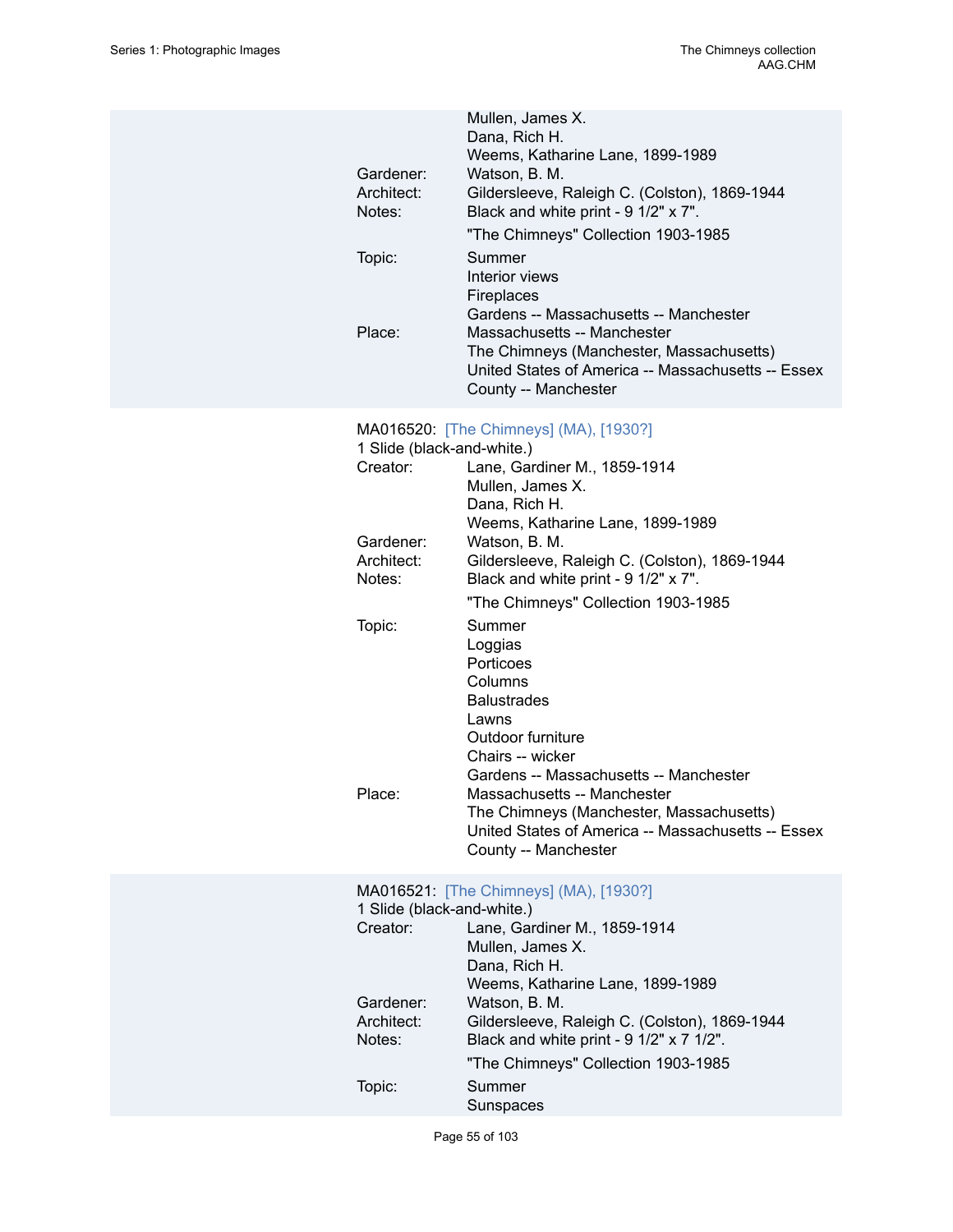Mullen, James X.
Dana, Rich H.
Weems, Katharine Lane, 1899-1989

Gardener: Watson, B. M.
Architect: Gildersleeve, Raleigh C. (Colston), 1869-1944
Notes: Black and white print - 9 1/2" x 7".

"The Chimneys" Collection 1903-1985

Topic: Summer
Interior views
Fireplaces
Gardens -- Massachusetts -- Manchester

Place: Massachusetts -- Manchester
The Chimneys (Manchester, Massachusetts)
United States of America -- Massachusetts -- Essex County -- Manchester

MA016520: [The Chimneys] (MA), [1930?]
1 Slide (black-and-white.)

Creator: Lane, Gardiner M., 1859-1914
Mullen, James X.
Dana, Rich H.
Weems, Katharine Lane, 1899-1989

Gardener: Watson, B. M.
Architect: Gildersleeve, Raleigh C. (Colston), 1869-1944
Notes: Black and white print - 9 1/2" x 7".

"The Chimneys" Collection 1903-1985

Topic: Summer
Loggias
Porticoes
Columns
Balustrades
Lawns
Outdoor furniture
Chairs -- wicker
Gardens -- Massachusetts -- Manchester

Place: Massachusetts -- Manchester
The Chimneys (Manchester, Massachusetts)
United States of America -- Massachusetts -- Essex County -- Manchester

MA016521: [The Chimneys] (MA), [1930?]
1 Slide (black-and-white.)

Creator: Lane, Gardiner M., 1859-1914
Mullen, James X.
Dana, Rich H.
Weems, Katharine Lane, 1899-1989

Gardener: Watson, B. M.
Architect: Gildersleeve, Raleigh C. (Colston), 1869-1944
Notes: Black and white print - 9 1/2" x 7 1/2".

"The Chimneys" Collection 1903-1985

Topic: Summer
Sunspaces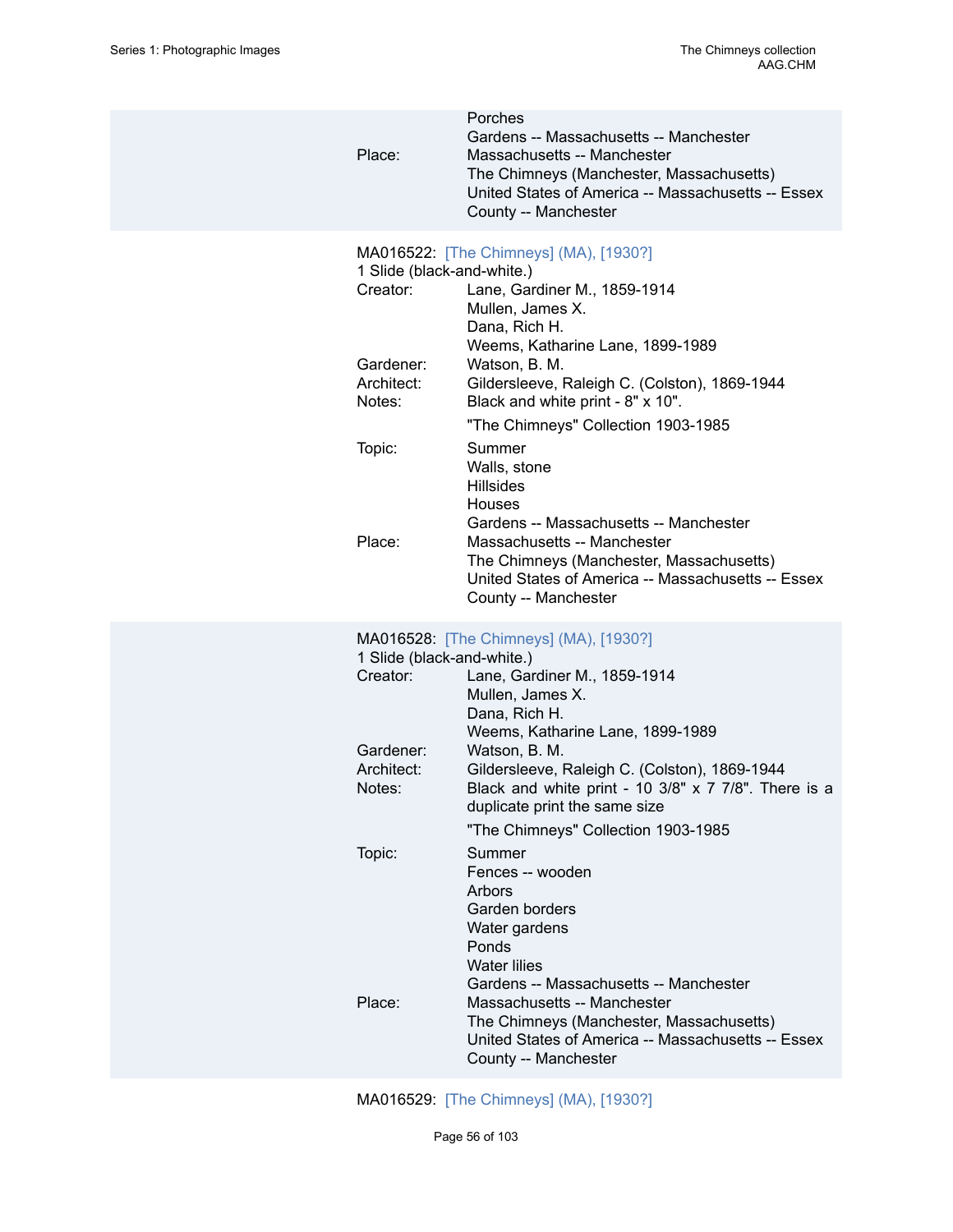Porches
Gardens -- Massachusetts -- Manchester

Place: Massachusetts -- Manchester
The Chimneys (Manchester, Massachusetts)
United States of America -- Massachusetts -- Essex County -- Manchester

MA016522: [The Chimneys] (MA), [1930?]
1 Slide (black-and-white.)

Creator: Lane, Gardiner M., 1859-1914
Mullen, James X.
Dana, Rich H.
Weems, Katharine Lane, 1899-1989

Gardener: Watson, B. M.

Architect: Gildersleeve, Raleigh C. (Colston), 1869-1944

Notes: Black and white print - 8" x 10".

"The Chimneys" Collection 1903-1985

Topic: Summer
Walls, stone
Hillsides
Houses
Gardens -- Massachusetts -- Manchester

Place: Massachusetts -- Manchester
The Chimneys (Manchester, Massachusetts)
United States of America -- Massachusetts -- Essex County -- Manchester

MA016528: [The Chimneys] (MA), [1930?]
1 Slide (black-and-white.)

Creator: Lane, Gardiner M., 1859-1914
Mullen, James X.
Dana, Rich H.
Weems, Katharine Lane, 1899-1989

Gardener: Watson, B. M.

Architect: Gildersleeve, Raleigh C. (Colston), 1869-1944

Notes: Black and white print - 10 3/8" x 7 7/8". There is a duplicate print the same size

"The Chimneys" Collection 1903-1985

Topic: Summer
Fences -- wooden
Arbors
Garden borders
Water gardens
Ponds
Water lilies
Gardens -- Massachusetts -- Manchester

Place: Massachusetts -- Manchester
The Chimneys (Manchester, Massachusetts)
United States of America -- Massachusetts -- Essex County -- Manchester

MA016529: [The Chimneys] (MA), [1930?]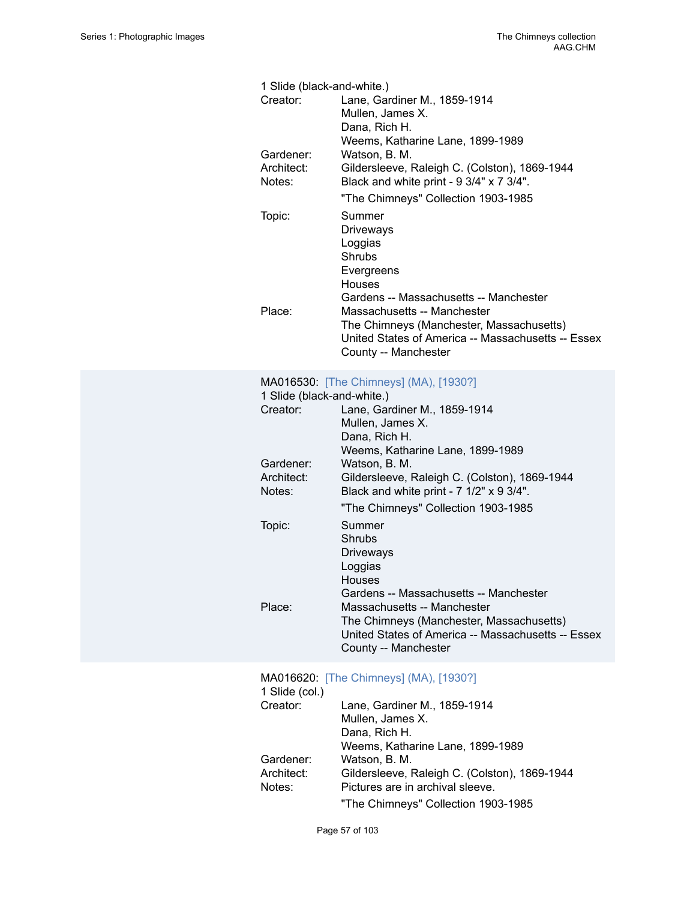1 Slide (black-and-white.)

Creator: Lane, Gardiner M., 1859-1914
Mullen, James X.
Dana, Rich H.
Weems, Katharine Lane, 1899-1989

Gardener: Watson, B. M.

Architect: Gildersleeve, Raleigh C. (Colston), 1869-1944

Notes: Black and white print - 9 3/4" x 7 3/4".
"The Chimneys" Collection 1903-1985

Topic: Summer
Driveways
Loggias
Shrubs
Evergreens
Houses
Gardens -- Massachusetts -- Manchester

Place: Massachusetts -- Manchester
The Chimneys (Manchester, Massachusetts)
United States of America -- Massachusetts -- Essex County -- Manchester

MA016530: [The Chimneys] (MA), [1930?]

1 Slide (black-and-white.)

Creator: Lane, Gardiner M., 1859-1914
Mullen, James X.
Dana, Rich H.
Weems, Katharine Lane, 1899-1989

Gardener: Watson, B. M.

Architect: Gildersleeve, Raleigh C. (Colston), 1869-1944

Notes: Black and white print - 7 1/2" x 9 3/4".
"The Chimneys" Collection 1903-1985

Topic: Summer
Shrubs
Driveways
Loggias
Houses
Gardens -- Massachusetts -- Manchester

Place: Massachusetts -- Manchester
The Chimneys (Manchester, Massachusetts)
United States of America -- Massachusetts -- Essex County -- Manchester

MA016620: [The Chimneys] (MA), [1930?]

1 Slide (col.)

Creator: Lane, Gardiner M., 1859-1914
Mullen, James X.
Dana, Rich H.
Weems, Katharine Lane, 1899-1989

Gardener: Watson, B. M.

Architect: Gildersleeve, Raleigh C. (Colston), 1869-1944

Notes: Pictures are in archival sleeve.
"The Chimneys" Collection 1903-1985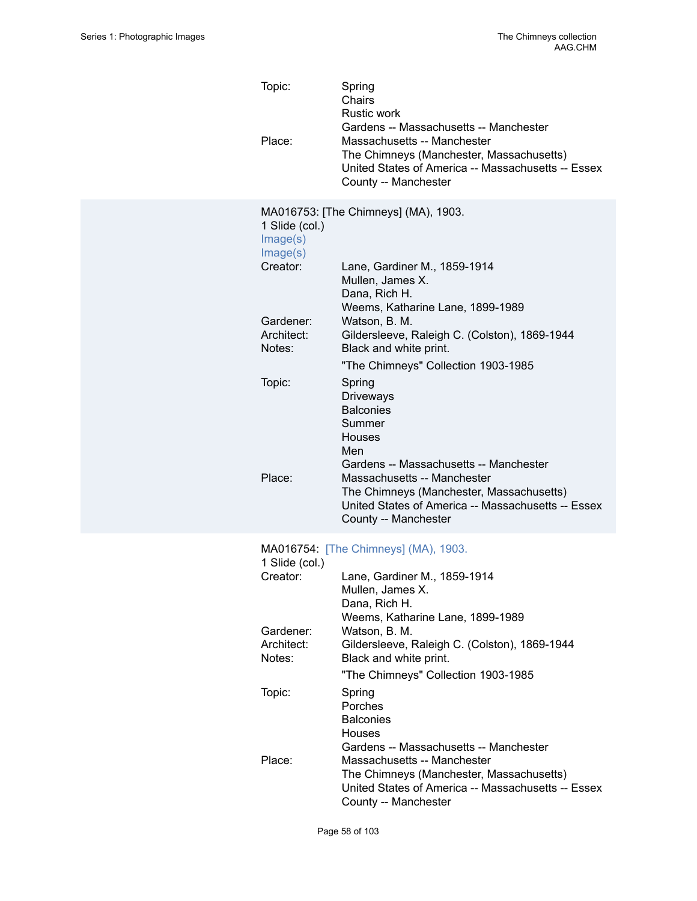Topic: Spring
Chairs
Rustic work
Gardens -- Massachusetts -- Manchester

Place: Massachusetts -- Manchester
The Chimneys (Manchester, Massachusetts)
United States of America -- Massachusetts -- Essex County -- Manchester

MA016753: [The Chimneys] (MA), 1903.
1 Slide (col.)
Image(s)
Image(s)

Creator: Lane, Gardiner M., 1859-1914
Mullen, James X.
Dana, Rich H.
Weems, Katharine Lane, 1899-1989

Gardener: Watson, B. M.

Architect: Gildersleeve, Raleigh C. (Colston), 1869-1944

Notes: Black and white print.

"The Chimneys" Collection 1903-1985

Topic: Spring
Driveways
Balconies
Summer
Houses
Men
Gardens -- Massachusetts -- Manchester

Place: Massachusetts -- Manchester
The Chimneys (Manchester, Massachusetts)
United States of America -- Massachusetts -- Essex County -- Manchester

MA016754: [The Chimneys] (MA), 1903.
1 Slide (col.)

Creator: Lane, Gardiner M., 1859-1914
Mullen, James X.
Dana, Rich H.
Weems, Katharine Lane, 1899-1989

Gardener: Watson, B. M.

Architect: Gildersleeve, Raleigh C. (Colston), 1869-1944

Notes: Black and white print.

"The Chimneys" Collection 1903-1985

Topic: Spring
Porches
Balconies
Houses
Gardens -- Massachusetts -- Manchester

Place: Massachusetts -- Manchester
The Chimneys (Manchester, Massachusetts)
United States of America -- Massachusetts -- Essex County -- Manchester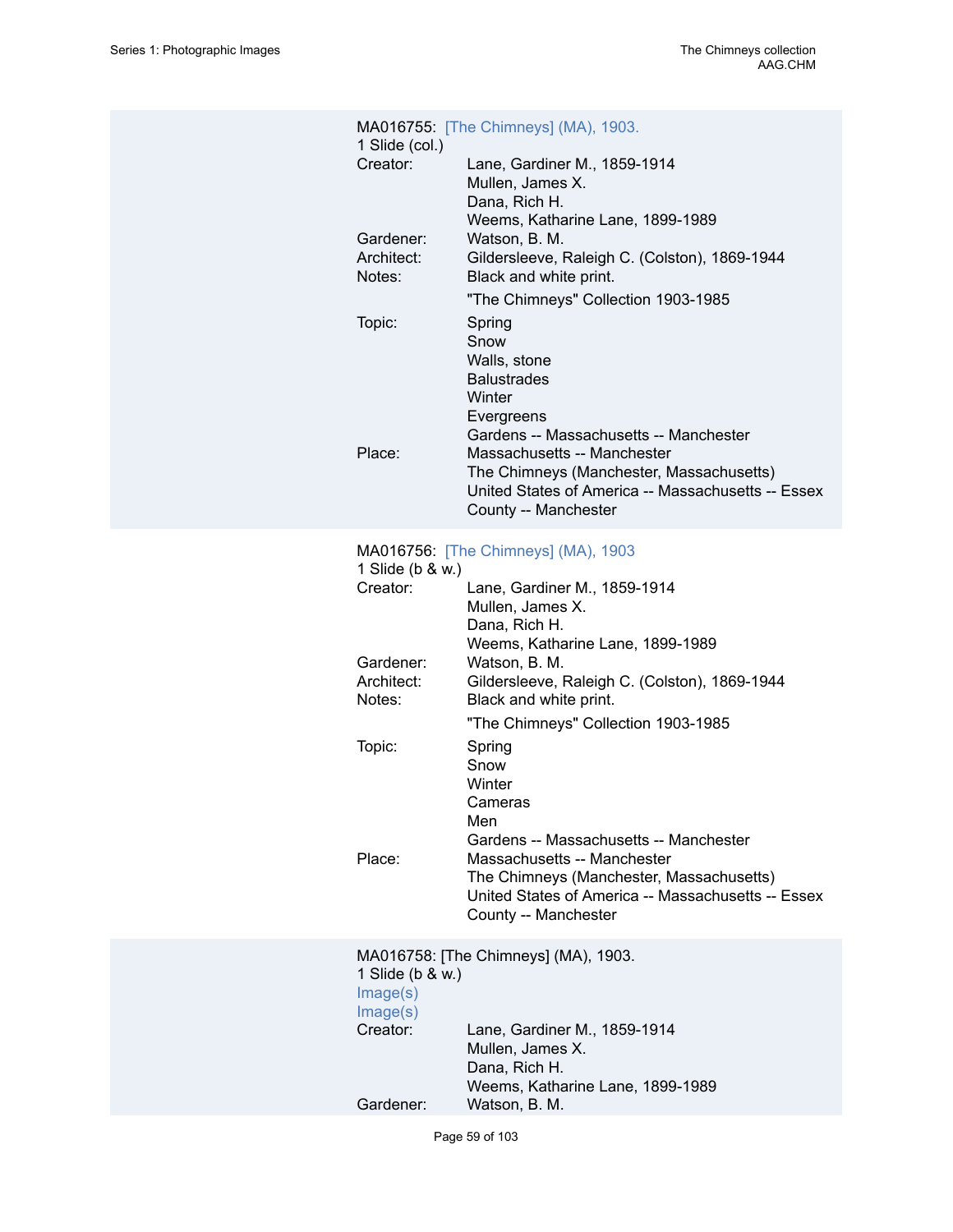MA016755: [The Chimneys] (MA), 1903.
1 Slide (col.)

Creator: Lane, Gardiner M., 1859-1914
Mullen, James X.
Dana, Rich H.
Weems, Katharine Lane, 1899-1989

Gardener: Watson, B. M.

Architect: Gildersleeve, Raleigh C. (Colston), 1869-1944

Notes: Black and white print.
"The Chimneys" Collection 1903-1985

Topic: Spring
Snow
Walls, stone
Balustrades
Winter
Evergreens
Gardens -- Massachusetts -- Manchester

Place: Massachusetts -- Manchester
The Chimneys (Manchester, Massachusetts)
United States of America -- Massachusetts -- Essex County -- Manchester

MA016756: [The Chimneys] (MA), 1903
1 Slide (b & w.)

Creator: Lane, Gardiner M., 1859-1914
Mullen, James X.
Dana, Rich H.
Weems, Katharine Lane, 1899-1989

Gardener: Watson, B. M.

Architect: Gildersleeve, Raleigh C. (Colston), 1869-1944

Notes: Black and white print.
"The Chimneys" Collection 1903-1985

Topic: Spring
Snow
Winter
Cameras
Men
Gardens -- Massachusetts -- Manchester

Place: Massachusetts -- Manchester
The Chimneys (Manchester, Massachusetts)
United States of America -- Massachusetts -- Essex County -- Manchester

MA016758: [The Chimneys] (MA), 1903.
1 Slide (b & w.)
Image(s)
Image(s)

Creator: Lane, Gardiner M., 1859-1914
Mullen, James X.
Dana, Rich H.
Weems, Katharine Lane, 1899-1989

Gardener: Watson, B. M.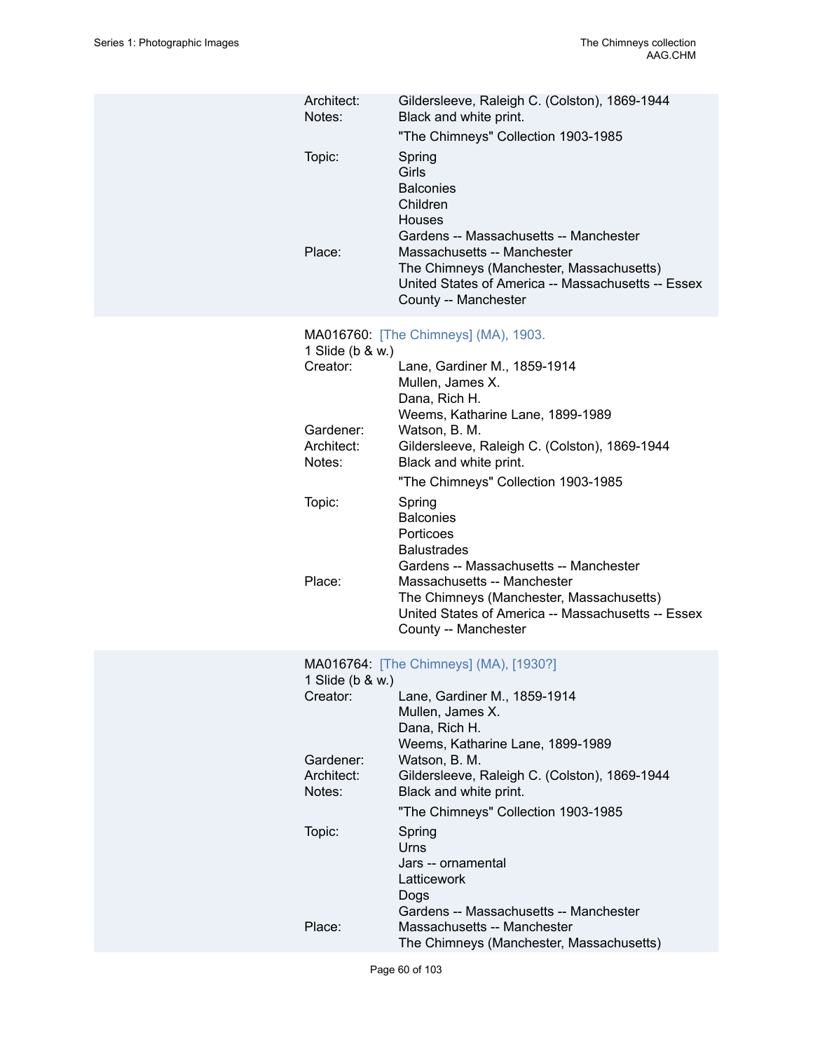Architect: Gildersleeve, Raleigh C. (Colston), 1869-1944
Notes: Black and white print.

"The Chimneys" Collection 1903-1985

Topic: Spring
Girls
Balconies
Children
Houses
Gardens -- Massachusetts -- Manchester

Place: Massachusetts -- Manchester
The Chimneys (Manchester, Massachusetts)
United States of America -- Massachusetts -- Essex County -- Manchester

MA016760: [The Chimneys] (MA), 1903.
1 Slide (b & w.)

Creator: Lane, Gardiner M., 1859-1914
Mullen, James X.
Dana, Rich H.
Weems, Katharine Lane, 1899-1989

Gardener: Watson, B. M.

Architect: Gildersleeve, Raleigh C. (Colston), 1869-1944

Notes: Black and white print.

"The Chimneys" Collection 1903-1985

Topic: Spring
Balconies
Porticoes
Balustrades
Gardens -- Massachusetts -- Manchester

Place: Massachusetts -- Manchester
The Chimneys (Manchester, Massachusetts)
United States of America -- Massachusetts -- Essex County -- Manchester

MA016764: [The Chimneys] (MA), [1930?]
1 Slide (b & w.)

Creator: Lane, Gardiner M., 1859-1914
Mullen, James X.
Dana, Rich H.
Weems, Katharine Lane, 1899-1989

Gardener: Watson, B. M.

Architect: Gildersleeve, Raleigh C. (Colston), 1869-1944

Notes: Black and white print.

"The Chimneys" Collection 1903-1985

Topic: Spring
Urns
Jars -- ornamental
Latticework
Dogs
Gardens -- Massachusetts -- Manchester

Place: Massachusetts -- Manchester
The Chimneys (Manchester, Massachusetts)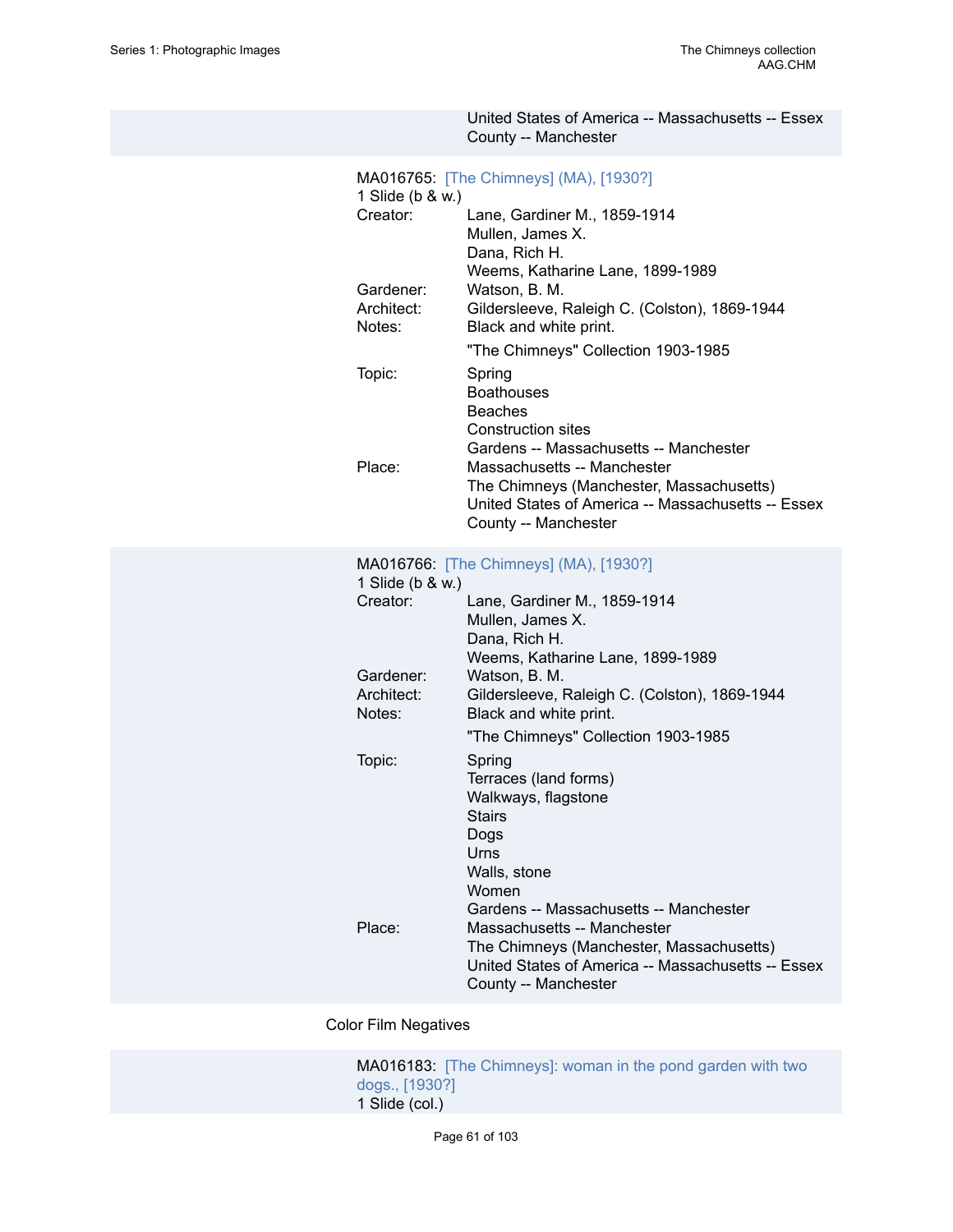United States of America -- Massachusetts -- Essex County -- Manchester

MA016765: [The Chimneys] (MA), [1930?]
1 Slide (b & w.)

Creator: Lane, Gardiner M., 1859-1914
Mullen, James X.
Dana, Rich H.
Weems, Katharine Lane, 1899-1989
Gardener: Watson, B. M.
Architect: Gildersleeve, Raleigh C. (Colston), 1869-1944
Notes: Black and white print.

"The Chimneys" Collection 1903-1985

Topic: Spring
Boathouses
Beaches
Construction sites
Gardens -- Massachusetts -- Manchester
Place: Massachusetts -- Manchester
The Chimneys (Manchester, Massachusetts)
United States of America -- Massachusetts -- Essex County -- Manchester

MA016766: [The Chimneys] (MA), [1930?]
1 Slide (b & w.)

Creator: Lane, Gardiner M., 1859-1914
Mullen, James X.
Dana, Rich H.
Weems, Katharine Lane, 1899-1989
Gardener: Watson, B. M.
Architect: Gildersleeve, Raleigh C. (Colston), 1869-1944
Notes: Black and white print.

"The Chimneys" Collection 1903-1985

Topic: Spring
Terraces (land forms)
Walkways, flagstone
Stairs
Dogs
Urns
Walls, stone
Women
Gardens -- Massachusetts -- Manchester
Place: Massachusetts -- Manchester
The Chimneys (Manchester, Massachusetts)
United States of America -- Massachusetts -- Essex County -- Manchester

Color Film Negatives

MA016183: [The Chimneys]: woman in the pond garden with two dogs., [1930?]
1 Slide (col.)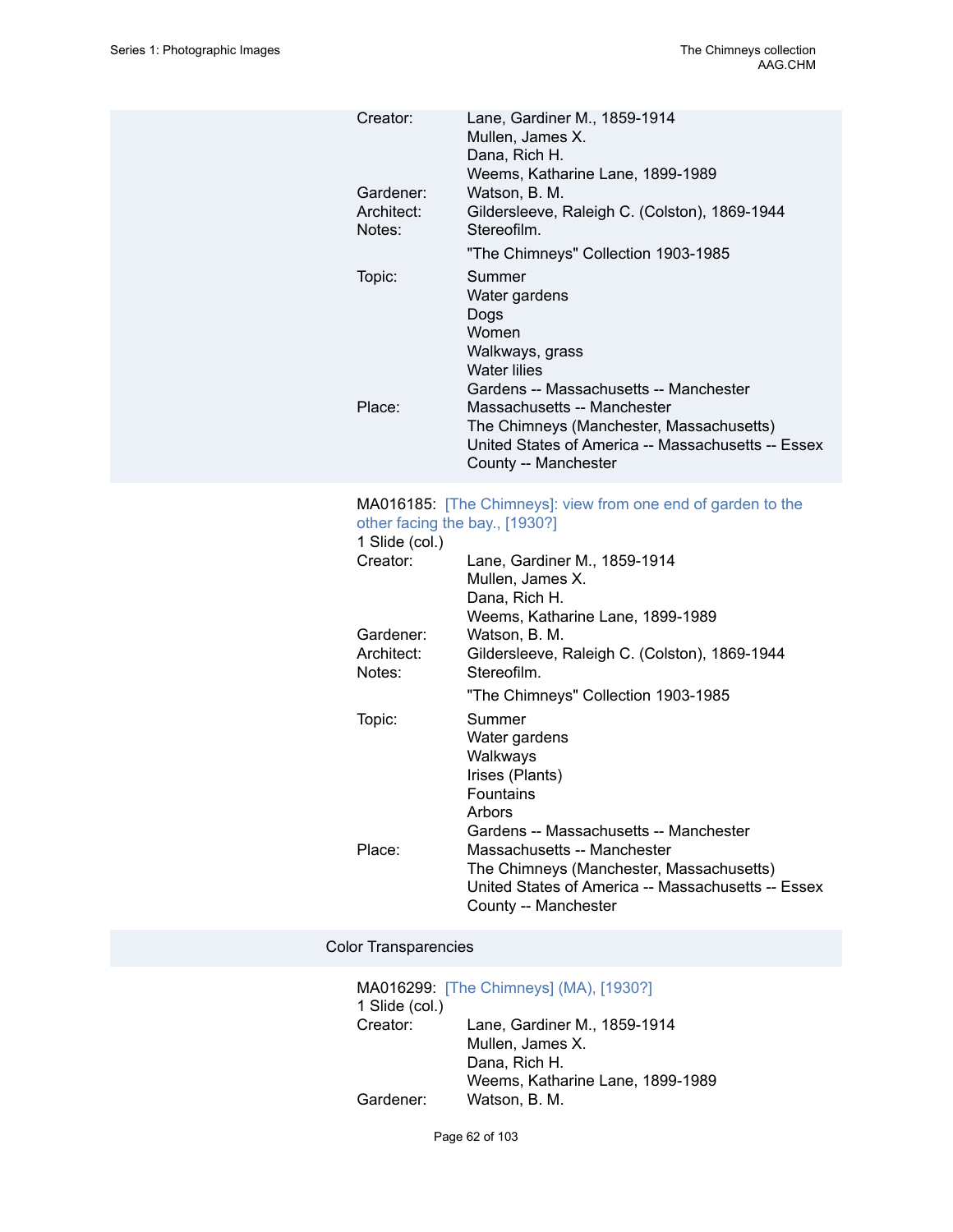Creator: Lane, Gardiner M., 1859-1914
Mullen, James X.
Dana, Rich H.
Weems, Katharine Lane, 1899-1989

Gardener: Watson, B. M.

Architect: Gildersleeve, Raleigh C. (Colston), 1869-1944

Notes: Stereofilm.

"The Chimneys" Collection 1903-1985

Topic: Summer
Water gardens
Dogs
Women
Walkways, grass
Water lilies
Gardens -- Massachusetts -- Manchester

Place: Massachusetts -- Manchester
The Chimneys (Manchester, Massachusetts)
United States of America -- Massachusetts -- Essex County -- Manchester

MA016185: [The Chimneys]: view from one end of garden to the other facing the bay., [1930?]

1 Slide (col.)

Creator: Lane, Gardiner M., 1859-1914
Mullen, James X.
Dana, Rich H.
Weems, Katharine Lane, 1899-1989

Gardener: Watson, B. M.

Architect: Gildersleeve, Raleigh C. (Colston), 1869-1944

Notes: Stereofilm.

"The Chimneys" Collection 1903-1985

Topic: Summer
Water gardens
Walkways
Irises (Plants)
Fountains
Arbors
Gardens -- Massachusetts -- Manchester

Place: Massachusetts -- Manchester
The Chimneys (Manchester, Massachusetts)
United States of America -- Massachusetts -- Essex County -- Manchester

## Color Transparencies

MA016299: [The Chimneys] (MA), [1930?]

1 Slide (col.)

Creator: Lane, Gardiner M., 1859-1914
Mullen, James X.
Dana, Rich H.
Weems, Katharine Lane, 1899-1989

Gardener: Watson, B. M.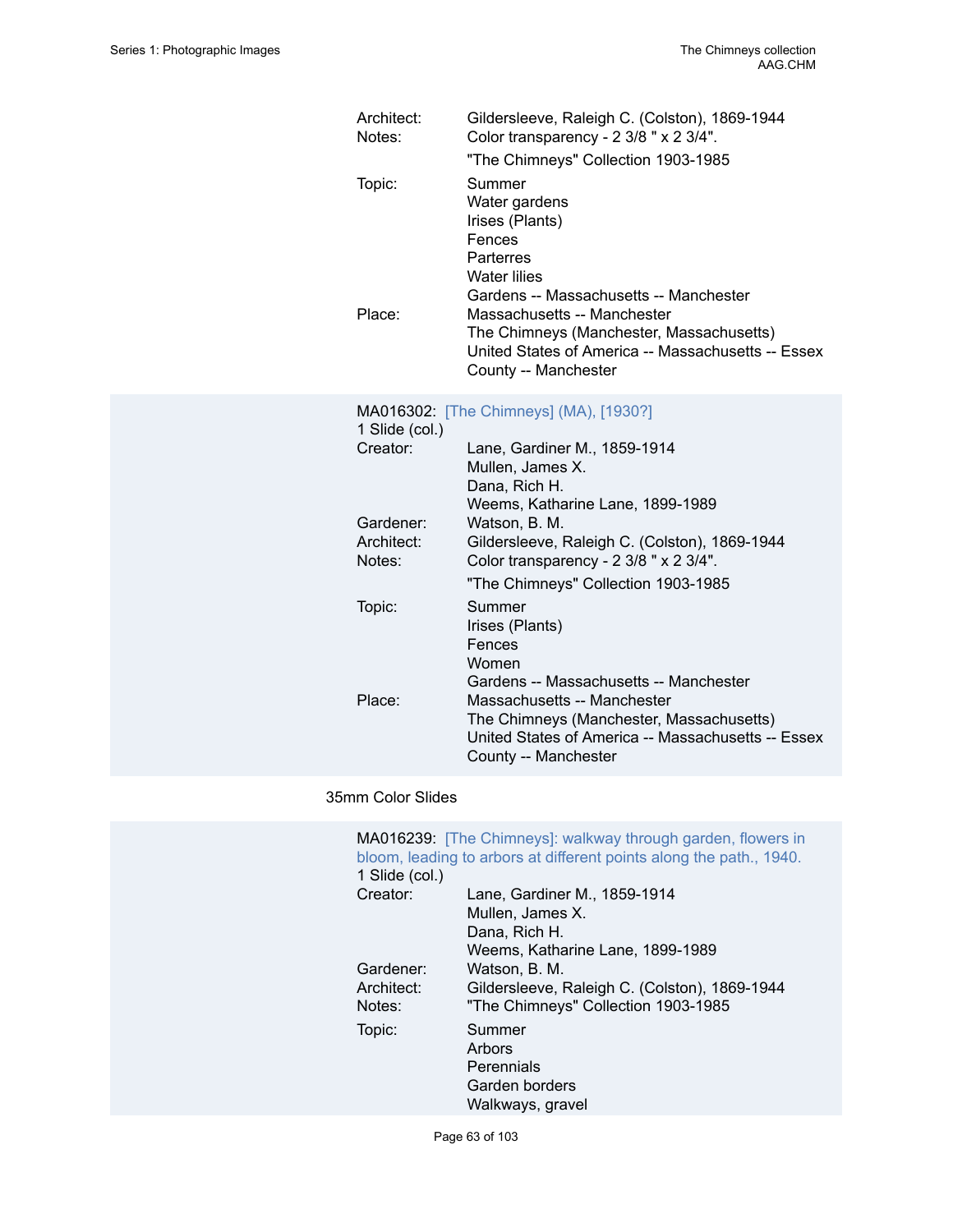Architect: Gildersleeve, Raleigh C. (Colston), 1869-1944
Notes: Color transparency - 2 3/8 " x 2 3/4".
"The Chimneys" Collection 1903-1985
Topic: Summer
Water gardens
Irises (Plants)
Fences
Parterres
Water lilies
Gardens -- Massachusetts -- Manchester
Place: Massachusetts -- Manchester
The Chimneys (Manchester, Massachusetts)
United States of America -- Massachusetts -- Essex County -- Manchester

MA016302: [The Chimneys] (MA), [1930?]
1 Slide (col.)
Creator: Lane, Gardiner M., 1859-1914
Mullen, James X.
Dana, Rich H.
Weems, Katharine Lane, 1899-1989
Gardener: Watson, B. M.
Architect: Gildersleeve, Raleigh C. (Colston), 1869-1944
Notes: Color transparency - 2 3/8 " x 2 3/4".
"The Chimneys" Collection 1903-1985
Topic: Summer
Irises (Plants)
Fences
Women
Gardens -- Massachusetts -- Manchester
Place: Massachusetts -- Manchester
The Chimneys (Manchester, Massachusetts)
United States of America -- Massachusetts -- Essex County -- Manchester

35mm Color Slides

MA016239: [The Chimneys]: walkway through garden, flowers in bloom, leading to arbors at different points along the path., 1940.
1 Slide (col.)
Creator: Lane, Gardiner M., 1859-1914
Mullen, James X.
Dana, Rich H.
Weems, Katharine Lane, 1899-1989
Gardener: Watson, B. M.
Architect: Gildersleeve, Raleigh C. (Colston), 1869-1944
Notes: "The Chimneys" Collection 1903-1985
Topic: Summer
Arbors
Perennials
Garden borders
Walkways, gravel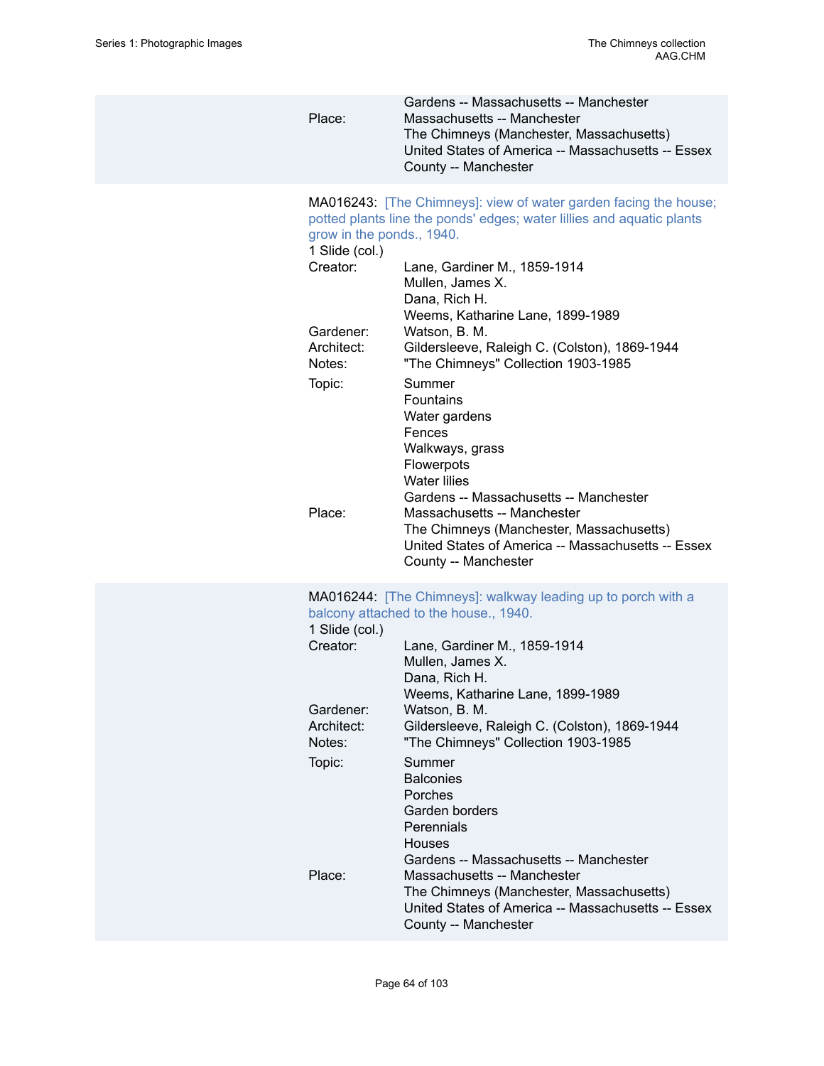Place: Gardens -- Massachusetts -- Manchester
Massachusetts -- Manchester
The Chimneys (Manchester, Massachusetts)
United States of America -- Massachusetts -- Essex County -- Manchester

MA016243: [The Chimneys]: view of water garden facing the house; potted plants line the ponds' edges; water lillies and aquatic plants grow in the ponds., 1940.
1 Slide (col.)

| | |
|---|---|
| Creator: | Lane, Gardiner M., 1859-1914<br>Mullen, James X.<br>Dana, Rich H.<br>Weems, Katharine Lane, 1899-1989 |
| Gardener: | Watson, B. M. |
| Architect: | Gildersleeve, Raleigh C. (Colston), 1869-1944 |
| Notes: | "The Chimneys" Collection 1903-1985 |
| Topic: | Summer<br>Fountains<br>Water gardens<br>Fences<br>Walkways, grass<br>Flowerpots<br>Water lilies<br>Gardens -- Massachusetts -- Manchester |
| Place: | Massachusetts -- Manchester<br>The Chimneys (Manchester, Massachusetts)<br>United States of America -- Massachusetts -- Essex County -- Manchester |

MA016244: [The Chimneys]: walkway leading up to porch with a balcony attached to the house., 1940.
1 Slide (col.)

| | |
|---|---|
| Creator: | Lane, Gardiner M., 1859-1914<br>Mullen, James X.<br>Dana, Rich H.<br>Weems, Katharine Lane, 1899-1989 |
| Gardener: | Watson, B. M. |
| Architect: | Gildersleeve, Raleigh C. (Colston), 1869-1944 |
| Notes: | "The Chimneys" Collection 1903-1985 |
| Topic: | Summer<br>Balconies<br>Porches<br>Garden borders<br>Perennials<br>Houses<br>Gardens -- Massachusetts -- Manchester |
| Place: | Massachusetts -- Manchester<br>The Chimneys (Manchester, Massachusetts)<br>United States of America -- Massachusetts -- Essex County -- Manchester |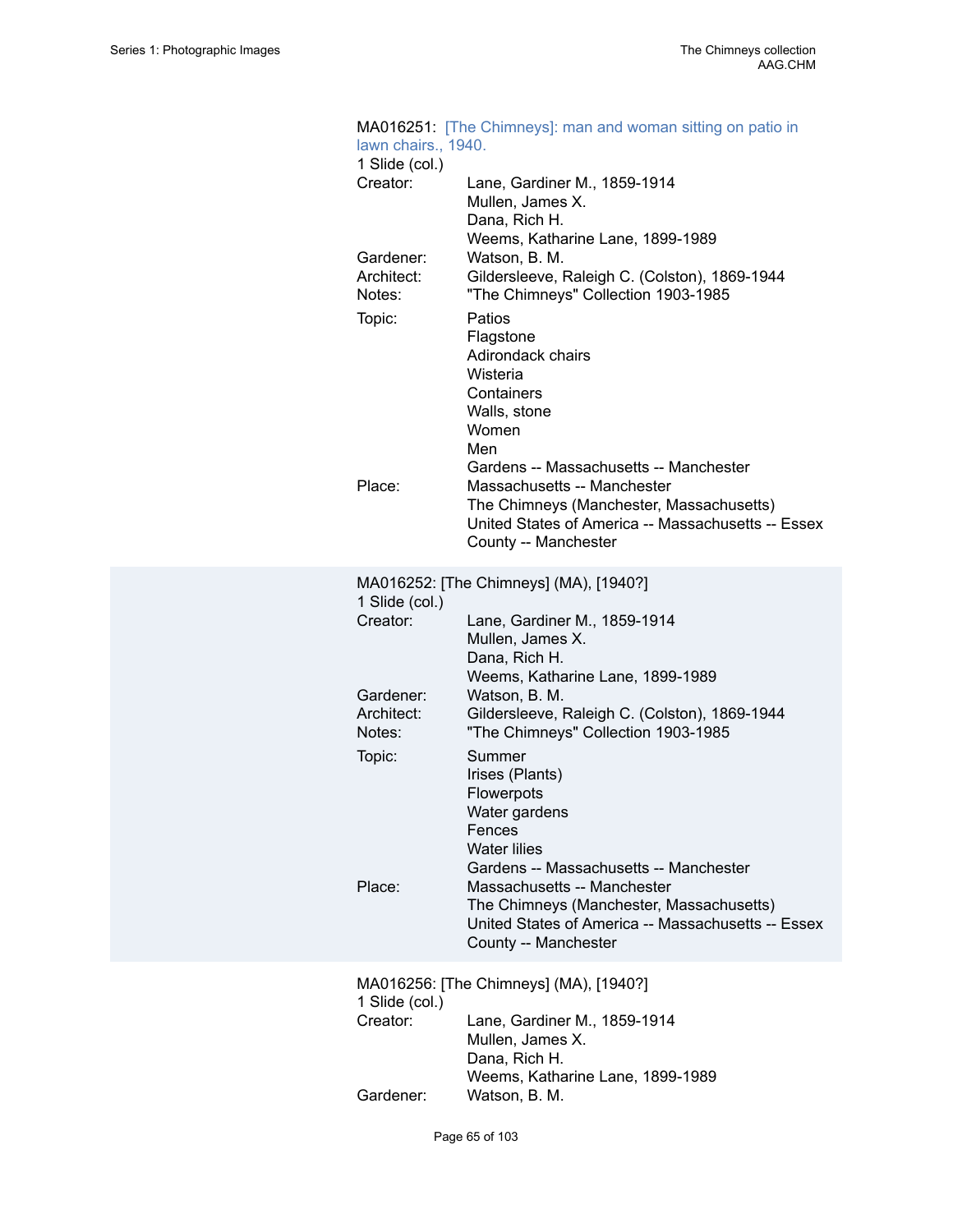MA016251: [The Chimneys]: man and woman sitting on patio in lawn chairs., 1940.
1 Slide (col.)

Creator: Lane, Gardiner M., 1859-1914
Mullen, James X.
Dana, Rich H.
Weems, Katharine Lane, 1899-1989
Gardener: Watson, B. M.
Architect: Gildersleeve, Raleigh C. (Colston), 1869-1944
Notes: "The Chimneys" Collection 1903-1985
Topic: Patios
Flagstone
Adirondack chairs
Wisteria
Containers
Walls, stone
Women
Men
Gardens -- Massachusetts -- Manchester
Place: Massachusetts -- Manchester
The Chimneys (Manchester, Massachusetts)
United States of America -- Massachusetts -- Essex County -- Manchester

MA016252: [The Chimneys] (MA), [1940?]
1 Slide (col.)

Creator: Lane, Gardiner M., 1859-1914
Mullen, James X.
Dana, Rich H.
Weems, Katharine Lane, 1899-1989
Gardener: Watson, B. M.
Architect: Gildersleeve, Raleigh C. (Colston), 1869-1944
Notes: "The Chimneys" Collection 1903-1985
Topic: Summer
Irises (Plants)
Flowerpots
Water gardens
Fences
Water lilies
Gardens -- Massachusetts -- Manchester
Place: Massachusetts -- Manchester
The Chimneys (Manchester, Massachusetts)
United States of America -- Massachusetts -- Essex County -- Manchester

MA016256: [The Chimneys] (MA), [1940?]
1 Slide (col.)

Creator: Lane, Gardiner M., 1859-1914
Mullen, James X.
Dana, Rich H.
Weems, Katharine Lane, 1899-1989
Gardener: Watson, B. M.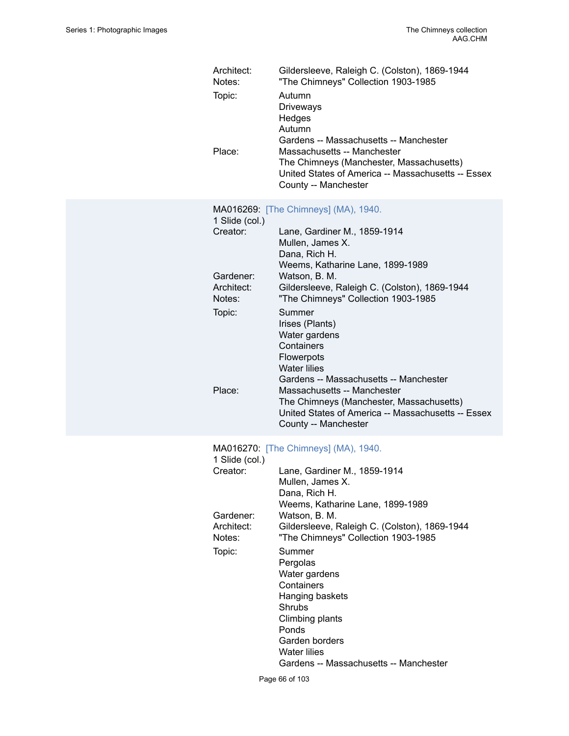Architect: Gildersleeve, Raleigh C. (Colston), 1869-1944
Notes: "The Chimneys" Collection 1903-1985
Topic: Autumn
Driveways
Hedges
Autumn
Gardens -- Massachusetts -- Manchester
Place: Massachusetts -- Manchester
The Chimneys (Manchester, Massachusetts)
United States of America -- Massachusetts -- Essex County -- Manchester

MA016269: [The Chimneys] (MA), 1940.
1 Slide (col.)
Creator: Lane, Gardiner M., 1859-1914
Mullen, James X.
Dana, Rich H.
Weems, Katharine Lane, 1899-1989
Gardener: Watson, B. M.
Architect: Gildersleeve, Raleigh C. (Colston), 1869-1944
Notes: "The Chimneys" Collection 1903-1985
Topic: Summer
Irises (Plants)
Water gardens
Containers
Flowerpots
Water lilies
Gardens -- Massachusetts -- Manchester
Place: Massachusetts -- Manchester
The Chimneys (Manchester, Massachusetts)
United States of America -- Massachusetts -- Essex County -- Manchester

MA016270: [The Chimneys] (MA), 1940.
1 Slide (col.)
Creator: Lane, Gardiner M., 1859-1914
Mullen, James X.
Dana, Rich H.
Weems, Katharine Lane, 1899-1989
Gardener: Watson, B. M.
Architect: Gildersleeve, Raleigh C. (Colston), 1869-1944
Notes: "The Chimneys" Collection 1903-1985
Topic: Summer
Pergolas
Water gardens
Containers
Hanging baskets
Shrubs
Climbing plants
Ponds
Garden borders
Water lilies
Gardens -- Massachusetts -- Manchester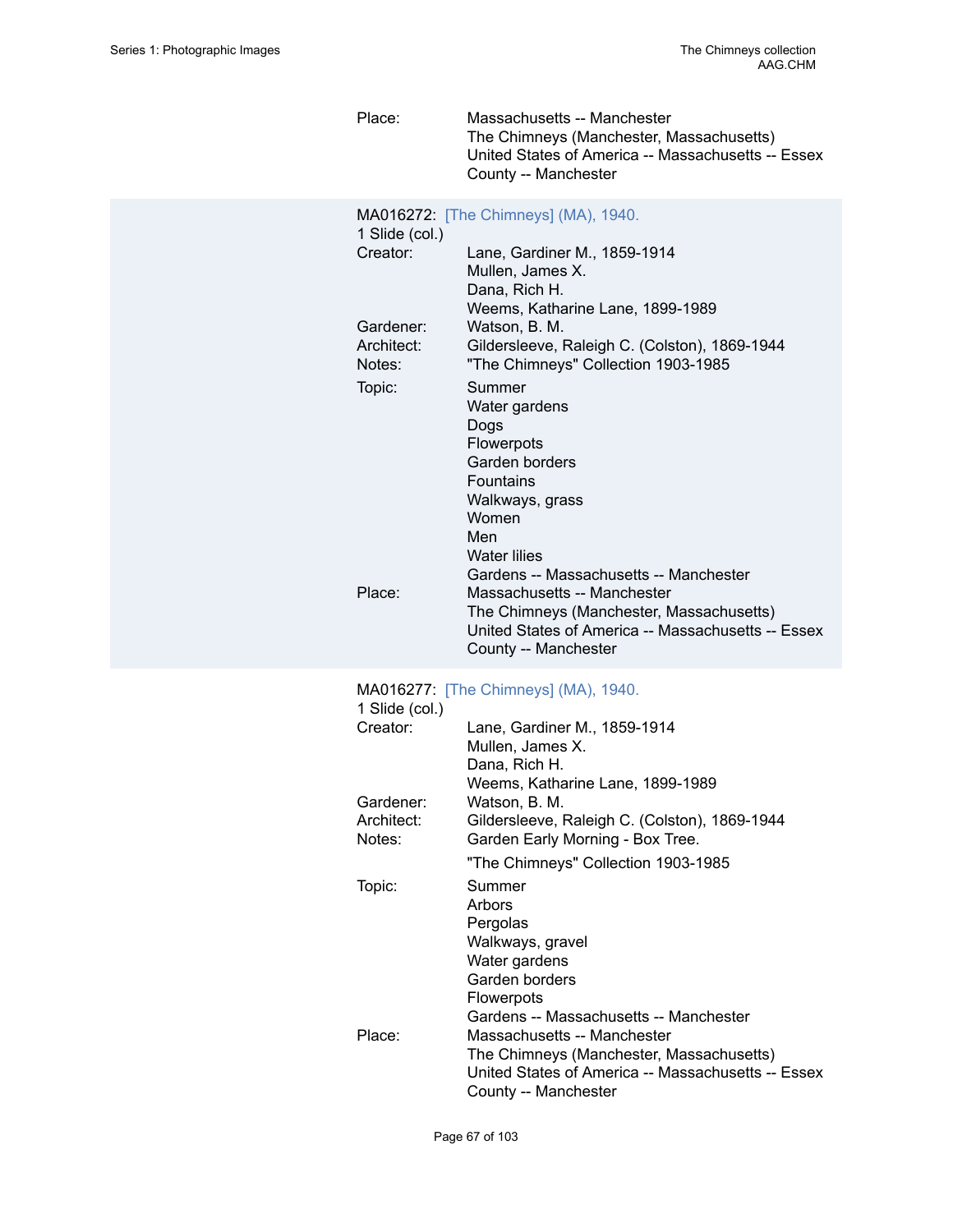Place: Massachusetts -- Manchester
The Chimneys (Manchester, Massachusetts)
United States of America -- Massachusetts -- Essex County -- Manchester

MA016272: [The Chimneys] (MA), 1940.
1 Slide (col.)

Creator: Lane, Gardiner M., 1859-1914
Mullen, James X.
Dana, Rich H.
Weems, Katharine Lane, 1899-1989

Gardener: Watson, B. M.

Architect: Gildersleeve, Raleigh C. (Colston), 1869-1944

Notes: "The Chimneys" Collection 1903-1985

Topic: Summer
Water gardens
Dogs
Flowerpots
Garden borders
Fountains
Walkways, grass
Women
Men
Water lilies
Gardens -- Massachusetts -- Manchester

Place: Massachusetts -- Manchester
The Chimneys (Manchester, Massachusetts)
United States of America -- Massachusetts -- Essex County -- Manchester

MA016277: [The Chimneys] (MA), 1940.
1 Slide (col.)

Creator: Lane, Gardiner M., 1859-1914
Mullen, James X.
Dana, Rich H.
Weems, Katharine Lane, 1899-1989

Gardener: Watson, B. M.

Architect: Gildersleeve, Raleigh C. (Colston), 1869-1944

Notes: Garden Early Morning - Box Tree.

"The Chimneys" Collection 1903-1985

Topic: Summer
Arbors
Pergolas
Walkways, gravel
Water gardens
Garden borders
Flowerpots
Gardens -- Massachusetts -- Manchester

Place: Massachusetts -- Manchester
The Chimneys (Manchester, Massachusetts)
United States of America -- Massachusetts -- Essex County -- Manchester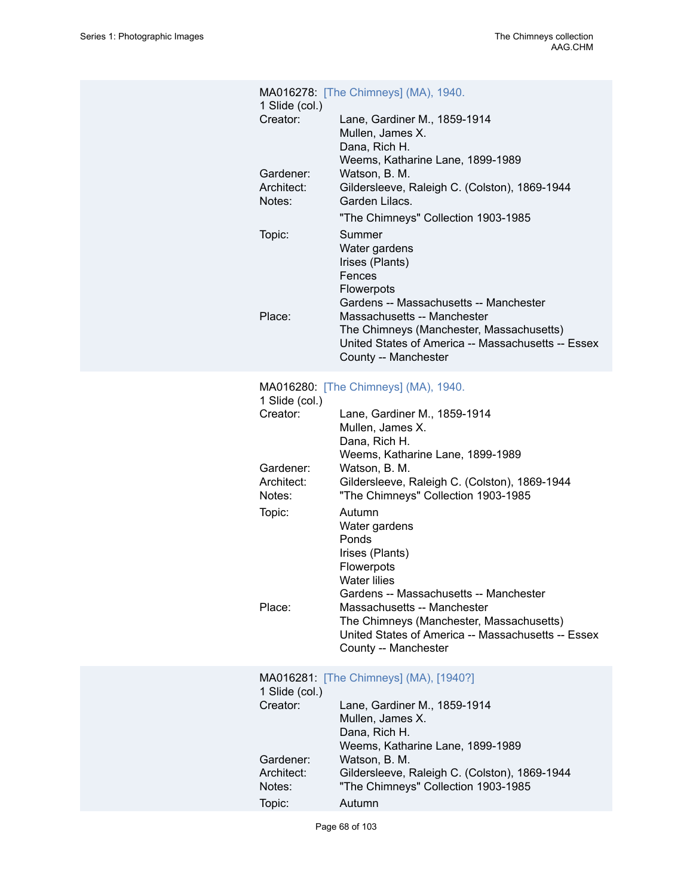MA016278: [The Chimneys] (MA), 1940.
1 Slide (col.)

| | |
|---|---|
| Creator: | Lane, Gardiner M., 1859-1914<br>Mullen, James X.<br>Dana, Rich H.<br>Weems, Katharine Lane, 1899-1989 |
| Gardener: | Watson, B. M. |
| Architect: | Gildersleeve, Raleigh C. (Colston), 1869-1944 |
| Notes: | Garden Lilacs.<br>"The Chimneys" Collection 1903-1985 |
| Topic: | Summer<br>Water gardens<br>Irises (Plants)<br>Fences<br>Flowerpots<br>Gardens -- Massachusetts -- Manchester |
| Place: | Massachusetts -- Manchester<br>The Chimneys (Manchester, Massachusetts)<br>United States of America -- Massachusetts -- Essex County -- Manchester |

MA016280: [The Chimneys] (MA), 1940.
1 Slide (col.)

| | |
|---|---|
| Creator: | Lane, Gardiner M., 1859-1914<br>Mullen, James X.<br>Dana, Rich H.<br>Weems, Katharine Lane, 1899-1989 |
| Gardener: | Watson, B. M. |
| Architect: | Gildersleeve, Raleigh C. (Colston), 1869-1944 |
| Notes: | "The Chimneys" Collection 1903-1985 |
| Topic: | Autumn<br>Water gardens<br>Ponds<br>Irises (Plants)<br>Flowerpots<br>Water lilies<br>Gardens -- Massachusetts -- Manchester |
| Place: | Massachusetts -- Manchester<br>The Chimneys (Manchester, Massachusetts)<br>United States of America -- Massachusetts -- Essex County -- Manchester |

MA016281: [The Chimneys] (MA), [1940?]
1 Slide (col.)

| | |
|---|---|
| Creator: | Lane, Gardiner M., 1859-1914<br>Mullen, James X.<br>Dana, Rich H.<br>Weems, Katharine Lane, 1899-1989 |
| Gardener: | Watson, B. M. |
| Architect: | Gildersleeve, Raleigh C. (Colston), 1869-1944 |
| Notes: | "The Chimneys" Collection 1903-1985 |
| Topic: | Autumn |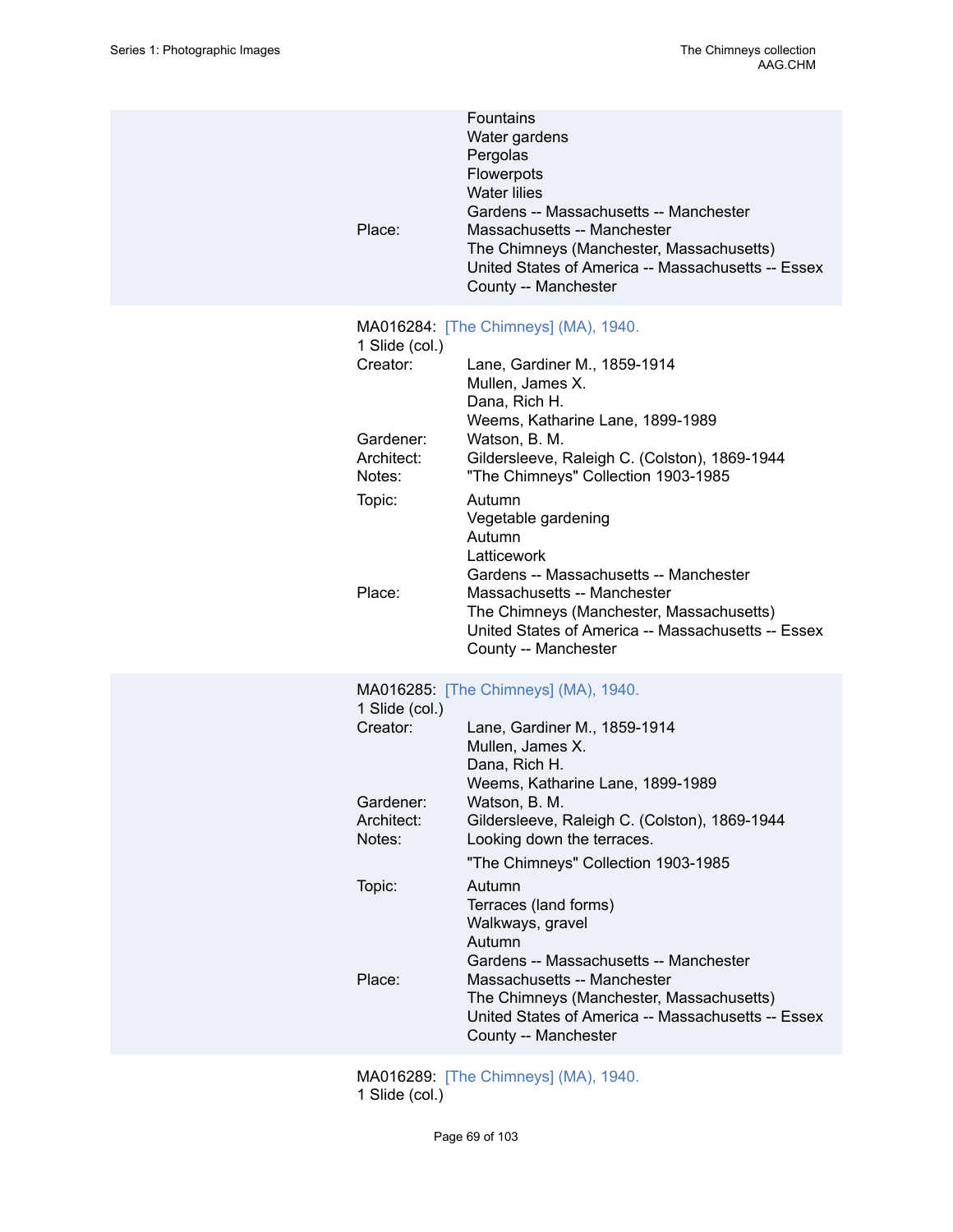Fountains
Water gardens
Pergolas
Flowerpots
Water lilies
Gardens -- Massachusetts -- Manchester

Place: Massachusetts -- Manchester
The Chimneys (Manchester, Massachusetts)
United States of America -- Massachusetts -- Essex County -- Manchester

MA016284: [The Chimneys] (MA), 1940.
1 Slide (col.)

Creator: Lane, Gardiner M., 1859-1914
Mullen, James X.
Dana, Rich H.
Weems, Katharine Lane, 1899-1989

Gardener: Watson, B. M.

Architect: Gildersleeve, Raleigh C. (Colston), 1869-1944

Notes: "The Chimneys" Collection 1903-1985

Topic: Autumn
Vegetable gardening
Autumn
Latticework
Gardens -- Massachusetts -- Manchester

Place: Massachusetts -- Manchester
The Chimneys (Manchester, Massachusetts)
United States of America -- Massachusetts -- Essex County -- Manchester

MA016285: [The Chimneys] (MA), 1940.
1 Slide (col.)

Creator: Lane, Gardiner M., 1859-1914
Mullen, James X.
Dana, Rich H.
Weems, Katharine Lane, 1899-1989

Gardener: Watson, B. M.

Architect: Gildersleeve, Raleigh C. (Colston), 1869-1944

Notes: Looking down the terraces.

"The Chimneys" Collection 1903-1985

Topic: Autumn
Terraces (land forms)
Walkways, gravel
Autumn
Gardens -- Massachusetts -- Manchester

Place: Massachusetts -- Manchester
The Chimneys (Manchester, Massachusetts)
United States of America -- Massachusetts -- Essex County -- Manchester

MA016289: [The Chimneys] (MA), 1940.
1 Slide (col.)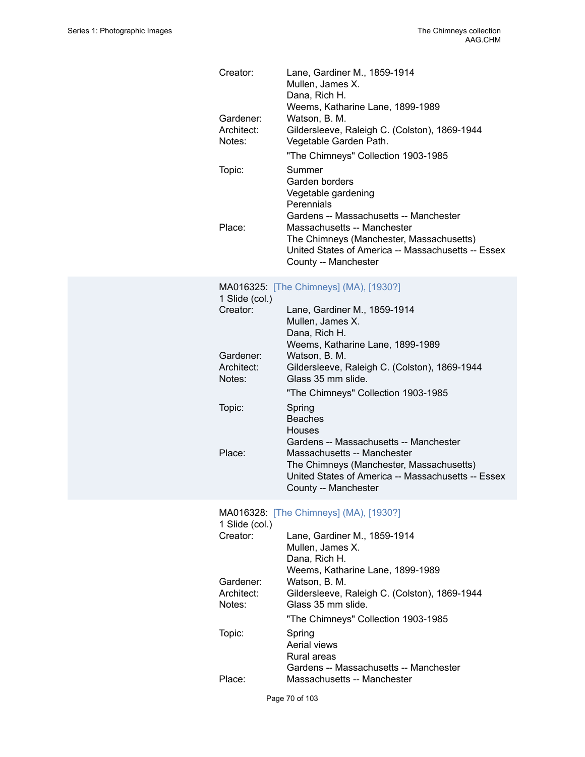Creator: Lane, Gardiner M., 1859-1914
Mullen, James X.
Dana, Rich H.
Weems, Katharine Lane, 1899-1989

Gardener: Watson, B. M.

Architect: Gildersleeve, Raleigh C. (Colston), 1869-1944

Notes: Vegetable Garden Path.

"The Chimneys" Collection 1903-1985

Topic: Summer
Garden borders
Vegetable gardening
Perennials
Gardens -- Massachusetts -- Manchester

Place: Massachusetts -- Manchester
The Chimneys (Manchester, Massachusetts)
United States of America -- Massachusetts -- Essex County -- Manchester

MA016325: [The Chimneys] (MA), [1930?]
1 Slide (col.)

Creator: Lane, Gardiner M., 1859-1914
Mullen, James X.
Dana, Rich H.
Weems, Katharine Lane, 1899-1989

Gardener: Watson, B. M.

Architect: Gildersleeve, Raleigh C. (Colston), 1869-1944

Notes: Glass 35 mm slide.

"The Chimneys" Collection 1903-1985

Topic: Spring
Beaches
Houses
Gardens -- Massachusetts -- Manchester

Place: Massachusetts -- Manchester
The Chimneys (Manchester, Massachusetts)
United States of America -- Massachusetts -- Essex County -- Manchester

MA016328: [The Chimneys] (MA), [1930?]
1 Slide (col.)

Creator: Lane, Gardiner M., 1859-1914
Mullen, James X.
Dana, Rich H.
Weems, Katharine Lane, 1899-1989

Gardener: Watson, B. M.

Architect: Gildersleeve, Raleigh C. (Colston), 1869-1944

Notes: Glass 35 mm slide.

"The Chimneys" Collection 1903-1985

Topic: Spring
Aerial views
Rural areas
Gardens -- Massachusetts -- Manchester

Place: Massachusetts -- Manchester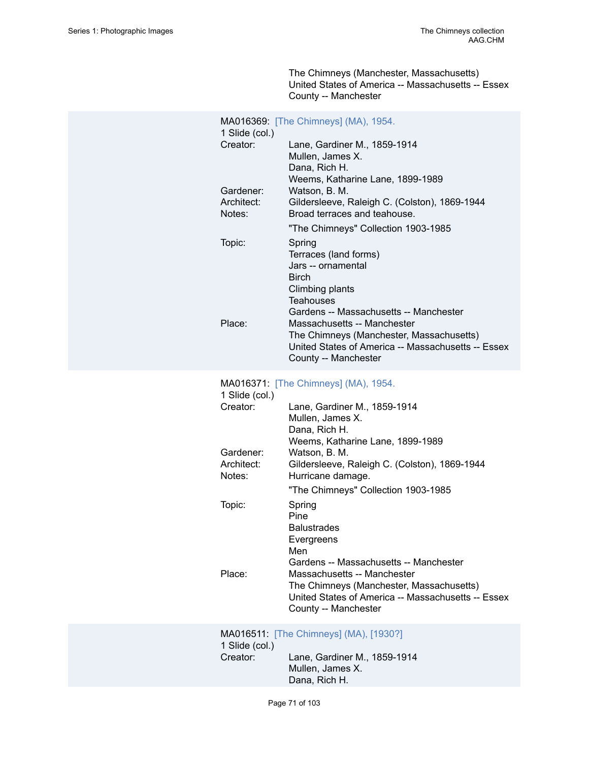The Chimneys (Manchester, Massachusetts)
United States of America -- Massachusetts -- Essex County -- Manchester

MA016369: [The Chimneys] (MA), 1954.
1 Slide (col.)

Creator: Lane, Gardiner M., 1859-1914
Mullen, James X.
Dana, Rich H.
Weems, Katharine Lane, 1899-1989
Gardener: Watson, B. M.
Architect: Gildersleeve, Raleigh C. (Colston), 1869-1944
Notes: Broad terraces and teahouse.

"The Chimneys" Collection 1903-1985

Topic: Spring
Terraces (land forms)
Jars -- ornamental
Birch
Climbing plants
Teahouses
Gardens -- Massachusetts -- Manchester
Place: Massachusetts -- Manchester
The Chimneys (Manchester, Massachusetts)
United States of America -- Massachusetts -- Essex County -- Manchester

MA016371: [The Chimneys] (MA), 1954.
1 Slide (col.)

Creator: Lane, Gardiner M., 1859-1914
Mullen, James X.
Dana, Rich H.
Weems, Katharine Lane, 1899-1989
Gardener: Watson, B. M.
Architect: Gildersleeve, Raleigh C. (Colston), 1869-1944
Notes: Hurricane damage.

"The Chimneys" Collection 1903-1985

Topic: Spring
Pine
Balustrades
Evergreens
Men
Gardens -- Massachusetts -- Manchester
Place: Massachusetts -- Manchester
The Chimneys (Manchester, Massachusetts)
United States of America -- Massachusetts -- Essex County -- Manchester

MA016511: [The Chimneys] (MA), [1930?]
1 Slide (col.)

Creator: Lane, Gardiner M., 1859-1914
Mullen, James X.
Dana, Rich H.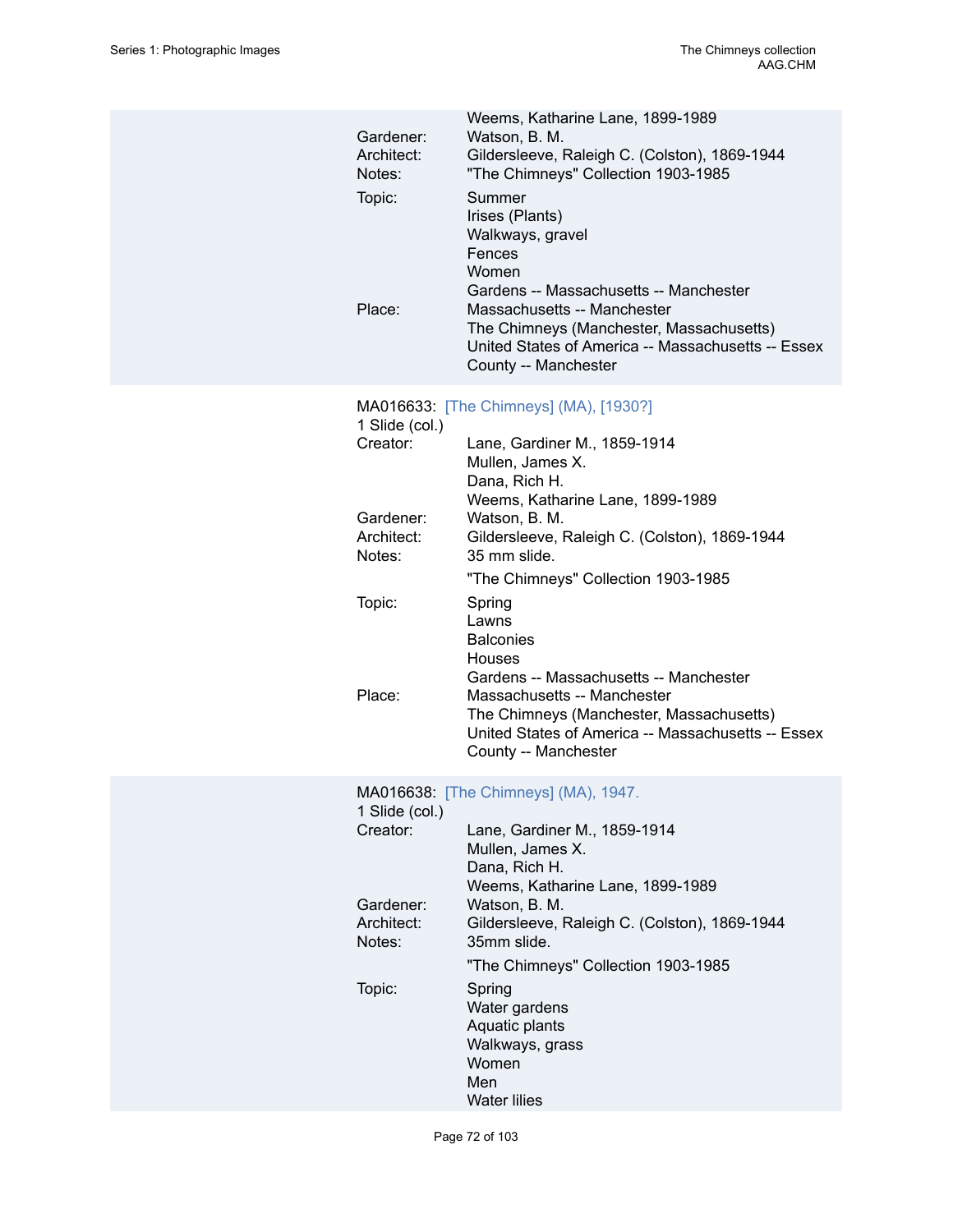Weems, Katharine Lane, 1899-1989

Gardener: Watson, B. M.

Architect: Gildersleeve, Raleigh C. (Colston), 1869-1944

Notes: "The Chimneys" Collection 1903-1985

Topic: Summer
Irises (Plants)
Walkways, gravel
Fences
Women
Gardens -- Massachusetts -- Manchester

Place: Massachusetts -- Manchester
The Chimneys (Manchester, Massachusetts)
United States of America -- Massachusetts -- Essex County -- Manchester

MA016633: [The Chimneys] (MA), [1930?]

1 Slide (col.)

Creator: Lane, Gardiner M., 1859-1914
Mullen, James X.
Dana, Rich H.
Weems, Katharine Lane, 1899-1989

Gardener: Watson, B. M.

Architect: Gildersleeve, Raleigh C. (Colston), 1869-1944

Notes: 35 mm slide.

"The Chimneys" Collection 1903-1985

Topic: Spring
Lawns
Balconies
Houses
Gardens -- Massachusetts -- Manchester

Place: Massachusetts -- Manchester
The Chimneys (Manchester, Massachusetts)
United States of America -- Massachusetts -- Essex County -- Manchester

MA016638: [The Chimneys] (MA), 1947.

1 Slide (col.)

Creator: Lane, Gardiner M., 1859-1914
Mullen, James X.
Dana, Rich H.
Weems, Katharine Lane, 1899-1989

Gardener: Watson, B. M.

Architect: Gildersleeve, Raleigh C. (Colston), 1869-1944

Notes: 35mm slide.

"The Chimneys" Collection 1903-1985

Topic: Spring
Water gardens
Aquatic plants
Walkways, grass
Women
Men
Water lilies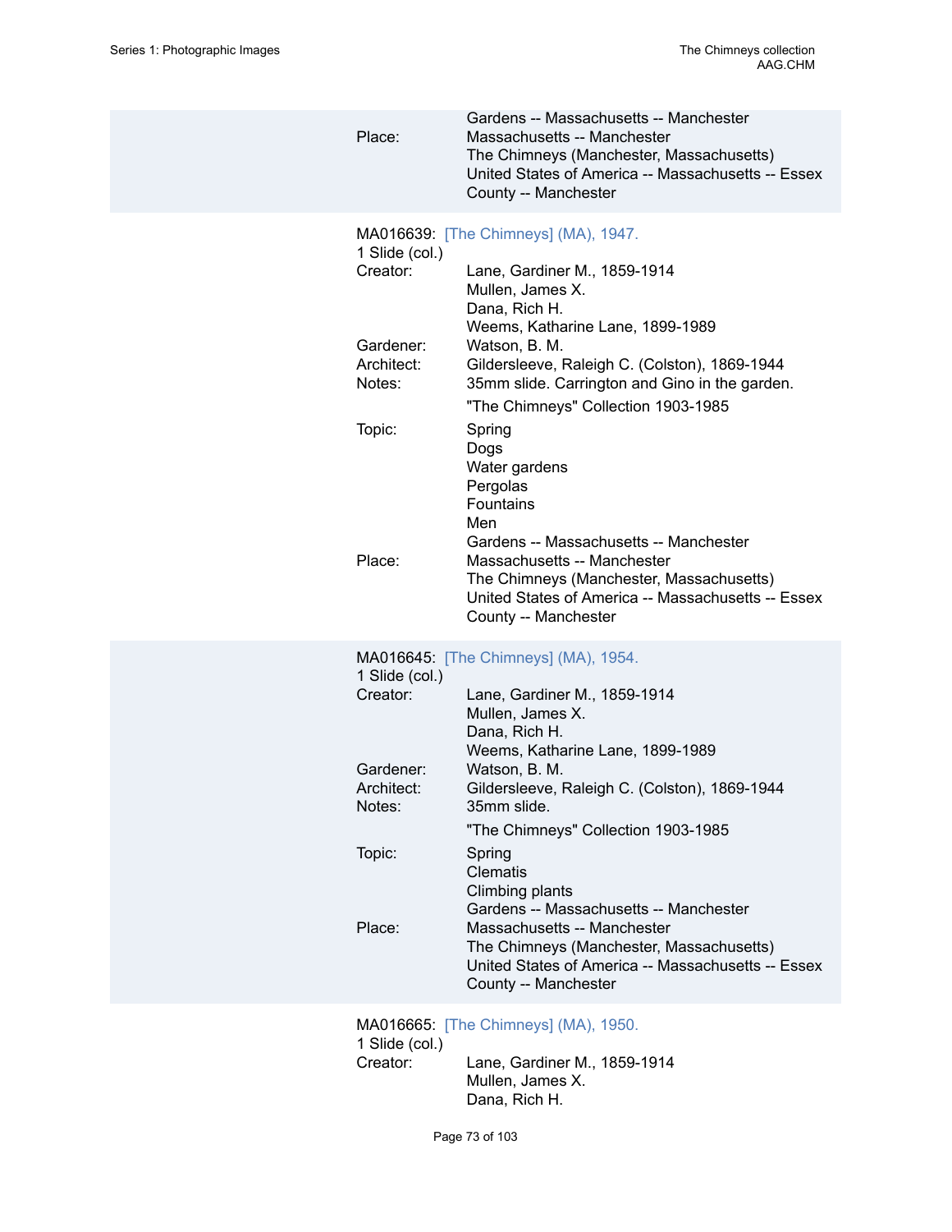| | |
|---|---|
| | Gardens -- Massachusetts -- Manchester |
| Place: | Massachusetts -- Manchester |
| | The Chimneys (Manchester, Massachusetts) |
| | United States of America -- Massachusetts -- Essex County -- Manchester |

MA016639: [The Chimneys] (MA), 1947.
1 Slide (col.)

| | |
|---|---|
| Creator: | Lane, Gardiner M., 1859-1914 |
| | Mullen, James X. |
| | Dana, Rich H. |
| | Weems, Katharine Lane, 1899-1989 |
| Gardener: | Watson, B. M. |
| Architect: | Gildersleeve, Raleigh C. (Colston), 1869-1944 |
| Notes: | 35mm slide. Carrington and Gino in the garden. |
| | "The Chimneys" Collection 1903-1985 |
| Topic: | Spring |
| | Dogs |
| | Water gardens |
| | Pergolas |
| | Fountains |
| | Men |
| | Gardens -- Massachusetts -- Manchester |
| Place: | Massachusetts -- Manchester |
| | The Chimneys (Manchester, Massachusetts) |
| | United States of America -- Massachusetts -- Essex County -- Manchester |

MA016645: [The Chimneys] (MA), 1954.
1 Slide (col.)

| | |
|---|---|
| Creator: | Lane, Gardiner M., 1859-1914 |
| | Mullen, James X. |
| | Dana, Rich H. |
| | Weems, Katharine Lane, 1899-1989 |
| Gardener: | Watson, B. M. |
| Architect: | Gildersleeve, Raleigh C. (Colston), 1869-1944 |
| Notes: | 35mm slide. |
| | "The Chimneys" Collection 1903-1985 |
| Topic: | Spring |
| | Clematis |
| | Climbing plants |
| | Gardens -- Massachusetts -- Manchester |
| Place: | Massachusetts -- Manchester |
| | The Chimneys (Manchester, Massachusetts) |
| | United States of America -- Massachusetts -- Essex County -- Manchester |

MA016665: [The Chimneys] (MA), 1950.
1 Slide (col.)

| | |
|---|---|
| Creator: | Lane, Gardiner M., 1859-1914 |
| | Mullen, James X. |
| | Dana, Rich H. |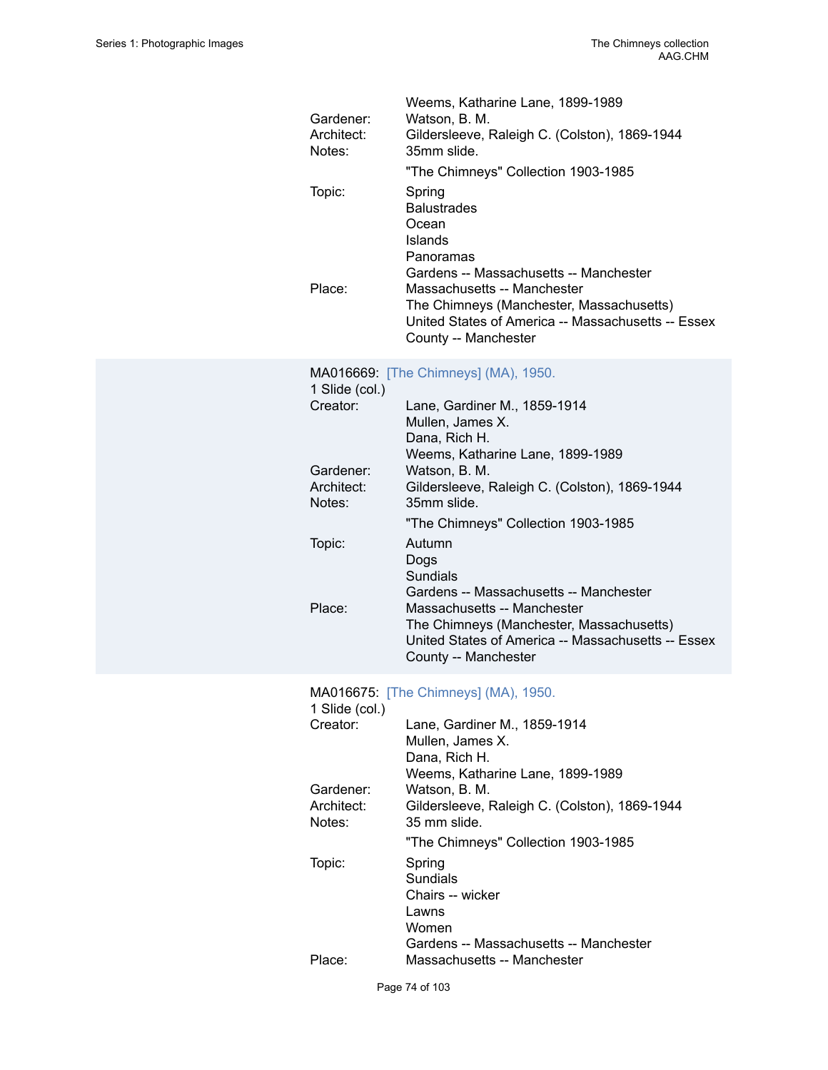Weems, Katharine Lane, 1899-1989

Gardener: Watson, B. M.

Architect: Gildersleeve, Raleigh C. (Colston), 1869-1944

Notes: 35mm slide.

"The Chimneys" Collection 1903-1985

Topic: Spring
Balustrades
Ocean
Islands
Panoramas
Gardens -- Massachusetts -- Manchester

Place: Massachusetts -- Manchester
The Chimneys (Manchester, Massachusetts)
United States of America -- Massachusetts -- Essex County -- Manchester

MA016669: [The Chimneys] (MA), 1950.
1 Slide (col.)

Creator: Lane, Gardiner M., 1859-1914
Mullen, James X.
Dana, Rich H.
Weems, Katharine Lane, 1899-1989

Gardener: Watson, B. M.

Architect: Gildersleeve, Raleigh C. (Colston), 1869-1944

Notes: 35mm slide.

"The Chimneys" Collection 1903-1985

Topic: Autumn
Dogs
Sundials
Gardens -- Massachusetts -- Manchester

Place: Massachusetts -- Manchester
The Chimneys (Manchester, Massachusetts)
United States of America -- Massachusetts -- Essex County -- Manchester

MA016675: [The Chimneys] (MA), 1950.
1 Slide (col.)

Creator: Lane, Gardiner M., 1859-1914
Mullen, James X.
Dana, Rich H.
Weems, Katharine Lane, 1899-1989

Gardener: Watson, B. M.

Architect: Gildersleeve, Raleigh C. (Colston), 1869-1944

Notes: 35 mm slide.

"The Chimneys" Collection 1903-1985

Topic: Spring
Sundials
Chairs -- wicker
Lawns
Women
Gardens -- Massachusetts -- Manchester

Place: Massachusetts -- Manchester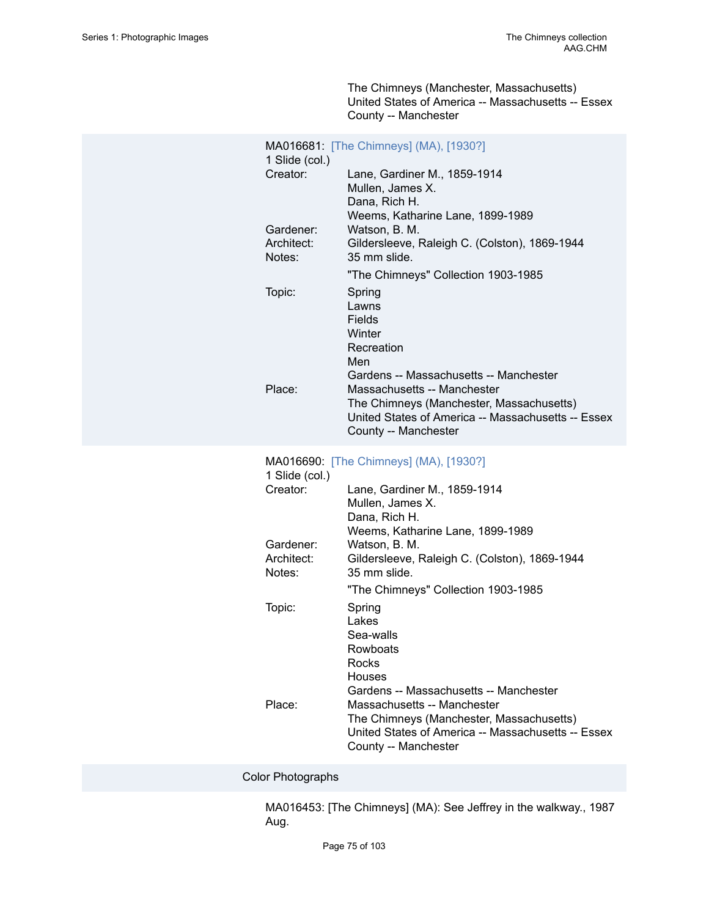The Chimneys (Manchester, Massachusetts)
United States of America -- Massachusetts -- Essex County -- Manchester

MA016681: [The Chimneys] (MA), [1930?]
1 Slide (col.)

Creator: Lane, Gardiner M., 1859-1914
Mullen, James X.
Dana, Rich H.
Weems, Katharine Lane, 1899-1989

Gardener: Watson, B. M.

Architect: Gildersleeve, Raleigh C. (Colston), 1869-1944

Notes: 35 mm slide.

"The Chimneys" Collection 1903-1985

Topic: Spring
Lawns
Fields
Winter
Recreation
Men
Gardens -- Massachusetts -- Manchester

Place: Massachusetts -- Manchester
The Chimneys (Manchester, Massachusetts)
United States of America -- Massachusetts -- Essex County -- Manchester

MA016690: [The Chimneys] (MA), [1930?]
1 Slide (col.)

Creator: Lane, Gardiner M., 1859-1914
Mullen, James X.
Dana, Rich H.
Weems, Katharine Lane, 1899-1989

Gardener: Watson, B. M.

Architect: Gildersleeve, Raleigh C. (Colston), 1869-1944

Notes: 35 mm slide.

"The Chimneys" Collection 1903-1985

Topic: Spring
Lakes
Sea-walls
Rowboats
Rocks
Houses
Gardens -- Massachusetts -- Manchester

Place: Massachusetts -- Manchester
The Chimneys (Manchester, Massachusetts)
United States of America -- Massachusetts -- Essex County -- Manchester

## Color Photographs

MA016453: [The Chimneys] (MA): See Jeffrey in the walkway., 1987 Aug.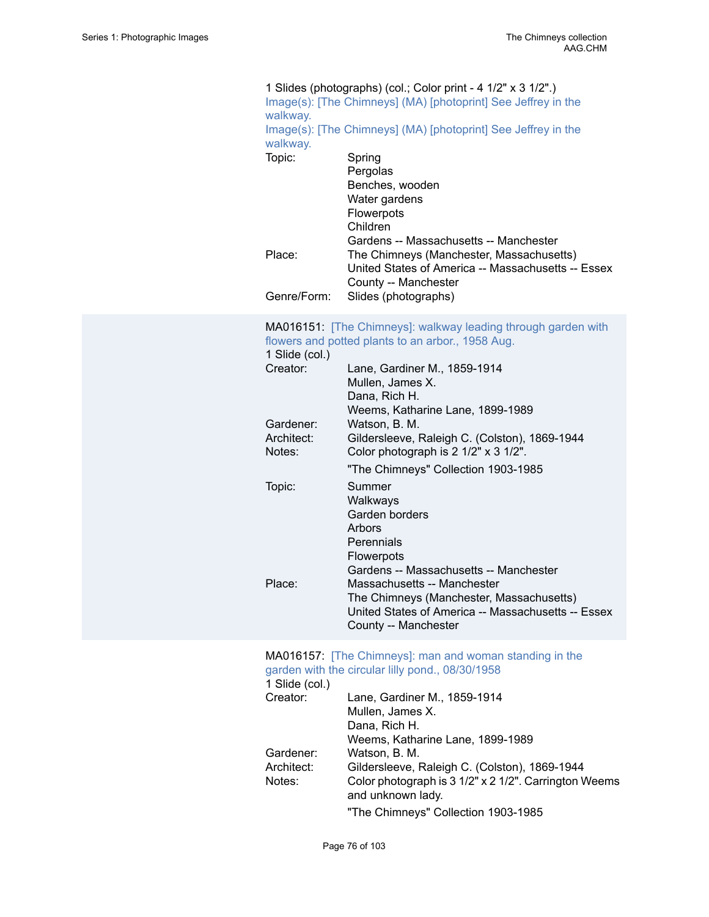1 Slides (photographs) (col.; Color print - 4 1/2" x 3 1/2".)
Image(s): [The Chimneys] (MA) [photoprint] See Jeffrey in the walkway.
Image(s): [The Chimneys] (MA) [photoprint] See Jeffrey in the walkway.

Topic: Spring
Pergolas
Benches, wooden
Water gardens
Flowerpots
Children
Gardens -- Massachusetts -- Manchester

Place: The Chimneys (Manchester, Massachusetts)
United States of America -- Massachusetts -- Essex County -- Manchester

Genre/Form: Slides (photographs)

MA016151: [The Chimneys]: walkway leading through garden with flowers and potted plants to an arbor., 1958 Aug.
1 Slide (col.)

Creator: Lane, Gardiner M., 1859-1914
Mullen, James X.
Dana, Rich H.
Weems, Katharine Lane, 1899-1989

Gardener: Watson, B. M.

Architect: Gildersleeve, Raleigh C. (Colston), 1869-1944

Notes: Color photograph is 2 1/2" x 3 1/2".

"The Chimneys" Collection 1903-1985

Topic: Summer
Walkways
Garden borders
Arbors
Perennials
Flowerpots
Gardens -- Massachusetts -- Manchester

Place: Massachusetts -- Manchester
The Chimneys (Manchester, Massachusetts)
United States of America -- Massachusetts -- Essex County -- Manchester

MA016157: [The Chimneys]: man and woman standing in the garden with the circular lilly pond., 08/30/1958
1 Slide (col.)

Creator: Lane, Gardiner M., 1859-1914
Mullen, James X.
Dana, Rich H.
Weems, Katharine Lane, 1899-1989

Gardener: Watson, B. M.

Architect: Gildersleeve, Raleigh C. (Colston), 1869-1944

Notes: Color photograph is 3 1/2" x 2 1/2". Carrington Weems and unknown lady.

"The Chimneys" Collection 1903-1985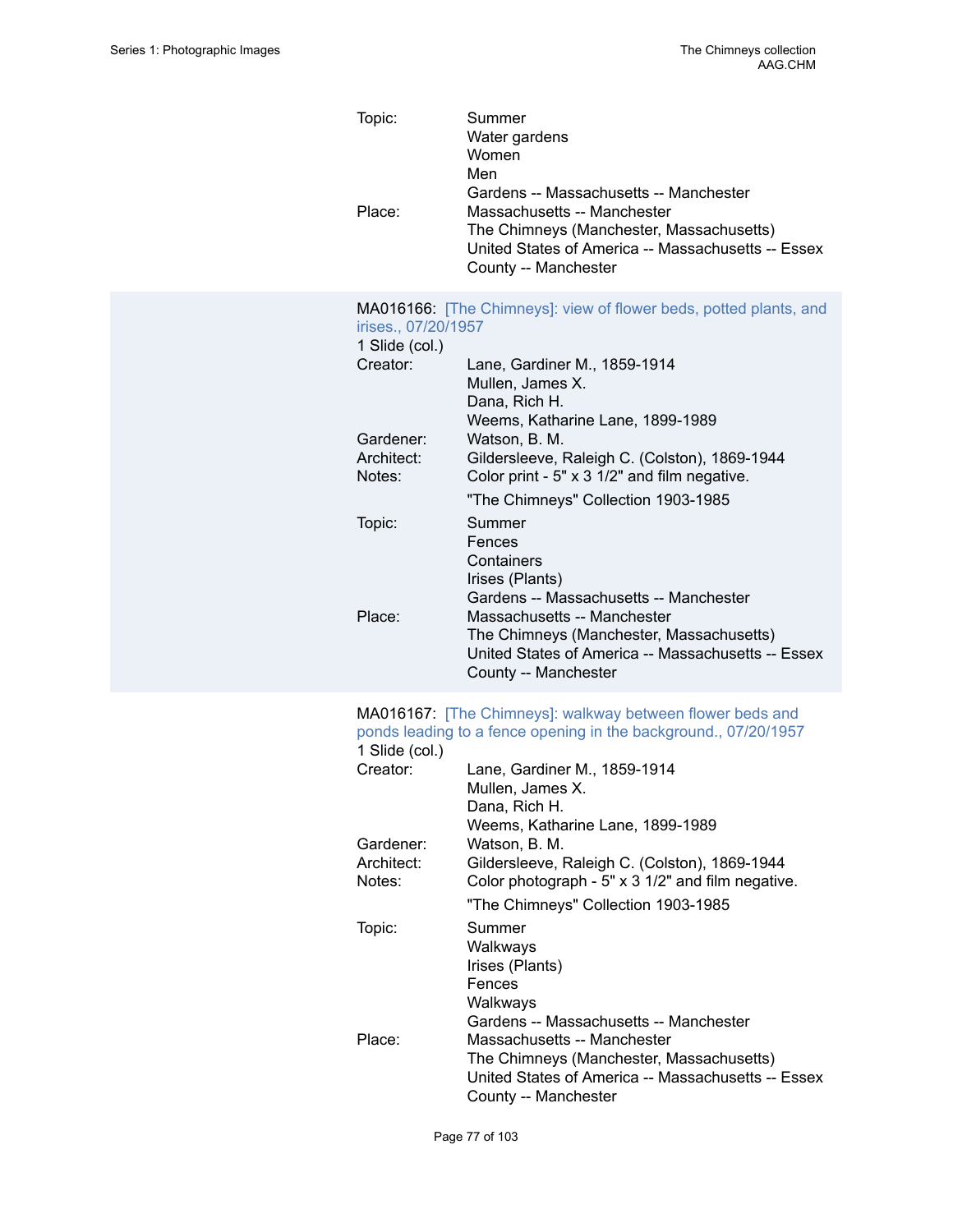Topic: Summer
Water gardens
Women
Men
Gardens -- Massachusetts -- Manchester

Place: Massachusetts -- Manchester
The Chimneys (Manchester, Massachusetts)
United States of America -- Massachusetts -- Essex County -- Manchester

MA016166: [The Chimneys]: view of flower beds, potted plants, and irises., 07/20/1957

1 Slide (col.)

Creator: Lane, Gardiner M., 1859-1914
Mullen, James X.
Dana, Rich H.
Weems, Katharine Lane, 1899-1989

Gardener: Watson, B. M.

Architect: Gildersleeve, Raleigh C. (Colston), 1869-1944

Notes: Color print - 5" x 3 1/2" and film negative.

"The Chimneys" Collection 1903-1985

Topic: Summer
Fences
Containers
Irises (Plants)
Gardens -- Massachusetts -- Manchester

Place: Massachusetts -- Manchester
The Chimneys (Manchester, Massachusetts)
United States of America -- Massachusetts -- Essex County -- Manchester

MA016167: [The Chimneys]: walkway between flower beds and ponds leading to a fence opening in the background., 07/20/1957

1 Slide (col.)

Creator: Lane, Gardiner M., 1859-1914
Mullen, James X.
Dana, Rich H.
Weems, Katharine Lane, 1899-1989

Gardener: Watson, B. M.

Architect: Gildersleeve, Raleigh C. (Colston), 1869-1944

Notes: Color photograph - 5" x 3 1/2" and film negative.

"The Chimneys" Collection 1903-1985

Topic: Summer
Walkways
Irises (Plants)
Fences
Walkways
Gardens -- Massachusetts -- Manchester

Place: Massachusetts -- Manchester
The Chimneys (Manchester, Massachusetts)
United States of America -- Massachusetts -- Essex County -- Manchester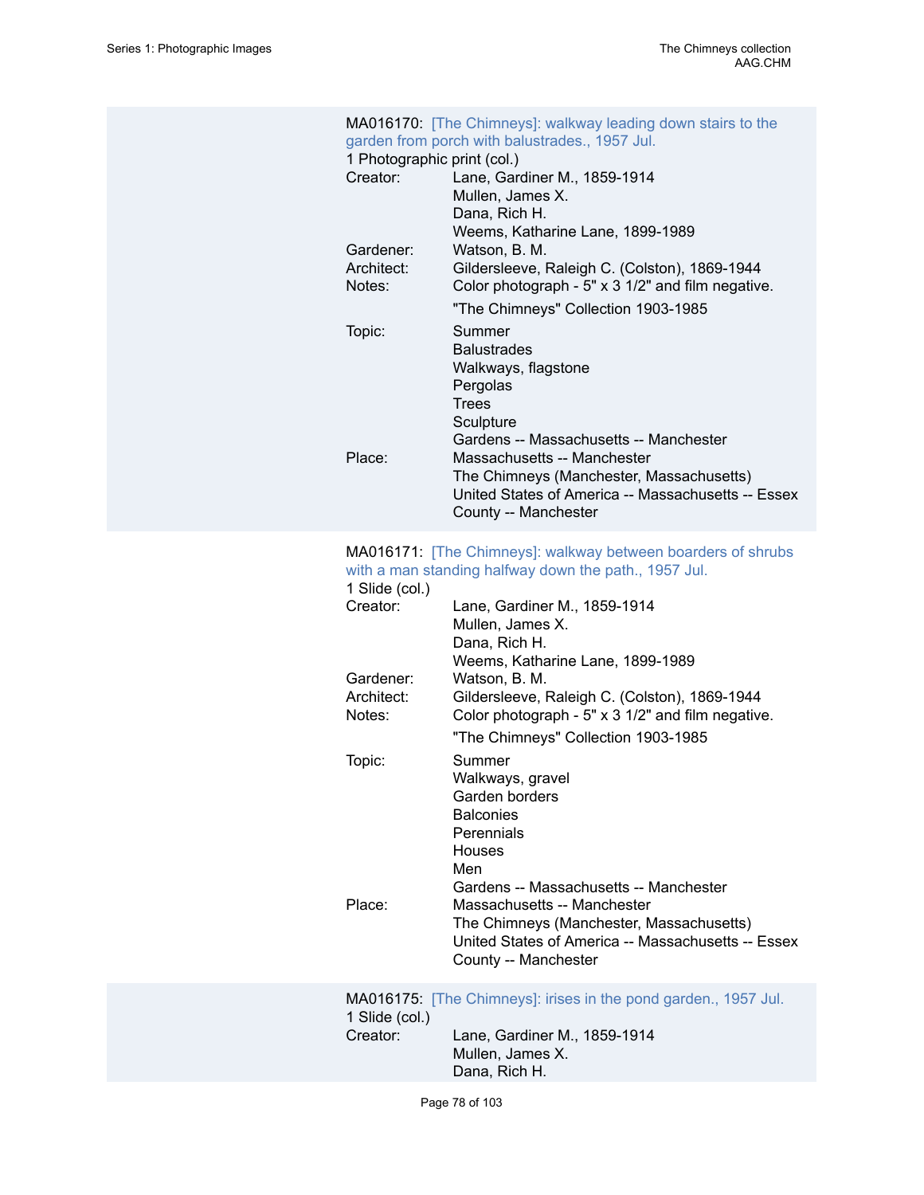MA016170: [The Chimneys]: walkway leading down stairs to the garden from porch with balustrades., 1957 Jul.
1 Photographic print (col.)

| | |
|---|---|
| Creator: | Lane, Gardiner M., 1859-1914<br>Mullen, James X.<br>Dana, Rich H.<br>Weems, Katharine Lane, 1899-1989 |
| Gardener: | Watson, B. M. |
| Architect: | Gildersleeve, Raleigh C. (Colston), 1869-1944 |
| Notes: | Color photograph - 5" x 3 1/2" and film negative.<br>"The Chimneys" Collection 1903-1985 |
| Topic: | Summer<br>Balustrades<br>Walkways, flagstone<br>Pergolas<br>Trees<br>Sculpture<br>Gardens -- Massachusetts -- Manchester |
| Place: | Massachusetts -- Manchester<br>The Chimneys (Manchester, Massachusetts)<br>United States of America -- Massachusetts -- Essex County -- Manchester |

MA016171: [The Chimneys]: walkway between boarders of shrubs with a man standing halfway down the path., 1957 Jul.
1 Slide (col.)

| | |
|---|---|
| Creator: | Lane, Gardiner M., 1859-1914<br>Mullen, James X.<br>Dana, Rich H.<br>Weems, Katharine Lane, 1899-1989 |
| Gardener: | Watson, B. M. |
| Architect: | Gildersleeve, Raleigh C. (Colston), 1869-1944 |
| Notes: | Color photograph - 5" x 3 1/2" and film negative.<br>"The Chimneys" Collection 1903-1985 |
| Topic: | Summer<br>Walkways, gravel<br>Garden borders<br>Balconies<br>Perennials<br>Houses<br>Men<br>Gardens -- Massachusetts -- Manchester |
| Place: | Massachusetts -- Manchester<br>The Chimneys (Manchester, Massachusetts)<br>United States of America -- Massachusetts -- Essex County -- Manchester |

MA016175: [The Chimneys]: irises in the pond garden., 1957 Jul.
1 Slide (col.)

| | |
|---|---|
| Creator: | Lane, Gardiner M., 1859-1914<br>Mullen, James X.<br>Dana, Rich H. |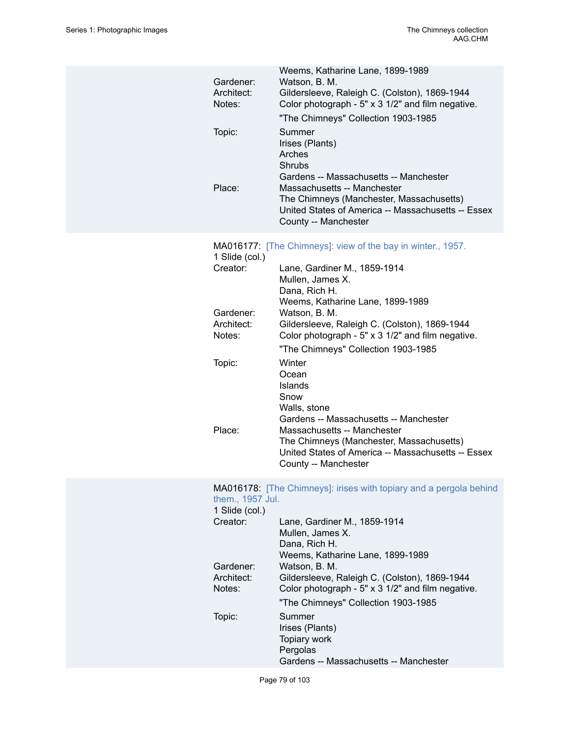Weems, Katharine Lane, 1899-1989

Gardener: Watson, B. M.

Architect: Gildersleeve, Raleigh C. (Colston), 1869-1944

Notes: Color photograph - 5" x 3 1/2" and film negative.

"The Chimneys" Collection 1903-1985

Topic: Summer
Irises (Plants)
Arches
Shrubs
Gardens -- Massachusetts -- Manchester

Place: Massachusetts -- Manchester
The Chimneys (Manchester, Massachusetts)
United States of America -- Massachusetts -- Essex County -- Manchester

MA016177: [The Chimneys]: view of the bay in winter., 1957.
1 Slide (col.)

Creator: Lane, Gardiner M., 1859-1914
Mullen, James X.
Dana, Rich H.
Weems, Katharine Lane, 1899-1989

Gardener: Watson, B. M.

Architect: Gildersleeve, Raleigh C. (Colston), 1869-1944

Notes: Color photograph - 5" x 3 1/2" and film negative.

"The Chimneys" Collection 1903-1985

Topic: Winter
Ocean
Islands
Snow
Walls, stone
Gardens -- Massachusetts -- Manchester

Place: Massachusetts -- Manchester
The Chimneys (Manchester, Massachusetts)
United States of America -- Massachusetts -- Essex County -- Manchester

MA016178: [The Chimneys]: irises with topiary and a pergola behind them., 1957 Jul.
1 Slide (col.)

Creator: Lane, Gardiner M., 1859-1914
Mullen, James X.
Dana, Rich H.
Weems, Katharine Lane, 1899-1989

Gardener: Watson, B. M.

Architect: Gildersleeve, Raleigh C. (Colston), 1869-1944

Notes: Color photograph - 5" x 3 1/2" and film negative.

"The Chimneys" Collection 1903-1985

Topic: Summer
Irises (Plants)
Topiary work
Pergolas
Gardens -- Massachusetts -- Manchester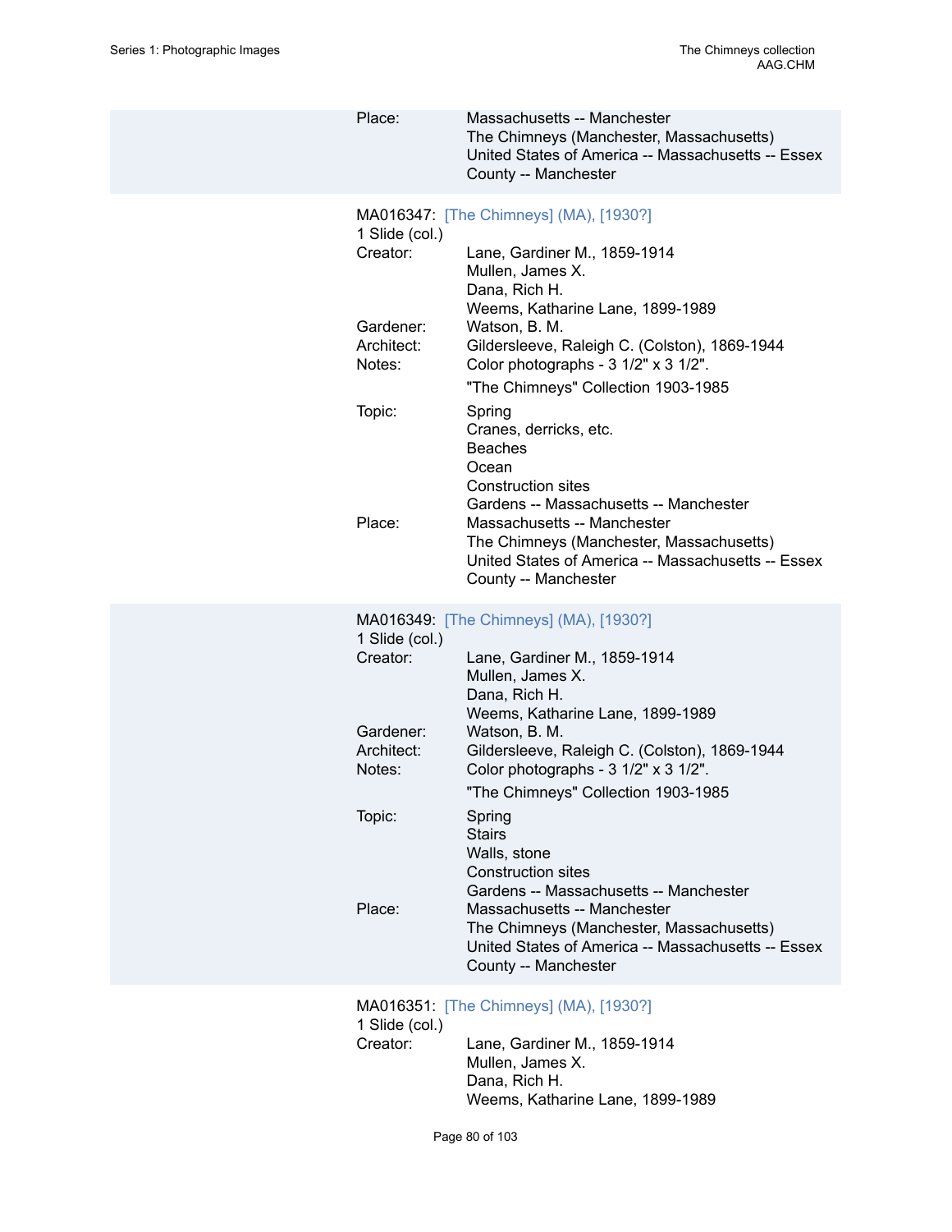Place: Massachusetts -- Manchester
The Chimneys (Manchester, Massachusetts)
United States of America -- Massachusetts -- Essex County -- Manchester

MA016347: [The Chimneys] (MA), [1930?]
1 Slide (col.)

Creator: Lane, Gardiner M., 1859-1914
Mullen, James X.
Dana, Rich H.
Weems, Katharine Lane, 1899-1989

Gardener: Watson, B. M.

Architect: Gildersleeve, Raleigh C. (Colston), 1869-1944

Notes: Color photographs - 3 1/2" x 3 1/2".
"The Chimneys" Collection 1903-1985

Topic: Spring
Cranes, derricks, etc.
Beaches
Ocean
Construction sites
Gardens -- Massachusetts -- Manchester

Place: Massachusetts -- Manchester
The Chimneys (Manchester, Massachusetts)
United States of America -- Massachusetts -- Essex County -- Manchester

MA016349: [The Chimneys] (MA), [1930?]
1 Slide (col.)

Creator: Lane, Gardiner M., 1859-1914
Mullen, James X.
Dana, Rich H.
Weems, Katharine Lane, 1899-1989

Gardener: Watson, B. M.

Architect: Gildersleeve, Raleigh C. (Colston), 1869-1944

Notes: Color photographs - 3 1/2" x 3 1/2".
"The Chimneys" Collection 1903-1985

Topic: Spring
Stairs
Walls, stone
Construction sites
Gardens -- Massachusetts -- Manchester

Place: Massachusetts -- Manchester
The Chimneys (Manchester, Massachusetts)
United States of America -- Massachusetts -- Essex County -- Manchester

MA016351: [The Chimneys] (MA), [1930?]
1 Slide (col.)

Creator: Lane, Gardiner M., 1859-1914
Mullen, James X.
Dana, Rich H.
Weems, Katharine Lane, 1899-1989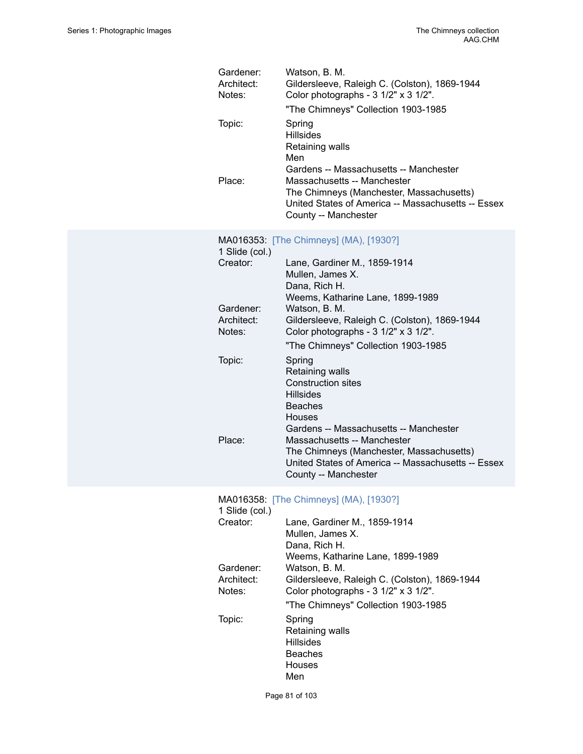Gardener: Watson, B. M.
Architect: Gildersleeve, Raleigh C. (Colston), 1869-1944
Notes: Color photographs - 3 1/2" x 3 1/2".

"The Chimneys" Collection 1903-1985

Topic: Spring
Hillsides
Retaining walls
Men
Gardens -- Massachusetts -- Manchester

Place: Massachusetts -- Manchester
The Chimneys (Manchester, Massachusetts)
United States of America -- Massachusetts -- Essex County -- Manchester

MA016353: [The Chimneys] (MA), [1930?]
1 Slide (col.)

Creator: Lane, Gardiner M., 1859-1914
Mullen, James X.
Dana, Rich H.
Weems, Katharine Lane, 1899-1989

Gardener: Watson, B. M.
Architect: Gildersleeve, Raleigh C. (Colston), 1869-1944
Notes: Color photographs - 3 1/2" x 3 1/2".

"The Chimneys" Collection 1903-1985

Topic: Spring
Retaining walls
Construction sites
Hillsides
Beaches
Houses
Gardens -- Massachusetts -- Manchester

Place: Massachusetts -- Manchester
The Chimneys (Manchester, Massachusetts)
United States of America -- Massachusetts -- Essex County -- Manchester

MA016358: [The Chimneys] (MA), [1930?]
1 Slide (col.)

Creator: Lane, Gardiner M., 1859-1914
Mullen, James X.
Dana, Rich H.
Weems, Katharine Lane, 1899-1989

Gardener: Watson, B. M.
Architect: Gildersleeve, Raleigh C. (Colston), 1869-1944
Notes: Color photographs - 3 1/2" x 3 1/2".

"The Chimneys" Collection 1903-1985

Topic: Spring
Retaining walls
Hillsides
Beaches
Houses
Men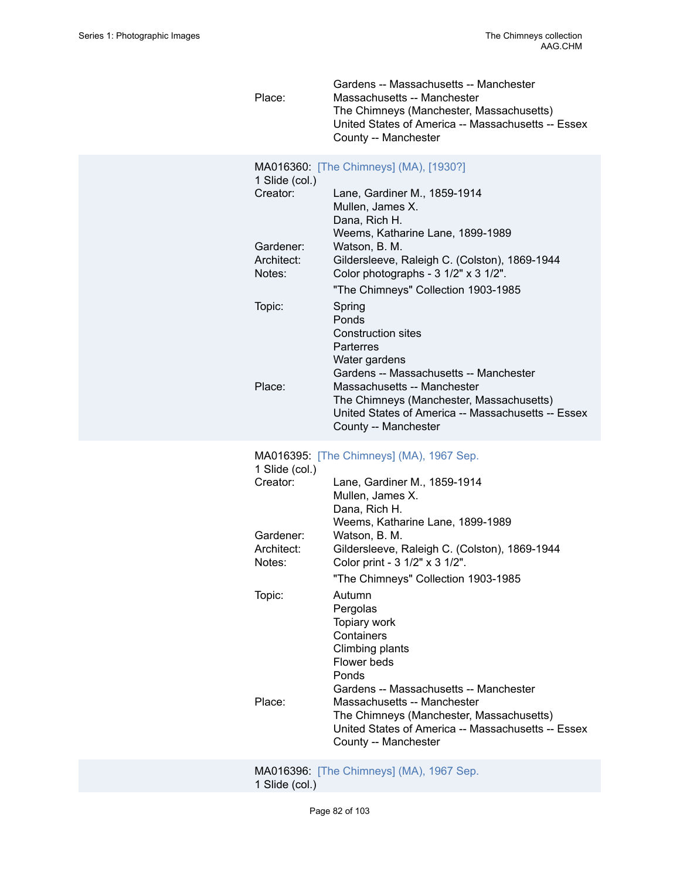Place: Gardens -- Massachusetts -- Manchester
Massachusetts -- Manchester
The Chimneys (Manchester, Massachusetts)
United States of America -- Massachusetts -- Essex County -- Manchester

MA016360: [The Chimneys] (MA), [1930?]
1 Slide (col.)

Creator: Lane, Gardiner M., 1859-1914
Mullen, James X.
Dana, Rich H.
Weems, Katharine Lane, 1899-1989

Gardener: Watson, B. M.

Architect: Gildersleeve, Raleigh C. (Colston), 1869-1944

Notes: Color photographs - 3 1/2" x 3 1/2".
"The Chimneys" Collection 1903-1985

Topic: Spring
Ponds
Construction sites
Parterres
Water gardens
Gardens -- Massachusetts -- Manchester

Place: Massachusetts -- Manchester
The Chimneys (Manchester, Massachusetts)
United States of America -- Massachusetts -- Essex County -- Manchester

MA016395: [The Chimneys] (MA), 1967 Sep.
1 Slide (col.)

Creator: Lane, Gardiner M., 1859-1914
Mullen, James X.
Dana, Rich H.
Weems, Katharine Lane, 1899-1989

Gardener: Watson, B. M.

Architect: Gildersleeve, Raleigh C. (Colston), 1869-1944

Notes: Color print - 3 1/2" x 3 1/2".
"The Chimneys" Collection 1903-1985

Topic: Autumn
Pergolas
Topiary work
Containers
Climbing plants
Flower beds
Ponds
Gardens -- Massachusetts -- Manchester

Place: Massachusetts -- Manchester
The Chimneys (Manchester, Massachusetts)
United States of America -- Massachusetts -- Essex County -- Manchester

MA016396: [The Chimneys] (MA), 1967 Sep.
1 Slide (col.)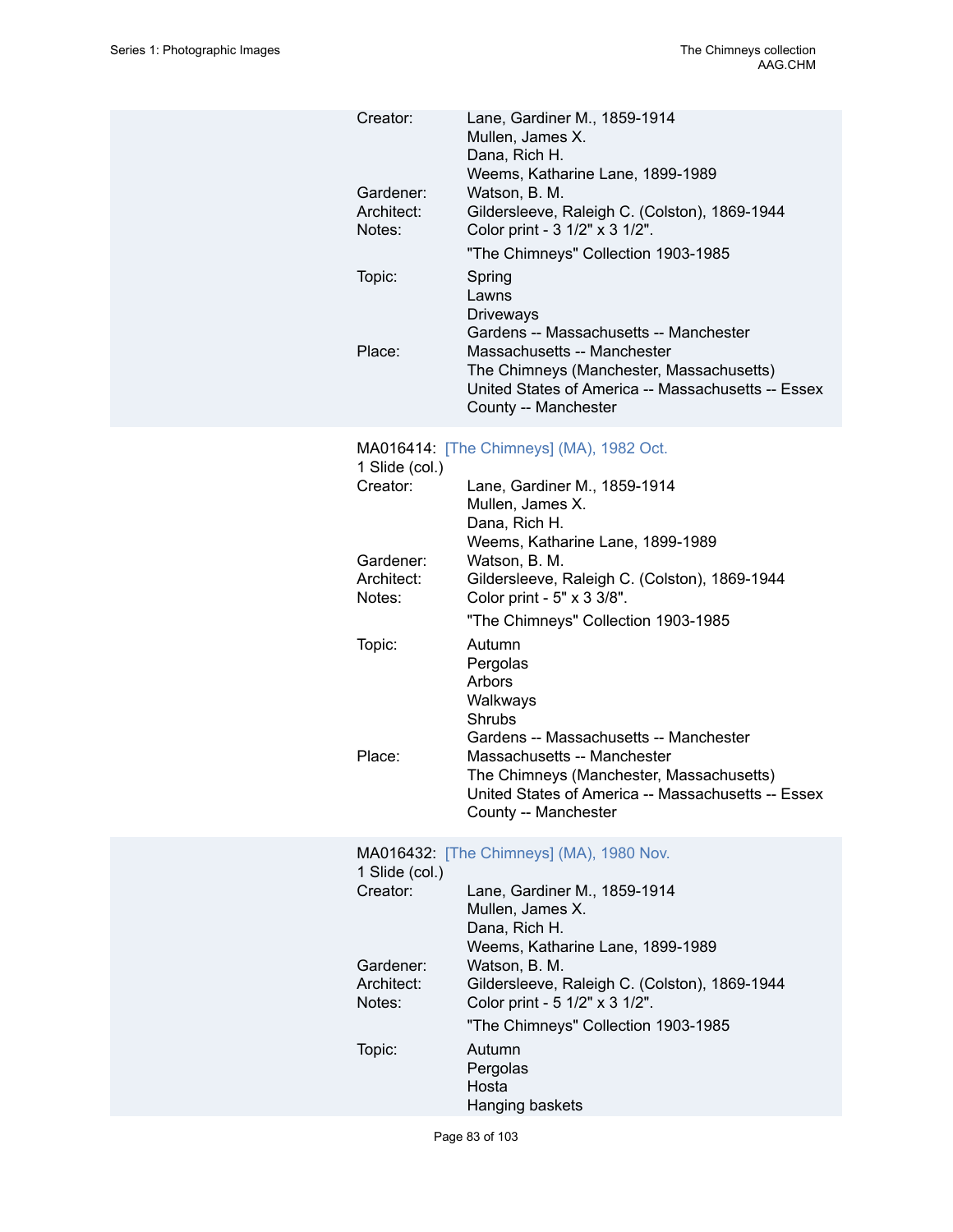Creator: Lane, Gardiner M., 1859-1914
Mullen, James X.
Dana, Rich H.
Weems, Katharine Lane, 1899-1989

Gardener: Watson, B. M.

Architect: Gildersleeve, Raleigh C. (Colston), 1869-1944

Notes: Color print - 3 1/2" x 3 1/2".

"The Chimneys" Collection 1903-1985

Topic: Spring
Lawns
Driveways
Gardens -- Massachusetts -- Manchester

Place: Massachusetts -- Manchester
The Chimneys (Manchester, Massachusetts)
United States of America -- Massachusetts -- Essex County -- Manchester

MA016414: [The Chimneys] (MA), 1982 Oct.
1 Slide (col.)

Creator: Lane, Gardiner M., 1859-1914
Mullen, James X.
Dana, Rich H.
Weems, Katharine Lane, 1899-1989

Gardener: Watson, B. M.

Architect: Gildersleeve, Raleigh C. (Colston), 1869-1944

Notes: Color print - 5" x 3 3/8".

"The Chimneys" Collection 1903-1985

Topic: Autumn
Pergolas
Arbors
Walkways
Shrubs
Gardens -- Massachusetts -- Manchester

Place: Massachusetts -- Manchester
The Chimneys (Manchester, Massachusetts)
United States of America -- Massachusetts -- Essex County -- Manchester

MA016432: [The Chimneys] (MA), 1980 Nov.
1 Slide (col.)

Creator: Lane, Gardiner M., 1859-1914
Mullen, James X.
Dana, Rich H.
Weems, Katharine Lane, 1899-1989

Gardener: Watson, B. M.

Architect: Gildersleeve, Raleigh C. (Colston), 1869-1944

Notes: Color print - 5 1/2" x 3 1/2".

"The Chimneys" Collection 1903-1985

Topic: Autumn
Pergolas
Hosta
Hanging baskets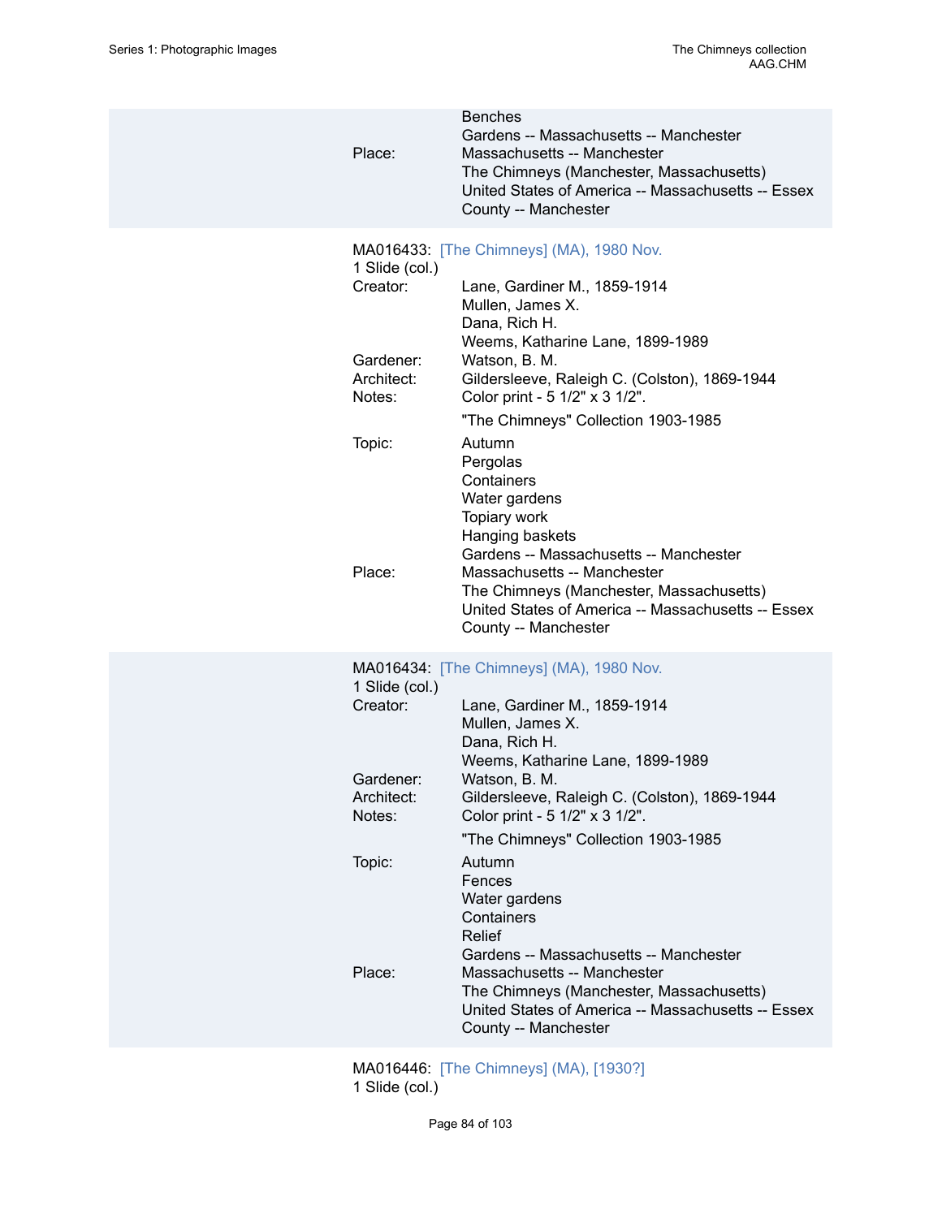Benches
Gardens -- Massachusetts -- Manchester

Place: Massachusetts -- Manchester
The Chimneys (Manchester, Massachusetts)
United States of America -- Massachusetts -- Essex County -- Manchester

MA016433: [The Chimneys] (MA), 1980 Nov.
1 Slide (col.)

Creator: Lane, Gardiner M., 1859-1914
Mullen, James X.
Dana, Rich H.
Weems, Katharine Lane, 1899-1989

Gardener: Watson, B. M.

Architect: Gildersleeve, Raleigh C. (Colston), 1869-1944

Notes: Color print - 5 1/2" x 3 1/2".

"The Chimneys" Collection 1903-1985

Topic: Autumn
Pergolas
Containers
Water gardens
Topiary work
Hanging baskets
Gardens -- Massachusetts -- Manchester

Place: Massachusetts -- Manchester
The Chimneys (Manchester, Massachusetts)
United States of America -- Massachusetts -- Essex County -- Manchester

MA016434: [The Chimneys] (MA), 1980 Nov.
1 Slide (col.)

Creator: Lane, Gardiner M., 1859-1914
Mullen, James X.
Dana, Rich H.
Weems, Katharine Lane, 1899-1989

Gardener: Watson, B. M.

Architect: Gildersleeve, Raleigh C. (Colston), 1869-1944

Notes: Color print - 5 1/2" x 3 1/2".

"The Chimneys" Collection 1903-1985

Topic: Autumn
Fences
Water gardens
Containers
Relief
Gardens -- Massachusetts -- Manchester

Place: Massachusetts -- Manchester
The Chimneys (Manchester, Massachusetts)
United States of America -- Massachusetts -- Essex County -- Manchester

MA016446: [The Chimneys] (MA), [1930?]
1 Slide (col.)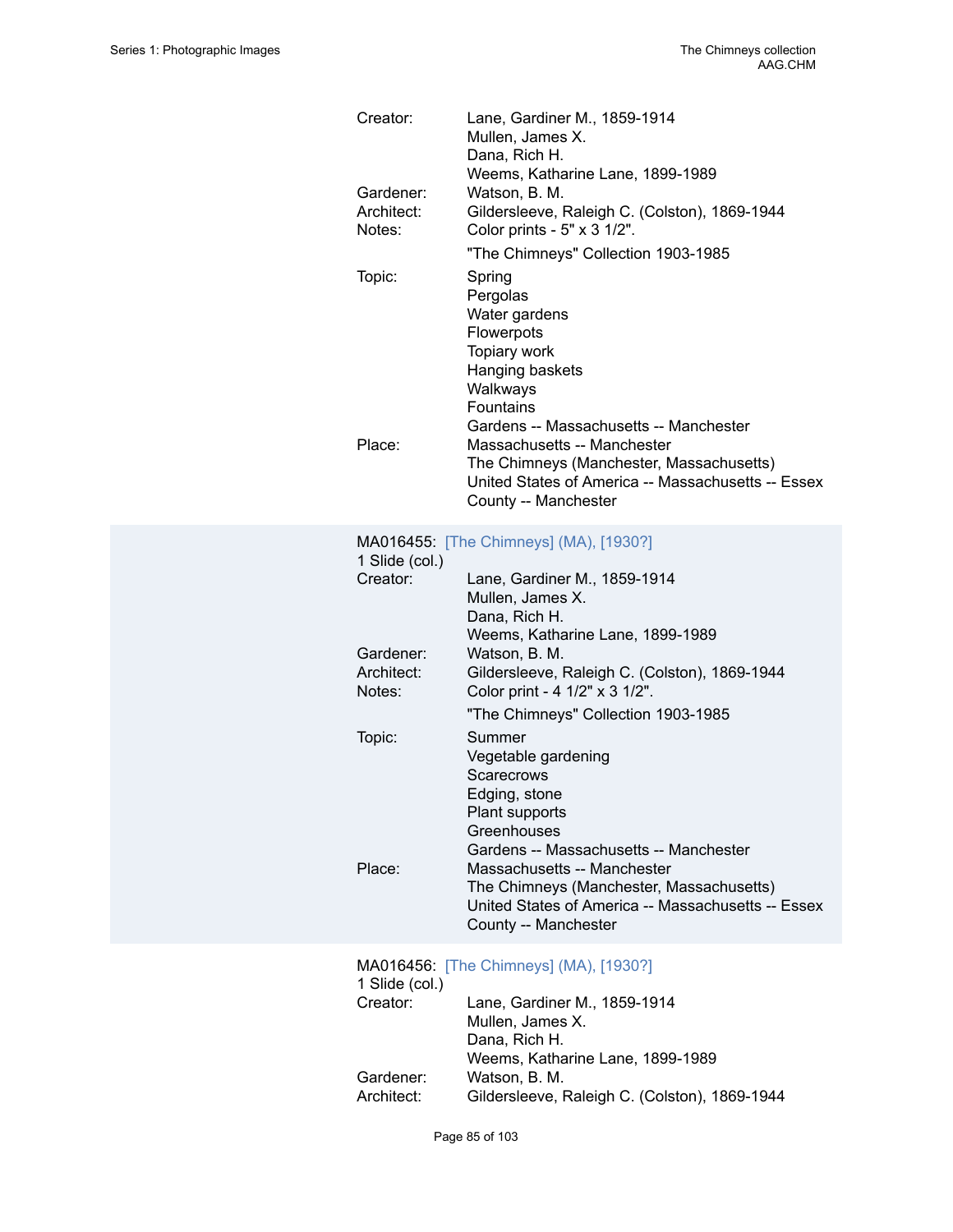Creator: Lane, Gardiner M., 1859-1914
Mullen, James X.
Dana, Rich H.
Weems, Katharine Lane, 1899-1989
Gardener: Watson, B. M.
Architect: Gildersleeve, Raleigh C. (Colston), 1869-1944
Notes: Color prints - 5" x 3 1/2".
"The Chimneys" Collection 1903-1985
Topic: Spring
Pergolas
Water gardens
Flowerpots
Topiary work
Hanging baskets
Walkways
Fountains
Gardens -- Massachusetts -- Manchester
Place: Massachusetts -- Manchester
The Chimneys (Manchester, Massachusetts)
United States of America -- Massachusetts -- Essex County -- Manchester

MA016455: [The Chimneys] (MA), [1930?]
1 Slide (col.)
Creator: Lane, Gardiner M., 1859-1914
Mullen, James X.
Dana, Rich H.
Weems, Katharine Lane, 1899-1989
Gardener: Watson, B. M.
Architect: Gildersleeve, Raleigh C. (Colston), 1869-1944
Notes: Color print - 4 1/2" x 3 1/2".
"The Chimneys" Collection 1903-1985
Topic: Summer
Vegetable gardening
Scarecrows
Edging, stone
Plant supports
Greenhouses
Gardens -- Massachusetts -- Manchester
Place: Massachusetts -- Manchester
The Chimneys (Manchester, Massachusetts)
United States of America -- Massachusetts -- Essex County -- Manchester

MA016456: [The Chimneys] (MA), [1930?]
1 Slide (col.)
Creator: Lane, Gardiner M., 1859-1914
Mullen, James X.
Dana, Rich H.
Weems, Katharine Lane, 1899-1989
Gardener: Watson, B. M.
Architect: Gildersleeve, Raleigh C. (Colston), 1869-1944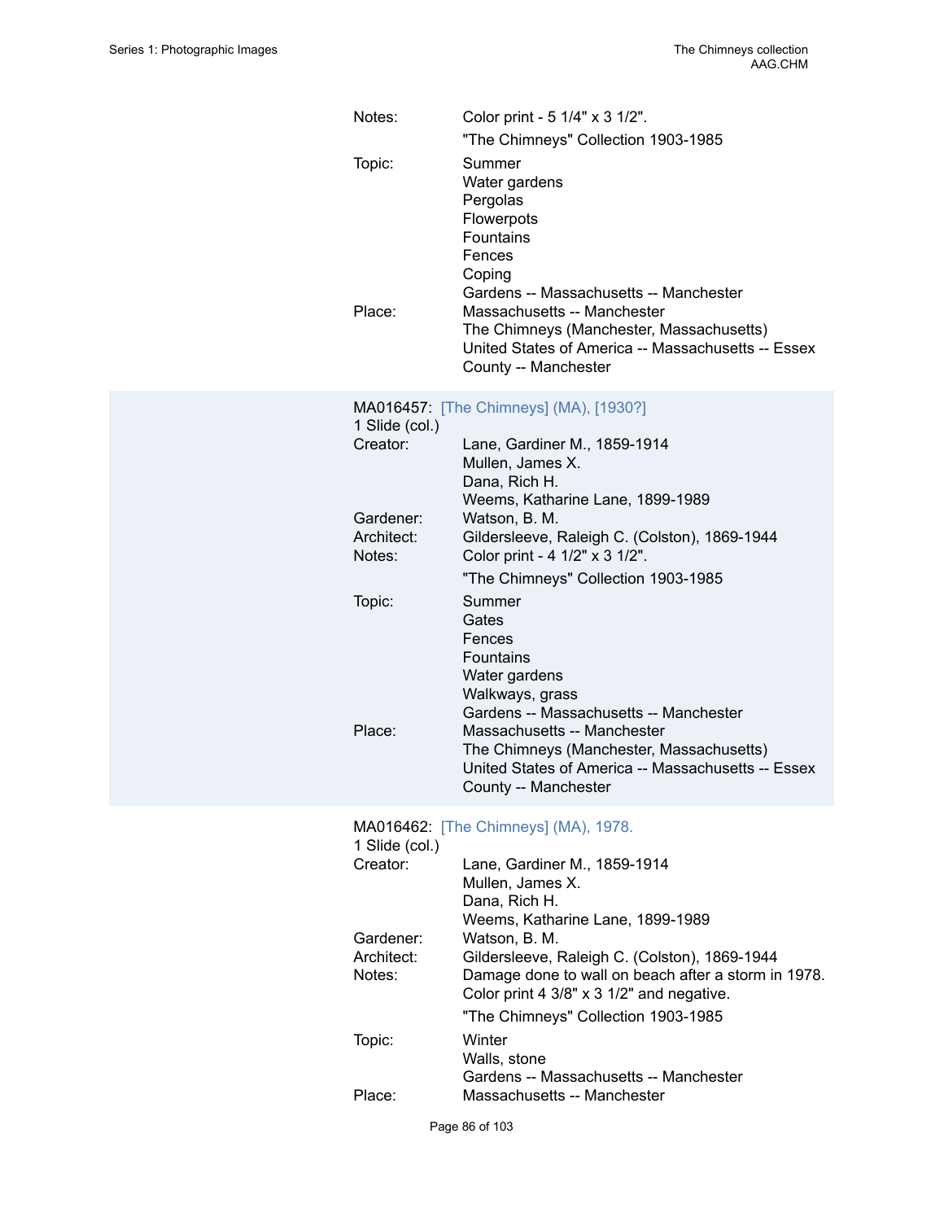Notes: Color print - 5 1/4" x 3 1/2".

"The Chimneys" Collection 1903-1985

Topic: Summer
Water gardens
Pergolas
Flowerpots
Fountains
Fences
Coping
Gardens -- Massachusetts -- Manchester

Place: Massachusetts -- Manchester
The Chimneys (Manchester, Massachusetts)
United States of America -- Massachusetts -- Essex County -- Manchester

MA016457: [The Chimneys] (MA), [1930?]
1 Slide (col.)

Creator: Lane, Gardiner M., 1859-1914
Mullen, James X.
Dana, Rich H.
Weems, Katharine Lane, 1899-1989

Gardener: Watson, B. M.

Architect: Gildersleeve, Raleigh C. (Colston), 1869-1944

Notes: Color print - 4 1/2" x 3 1/2".

"The Chimneys" Collection 1903-1985

Topic: Summer
Gates
Fences
Fountains
Water gardens
Walkways, grass
Gardens -- Massachusetts -- Manchester

Place: Massachusetts -- Manchester
The Chimneys (Manchester, Massachusetts)
United States of America -- Massachusetts -- Essex County -- Manchester

MA016462: [The Chimneys] (MA), 1978.
1 Slide (col.)

Creator: Lane, Gardiner M., 1859-1914
Mullen, James X.
Dana, Rich H.
Weems, Katharine Lane, 1899-1989

Gardener: Watson, B. M.

Architect: Gildersleeve, Raleigh C. (Colston), 1869-1944

Notes: Damage done to wall on beach after a storm in 1978.
Color print 4 3/8" x 3 1/2" and negative.

"The Chimneys" Collection 1903-1985

Topic: Winter
Walls, stone
Gardens -- Massachusetts -- Manchester

Place: Massachusetts -- Manchester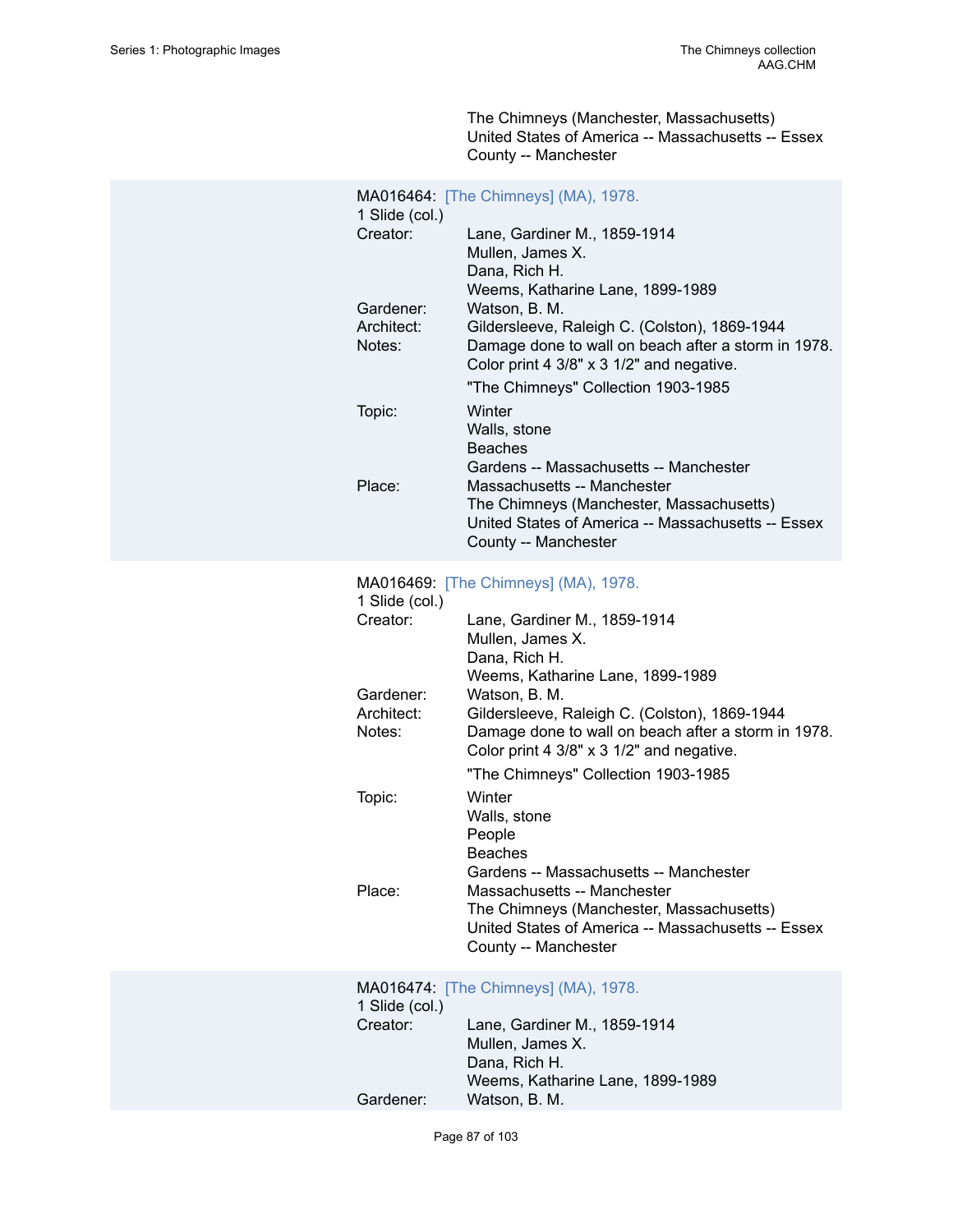The Chimneys (Manchester, Massachusetts)
United States of America -- Massachusetts -- Essex County -- Manchester

MA016464: [The Chimneys] (MA), 1978.
1 Slide (col.)

Creator: Lane, Gardiner M., 1859-1914
Mullen, James X.
Dana, Rich H.
Weems, Katharine Lane, 1899-1989

Gardener: Watson, B. M.

Architect: Gildersleeve, Raleigh C. (Colston), 1869-1944

Notes: Damage done to wall on beach after a storm in 1978. Color print 4 3/8" x 3 1/2" and negative.

"The Chimneys" Collection 1903-1985

Topic: Winter
Walls, stone
Beaches
Gardens -- Massachusetts -- Manchester

Place: Massachusetts -- Manchester
The Chimneys (Manchester, Massachusetts)
United States of America -- Massachusetts -- Essex County -- Manchester

MA016469: [The Chimneys] (MA), 1978.
1 Slide (col.)

Creator: Lane, Gardiner M., 1859-1914
Mullen, James X.
Dana, Rich H.
Weems, Katharine Lane, 1899-1989

Gardener: Watson, B. M.

Architect: Gildersleeve, Raleigh C. (Colston), 1869-1944

Notes: Damage done to wall on beach after a storm in 1978. Color print 4 3/8" x 3 1/2" and negative.

"The Chimneys" Collection 1903-1985

Topic: Winter
Walls, stone
People
Beaches
Gardens -- Massachusetts -- Manchester

Place: Massachusetts -- Manchester
The Chimneys (Manchester, Massachusetts)
United States of America -- Massachusetts -- Essex County -- Manchester

MA016474: [The Chimneys] (MA), 1978.
1 Slide (col.)

Creator: Lane, Gardiner M., 1859-1914
Mullen, James X.
Dana, Rich H.
Weems, Katharine Lane, 1899-1989

Gardener: Watson, B. M.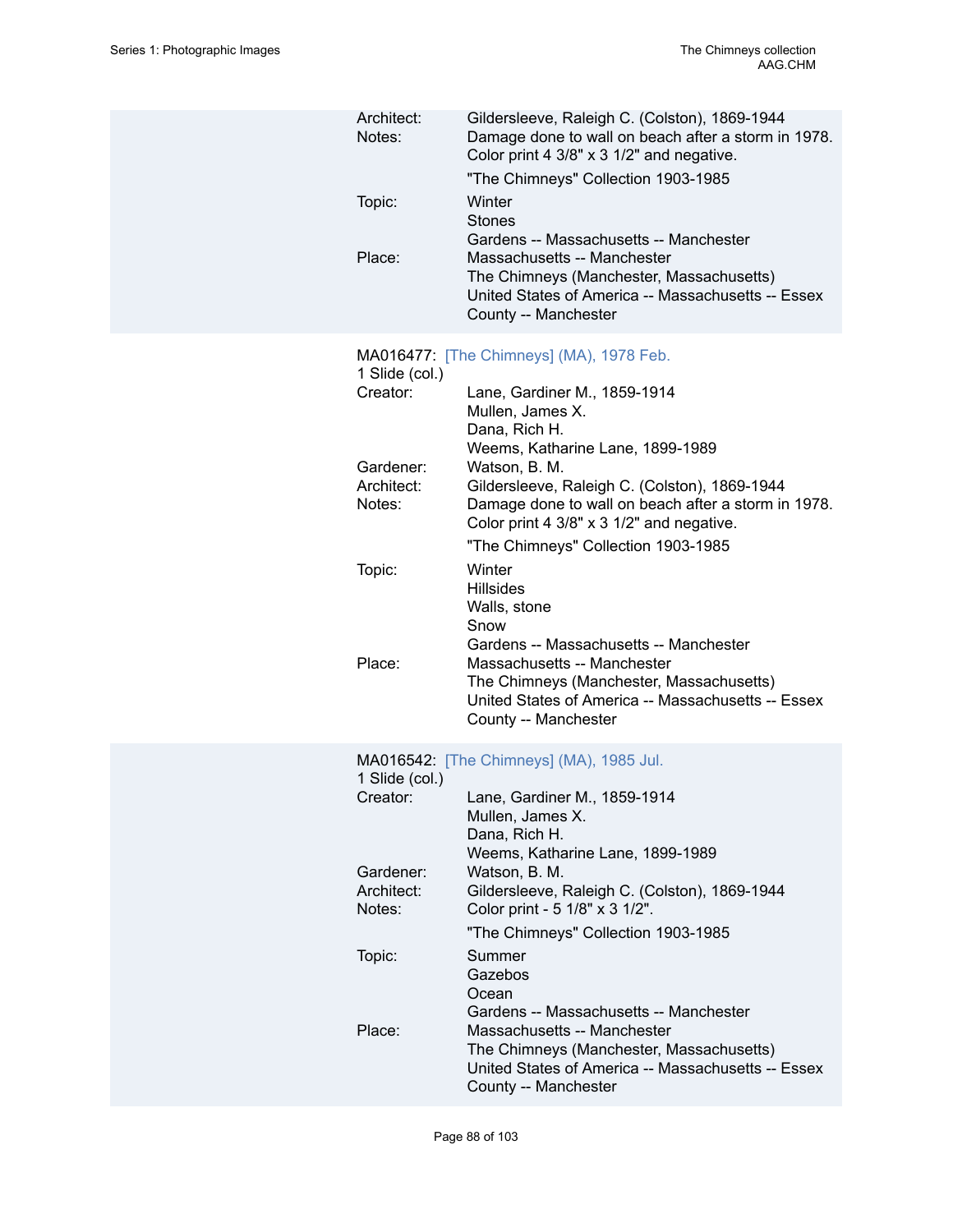Architect: Gildersleeve, Raleigh C. (Colston), 1869-1944
Notes: Damage done to wall on beach after a storm in 1978. Color print 4 3/8" x 3 1/2" and negative.

"The Chimneys" Collection 1903-1985

Topic: Winter
Stones
Gardens -- Massachusetts -- Manchester

Place: Massachusetts -- Manchester
The Chimneys (Manchester, Massachusetts)
United States of America -- Massachusetts -- Essex County -- Manchester

MA016477: [The Chimneys] (MA), 1978 Feb.
1 Slide (col.)

Creator: Lane, Gardiner M., 1859-1914
Mullen, James X.
Dana, Rich H.
Weems, Katharine Lane, 1899-1989

Gardener: Watson, B. M.

Architect: Gildersleeve, Raleigh C. (Colston), 1869-1944

Notes: Damage done to wall on beach after a storm in 1978. Color print 4 3/8" x 3 1/2" and negative.

"The Chimneys" Collection 1903-1985

Topic: Winter
Hillsides
Walls, stone
Snow
Gardens -- Massachusetts -- Manchester

Place: Massachusetts -- Manchester
The Chimneys (Manchester, Massachusetts)
United States of America -- Massachusetts -- Essex County -- Manchester

MA016542: [The Chimneys] (MA), 1985 Jul.
1 Slide (col.)

Creator: Lane, Gardiner M., 1859-1914
Mullen, James X.
Dana, Rich H.
Weems, Katharine Lane, 1899-1989

Gardener: Watson, B. M.

Architect: Gildersleeve, Raleigh C. (Colston), 1869-1944

Notes: Color print - 5 1/8" x 3 1/2".

"The Chimneys" Collection 1903-1985

Topic: Summer
Gazebos
Ocean
Gardens -- Massachusetts -- Manchester

Place: Massachusetts -- Manchester
The Chimneys (Manchester, Massachusetts)
United States of America -- Massachusetts -- Essex County -- Manchester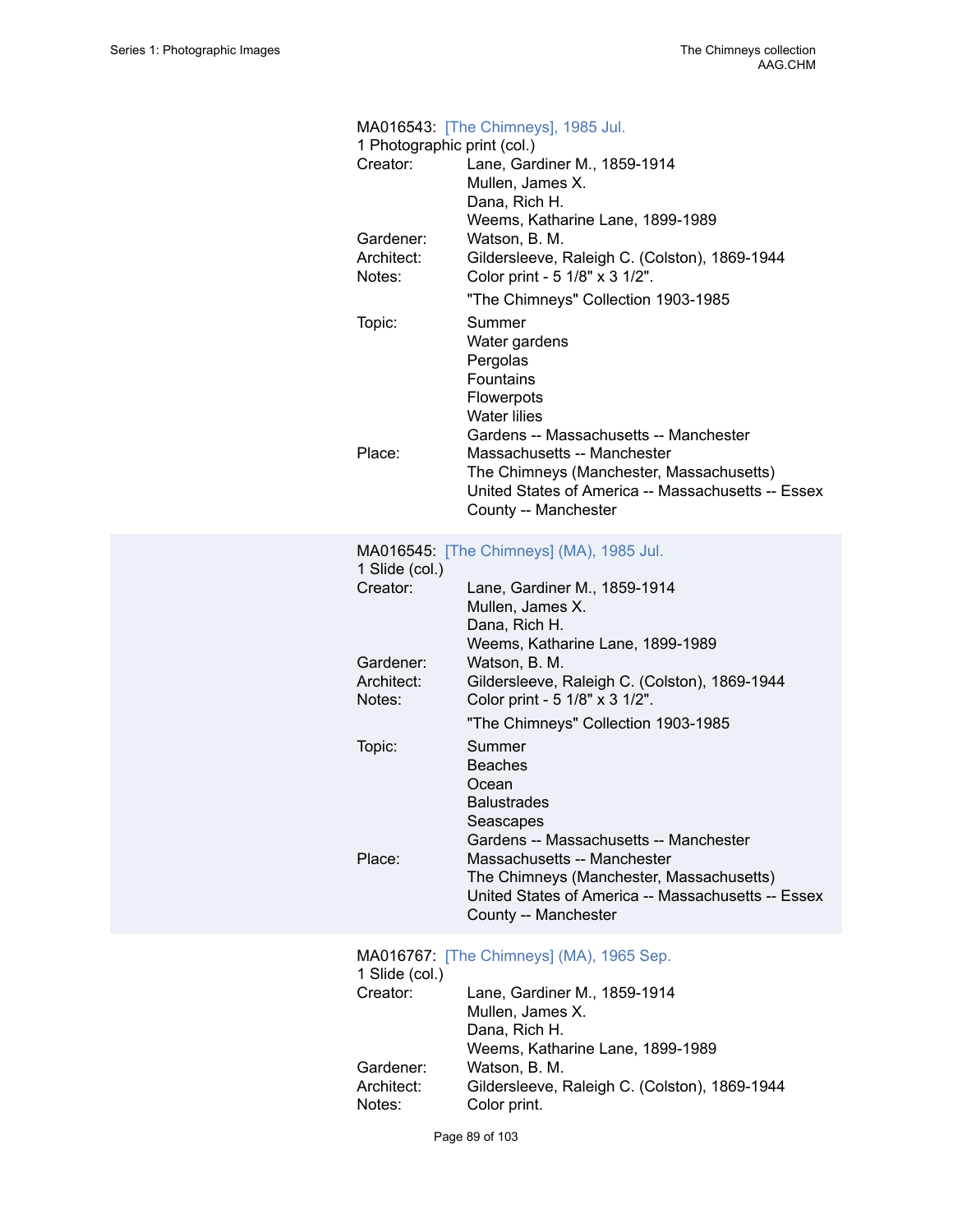MA016543: [The Chimneys], 1985 Jul.
1 Photographic print (col.)

Creator: Lane, Gardiner M., 1859-1914
Mullen, James X.
Dana, Rich H.
Weems, Katharine Lane, 1899-1989
Gardener: Watson, B. M.
Architect: Gildersleeve, Raleigh C. (Colston), 1869-1944
Notes: Color print - 5 1/8" x 3 1/2".
"The Chimneys" Collection 1903-1985
Topic: Summer
Water gardens
Pergolas
Fountains
Flowerpots
Water lilies
Gardens -- Massachusetts -- Manchester
Place: Massachusetts -- Manchester
The Chimneys (Manchester, Massachusetts)
United States of America -- Massachusetts -- Essex County -- Manchester

MA016545: [The Chimneys] (MA), 1985 Jul.
1 Slide (col.)

Creator: Lane, Gardiner M., 1859-1914
Mullen, James X.
Dana, Rich H.
Weems, Katharine Lane, 1899-1989
Gardener: Watson, B. M.
Architect: Gildersleeve, Raleigh C. (Colston), 1869-1944
Notes: Color print - 5 1/8" x 3 1/2".
"The Chimneys" Collection 1903-1985
Topic: Summer
Beaches
Ocean
Balustrades
Seascapes
Gardens -- Massachusetts -- Manchester
Place: Massachusetts -- Manchester
The Chimneys (Manchester, Massachusetts)
United States of America -- Massachusetts -- Essex County -- Manchester

MA016767: [The Chimneys] (MA), 1965 Sep.
1 Slide (col.)

Creator: Lane, Gardiner M., 1859-1914
Mullen, James X.
Dana, Rich H.
Weems, Katharine Lane, 1899-1989
Gardener: Watson, B. M.
Architect: Gildersleeve, Raleigh C. (Colston), 1869-1944
Notes: Color print.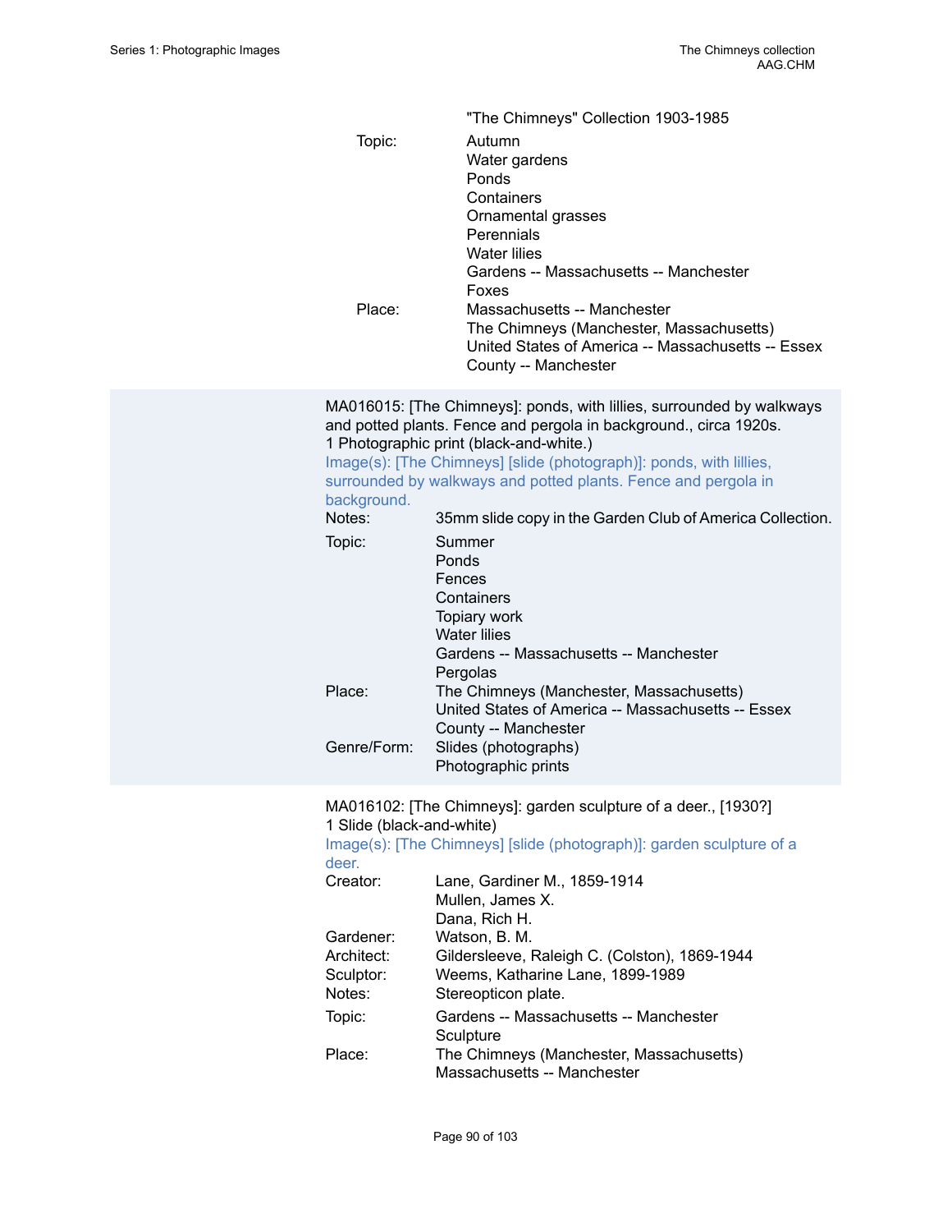"The Chimneys" Collection 1903-1985

Topic: Autumn
Water gardens
Ponds
Containers
Ornamental grasses
Perennials
Water lilies
Gardens -- Massachusetts -- Manchester
Foxes

Place: Massachusetts -- Manchester
The Chimneys (Manchester, Massachusetts)
United States of America -- Massachusetts -- Essex County -- Manchester

MA016015: [The Chimneys]: ponds, with lillies, surrounded by walkways and potted plants. Fence and pergola in background., circa 1920s.
1 Photographic print (black-and-white.)
Image(s): [The Chimneys] [slide (photograph)]: ponds, with lillies, surrounded by walkways and potted plants. Fence and pergola in background.

Notes: 35mm slide copy in the Garden Club of America Collection.

Topic: Summer
Ponds
Fences
Containers
Topiary work
Water lilies
Gardens -- Massachusetts -- Manchester
Pergolas

Place: The Chimneys (Manchester, Massachusetts)
United States of America -- Massachusetts -- Essex County -- Manchester

Genre/Form: Slides (photographs)
Photographic prints

MA016102: [The Chimneys]: garden sculpture of a deer., [1930?]
1 Slide (black-and-white)
Image(s): [The Chimneys] [slide (photograph)]: garden sculpture of a deer.

Creator: Lane, Gardiner M., 1859-1914
Mullen, James X.
Dana, Rich H.

Gardener: Watson, B. M.

Architect: Gildersleeve, Raleigh C. (Colston), 1869-1944

Sculptor: Weems, Katharine Lane, 1899-1989

Notes: Stereopticon plate.

Topic: Gardens -- Massachusetts -- Manchester
Sculpture

Place: The Chimneys (Manchester, Massachusetts)
Massachusetts -- Manchester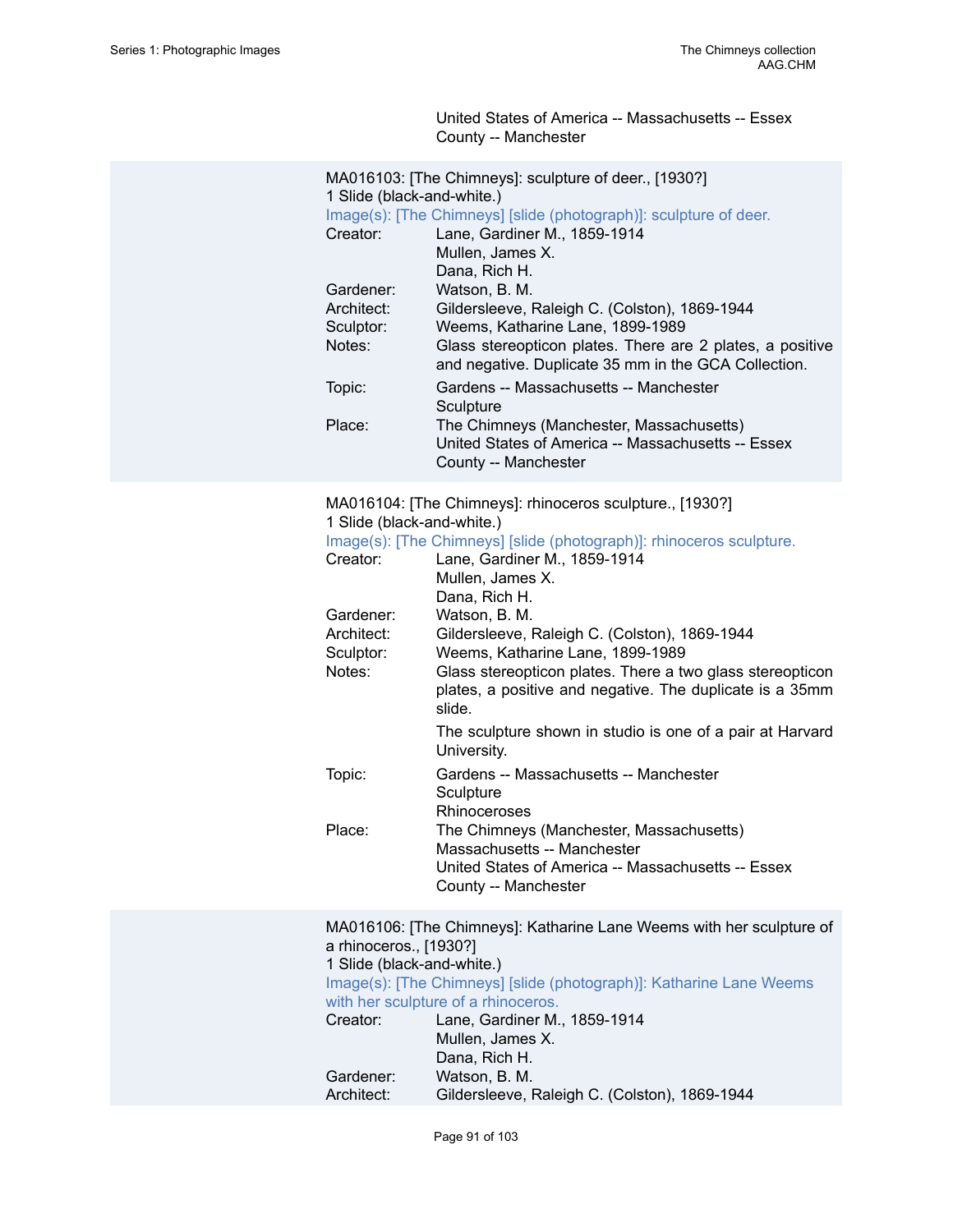United States of America -- Massachusetts -- Essex County -- Manchester

MA016103: [The Chimneys]: sculpture of deer., [1930?]
1 Slide (black-and-white.)
Image(s): [The Chimneys] [slide (photograph)]: sculpture of deer.

| | |
|---|---|
| Creator: | Lane, Gardiner M., 1859-1914<br>Mullen, James X.<br>Dana, Rich H. |
| Gardener: | Watson, B. M. |
| Architect: | Gildersleeve, Raleigh C. (Colston), 1869-1944 |
| Sculptor: | Weems, Katharine Lane, 1899-1989 |
| Notes: | Glass stereopticon plates. There are 2 plates, a positive and negative. Duplicate 35 mm in the GCA Collection. |
| Topic: | Gardens -- Massachusetts -- Manchester<br>Sculpture |
| Place: | The Chimneys (Manchester, Massachusetts)<br>United States of America -- Massachusetts -- Essex County -- Manchester |

MA016104: [The Chimneys]: rhinoceros sculpture., [1930?]
1 Slide (black-and-white.)
Image(s): [The Chimneys] [slide (photograph)]: rhinoceros sculpture.

| | |
|---|---|
| Creator: | Lane, Gardiner M., 1859-1914<br>Mullen, James X.<br>Dana, Rich H. |
| Gardener: | Watson, B. M. |
| Architect: | Gildersleeve, Raleigh C. (Colston), 1869-1944 |
| Sculptor: | Weems, Katharine Lane, 1899-1989 |
| Notes: | Glass stereopticon plates. There a two glass stereopticon plates, a positive and negative. The duplicate is a 35mm slide.<br><br>The sculpture shown in studio is one of a pair at Harvard University. |
| Topic: | Gardens -- Massachusetts -- Manchester<br>Sculpture<br>Rhinoceroses |
| Place: | The Chimneys (Manchester, Massachusetts)<br>Massachusetts -- Manchester<br>United States of America -- Massachusetts -- Essex County -- Manchester |

MA016106: [The Chimneys]: Katharine Lane Weems with her sculpture of a rhinoceros., [1930?]
1 Slide (black-and-white.)
Image(s): [The Chimneys] [slide (photograph)]: Katharine Lane Weems with her sculpture of a rhinoceros.

| | |
|---|---|
| Creator: | Lane, Gardiner M., 1859-1914<br>Mullen, James X.<br>Dana, Rich H. |
| Gardener: | Watson, B. M. |
| Architect: | Gildersleeve, Raleigh C. (Colston), 1869-1944 |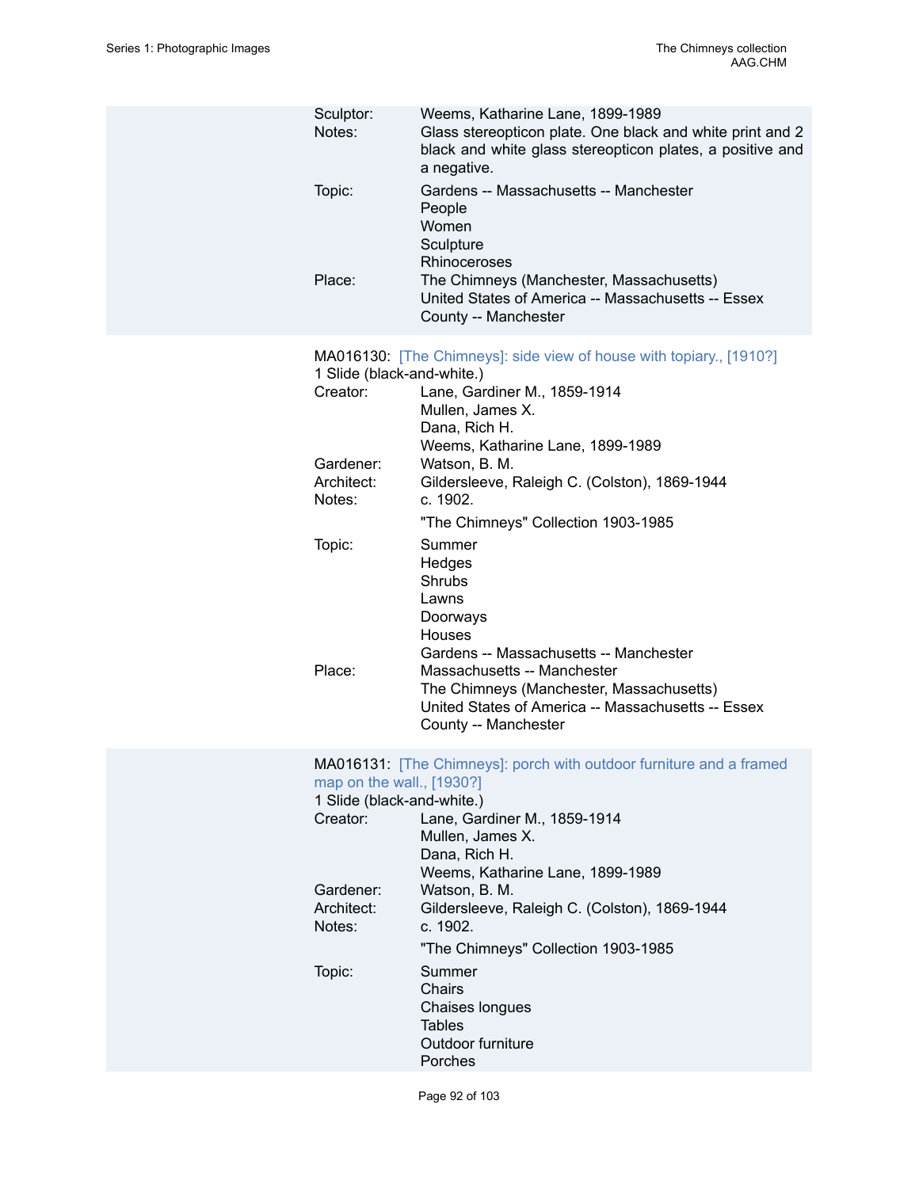Sculptor: Weems, Katharine Lane, 1899-1989

Notes: Glass stereopticon plate. One black and white print and 2 black and white glass stereopticon plates, a positive and a negative.

Topic: Gardens -- Massachusetts -- Manchester
People
Women
Sculpture
Rhinoceroses

Place: The Chimneys (Manchester, Massachusetts)
United States of America -- Massachusetts -- Essex County -- Manchester

MA016130: [The Chimneys]: side view of house with topiary., [1910?]

1 Slide (black-and-white.)

Creator: Lane, Gardiner M., 1859-1914
Mullen, James X.
Dana, Rich H.
Weems, Katharine Lane, 1899-1989

Gardener: Watson, B. M.

Architect: Gildersleeve, Raleigh C. (Colston), 1869-1944

Notes: c. 1902.

"The Chimneys" Collection 1903-1985

Topic: Summer
Hedges
Shrubs
Lawns
Doorways
Houses
Gardens -- Massachusetts -- Manchester

Place: Massachusetts -- Manchester
The Chimneys (Manchester, Massachusetts)
United States of America -- Massachusetts -- Essex County -- Manchester

MA016131: [The Chimneys]: porch with outdoor furniture and a framed map on the wall., [1930?]

1 Slide (black-and-white.)

Creator: Lane, Gardiner M., 1859-1914
Mullen, James X.
Dana, Rich H.
Weems, Katharine Lane, 1899-1989

Gardener: Watson, B. M.

Architect: Gildersleeve, Raleigh C. (Colston), 1869-1944

Notes: c. 1902.

"The Chimneys" Collection 1903-1985

Topic: Summer
Chairs
Chaises longues
Tables
Outdoor furniture
Porches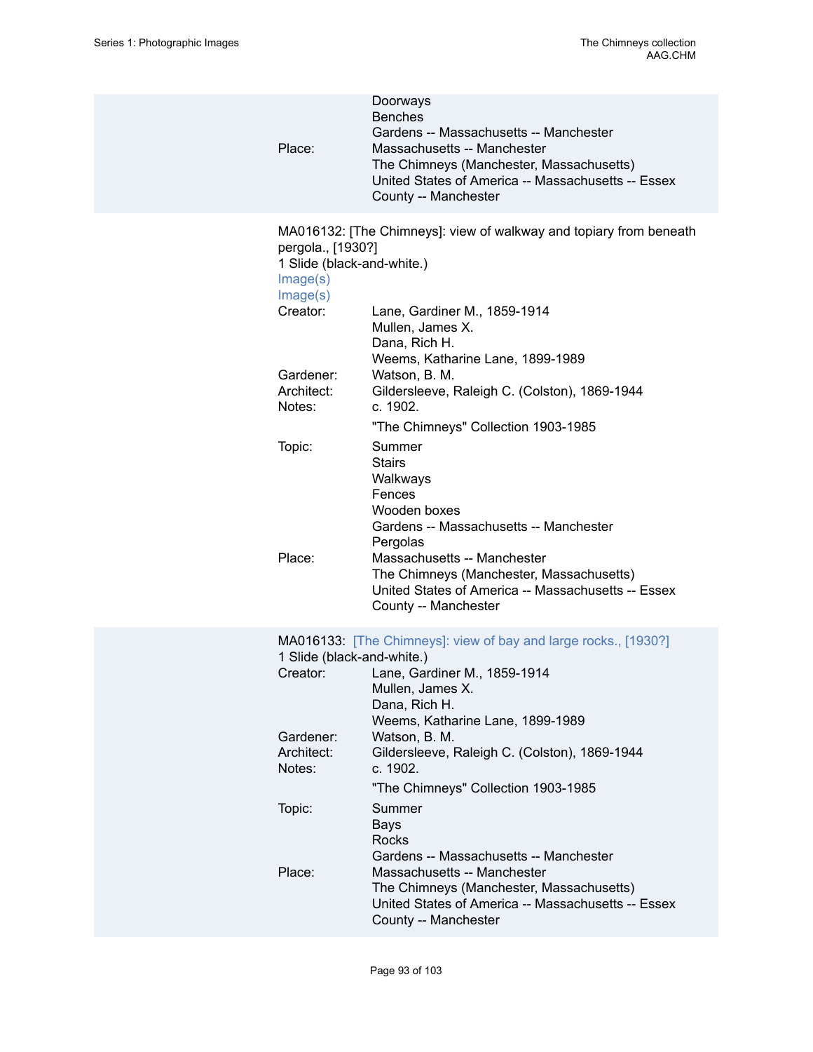Doorways
Benches
Gardens -- Massachusetts -- Manchester

Place: Massachusetts -- Manchester
The Chimneys (Manchester, Massachusetts)
United States of America -- Massachusetts -- Essex County -- Manchester

MA016132: [The Chimneys]: view of walkway and topiary from beneath pergola., [1930?]
1 Slide (black-and-white.)
Image(s)
Image(s)

Creator: Lane, Gardiner M., 1859-1914
Mullen, James X.
Dana, Rich H.
Weems, Katharine Lane, 1899-1989

Gardener: Watson, B. M.

Architect: Gildersleeve, Raleigh C. (Colston), 1869-1944

Notes: c. 1902.

"The Chimneys" Collection 1903-1985

Topic: Summer
Stairs
Walkways
Fences
Wooden boxes
Gardens -- Massachusetts -- Manchester
Pergolas

Place: Massachusetts -- Manchester
The Chimneys (Manchester, Massachusetts)
United States of America -- Massachusetts -- Essex County -- Manchester

MA016133: [The Chimneys]: view of bay and large rocks., [1930?]
1 Slide (black-and-white.)

Creator: Lane, Gardiner M., 1859-1914
Mullen, James X.
Dana, Rich H.
Weems, Katharine Lane, 1899-1989

Gardener: Watson, B. M.

Architect: Gildersleeve, Raleigh C. (Colston), 1869-1944

Notes: c. 1902.

"The Chimneys" Collection 1903-1985

Topic: Summer
Bays
Rocks
Gardens -- Massachusetts -- Manchester

Place: Massachusetts -- Manchester
The Chimneys (Manchester, Massachusetts)
United States of America -- Massachusetts -- Essex County -- Manchester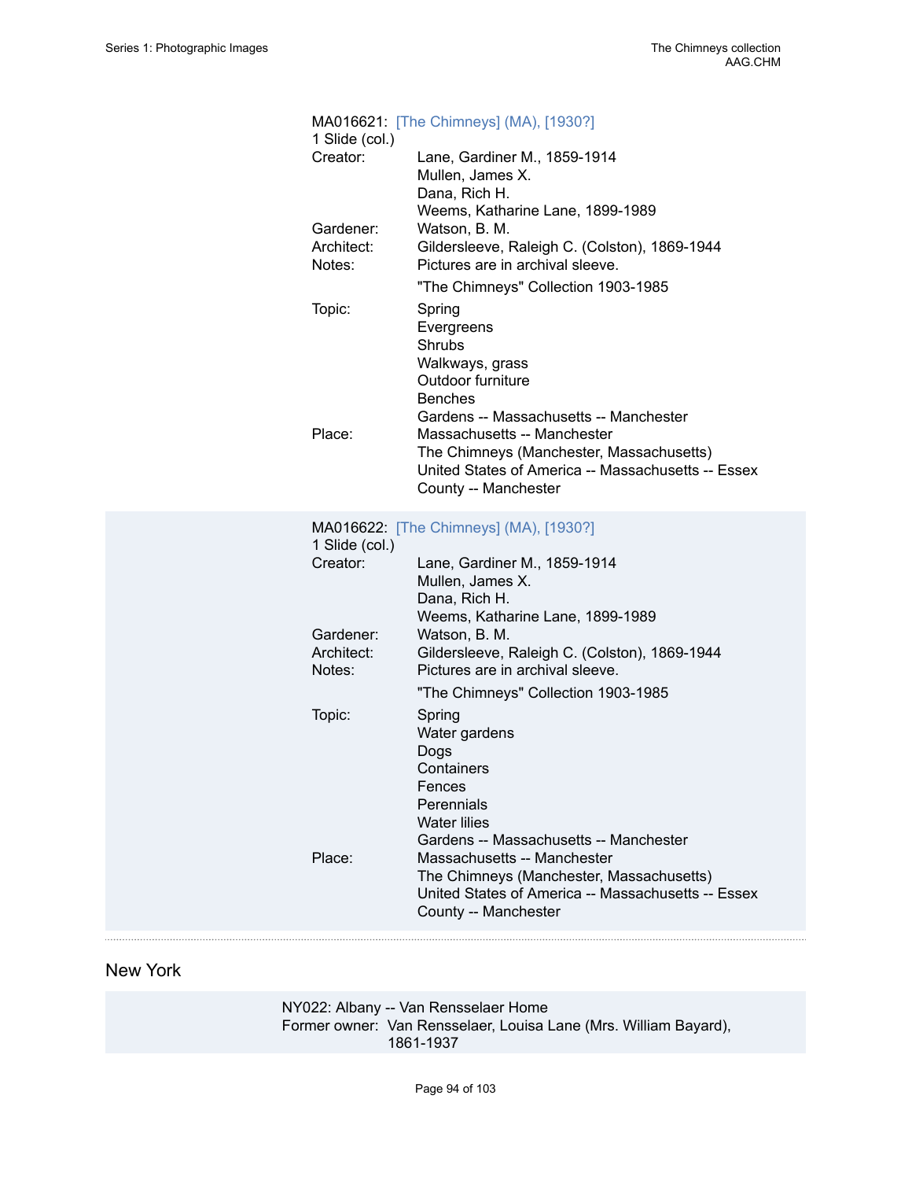MA016621: [The Chimneys] (MA), [1930?]
1 Slide (col.)

| | |
|---|---|
| Creator: | Lane, Gardiner M., 1859-1914<br>Mullen, James X.<br>Dana, Rich H.<br>Weems, Katharine Lane, 1899-1989 |
| Gardener: | Watson, B. M. |
| Architect: | Gildersleeve, Raleigh C. (Colston), 1869-1944 |
| Notes: | Pictures are in archival sleeve.<br>"The Chimneys" Collection 1903-1985 |
| Topic: | Spring<br>Evergreens<br>Shrubs<br>Walkways, grass<br>Outdoor furniture<br>Benches<br>Gardens -- Massachusetts -- Manchester |
| Place: | Massachusetts -- Manchester<br>The Chimneys (Manchester, Massachusetts)<br>United States of America -- Massachusetts -- Essex County -- Manchester |

MA016622: [The Chimneys] (MA), [1930?]
1 Slide (col.)

| | |
|---|---|
| Creator: | Lane, Gardiner M., 1859-1914<br>Mullen, James X.<br>Dana, Rich H.<br>Weems, Katharine Lane, 1899-1989 |
| Gardener: | Watson, B. M. |
| Architect: | Gildersleeve, Raleigh C. (Colston), 1869-1944 |
| Notes: | Pictures are in archival sleeve.<br>"The Chimneys" Collection 1903-1985 |
| Topic: | Spring<br>Water gardens<br>Dogs<br>Containers<br>Fences<br>Perennials<br>Water lilies<br>Gardens -- Massachusetts -- Manchester |
| Place: | Massachusetts -- Manchester<br>The Chimneys (Manchester, Massachusetts)<br>United States of America -- Massachusetts -- Essex County -- Manchester |

## New York

NY022: Albany -- Van Rensselaer Home
Former owner: Van Rensselaer, Louisa Lane (Mrs. William Bayard), 1861-1937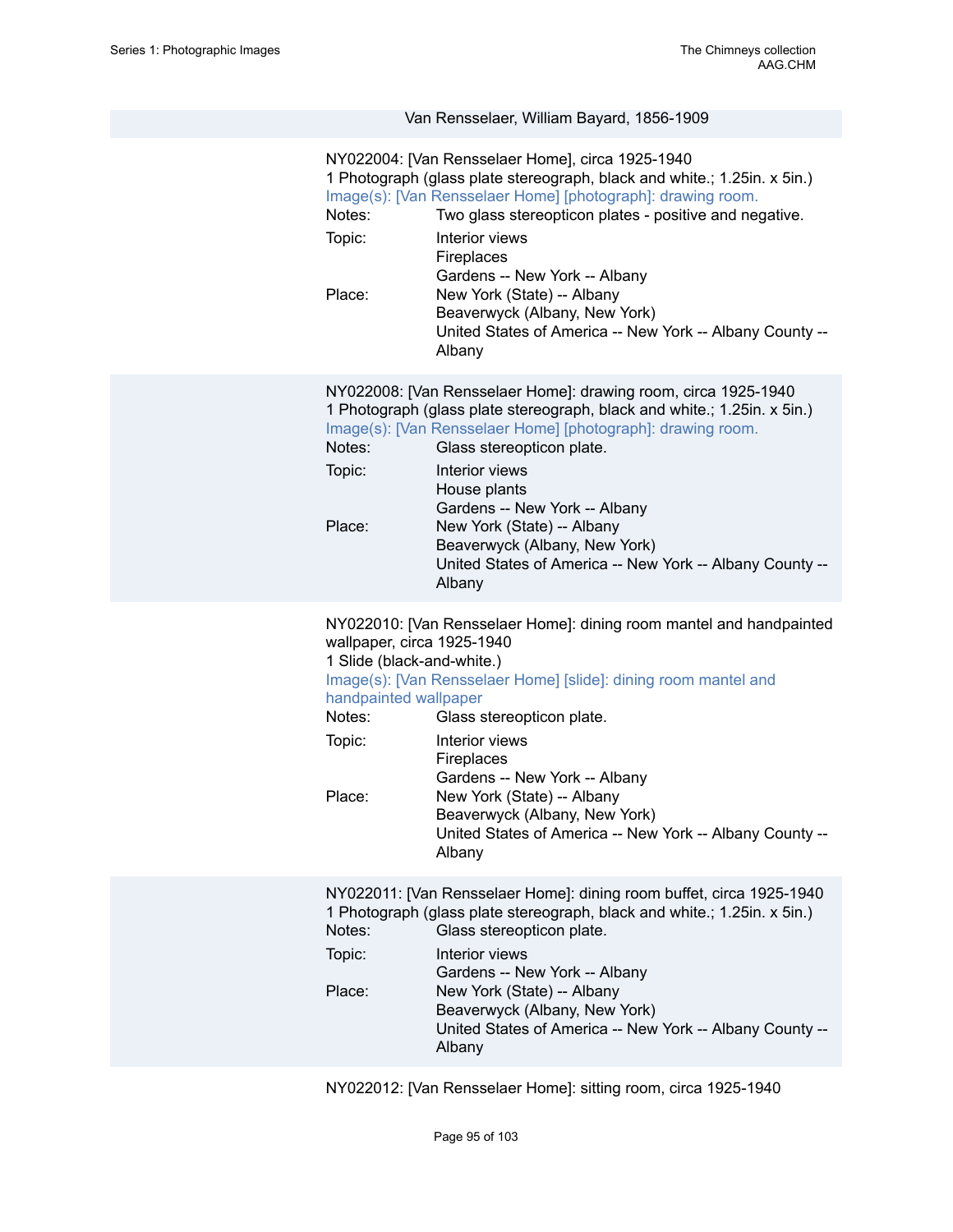### Van Rensselaer, William Bayard, 1856-1909

NY022004: [Van Rensselaer Home], circa 1925-1940
1 Photograph (glass plate stereograph, black and white.; 1.25in. x 5in.)
Image(s): [Van Rensselaer Home] [photograph]: drawing room.

Notes: Two glass stereopticon plates - positive and negative.

Topic: Interior views
Fireplaces
Gardens -- New York -- Albany

Place: New York (State) -- Albany
Beaverwyck (Albany, New York)
United States of America -- New York -- Albany County -- Albany

NY022008: [Van Rensselaer Home]: drawing room, circa 1925-1940
1 Photograph (glass plate stereograph, black and white.; 1.25in. x 5in.)
Image(s): [Van Rensselaer Home] [photograph]: drawing room.

Notes: Glass stereopticon plate.

Topic: Interior views
House plants
Gardens -- New York -- Albany

Place: New York (State) -- Albany
Beaverwyck (Albany, New York)
United States of America -- New York -- Albany County -- Albany

NY022010: [Van Rensselaer Home]: dining room mantel and handpainted wallpaper, circa 1925-1940
1 Slide (black-and-white.)
Image(s): [Van Rensselaer Home] [slide]: dining room mantel and handpainted wallpaper

Notes: Glass stereopticon plate.

Topic: Interior views
Fireplaces
Gardens -- New York -- Albany

Place: New York (State) -- Albany
Beaverwyck (Albany, New York)
United States of America -- New York -- Albany County -- Albany

NY022011: [Van Rensselaer Home]: dining room buffet, circa 1925-1940
1 Photograph (glass plate stereograph, black and white.; 1.25in. x 5in.)

Notes: Glass stereopticon plate.

Topic: Interior views
Gardens -- New York -- Albany

Place: New York (State) -- Albany
Beaverwyck (Albany, New York)
United States of America -- New York -- Albany County -- Albany

NY022012: [Van Rensselaer Home]: sitting room, circa 1925-1940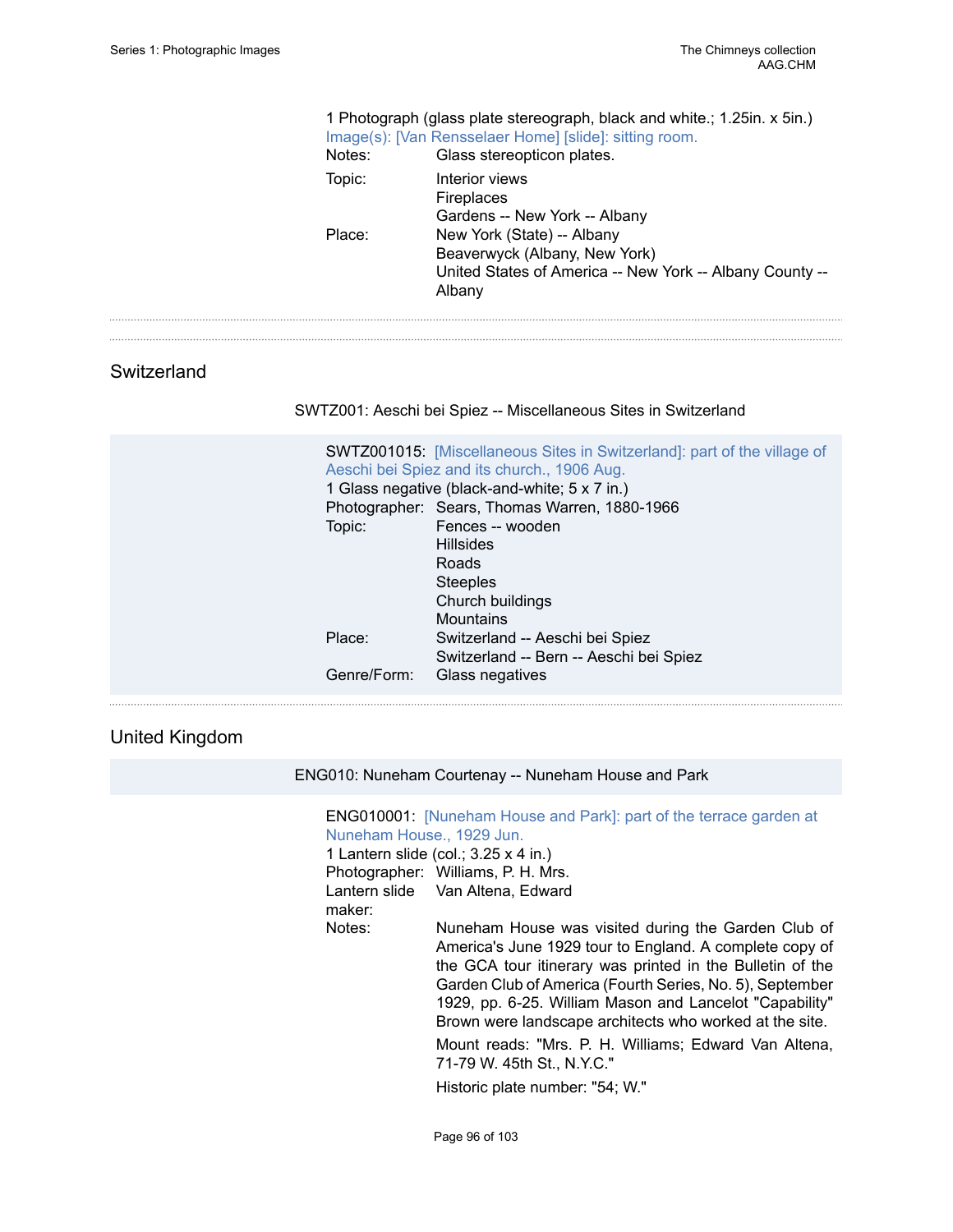1 Photograph (glass plate stereograph, black and white.; 1.25in. x 5in.)

Image(s): [Van Rensselaer Home] [slide]: sitting room.

Notes: Glass stereopticon plates.

Topic: Interior views
Fireplaces
Gardens -- New York -- Albany

Place: New York (State) -- Albany
Beaverwyck (Albany, New York)
United States of America -- New York -- Albany County -- Albany

## Switzerland

### SWTZ001: Aeschi bei Spiez -- Miscellaneous Sites in Switzerland

SWTZ001015: [Miscellaneous Sites in Switzerland]: part of the village of Aeschi bei Spiez and its church., 1906 Aug.

1 Glass negative (black-and-white; 5 x 7 in.)

Photographer: Sears, Thomas Warren, 1880-1966

Topic: Fences -- wooden
Hillsides
Roads
Steeples
Church buildings
Mountains

Place: Switzerland -- Aeschi bei Spiez
Switzerland -- Bern -- Aeschi bei Spiez

Genre/Form: Glass negatives

## United Kingdom

### ENG010: Nuneham Courtenay -- Nuneham House and Park

ENG010001: [Nuneham House and Park]: part of the terrace garden at Nuneham House., 1929 Jun.

1 Lantern slide (col.; 3.25 x 4 in.)

Photographer: Williams, P. H. Mrs.

Lantern slide maker: Van Altena, Edward

Notes: Nuneham House was visited during the Garden Club of America's June 1929 tour to England. A complete copy of the GCA tour itinerary was printed in the Bulletin of the Garden Club of America (Fourth Series, No. 5), September 1929, pp. 6-25. William Mason and Lancelot "Capability" Brown were landscape architects who worked at the site.

Mount reads: "Mrs. P. H. Williams; Edward Van Altena, 71-79 W. 45th St., N.Y.C."

Historic plate number: "54; W."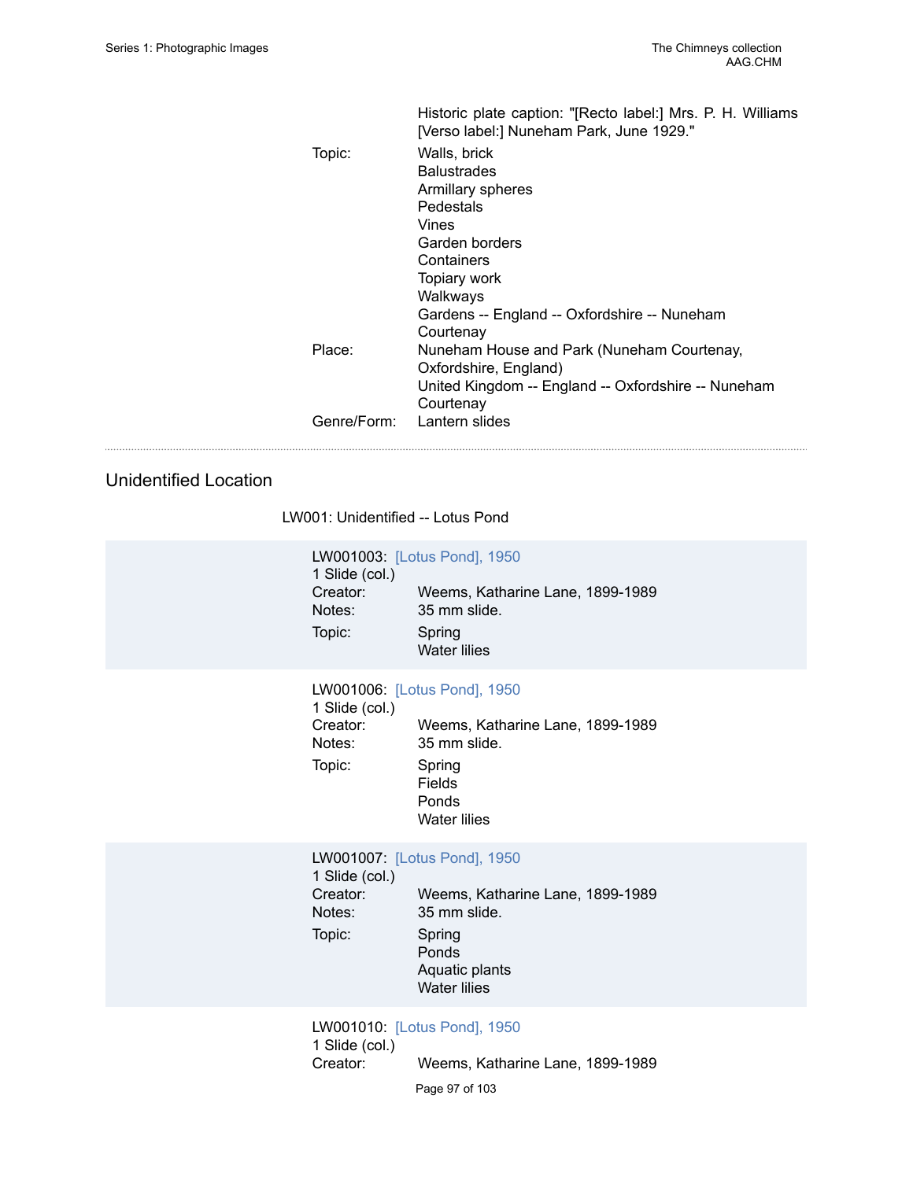Historic plate caption: "[Recto label:] Mrs. P. H. Williams [Verso label:] Nuneham Park, June 1929."

Topic: Walls, brick
Balustrades
Armillary spheres
Pedestals
Vines
Garden borders
Containers
Topiary work
Walkways
Gardens -- England -- Oxfordshire -- Nuneham Courtenay

Place: Nuneham House and Park (Nuneham Courtenay, Oxfordshire, England)
United Kingdom -- England -- Oxfordshire -- Nuneham Courtenay

Genre/Form: Lantern slides

---

## Unidentified Location

LW001: Unidentified -- Lotus Pond

LW001003: [Lotus Pond], 1950
1 Slide (col.)
Creator: Weems, Katharine Lane, 1899-1989
Notes: 35 mm slide.
Topic: Spring
Water lilies

LW001006: [Lotus Pond], 1950
1 Slide (col.)
Creator: Weems, Katharine Lane, 1899-1989
Notes: 35 mm slide.
Topic: Spring
Fields
Ponds
Water lilies

LW001007: [Lotus Pond], 1950
1 Slide (col.)
Creator: Weems, Katharine Lane, 1899-1989
Notes: 35 mm slide.
Topic: Spring
Ponds
Aquatic plants
Water lilies

LW001010: [Lotus Pond], 1950
1 Slide (col.)
Creator: Weems, Katharine Lane, 1899-1989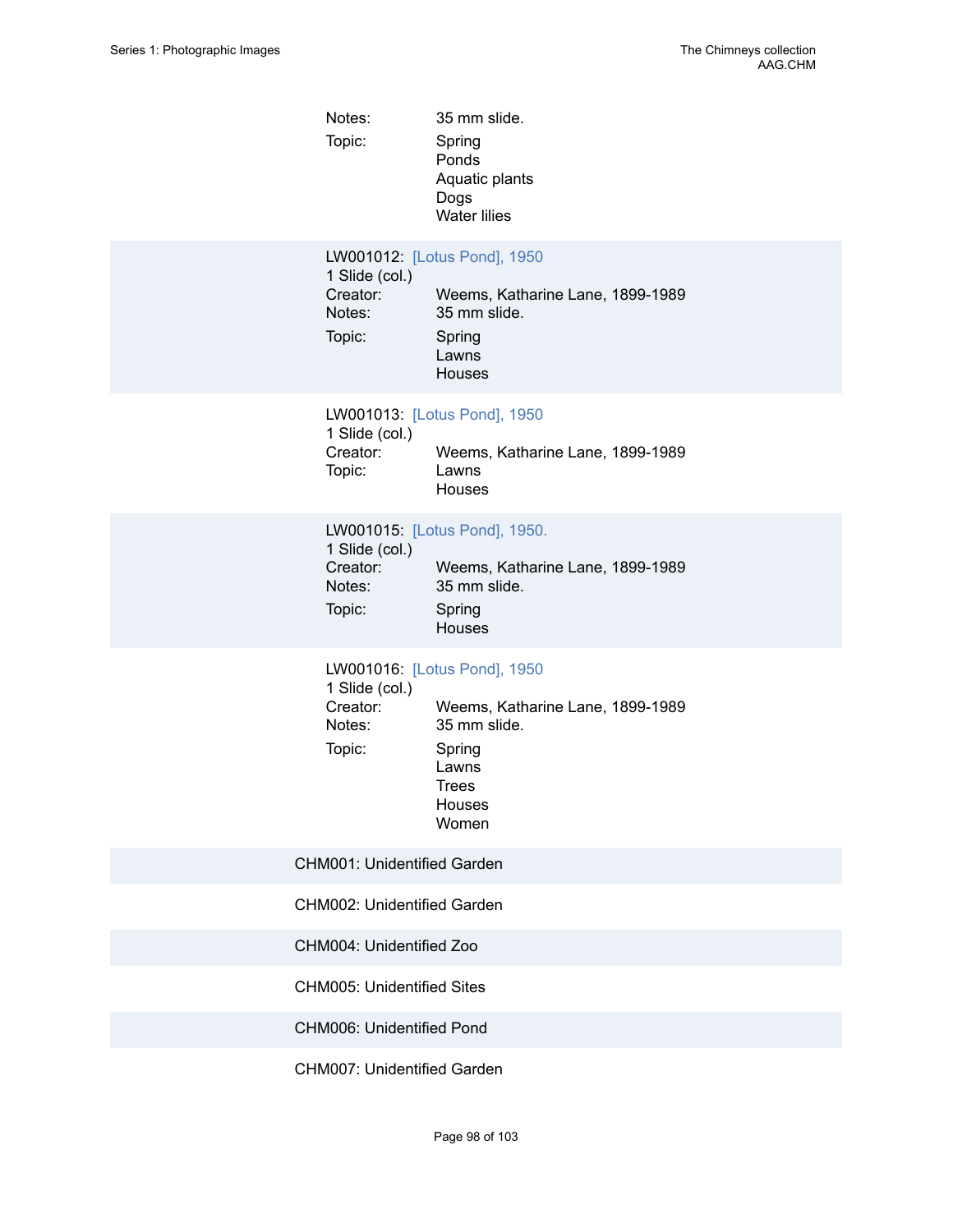Notes: 35 mm slide.

Topic: Spring
Ponds
Aquatic plants
Dogs
Water lilies

LW001012: [Lotus Pond], 1950
1 Slide (col.)
Creator: Weems, Katharine Lane, 1899-1989
Notes: 35 mm slide.
Topic: Spring
Lawns
Houses

LW001013: [Lotus Pond], 1950
1 Slide (col.)
Creator: Weems, Katharine Lane, 1899-1989
Topic: Lawns
Houses

LW001015: [Lotus Pond], 1950.
1 Slide (col.)
Creator: Weems, Katharine Lane, 1899-1989
Notes: 35 mm slide.
Topic: Spring
Houses

LW001016: [Lotus Pond], 1950
1 Slide (col.)
Creator: Weems, Katharine Lane, 1899-1989
Notes: 35 mm slide.
Topic: Spring
Lawns
Trees
Houses
Women

CHM001: Unidentified Garden

CHM002: Unidentified Garden

CHM004: Unidentified Zoo

CHM005: Unidentified Sites

CHM006: Unidentified Pond

CHM007: Unidentified Garden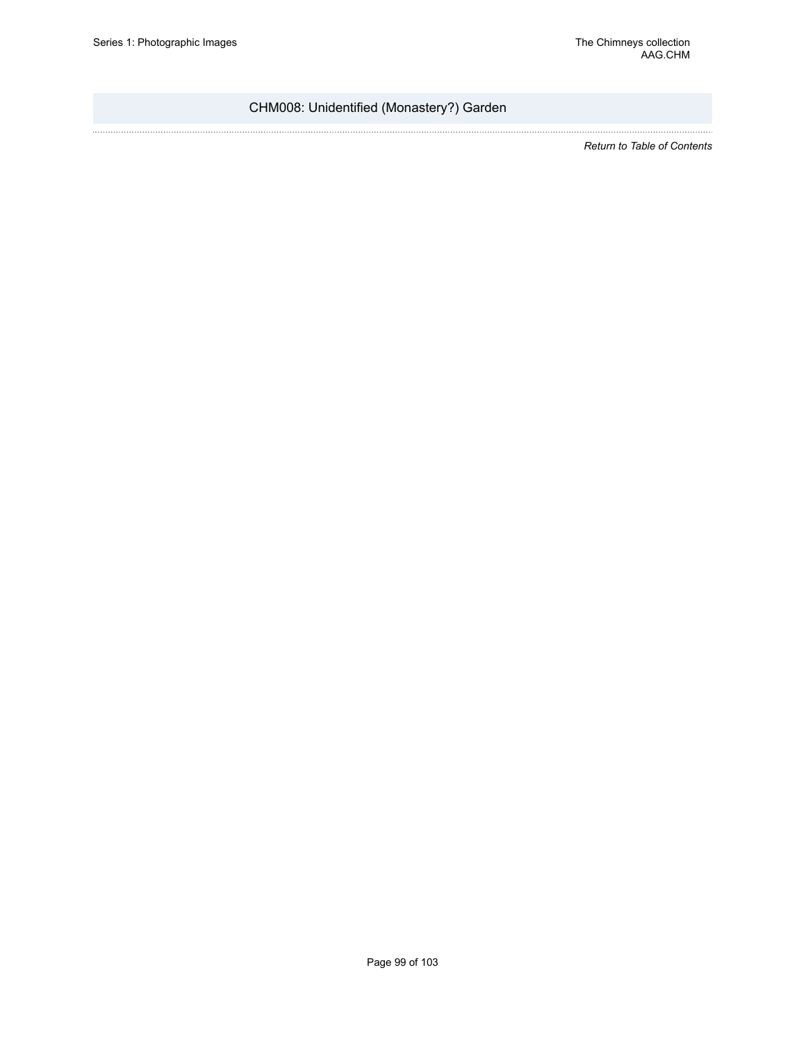## CHM008: Unidentified (Monastery?) Garden

*Return to Table of Contents*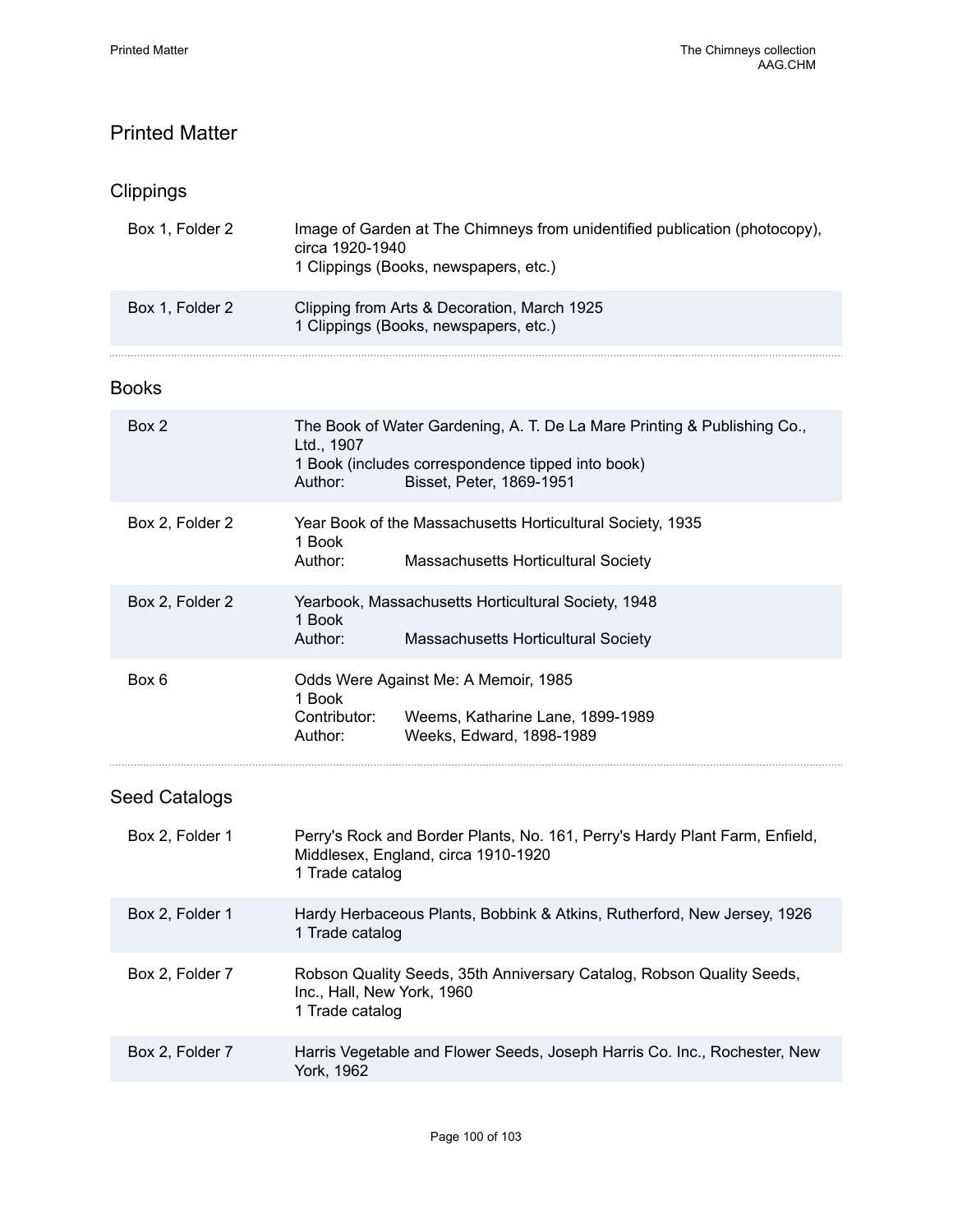# Printed Matter

## Clippings

| | |
|---|---|
| Box 1, Folder 2 | Image of Garden at The Chimneys from unidentified publication (photocopy), circa 1920-1940<br>1 Clippings (Books, newspapers, etc.) |
| Box 1, Folder 2 | Clipping from Arts & Decoration, March 1925<br>1 Clippings (Books, newspapers, etc.) |

## Books

| | |
|---|---|
| Box 2 | The Book of Water Gardening, A. T. De La Mare Printing & Publishing Co., Ltd., 1907<br>1 Book (includes correspondence tipped into book)<br>Author: Bisset, Peter, 1869-1951 |
| Box 2, Folder 2 | Year Book of the Massachusetts Horticultural Society, 1935<br>1 Book<br>Author: Massachusetts Horticultural Society |
| Box 2, Folder 2 | Yearbook, Massachusetts Horticultural Society, 1948<br>1 Book<br>Author: Massachusetts Horticultural Society |
| Box 6 | Odds Were Against Me: A Memoir, 1985<br>1 Book<br>Contributor: Weems, Katharine Lane, 1899-1989<br>Author: Weeks, Edward, 1898-1989 |

## Seed Catalogs

| | |
|---|---|
| Box 2, Folder 1 | Perry's Rock and Border Plants, No. 161, Perry's Hardy Plant Farm, Enfield, Middlesex, England, circa 1910-1920<br>1 Trade catalog |
| Box 2, Folder 1 | Hardy Herbaceous Plants, Bobbink & Atkins, Rutherford, New Jersey, 1926<br>1 Trade catalog |
| Box 2, Folder 7 | Robson Quality Seeds, 35th Anniversary Catalog, Robson Quality Seeds, Inc., Hall, New York, 1960<br>1 Trade catalog |
| Box 2, Folder 7 | Harris Vegetable and Flower Seeds, Joseph Harris Co. Inc., Rochester, New York, 1962 |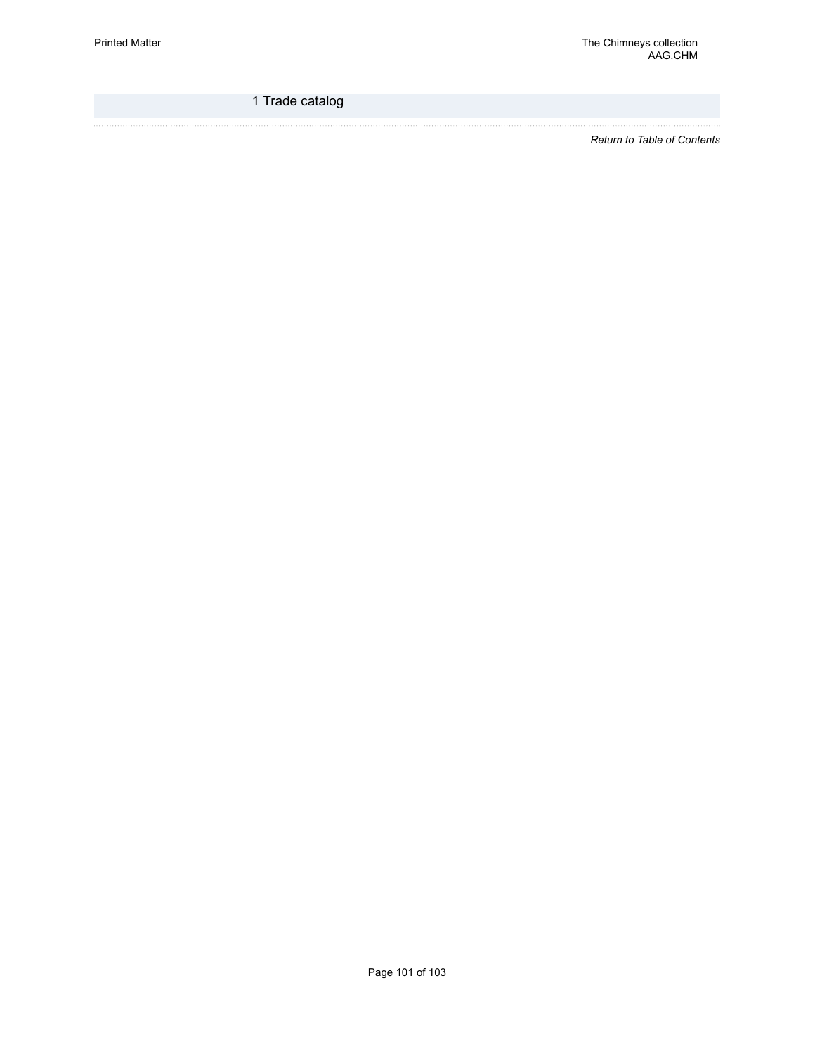1 Trade catalog

*Return to Table of Contents*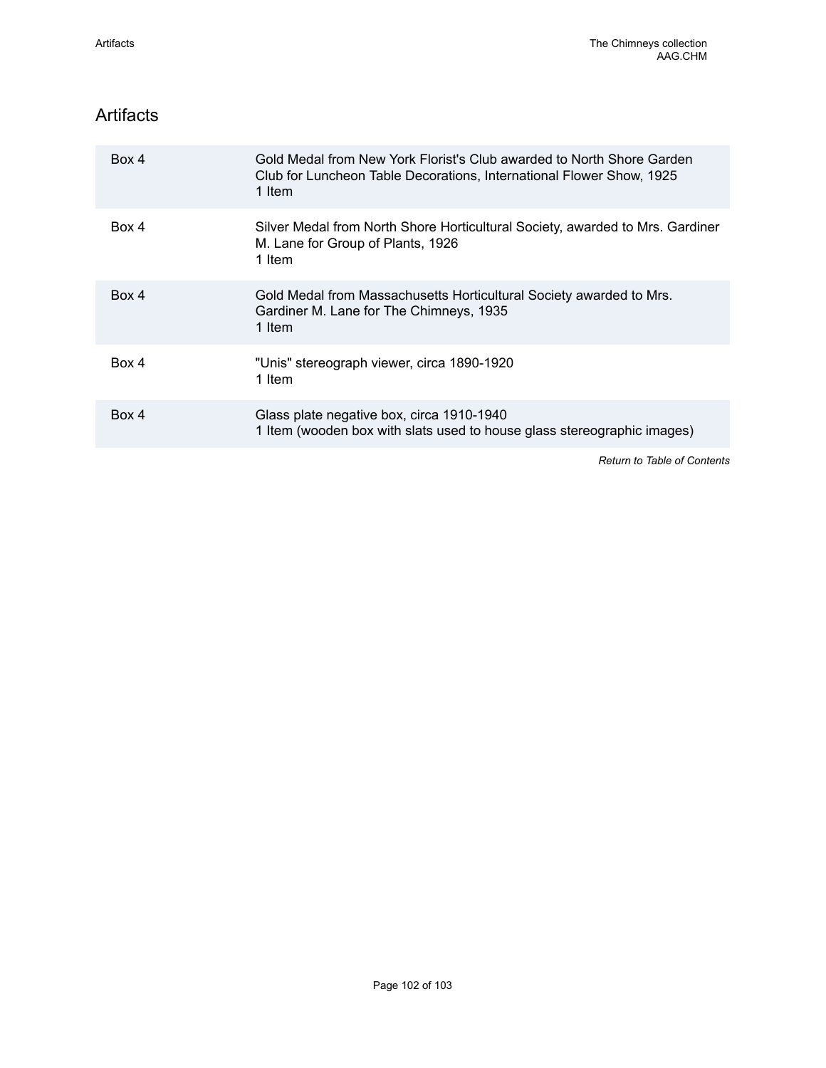## Artifacts

| | |
|---|---|
| Box 4 | Gold Medal from New York Florist's Club awarded to North Shore Garden Club for Luncheon Table Decorations, International Flower Show, 1925<br>1 Item |
| Box 4 | Silver Medal from North Shore Horticultural Society, awarded to Mrs. Gardiner M. Lane for Group of Plants, 1926<br>1 Item |
| Box 4 | Gold Medal from Massachusetts Horticultural Society awarded to Mrs. Gardiner M. Lane for The Chimneys, 1935<br>1 Item |
| Box 4 | "Unis" stereograph viewer, circa 1890-1920<br>1 Item |
| Box 4 | Glass plate negative box, circa 1910-1940<br>1 Item (wooden box with slats used to house glass stereographic images) |

*Return to Table of Contents*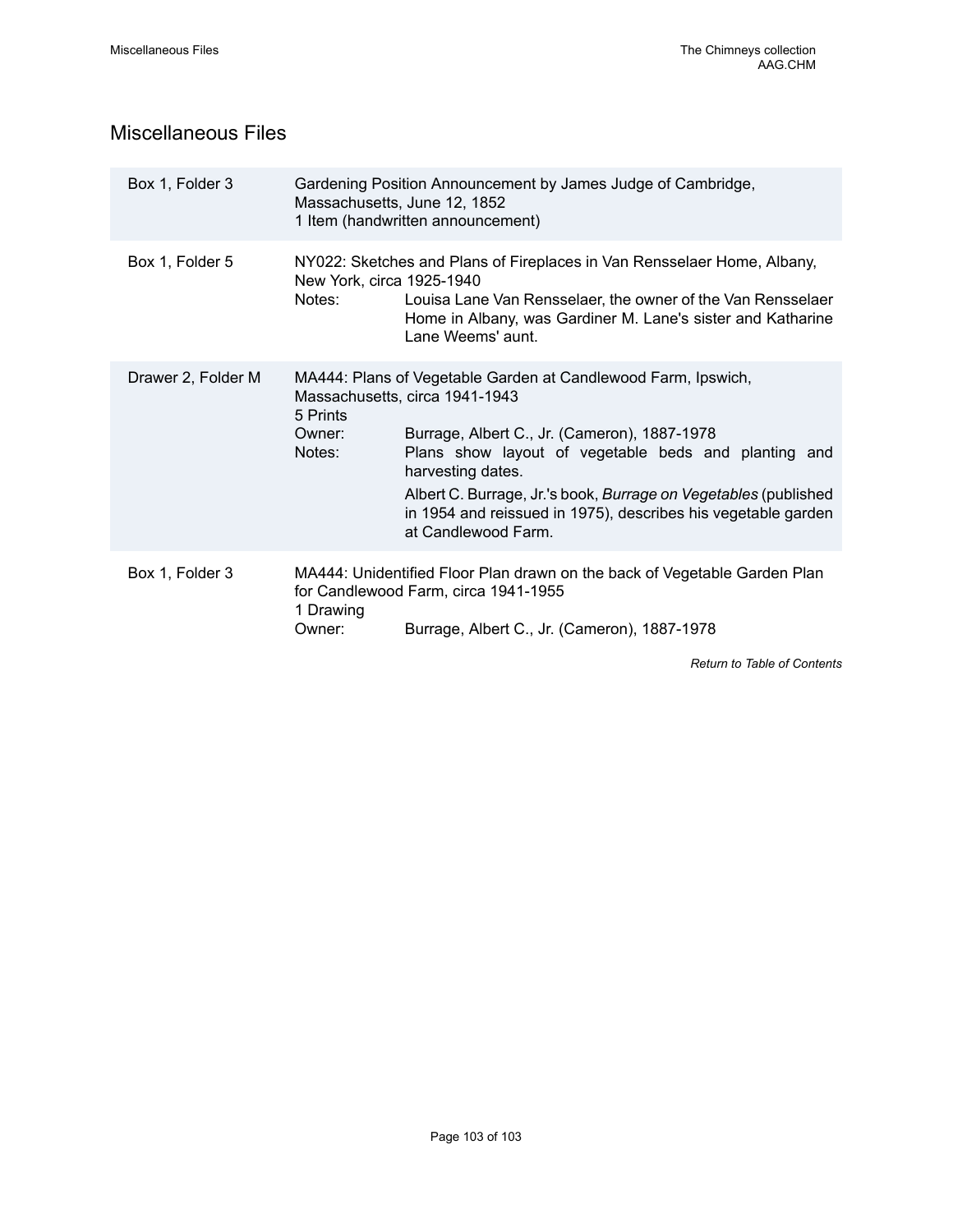## Miscellaneous Files

| | | | |
|---|---|---|---|
| Box 1, Folder 3 | Gardening Position Announcement by James Judge of Cambridge, Massachusetts, June 12, 1852<br>1 Item (handwritten announcement) | | |
| Box 1, Folder 5 | NY022: Sketches and Plans of Fireplaces in Van Rensselaer Home, Albany, New York, circa 1925-1940 | | |
| | | Notes: | Louisa Lane Van Rensselaer, the owner of the Van Rensselaer Home in Albany, was Gardiner M. Lane's sister and Katharine Lane Weems' aunt. |
| Drawer 2, Folder M | MA444: Plans of Vegetable Garden at Candlewood Farm, Ipswich, Massachusetts, circa 1941-1943<br>5 Prints | | |
| | | Owner: | Burrage, Albert C., Jr. (Cameron), 1887-1978 |
| | | Notes: | Plans show layout of vegetable beds and planting and harvesting dates.<br><br>Albert C. Burrage, Jr.'s book, *Burrage on Vegetables* (published in 1954 and reissued in 1975), describes his vegetable garden at Candlewood Farm. |
| Box 1, Folder 3 | MA444: Unidentified Floor Plan drawn on the back of Vegetable Garden Plan for Candlewood Farm, circa 1941-1955<br>1 Drawing | | |
| | | Owner: | Burrage, Albert C., Jr. (Cameron), 1887-1978 |

*Return to Table of Contents*